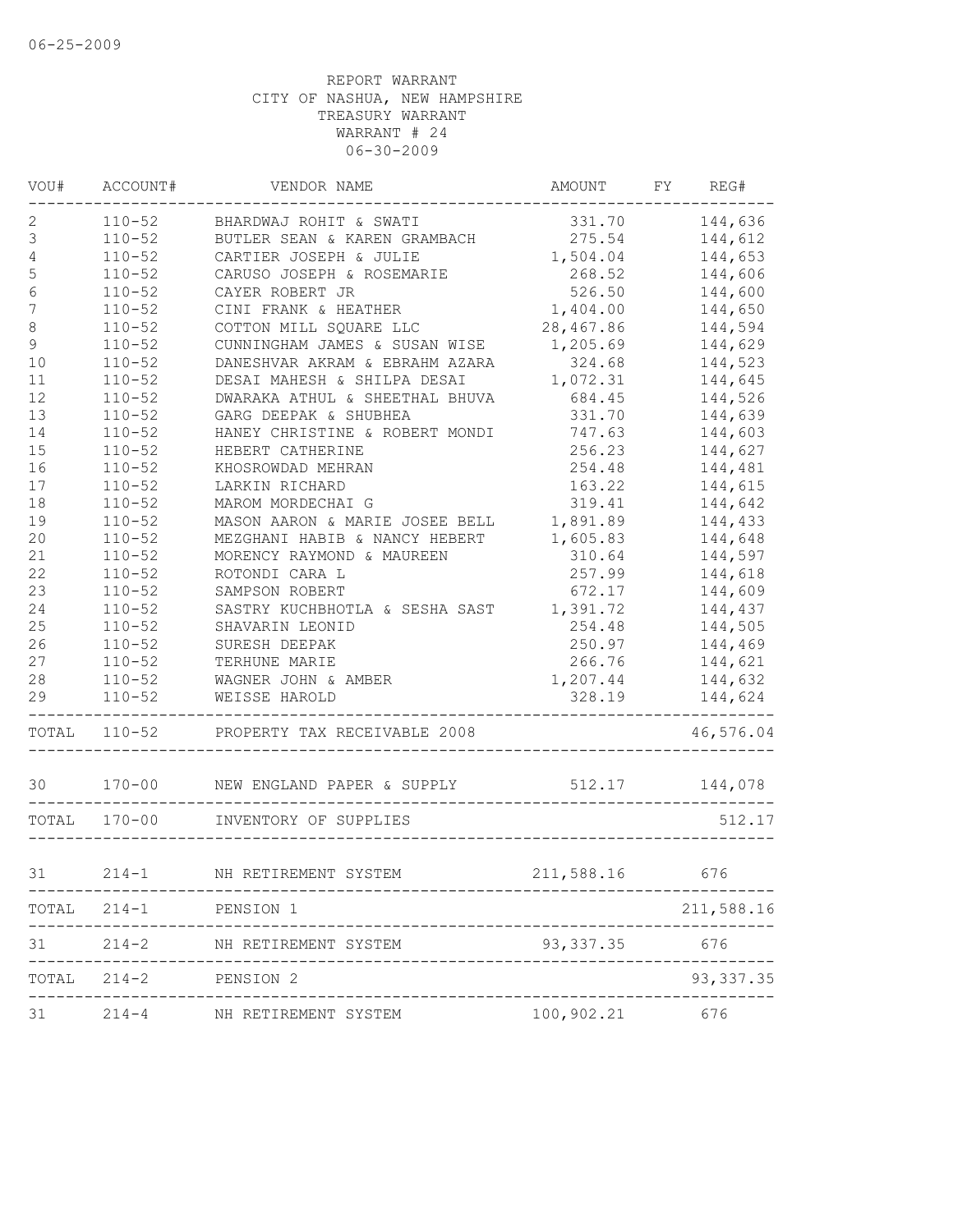06-25-2009

REPORT WARRANT
CITY OF NASHUA, NEW HAMPSHIRE
TREASURY WARRANT
WARRANT # 24
06-30-2009

| VOU# | ACCOUNT# | VENDOR NAME | AMOUNT | FY | REG# |
|---|---|---|---|---|---|
| 2 | 110-52 | BHARDWAJ ROHIT & SWATI | 331.70 | | 144,636 |
| 3 | 110-52 | BUTLER SEAN & KAREN GRAMBACH | 275.54 | | 144,612 |
| 4 | 110-52 | CARTIER JOSEPH & JULIE | 1,504.04 | | 144,653 |
| 5 | 110-52 | CARUSO JOSEPH & ROSEMARIE | 268.52 | | 144,606 |
| 6 | 110-52 | CAYER ROBERT JR | 526.50 | | 144,600 |
| 7 | 110-52 | CINI FRANK & HEATHER | 1,404.00 | | 144,650 |
| 8 | 110-52 | COTTON MILL SQUARE LLC | 28,467.86 | | 144,594 |
| 9 | 110-52 | CUNNINGHAM JAMES & SUSAN WISE | 1,205.69 | | 144,629 |
| 10 | 110-52 | DANESHVAR AKRAM & EBRAHM AZARA | 324.68 | | 144,523 |
| 11 | 110-52 | DESAI MAHESH & SHILPA DESAI | 1,072.31 | | 144,645 |
| 12 | 110-52 | DWARAKA ATHUL & SHEETHAL BHUVA | 684.45 | | 144,526 |
| 13 | 110-52 | GARG DEEPAK & SHUBHEA | 331.70 | | 144,639 |
| 14 | 110-52 | HANEY CHRISTINE & ROBERT MONDI | 747.63 | | 144,603 |
| 15 | 110-52 | HEBERT CATHERINE | 256.23 | | 144,627 |
| 16 | 110-52 | KHOSROWDAD MEHRAN | 254.48 | | 144,481 |
| 17 | 110-52 | LARKIN RICHARD | 163.22 | | 144,615 |
| 18 | 110-52 | MAROM MORDECHAI G | 319.41 | | 144,642 |
| 19 | 110-52 | MASON AARON & MARIE JOSEE BELL | 1,891.89 | | 144,433 |
| 20 | 110-52 | MEZGHANI HABIB & NANCY HEBERT | 1,605.83 | | 144,648 |
| 21 | 110-52 | MORENCY RAYMOND & MAUREEN | 310.64 | | 144,597 |
| 22 | 110-52 | ROTONDI CARA L | 257.99 | | 144,618 |
| 23 | 110-52 | SAMPSON ROBERT | 672.17 | | 144,609 |
| 24 | 110-52 | SASTRY KUCHBHOTLA & SESHA SAST | 1,391.72 | | 144,437 |
| 25 | 110-52 | SHAVARIN LEONID | 254.48 | | 144,505 |
| 26 | 110-52 | SURESH DEEPAK | 250.97 | | 144,469 |
| 27 | 110-52 | TERHUNE MARIE | 266.76 | | 144,621 |
| 28 | 110-52 | WAGNER JOHN & AMBER | 1,207.44 | | 144,632 |
| 29 | 110-52 | WEISSE HAROLD | 328.19 | | 144,624 |
| TOTAL | 110-52 | PROPERTY TAX RECEIVABLE 2008 | | | 46,576.04 |
| 30 | 170-00 | NEW ENGLAND PAPER & SUPPLY | 512.17 | | 144,078 |
| TOTAL | 170-00 | INVENTORY OF SUPPLIES | | | 512.17 |
| 31 | 214-1 | NH RETIREMENT SYSTEM | 211,588.16 | | 676 |
| TOTAL | 214-1 | PENSION 1 | | | 211,588.16 |
| 31 | 214-2 | NH RETIREMENT SYSTEM | 93,337.35 | | 676 |
| TOTAL | 214-2 | PENSION 2 | | | 93,337.35 |
| 31 | 214-4 | NH RETIREMENT SYSTEM | 100,902.21 | | 676 |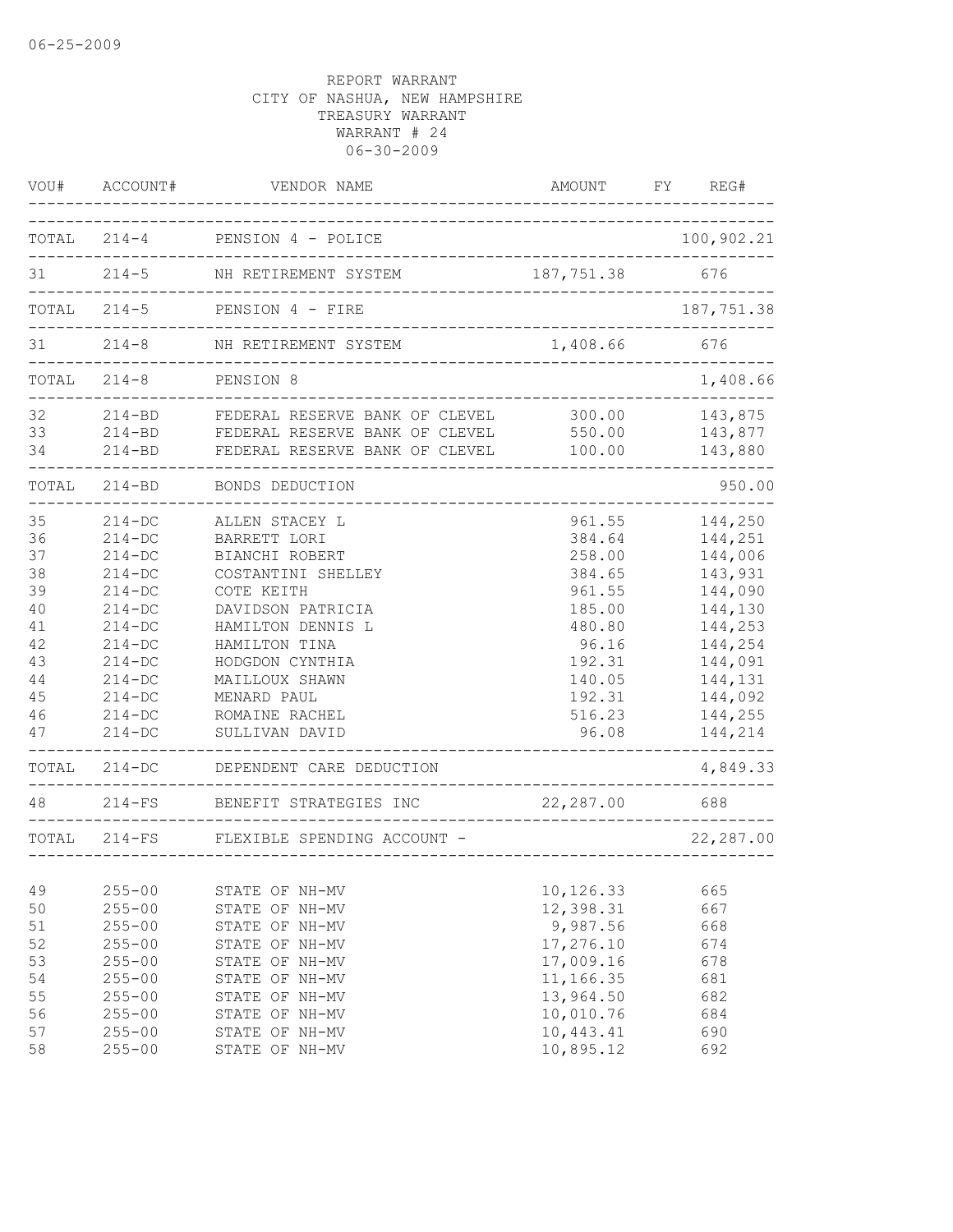06-25-2009

REPORT WARRANT
CITY OF NASHUA, NEW HAMPSHIRE
TREASURY WARRANT
WARRANT # 24
06-30-2009

| VOU# | ACCOUNT# | VENDOR NAME | AMOUNT | FY | REG# |
|---|---|---|---|---|---|
| TOTAL | 214-4 | PENSION 4 - POLICE | | | 100,902.21 |
| 31 | 214-5 | NH RETIREMENT SYSTEM | 187,751.38 | | 676 |
| TOTAL | 214-5 | PENSION 4 - FIRE | | | 187,751.38 |
| 31 | 214-8 | NH RETIREMENT SYSTEM | 1,408.66 | | 676 |
| TOTAL | 214-8 | PENSION 8 | | | 1,408.66 |
| 32 | 214-BD | FEDERAL RESERVE BANK OF CLEVEL | 300.00 | | 143,875 |
| 33 | 214-BD | FEDERAL RESERVE BANK OF CLEVEL | 550.00 | | 143,877 |
| 34 | 214-BD | FEDERAL RESERVE BANK OF CLEVEL | 100.00 | | 143,880 |
| TOTAL | 214-BD | BONDS DEDUCTION | | | 950.00 |
| 35 | 214-DC | ALLEN STACEY L | 961.55 | | 144,250 |
| 36 | 214-DC | BARRETT LORI | 384.64 | | 144,251 |
| 37 | 214-DC | BIANCHI ROBERT | 258.00 | | 144,006 |
| 38 | 214-DC | COSTANTINI SHELLEY | 384.65 | | 143,931 |
| 39 | 214-DC | COTE KEITH | 961.55 | | 144,090 |
| 40 | 214-DC | DAVIDSON PATRICIA | 185.00 | | 144,130 |
| 41 | 214-DC | HAMILTON DENNIS L | 480.80 | | 144,253 |
| 42 | 214-DC | HAMILTON TINA | 96.16 | | 144,254 |
| 43 | 214-DC | HODGDON CYNTHIA | 192.31 | | 144,091 |
| 44 | 214-DC | MAILLOUX SHAWN | 140.05 | | 144,131 |
| 45 | 214-DC | MENARD PAUL | 192.31 | | 144,092 |
| 46 | 214-DC | ROMAINE RACHEL | 516.23 | | 144,255 |
| 47 | 214-DC | SULLIVAN DAVID | 96.08 | | 144,214 |
| TOTAL | 214-DC | DEPENDENT CARE DEDUCTION | | | 4,849.33 |
| 48 | 214-FS | BENEFIT STRATEGIES INC | 22,287.00 | | 688 |
| TOTAL | 214-FS | FLEXIBLE SPENDING ACCOUNT - | | | 22,287.00 |
| 49 | 255-00 | STATE OF NH-MV | 10,126.33 | | 665 |
| 50 | 255-00 | STATE OF NH-MV | 12,398.31 | | 667 |
| 51 | 255-00 | STATE OF NH-MV | 9,987.56 | | 668 |
| 52 | 255-00 | STATE OF NH-MV | 17,276.10 | | 674 |
| 53 | 255-00 | STATE OF NH-MV | 17,009.16 | | 678 |
| 54 | 255-00 | STATE OF NH-MV | 11,166.35 | | 681 |
| 55 | 255-00 | STATE OF NH-MV | 13,964.50 | | 682 |
| 56 | 255-00 | STATE OF NH-MV | 10,010.76 | | 684 |
| 57 | 255-00 | STATE OF NH-MV | 10,443.41 | | 690 |
| 58 | 255-00 | STATE OF NH-MV | 10,895.12 | | 692 |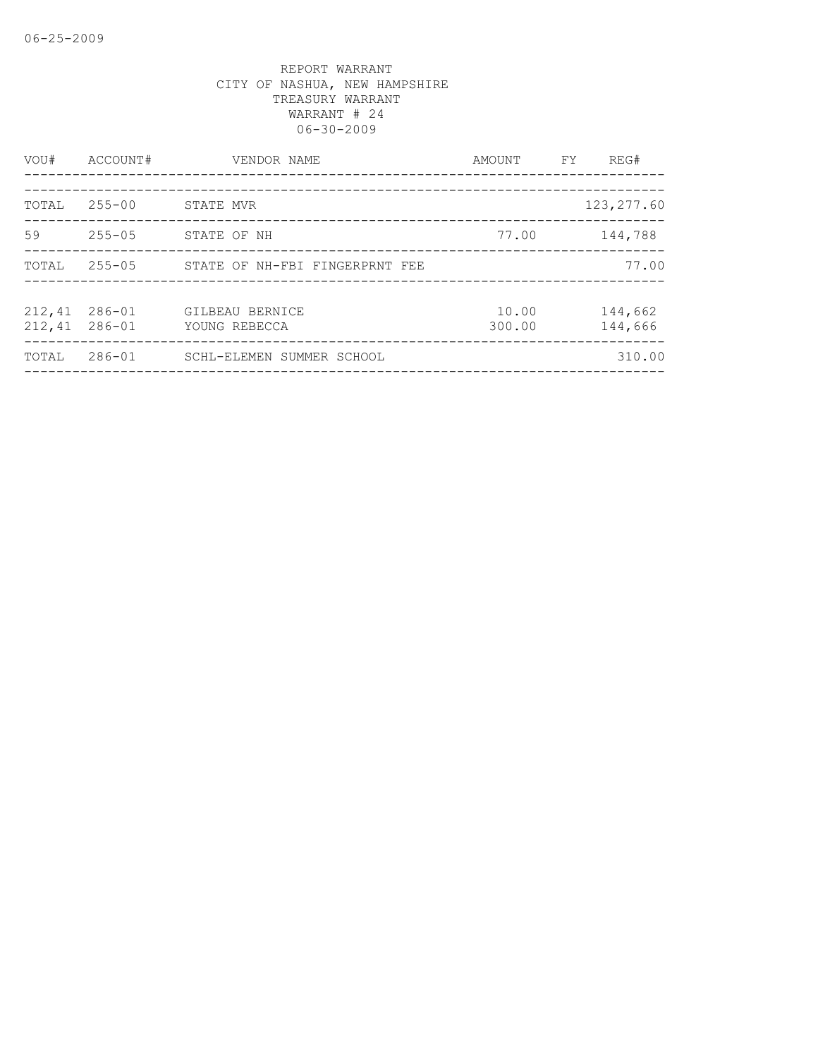REPORT WARRANT
CITY OF NASHUA, NEW HAMPSHIRE
TREASURY WARRANT
WARRANT # 24
06-30-2009

| VOU# | ACCOUNT# | VENDOR NAME | AMOUNT | FY | REG# |
|---|---|---|---|---|---|
| TOTAL | 255-00 | STATE MVR | | | 123,277.60 |
| 59 | 255-05 | STATE OF NH | 77.00 | | 144,788 |
| TOTAL | 255-05 | STATE OF NH-FBI FINGERPRNT FEE | | | 77.00 |
| 212,41 | 286-01 | GILBEAU BERNICE | 10.00 | | 144,662 |
| 212,41 | 286-01 | YOUNG REBECCA | 300.00 | | 144,666 |
| TOTAL | 286-01 | SCHL-ELEMEN SUMMER SCHOOL | | | 310.00 |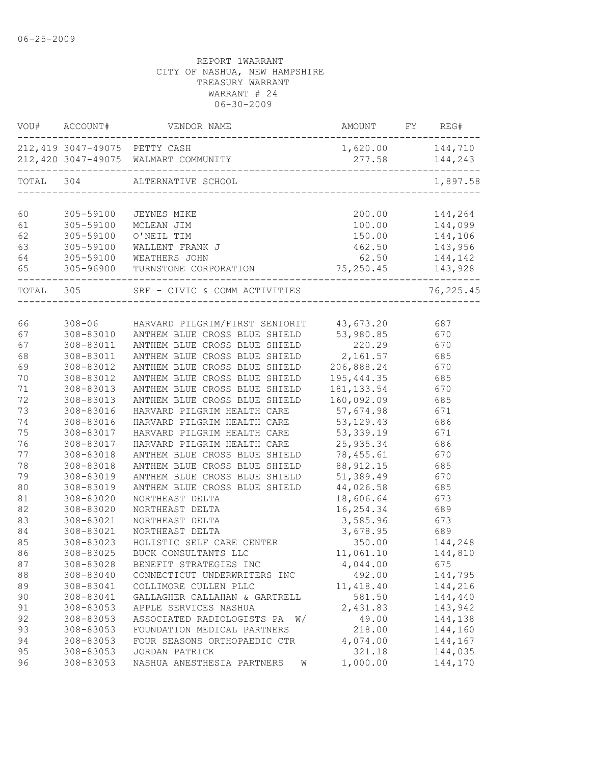06-25-2009

REPORT 1WARRANT
CITY OF NASHUA, NEW HAMPSHIRE
TREASURY WARRANT
WARRANT # 24
06-30-2009

| VOU# | ACCOUNT# | VENDOR NAME | AMOUNT | FY | REG# |
|---|---|---|---|---|---|
| 212,419 | 3047-49075 | PETTY CASH | 1,620.00 | | 144,710 |
| 212,420 | 3047-49075 | WALMART COMMUNITY | 277.58 | | 144,243 |
| TOTAL | 304 | ALTERNATIVE SCHOOL | | | 1,897.58 |
| 60 | 305-59100 | JEYNES MIKE | 200.00 | | 144,264 |
| 61 | 305-59100 | MCLEAN JIM | 100.00 | | 144,099 |
| 62 | 305-59100 | O'NEIL TIM | 150.00 | | 144,106 |
| 63 | 305-59100 | WALLENT FRANK J | 462.50 | | 143,956 |
| 64 | 305-59100 | WEATHERS JOHN | 62.50 | | 144,142 |
| 65 | 305-96900 | TURNSTONE CORPORATION | 75,250.45 | | 143,928 |
| TOTAL | 305 | SRF - CIVIC & COMM ACTIVITIES | | | 76,225.45 |
| 66 | 308-06 | HARVARD PILGRIM/FIRST SENIORIT | 43,673.20 | | 687 |
| 67 | 308-83010 | ANTHEM BLUE CROSS BLUE SHIELD | 53,980.85 | | 670 |
| 67 | 308-83011 | ANTHEM BLUE CROSS BLUE SHIELD | 220.29 | | 670 |
| 68 | 308-83011 | ANTHEM BLUE CROSS BLUE SHIELD | 2,161.57 | | 685 |
| 69 | 308-83012 | ANTHEM BLUE CROSS BLUE SHIELD | 206,888.24 | | 670 |
| 70 | 308-83012 | ANTHEM BLUE CROSS BLUE SHIELD | 195,444.35 | | 685 |
| 71 | 308-83013 | ANTHEM BLUE CROSS BLUE SHIELD | 181,133.54 | | 670 |
| 72 | 308-83013 | ANTHEM BLUE CROSS BLUE SHIELD | 160,092.09 | | 685 |
| 73 | 308-83016 | HARVARD PILGRIM HEALTH CARE | 57,674.98 | | 671 |
| 74 | 308-83016 | HARVARD PILGRIM HEALTH CARE | 53,129.43 | | 686 |
| 75 | 308-83017 | HARVARD PILGRIM HEALTH CARE | 53,339.19 | | 671 |
| 76 | 308-83017 | HARVARD PILGRIM HEALTH CARE | 25,935.34 | | 686 |
| 77 | 308-83018 | ANTHEM BLUE CROSS BLUE SHIELD | 78,455.61 | | 670 |
| 78 | 308-83018 | ANTHEM BLUE CROSS BLUE SHIELD | 88,912.15 | | 685 |
| 79 | 308-83019 | ANTHEM BLUE CROSS BLUE SHIELD | 51,389.49 | | 670 |
| 80 | 308-83019 | ANTHEM BLUE CROSS BLUE SHIELD | 44,026.58 | | 685 |
| 81 | 308-83020 | NORTHEAST DELTA | 18,606.64 | | 673 |
| 82 | 308-83020 | NORTHEAST DELTA | 16,254.34 | | 689 |
| 83 | 308-83021 | NORTHEAST DELTA | 3,585.96 | | 673 |
| 84 | 308-83021 | NORTHEAST DELTA | 3,678.95 | | 689 |
| 85 | 308-83023 | HOLISTIC SELF CARE CENTER | 350.00 | | 144,248 |
| 86 | 308-83025 | BUCK CONSULTANTS LLC | 11,061.10 | | 144,810 |
| 87 | 308-83028 | BENEFIT STRATEGIES INC | 4,044.00 | | 675 |
| 88 | 308-83040 | CONNECTICUT UNDERWRITERS INC | 492.00 | | 144,795 |
| 89 | 308-83041 | COLLIMORE CULLEN PLLC | 11,418.40 | | 144,216 |
| 90 | 308-83041 | GALLAGHER CALLAHAN & GARTRELL | 581.50 | | 144,440 |
| 91 | 308-83053 | APPLE SERVICES NASHUA | 2,431.83 | | 143,942 |
| 92 | 308-83053 | ASSOCIATED RADIOLOGISTS PA W/ | 49.00 | | 144,138 |
| 93 | 308-83053 | FOUNDATION MEDICAL PARTNERS | 218.00 | | 144,160 |
| 94 | 308-83053 | FOUR SEASONS ORTHOPAEDIC CTR | 4,074.00 | | 144,167 |
| 95 | 308-83053 | JORDAN PATRICK | 321.18 | | 144,035 |
| 96 | 308-83053 | NASHUA ANESTHESIA PARTNERS W | 1,000.00 | | 144,170 |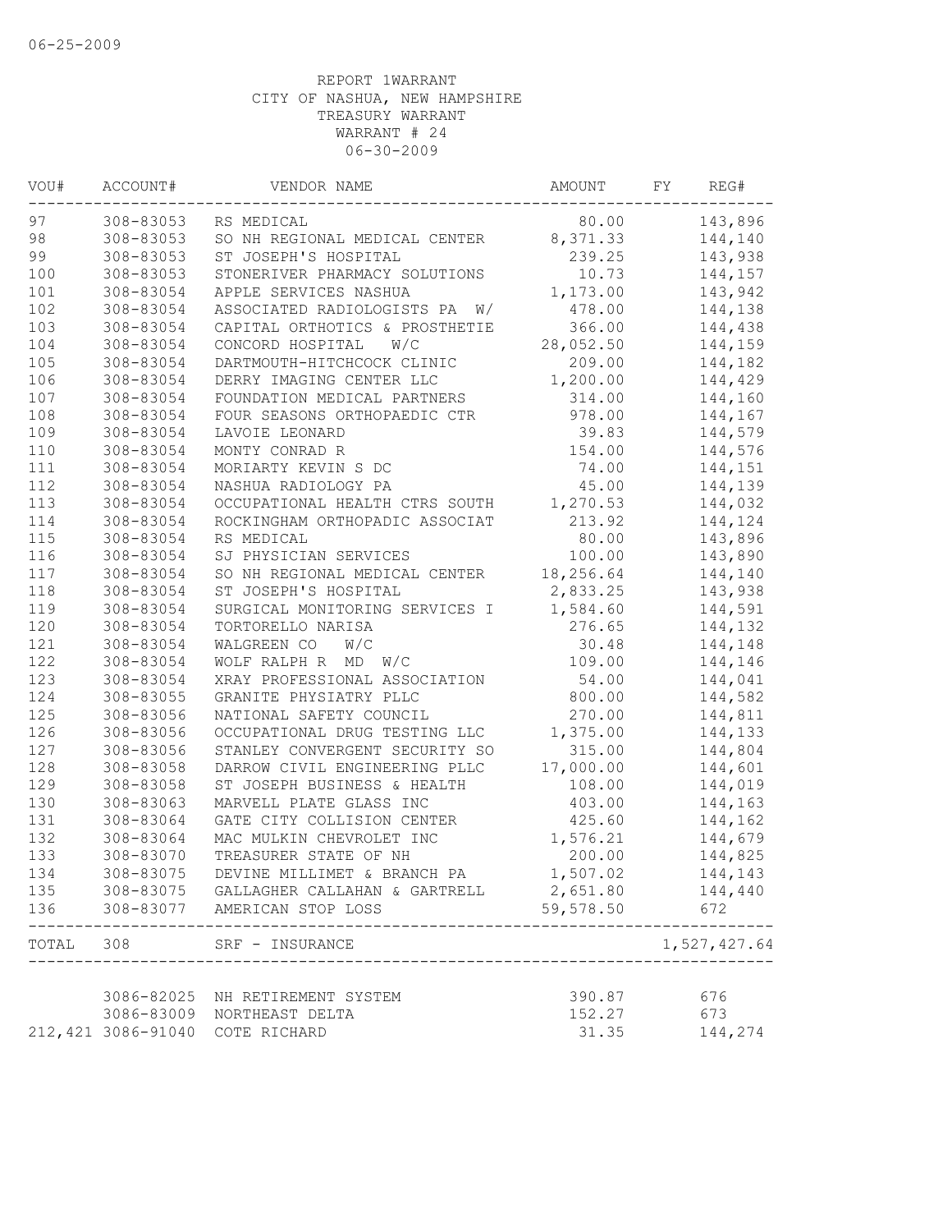06-25-2009

REPORT 1WARRANT
CITY OF NASHUA, NEW HAMPSHIRE
TREASURY WARRANT
WARRANT # 24
06-30-2009

| VOU# | ACCOUNT# | VENDOR NAME | AMOUNT | FY | REG# |
|---|---|---|---|---|---|
| 97 | 308-83053 | RS MEDICAL | 80.00 | | 143,896 |
| 98 | 308-83053 | SO NH REGIONAL MEDICAL CENTER | 8,371.33 | | 144,140 |
| 99 | 308-83053 | ST JOSEPH'S HOSPITAL | 239.25 | | 143,938 |
| 100 | 308-83053 | STONERIVER PHARMACY SOLUTIONS | 10.73 | | 144,157 |
| 101 | 308-83054 | APPLE SERVICES NASHUA | 1,173.00 | | 143,942 |
| 102 | 308-83054 | ASSOCIATED RADIOLOGISTS PA W/ | 478.00 | | 144,138 |
| 103 | 308-83054 | CAPITAL ORTHOTICS & PROSTHETIE | 366.00 | | 144,438 |
| 104 | 308-83054 | CONCORD HOSPITAL W/C | 28,052.50 | | 144,159 |
| 105 | 308-83054 | DARTMOUTH-HITCHCOCK CLINIC | 209.00 | | 144,182 |
| 106 | 308-83054 | DERRY IMAGING CENTER LLC | 1,200.00 | | 144,429 |
| 107 | 308-83054 | FOUNDATION MEDICAL PARTNERS | 314.00 | | 144,160 |
| 108 | 308-83054 | FOUR SEASONS ORTHOPAEDIC CTR | 978.00 | | 144,167 |
| 109 | 308-83054 | LAVOIE LEONARD | 39.83 | | 144,579 |
| 110 | 308-83054 | MONTY CONRAD R | 154.00 | | 144,576 |
| 111 | 308-83054 | MORIARTY KEVIN S DC | 74.00 | | 144,151 |
| 112 | 308-83054 | NASHUA RADIOLOGY PA | 45.00 | | 144,139 |
| 113 | 308-83054 | OCCUPATIONAL HEALTH CTRS SOUTH | 1,270.53 | | 144,032 |
| 114 | 308-83054 | ROCKINGHAM ORTHOPADIC ASSOCIAT | 213.92 | | 144,124 |
| 115 | 308-83054 | RS MEDICAL | 80.00 | | 143,896 |
| 116 | 308-83054 | SJ PHYSICIAN SERVICES | 100.00 | | 143,890 |
| 117 | 308-83054 | SO NH REGIONAL MEDICAL CENTER | 18,256.64 | | 144,140 |
| 118 | 308-83054 | ST JOSEPH'S HOSPITAL | 2,833.25 | | 143,938 |
| 119 | 308-83054 | SURGICAL MONITORING SERVICES I | 1,584.60 | | 144,591 |
| 120 | 308-83054 | TORTORELLO NARISA | 276.65 | | 144,132 |
| 121 | 308-83054 | WALGREEN CO W/C | 30.48 | | 144,148 |
| 122 | 308-83054 | WOLF RALPH R MD W/C | 109.00 | | 144,146 |
| 123 | 308-83054 | XRAY PROFESSIONAL ASSOCIATION | 54.00 | | 144,041 |
| 124 | 308-83055 | GRANITE PHYSIATRY PLLC | 800.00 | | 144,582 |
| 125 | 308-83056 | NATIONAL SAFETY COUNCIL | 270.00 | | 144,811 |
| 126 | 308-83056 | OCCUPATIONAL DRUG TESTING LLC | 1,375.00 | | 144,133 |
| 127 | 308-83056 | STANLEY CONVERGENT SECURITY SO | 315.00 | | 144,804 |
| 128 | 308-83058 | DARROW CIVIL ENGINEERING PLLC | 17,000.00 | | 144,601 |
| 129 | 308-83058 | ST JOSEPH BUSINESS & HEALTH | 108.00 | | 144,019 |
| 130 | 308-83063 | MARVELL PLATE GLASS INC | 403.00 | | 144,163 |
| 131 | 308-83064 | GATE CITY COLLISION CENTER | 425.60 | | 144,162 |
| 132 | 308-83064 | MAC MULKIN CHEVROLET INC | 1,576.21 | | 144,679 |
| 133 | 308-83070 | TREASURER STATE OF NH | 200.00 | | 144,825 |
| 134 | 308-83075 | DEVINE MILLIMET & BRANCH PA | 1,507.02 | | 144,143 |
| 135 | 308-83075 | GALLAGHER CALLAHAN & GARTRELL | 2,651.80 | | 144,440 |
| 136 | 308-83077 | AMERICAN STOP LOSS | 59,578.50 | | 672 |
| TOTAL | 308 | SRF - INSURANCE | | | 1,527,427.64 |
| | 3086-82025 | NH RETIREMENT SYSTEM | 390.87 | | 676 |
| | 3086-83009 | NORTHEAST DELTA | 152.27 | | 673 |
| 212,421 | 3086-91040 | COTE RICHARD | 31.35 | | 144,274 |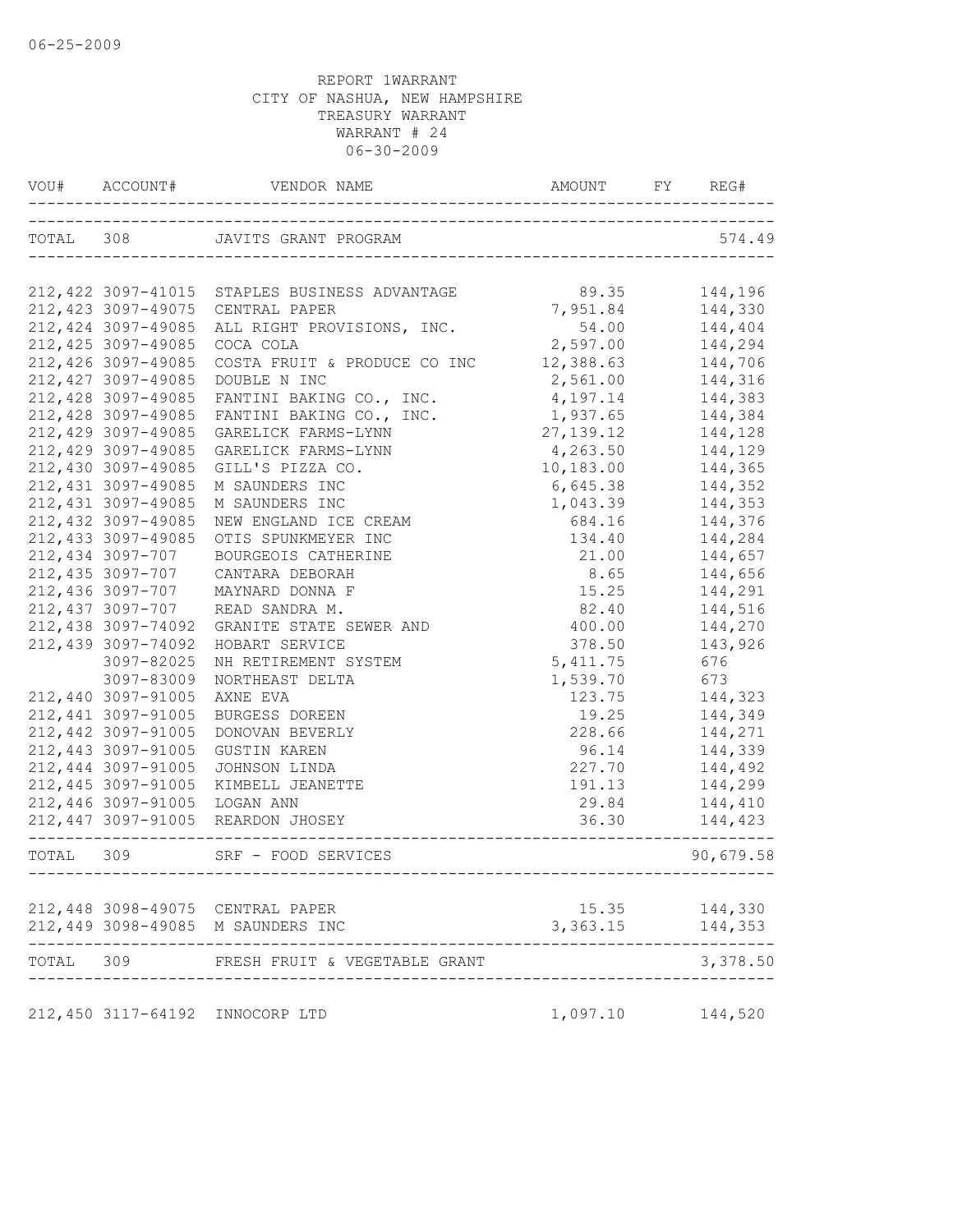06-25-2009

REPORT 1WARRANT
CITY OF NASHUA, NEW HAMPSHIRE
TREASURY WARRANT
WARRANT # 24
06-30-2009

| VOU# | ACCOUNT# | VENDOR NAME | AMOUNT | FY | REG# |
|---|---|---|---|---|---|
| TOTAL | 308 | JAVITS GRANT PROGRAM | | | 574.49 |
| 212,422 | 3097-41015 | STAPLES BUSINESS ADVANTAGE | 89.35 | | 144,196 |
| 212,423 | 3097-49075 | CENTRAL PAPER | 7,951.84 | | 144,330 |
| 212,424 | 3097-49085 | ALL RIGHT PROVISIONS, INC. | 54.00 | | 144,404 |
| 212,425 | 3097-49085 | COCA COLA | 2,597.00 | | 144,294 |
| 212,426 | 3097-49085 | COSTA FRUIT & PRODUCE CO INC | 12,388.63 | | 144,706 |
| 212,427 | 3097-49085 | DOUBLE N INC | 2,561.00 | | 144,316 |
| 212,428 | 3097-49085 | FANTINI BAKING CO., INC. | 4,197.14 | | 144,383 |
| 212,428 | 3097-49085 | FANTINI BAKING CO., INC. | 1,937.65 | | 144,384 |
| 212,429 | 3097-49085 | GARELICK FARMS-LYNN | 27,139.12 | | 144,128 |
| 212,429 | 3097-49085 | GARELICK FARMS-LYNN | 4,263.50 | | 144,129 |
| 212,430 | 3097-49085 | GILL'S PIZZA CO. | 10,183.00 | | 144,365 |
| 212,431 | 3097-49085 | M SAUNDERS INC | 6,645.38 | | 144,352 |
| 212,431 | 3097-49085 | M SAUNDERS INC | 1,043.39 | | 144,353 |
| 212,432 | 3097-49085 | NEW ENGLAND ICE CREAM | 684.16 | | 144,376 |
| 212,433 | 3097-49085 | OTIS SPUNKMEYER INC | 134.40 | | 144,284 |
| 212,434 | 3097-707 | BOURGEOIS CATHERINE | 21.00 | | 144,657 |
| 212,435 | 3097-707 | CANTARA DEBORAH | 8.65 | | 144,656 |
| 212,436 | 3097-707 | MAYNARD DONNA F | 15.25 | | 144,291 |
| 212,437 | 3097-707 | READ SANDRA M. | 82.40 | | 144,516 |
| 212,438 | 3097-74092 | GRANITE STATE SEWER AND | 400.00 | | 144,270 |
| 212,439 | 3097-74092 | HOBART SERVICE | 378.50 | | 143,926 |
| | 3097-82025 | NH RETIREMENT SYSTEM | 5,411.75 | | 676 |
| | 3097-83009 | NORTHEAST DELTA | 1,539.70 | | 673 |
| 212,440 | 3097-91005 | AXNE EVA | 123.75 | | 144,323 |
| 212,441 | 3097-91005 | BURGESS DOREEN | 19.25 | | 144,349 |
| 212,442 | 3097-91005 | DONOVAN BEVERLY | 228.66 | | 144,271 |
| 212,443 | 3097-91005 | GUSTIN KAREN | 96.14 | | 144,339 |
| 212,444 | 3097-91005 | JOHNSON LINDA | 227.70 | | 144,492 |
| 212,445 | 3097-91005 | KIMBELL JEANETTE | 191.13 | | 144,299 |
| 212,446 | 3097-91005 | LOGAN ANN | 29.84 | | 144,410 |
| 212,447 | 3097-91005 | REARDON JHOSEY | 36.30 | | 144,423 |
| TOTAL | 309 | SRF - FOOD SERVICES | | | 90,679.58 |
| 212,448 | 3098-49075 | CENTRAL PAPER | 15.35 | | 144,330 |
| 212,449 | 3098-49085 | M SAUNDERS INC | 3,363.15 | | 144,353 |
| TOTAL | 309 | FRESH FRUIT & VEGETABLE GRANT | | | 3,378.50 |
| 212,450 | 3117-64192 | INNOCORP LTD | 1,097.10 | | 144,520 |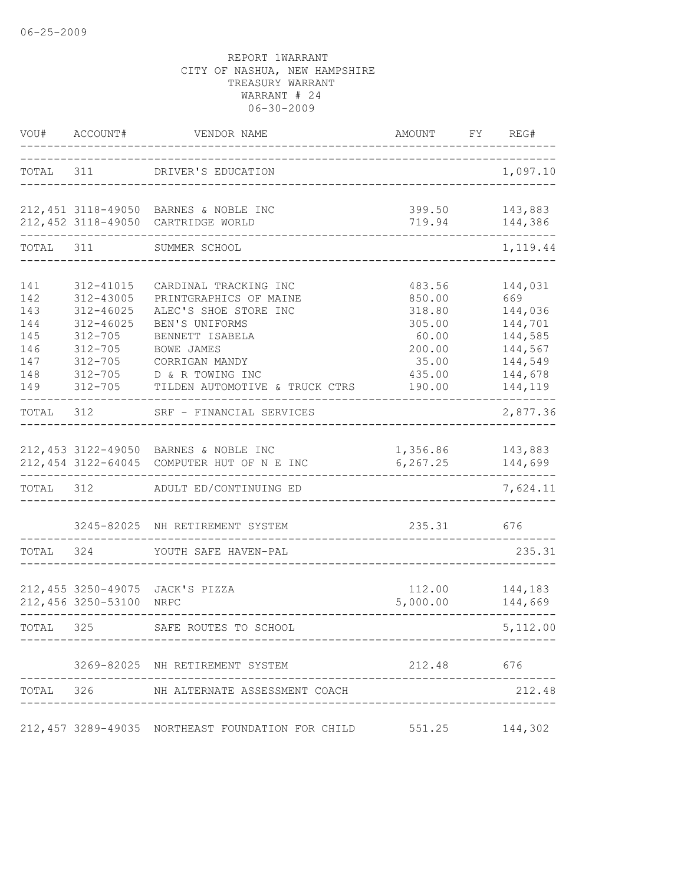06-25-2009

REPORT 1WARRANT
CITY OF NASHUA, NEW HAMPSHIRE
TREASURY WARRANT
WARRANT # 24
06-30-2009

| VOU# | ACCOUNT# | VENDOR NAME | AMOUNT | FY | REG# |
|---|---|---|---|---|---|
| TOTAL | 311 | DRIVER'S EDUCATION | | | 1,097.10 |
| 212,451 | 3118-49050 | BARNES & NOBLE INC | 399.50 | | 143,883 |
| 212,452 | 3118-49050 | CARTRIDGE WORLD | 719.94 | | 144,386 |
| TOTAL | 311 | SUMMER SCHOOL | | | 1,119.44 |
| 141 | 312-41015 | CARDINAL TRACKING INC | 483.56 | | 144,031 |
| 142 | 312-43005 | PRINTGRAPHICS OF MAINE | 850.00 | | 669 |
| 143 | 312-46025 | ALEC'S SHOE STORE INC | 318.80 | | 144,036 |
| 144 | 312-46025 | BEN'S UNIFORMS | 305.00 | | 144,701 |
| 145 | 312-705 | BENNETT ISABELA | 60.00 | | 144,585 |
| 146 | 312-705 | BOWE JAMES | 200.00 | | 144,567 |
| 147 | 312-705 | CORRIGAN MANDY | 35.00 | | 144,549 |
| 148 | 312-705 | D & R TOWING INC | 435.00 | | 144,678 |
| 149 | 312-705 | TILDEN AUTOMOTIVE & TRUCK CTRS | 190.00 | | 144,119 |
| TOTAL | 312 | SRF - FINANCIAL SERVICES | | | 2,877.36 |
| 212,453 | 3122-49050 | BARNES & NOBLE INC | 1,356.86 | | 143,883 |
| 212,454 | 3122-64045 | COMPUTER HUT OF N E INC | 6,267.25 | | 144,699 |
| TOTAL | 312 | ADULT ED/CONTINUING ED | | | 7,624.11 |
| | 3245-82025 | NH RETIREMENT SYSTEM | 235.31 | | 676 |
| TOTAL | 324 | YOUTH SAFE HAVEN-PAL | | | 235.31 |
| 212,455 | 3250-49075 | JACK'S PIZZA | 112.00 | | 144,183 |
| 212,456 | 3250-53100 | NRPC | 5,000.00 | | 144,669 |
| TOTAL | 325 | SAFE ROUTES TO SCHOOL | | | 5,112.00 |
| | 3269-82025 | NH RETIREMENT SYSTEM | 212.48 | | 676 |
| TOTAL | 326 | NH ALTERNATE ASSESSMENT COACH | | | 212.48 |
| 212,457 | 3289-49035 | NORTHEAST FOUNDATION FOR CHILD | 551.25 | | 144,302 |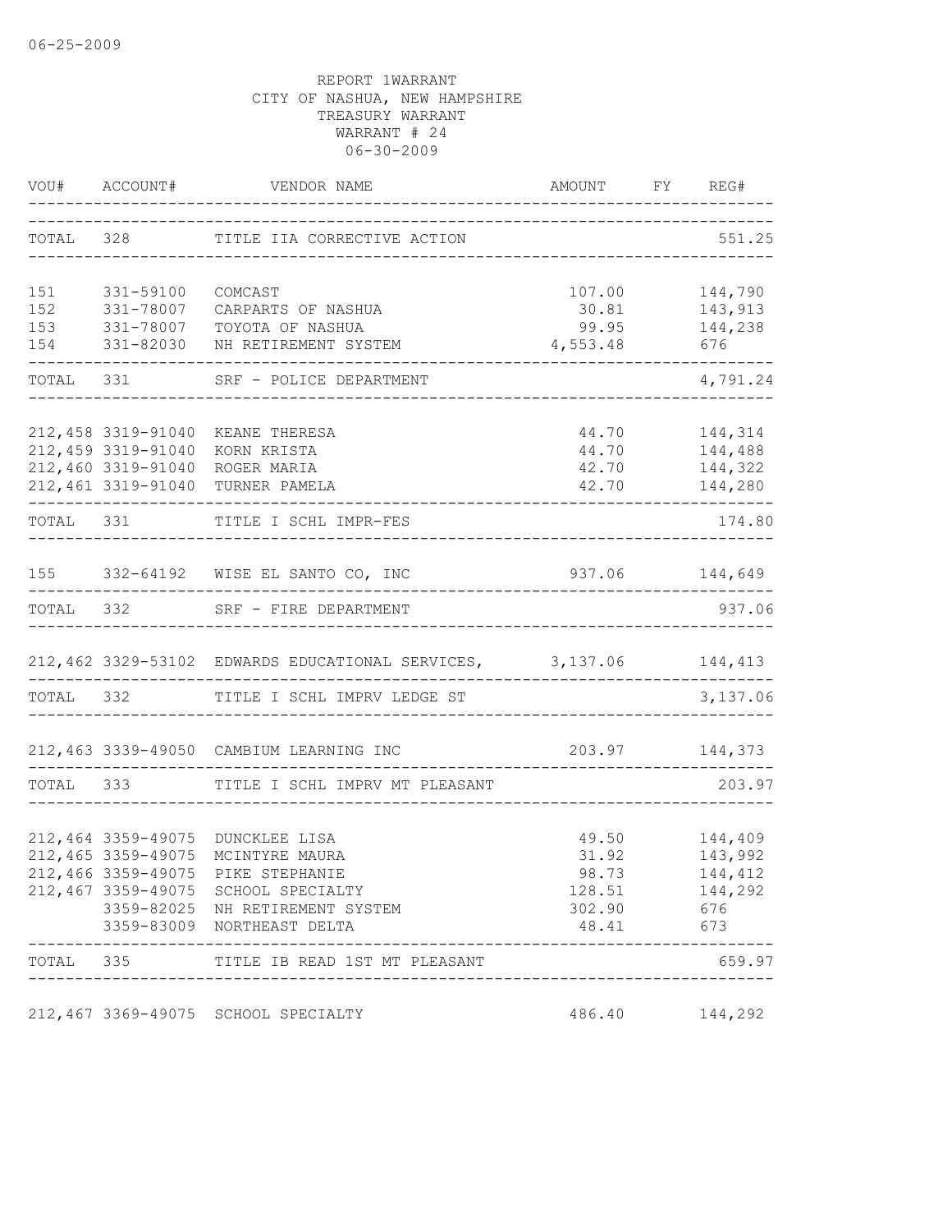06-25-2009

REPORT 1WARRANT
CITY OF NASHUA, NEW HAMPSHIRE
TREASURY WARRANT
WARRANT # 24
06-30-2009

| VOU# | ACCOUNT# | VENDOR NAME | AMOUNT | FY | REG# |
|---|---|---|---|---|---|
| TOTAL | 328 | TITLE IIA CORRECTIVE ACTION | | | 551.25 |
| 151 | 331-59100 | COMCAST | 107.00 | | 144,790 |
| 152 | 331-78007 | CARPARTS OF NASHUA | 30.81 | | 143,913 |
| 153 | 331-78007 | TOYOTA OF NASHUA | 99.95 | | 144,238 |
| 154 | 331-82030 | NH RETIREMENT SYSTEM | 4,553.48 | | 676 |
| TOTAL | 331 | SRF - POLICE DEPARTMENT | | | 4,791.24 |
| 212,458 | 3319-91040 | KEANE THERESA | 44.70 | | 144,314 |
| 212,459 | 3319-91040 | KORN KRISTA | 44.70 | | 144,488 |
| 212,460 | 3319-91040 | ROGER MARIA | 42.70 | | 144,322 |
| 212,461 | 3319-91040 | TURNER PAMELA | 42.70 | | 144,280 |
| TOTAL | 331 | TITLE I SCHL IMPR-FES | | | 174.80 |
| 155 | 332-64192 | WISE EL SANTO CO, INC | 937.06 | | 144,649 |
| TOTAL | 332 | SRF - FIRE DEPARTMENT | | | 937.06 |
| 212,462 | 3329-53102 | EDWARDS EDUCATIONAL SERVICES, | 3,137.06 | | 144,413 |
| TOTAL | 332 | TITLE I SCHL IMPRV LEDGE ST | | | 3,137.06 |
| 212,463 | 3339-49050 | CAMBIUM LEARNING INC | 203.97 | | 144,373 |
| TOTAL | 333 | TITLE I SCHL IMPRV MT PLEASANT | | | 203.97 |
| 212,464 | 3359-49075 | DUNCKLEE LISA | 49.50 | | 144,409 |
| 212,465 | 3359-49075 | MCINTYRE MAURA | 31.92 | | 143,992 |
| 212,466 | 3359-49075 | PIKE STEPHANIE | 98.73 | | 144,412 |
| 212,467 | 3359-49075 | SCHOOL SPECIALTY | 128.51 | | 144,292 |
| | 3359-82025 | NH RETIREMENT SYSTEM | 302.90 | | 676 |
| | 3359-83009 | NORTHEAST DELTA | 48.41 | | 673 |
| TOTAL | 335 | TITLE IB READ 1ST MT PLEASANT | | | 659.97 |
| 212,467 | 3369-49075 | SCHOOL SPECIALTY | 486.40 | | 144,292 |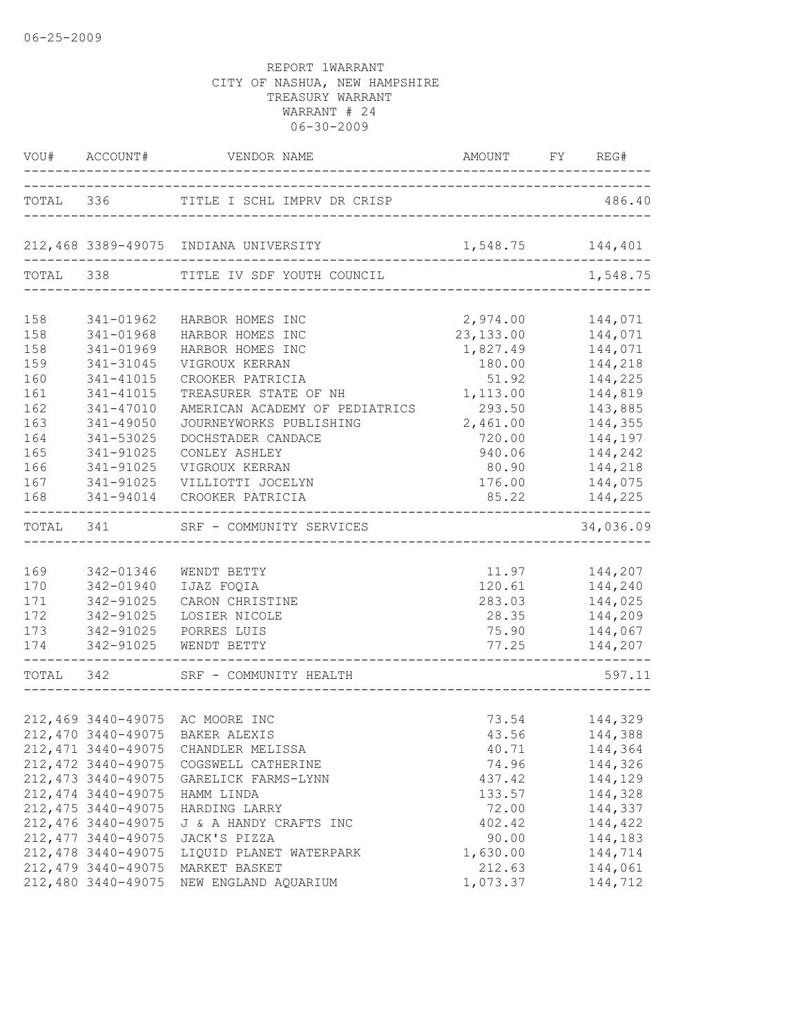06-25-2009

REPORT 1WARRANT
CITY OF NASHUA, NEW HAMPSHIRE
TREASURY WARRANT
WARRANT # 24
06-30-2009

| VOU# | ACCOUNT# | VENDOR NAME | AMOUNT | FY | REG# |
|---|---|---|---|---|---|
| TOTAL | 336 | TITLE I SCHL IMPRV DR CRISP | | | 486.40 |
| 212,468 | 3389-49075 | INDIANA UNIVERSITY | 1,548.75 | | 144,401 |
| TOTAL | 338 | TITLE IV SDF YOUTH COUNCIL | | | 1,548.75 |
| 158 | 341-01962 | HARBOR HOMES INC | 2,974.00 | | 144,071 |
| 158 | 341-01968 | HARBOR HOMES INC | 23,133.00 | | 144,071 |
| 158 | 341-01969 | HARBOR HOMES INC | 1,827.49 | | 144,071 |
| 159 | 341-31045 | VIGROUX KERRAN | 180.00 | | 144,218 |
| 160 | 341-41015 | CROOKER PATRICIA | 51.92 | | 144,225 |
| 161 | 341-41015 | TREASURER STATE OF NH | 1,113.00 | | 144,819 |
| 162 | 341-47010 | AMERICAN ACADEMY OF PEDIATRICS | 293.50 | | 143,885 |
| 163 | 341-49050 | JOURNEYWORKS PUBLISHING | 2,461.00 | | 144,355 |
| 164 | 341-53025 | DOCHSTADER CANDACE | 720.00 | | 144,197 |
| 165 | 341-91025 | CONLEY ASHLEY | 940.06 | | 144,242 |
| 166 | 341-91025 | VIGROUX KERRAN | 80.90 | | 144,218 |
| 167 | 341-91025 | VILLIOTTI JOCELYN | 176.00 | | 144,075 |
| 168 | 341-94014 | CROOKER PATRICIA | 85.22 | | 144,225 |
| TOTAL | 341 | SRF - COMMUNITY SERVICES | | | 34,036.09 |
| 169 | 342-01346 | WENDT BETTY | 11.97 | | 144,207 |
| 170 | 342-01940 | IJAZ FOQIA | 120.61 | | 144,240 |
| 171 | 342-91025 | CARON CHRISTINE | 283.03 | | 144,025 |
| 172 | 342-91025 | LOSIER NICOLE | 28.35 | | 144,209 |
| 173 | 342-91025 | PORRES LUIS | 75.90 | | 144,067 |
| 174 | 342-91025 | WENDT BETTY | 77.25 | | 144,207 |
| TOTAL | 342 | SRF - COMMUNITY HEALTH | | | 597.11 |
| 212,469 | 3440-49075 | AC MOORE INC | 73.54 | | 144,329 |
| 212,470 | 3440-49075 | BAKER ALEXIS | 43.56 | | 144,388 |
| 212,471 | 3440-49075 | CHANDLER MELISSA | 40.71 | | 144,364 |
| 212,472 | 3440-49075 | COGSWELL CATHERINE | 74.96 | | 144,326 |
| 212,473 | 3440-49075 | GARELICK FARMS-LYNN | 437.42 | | 144,129 |
| 212,474 | 3440-49075 | HAMM LINDA | 133.57 | | 144,328 |
| 212,475 | 3440-49075 | HARDING LARRY | 72.00 | | 144,337 |
| 212,476 | 3440-49075 | J & A HANDY CRAFTS INC | 402.42 | | 144,422 |
| 212,477 | 3440-49075 | JACK'S PIZZA | 90.00 | | 144,183 |
| 212,478 | 3440-49075 | LIQUID PLANET WATERPARK | 1,630.00 | | 144,714 |
| 212,479 | 3440-49075 | MARKET BASKET | 212.63 | | 144,061 |
| 212,480 | 3440-49075 | NEW ENGLAND AQUARIUM | 1,073.37 | | 144,712 |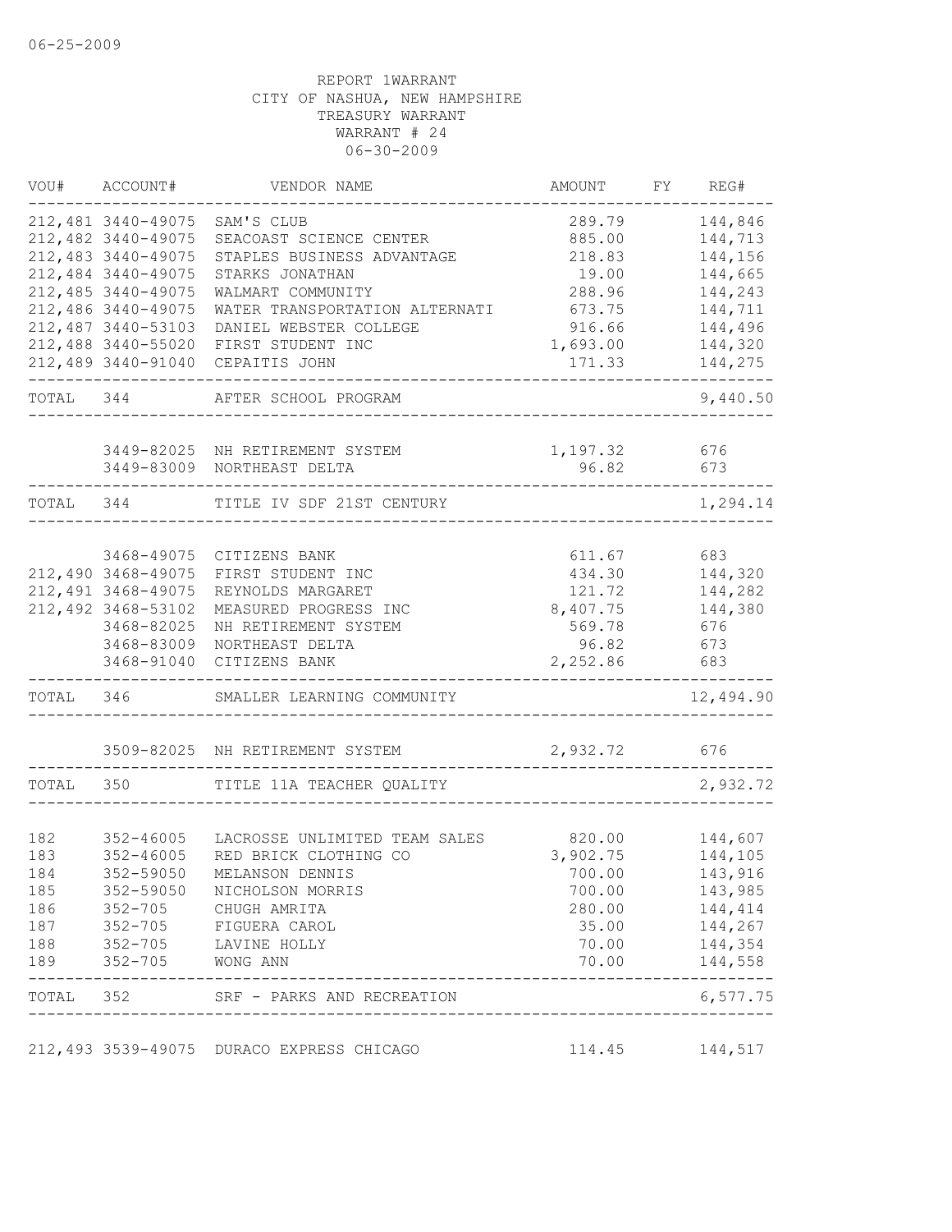06-25-2009

REPORT 1WARRANT
CITY OF NASHUA, NEW HAMPSHIRE
TREASURY WARRANT
WARRANT # 24
06-30-2009

| VOU# | ACCOUNT# | VENDOR NAME | AMOUNT | FY | REG# |
|---|---|---|---|---|---|
| 212,481 | 3440-49075 | SAM'S CLUB | 289.79 | | 144,846 |
| 212,482 | 3440-49075 | SEACOAST SCIENCE CENTER | 885.00 | | 144,713 |
| 212,483 | 3440-49075 | STAPLES BUSINESS ADVANTAGE | 218.83 | | 144,156 |
| 212,484 | 3440-49075 | STARKS JONATHAN | 19.00 | | 144,665 |
| 212,485 | 3440-49075 | WALMART COMMUNITY | 288.96 | | 144,243 |
| 212,486 | 3440-49075 | WATER TRANSPORTATION ALTERNATI | 673.75 | | 144,711 |
| 212,487 | 3440-53103 | DANIEL WEBSTER COLLEGE | 916.66 | | 144,496 |
| 212,488 | 3440-55020 | FIRST STUDENT INC | 1,693.00 | | 144,320 |
| 212,489 | 3440-91040 | CEPAITIS JOHN | 171.33 | | 144,275 |
| TOTAL | 344 | AFTER SCHOOL PROGRAM | | | 9,440.50 |
| | 3449-82025 | NH RETIREMENT SYSTEM | 1,197.32 | | 676 |
| | 3449-83009 | NORTHEAST DELTA | 96.82 | | 673 |
| TOTAL | 344 | TITLE IV SDF 21ST CENTURY | | | 1,294.14 |
| | 3468-49075 | CITIZENS BANK | 611.67 | | 683 |
| 212,490 | 3468-49075 | FIRST STUDENT INC | 434.30 | | 144,320 |
| 212,491 | 3468-49075 | REYNOLDS MARGARET | 121.72 | | 144,282 |
| 212,492 | 3468-53102 | MEASURED PROGRESS INC | 8,407.75 | | 144,380 |
| | 3468-82025 | NH RETIREMENT SYSTEM | 569.78 | | 676 |
| | 3468-83009 | NORTHEAST DELTA | 96.82 | | 673 |
| | 3468-91040 | CITIZENS BANK | 2,252.86 | | 683 |
| TOTAL | 346 | SMALLER LEARNING COMMUNITY | | | 12,494.90 |
| | 3509-82025 | NH RETIREMENT SYSTEM | 2,932.72 | | 676 |
| TOTAL | 350 | TITLE 11A TEACHER QUALITY | | | 2,932.72 |
| 182 | 352-46005 | LACROSSE UNLIMITED TEAM SALES | 820.00 | | 144,607 |
| 183 | 352-46005 | RED BRICK CLOTHING CO | 3,902.75 | | 144,105 |
| 184 | 352-59050 | MELANSON DENNIS | 700.00 | | 143,916 |
| 185 | 352-59050 | NICHOLSON MORRIS | 700.00 | | 143,985 |
| 186 | 352-705 | CHUGH AMRITA | 280.00 | | 144,414 |
| 187 | 352-705 | FIGUERA CAROL | 35.00 | | 144,267 |
| 188 | 352-705 | LAVINE HOLLY | 70.00 | | 144,354 |
| 189 | 352-705 | WONG ANN | 70.00 | | 144,558 |
| TOTAL | 352 | SRF - PARKS AND RECREATION | | | 6,577.75 |
| 212,493 | 3539-49075 | DURACO EXPRESS CHICAGO | 114.45 | | 144,517 |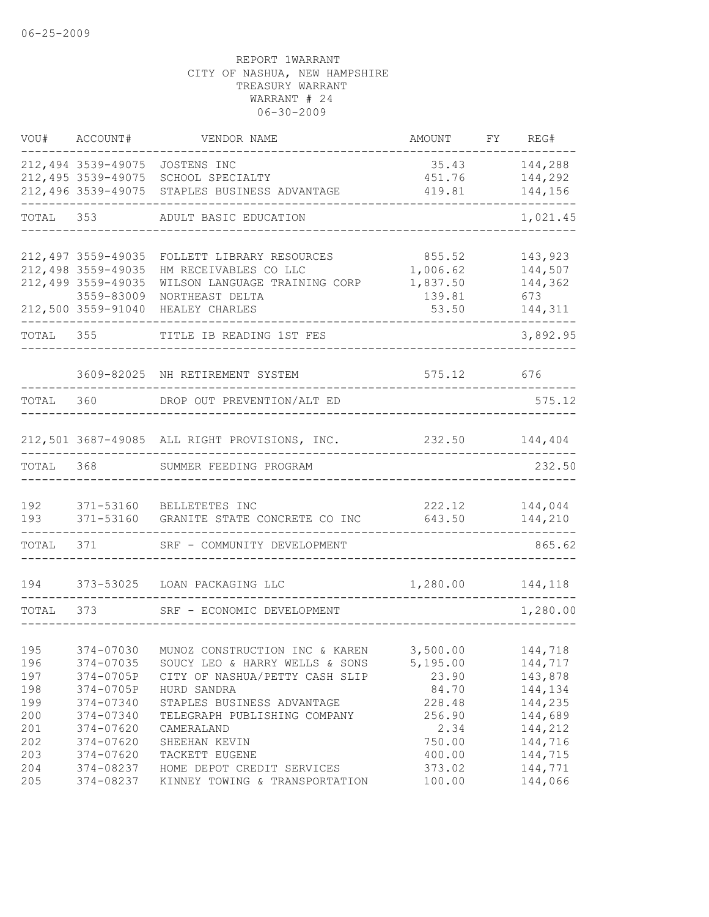06-25-2009

REPORT 1WARRANT
CITY OF NASHUA, NEW HAMPSHIRE
TREASURY WARRANT
WARRANT # 24
06-30-2009

| VOU# | ACCOUNT# | VENDOR NAME | AMOUNT | FY | REG# |
|---|---|---|---|---|---|
| 212,494 | 3539-49075 | JOSTENS INC | 35.43 | | 144,288 |
| 212,495 | 3539-49075 | SCHOOL SPECIALTY | 451.76 | | 144,292 |
| 212,496 | 3539-49075 | STAPLES BUSINESS ADVANTAGE | 419.81 | | 144,156 |
| TOTAL | 353 | ADULT BASIC EDUCATION | | | 1,021.45 |
| 212,497 | 3559-49035 | FOLLETT LIBRARY RESOURCES | 855.52 | | 143,923 |
| 212,498 | 3559-49035 | HM RECEIVABLES CO LLC | 1,006.62 | | 144,507 |
| 212,499 | 3559-49035 | WILSON LANGUAGE TRAINING CORP | 1,837.50 | | 144,362 |
| | 3559-83009 | NORTHEAST DELTA | 139.81 | | 673 |
| 212,500 | 3559-91040 | HEALEY CHARLES | 53.50 | | 144,311 |
| TOTAL | 355 | TITLE IB READING 1ST FES | | | 3,892.95 |
| | 3609-82025 | NH RETIREMENT SYSTEM | 575.12 | | 676 |
| TOTAL | 360 | DROP OUT PREVENTION/ALT ED | | | 575.12 |
| 212,501 | 3687-49085 | ALL RIGHT PROVISIONS, INC. | 232.50 | | 144,404 |
| TOTAL | 368 | SUMMER FEEDING PROGRAM | | | 232.50 |
| 192 | 371-53160 | BELLETETES INC | 222.12 | | 144,044 |
| 193 | 371-53160 | GRANITE STATE CONCRETE CO INC | 643.50 | | 144,210 |
| TOTAL | 371 | SRF - COMMUNITY DEVELOPMENT | | | 865.62 |
| 194 | 373-53025 | LOAN PACKAGING LLC | 1,280.00 | | 144,118 |
| TOTAL | 373 | SRF - ECONOMIC DEVELOPMENT | | | 1,280.00 |
| 195 | 374-07030 | MUNOZ CONSTRUCTION INC & KAREN | 3,500.00 | | 144,718 |
| 196 | 374-07035 | SOUCY LEO & HARRY WELLS & SONS | 5,195.00 | | 144,717 |
| 197 | 374-0705P | CITY OF NASHUA/PETTY CASH SLIP | 23.90 | | 143,878 |
| 198 | 374-0705P | HURD SANDRA | 84.70 | | 144,134 |
| 199 | 374-07340 | STAPLES BUSINESS ADVANTAGE | 228.48 | | 144,235 |
| 200 | 374-07340 | TELEGRAPH PUBLISHING COMPANY | 256.90 | | 144,689 |
| 201 | 374-07620 | CAMERALAND | 2.34 | | 144,212 |
| 202 | 374-07620 | SHEEHAN KEVIN | 750.00 | | 144,716 |
| 203 | 374-07620 | TACKETT EUGENE | 400.00 | | 144,715 |
| 204 | 374-08237 | HOME DEPOT CREDIT SERVICES | 373.02 | | 144,771 |
| 205 | 374-08237 | KINNEY TOWING & TRANSPORTATION | 100.00 | | 144,066 |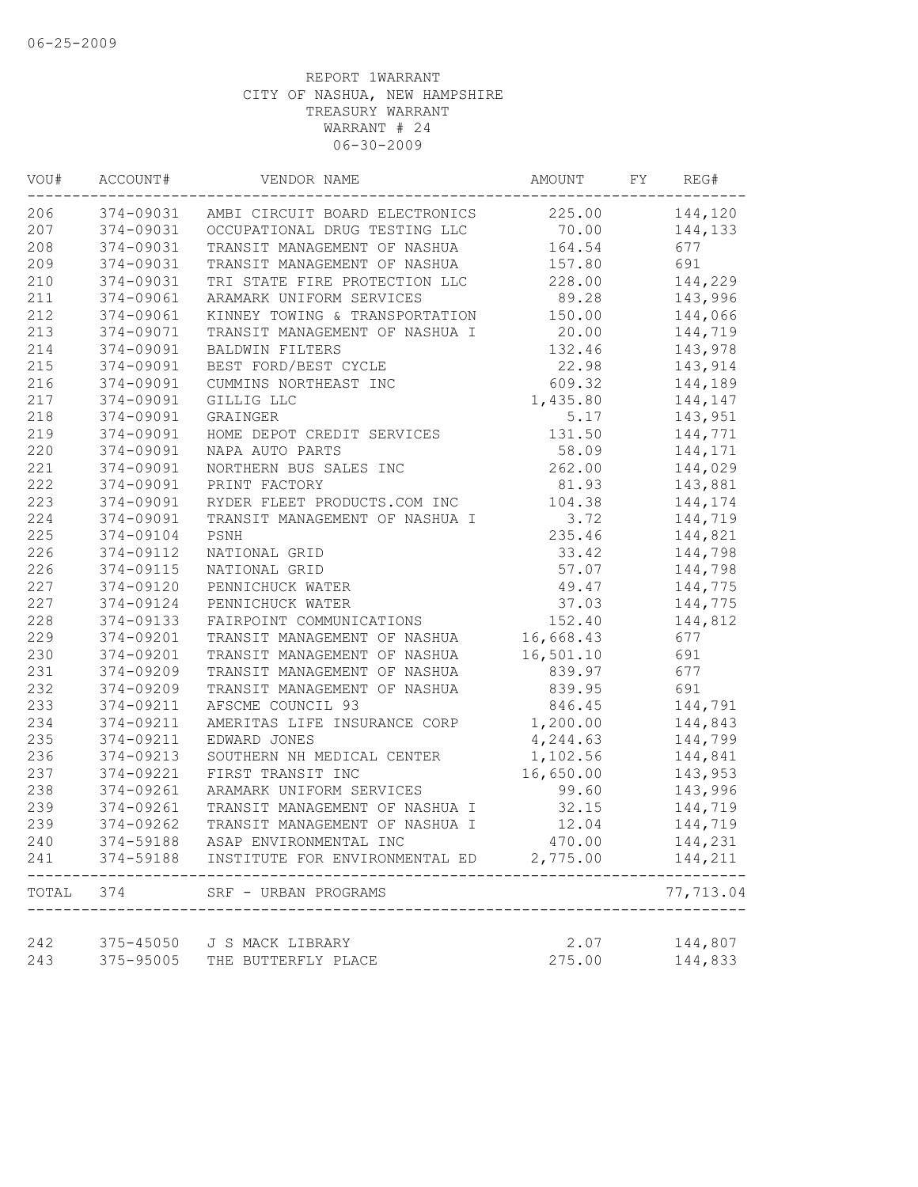06-25-2009

REPORT 1WARRANT
CITY OF NASHUA, NEW HAMPSHIRE
TREASURY WARRANT
WARRANT # 24
06-30-2009

| VOU# | ACCOUNT# | VENDOR NAME | AMOUNT | FY | REG# |
|---|---|---|---|---|---|
| 206 | 374-09031 | AMBI CIRCUIT BOARD ELECTRONICS | 225.00 | | 144,120 |
| 207 | 374-09031 | OCCUPATIONAL DRUG TESTING LLC | 70.00 | | 144,133 |
| 208 | 374-09031 | TRANSIT MANAGEMENT OF NASHUA | 164.54 | | 677 |
| 209 | 374-09031 | TRANSIT MANAGEMENT OF NASHUA | 157.80 | | 691 |
| 210 | 374-09031 | TRI STATE FIRE PROTECTION LLC | 228.00 | | 144,229 |
| 211 | 374-09061 | ARAMARK UNIFORM SERVICES | 89.28 | | 143,996 |
| 212 | 374-09061 | KINNEY TOWING & TRANSPORTATION | 150.00 | | 144,066 |
| 213 | 374-09071 | TRANSIT MANAGEMENT OF NASHUA I | 20.00 | | 144,719 |
| 214 | 374-09091 | BALDWIN FILTERS | 132.46 | | 143,978 |
| 215 | 374-09091 | BEST FORD/BEST CYCLE | 22.98 | | 143,914 |
| 216 | 374-09091 | CUMMINS NORTHEAST INC | 609.32 | | 144,189 |
| 217 | 374-09091 | GILLIG LLC | 1,435.80 | | 144,147 |
| 218 | 374-09091 | GRAINGER | 5.17 | | 143,951 |
| 219 | 374-09091 | HOME DEPOT CREDIT SERVICES | 131.50 | | 144,771 |
| 220 | 374-09091 | NAPA AUTO PARTS | 58.09 | | 144,171 |
| 221 | 374-09091 | NORTHERN BUS SALES INC | 262.00 | | 144,029 |
| 222 | 374-09091 | PRINT FACTORY | 81.93 | | 143,881 |
| 223 | 374-09091 | RYDER FLEET PRODUCTS.COM INC | 104.38 | | 144,174 |
| 224 | 374-09091 | TRANSIT MANAGEMENT OF NASHUA I | 3.72 | | 144,719 |
| 225 | 374-09104 | PSNH | 235.46 | | 144,821 |
| 226 | 374-09112 | NATIONAL GRID | 33.42 | | 144,798 |
| 226 | 374-09115 | NATIONAL GRID | 57.07 | | 144,798 |
| 227 | 374-09120 | PENNICHUCK WATER | 49.47 | | 144,775 |
| 227 | 374-09124 | PENNICHUCK WATER | 37.03 | | 144,775 |
| 228 | 374-09133 | FAIRPOINT COMMUNICATIONS | 152.40 | | 144,812 |
| 229 | 374-09201 | TRANSIT MANAGEMENT OF NASHUA | 16,668.43 | | 677 |
| 230 | 374-09201 | TRANSIT MANAGEMENT OF NASHUA | 16,501.10 | | 691 |
| 231 | 374-09209 | TRANSIT MANAGEMENT OF NASHUA | 839.97 | | 677 |
| 232 | 374-09209 | TRANSIT MANAGEMENT OF NASHUA | 839.95 | | 691 |
| 233 | 374-09211 | AFSCME COUNCIL 93 | 846.45 | | 144,791 |
| 234 | 374-09211 | AMERITAS LIFE INSURANCE CORP | 1,200.00 | | 144,843 |
| 235 | 374-09211 | EDWARD JONES | 4,244.63 | | 144,799 |
| 236 | 374-09213 | SOUTHERN NH MEDICAL CENTER | 1,102.56 | | 144,841 |
| 237 | 374-09221 | FIRST TRANSIT INC | 16,650.00 | | 143,953 |
| 238 | 374-09261 | ARAMARK UNIFORM SERVICES | 99.60 | | 143,996 |
| 239 | 374-09261 | TRANSIT MANAGEMENT OF NASHUA I | 32.15 | | 144,719 |
| 239 | 374-09262 | TRANSIT MANAGEMENT OF NASHUA I | 12.04 | | 144,719 |
| 240 | 374-59188 | ASAP ENVIRONMENTAL INC | 470.00 | | 144,231 |
| 241 | 374-59188 | INSTITUTE FOR ENVIRONMENTAL ED | 2,775.00 | | 144,211 |
| TOTAL | 374 | SRF - URBAN PROGRAMS | | | 77,713.04 |
| 242 | 375-45050 | J S MACK LIBRARY | 2.07 | | 144,807 |
| 243 | 375-95005 | THE BUTTERFLY PLACE | 275.00 | | 144,833 |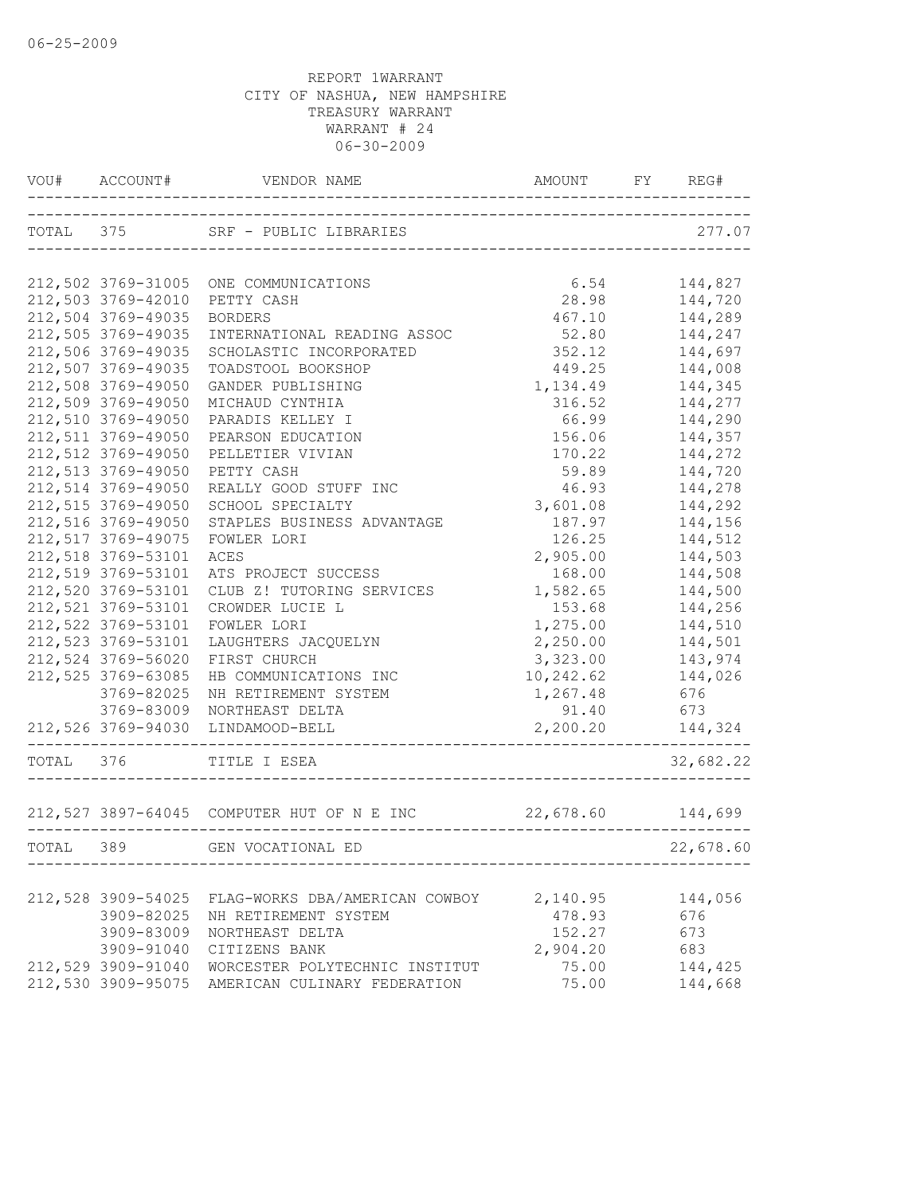06-25-2009

REPORT 1WARRANT
CITY OF NASHUA, NEW HAMPSHIRE
TREASURY WARRANT
WARRANT # 24
06-30-2009

| VOU# | ACCOUNT# | VENDOR NAME | AMOUNT | FY | REG# |
|---|---|---|---|---|---|
| TOTAL | 375 | SRF - PUBLIC LIBRARIES | | | 277.07 |
| 212,502 | 3769-31005 | ONE COMMUNICATIONS | 6.54 | | 144,827 |
| 212,503 | 3769-42010 | PETTY CASH | 28.98 | | 144,720 |
| 212,504 | 3769-49035 | BORDERS | 467.10 | | 144,289 |
| 212,505 | 3769-49035 | INTERNATIONAL READING ASSOC | 52.80 | | 144,247 |
| 212,506 | 3769-49035 | SCHOLASTIC INCORPORATED | 352.12 | | 144,697 |
| 212,507 | 3769-49035 | TOADSTOOL BOOKSHOP | 449.25 | | 144,008 |
| 212,508 | 3769-49050 | GANDER PUBLISHING | 1,134.49 | | 144,345 |
| 212,509 | 3769-49050 | MICHAUD CYNTHIA | 316.52 | | 144,277 |
| 212,510 | 3769-49050 | PARADIS KELLEY I | 66.99 | | 144,290 |
| 212,511 | 3769-49050 | PEARSON EDUCATION | 156.06 | | 144,357 |
| 212,512 | 3769-49050 | PELLETIER VIVIAN | 170.22 | | 144,272 |
| 212,513 | 3769-49050 | PETTY CASH | 59.89 | | 144,720 |
| 212,514 | 3769-49050 | REALLY GOOD STUFF INC | 46.93 | | 144,278 |
| 212,515 | 3769-49050 | SCHOOL SPECIALTY | 3,601.08 | | 144,292 |
| 212,516 | 3769-49050 | STAPLES BUSINESS ADVANTAGE | 187.97 | | 144,156 |
| 212,517 | 3769-49075 | FOWLER LORI | 126.25 | | 144,512 |
| 212,518 | 3769-53101 | ACES | 2,905.00 | | 144,503 |
| 212,519 | 3769-53101 | ATS PROJECT SUCCESS | 168.00 | | 144,508 |
| 212,520 | 3769-53101 | CLUB Z! TUTORING SERVICES | 1,582.65 | | 144,500 |
| 212,521 | 3769-53101 | CROWDER LUCIE L | 153.68 | | 144,256 |
| 212,522 | 3769-53101 | FOWLER LORI | 1,275.00 | | 144,510 |
| 212,523 | 3769-53101 | LAUGHTERS JACQUELYN | 2,250.00 | | 144,501 |
| 212,524 | 3769-56020 | FIRST CHURCH | 3,323.00 | | 143,974 |
| 212,525 | 3769-63085 | HB COMMUNICATIONS INC | 10,242.62 | | 144,026 |
| | 3769-82025 | NH RETIREMENT SYSTEM | 1,267.48 | | 676 |
| | 3769-83009 | NORTHEAST DELTA | 91.40 | | 673 |
| 212,526 | 3769-94030 | LINDAMOOD-BELL | 2,200.20 | | 144,324 |
| TOTAL | 376 | TITLE I ESEA | | | 32,682.22 |
| 212,527 | 3897-64045 | COMPUTER HUT OF N E INC | 22,678.60 | | 144,699 |
| TOTAL | 389 | GEN VOCATIONAL ED | | | 22,678.60 |
| 212,528 | 3909-54025 | FLAG-WORKS DBA/AMERICAN COWBOY | 2,140.95 | | 144,056 |
| | 3909-82025 | NH RETIREMENT SYSTEM | 478.93 | | 676 |
| | 3909-83009 | NORTHEAST DELTA | 152.27 | | 673 |
| | 3909-91040 | CITIZENS BANK | 2,904.20 | | 683 |
| 212,529 | 3909-91040 | WORCESTER POLYTECHNIC INSTITUT | 75.00 | | 144,425 |
| 212,530 | 3909-95075 | AMERICAN CULINARY FEDERATION | 75.00 | | 144,668 |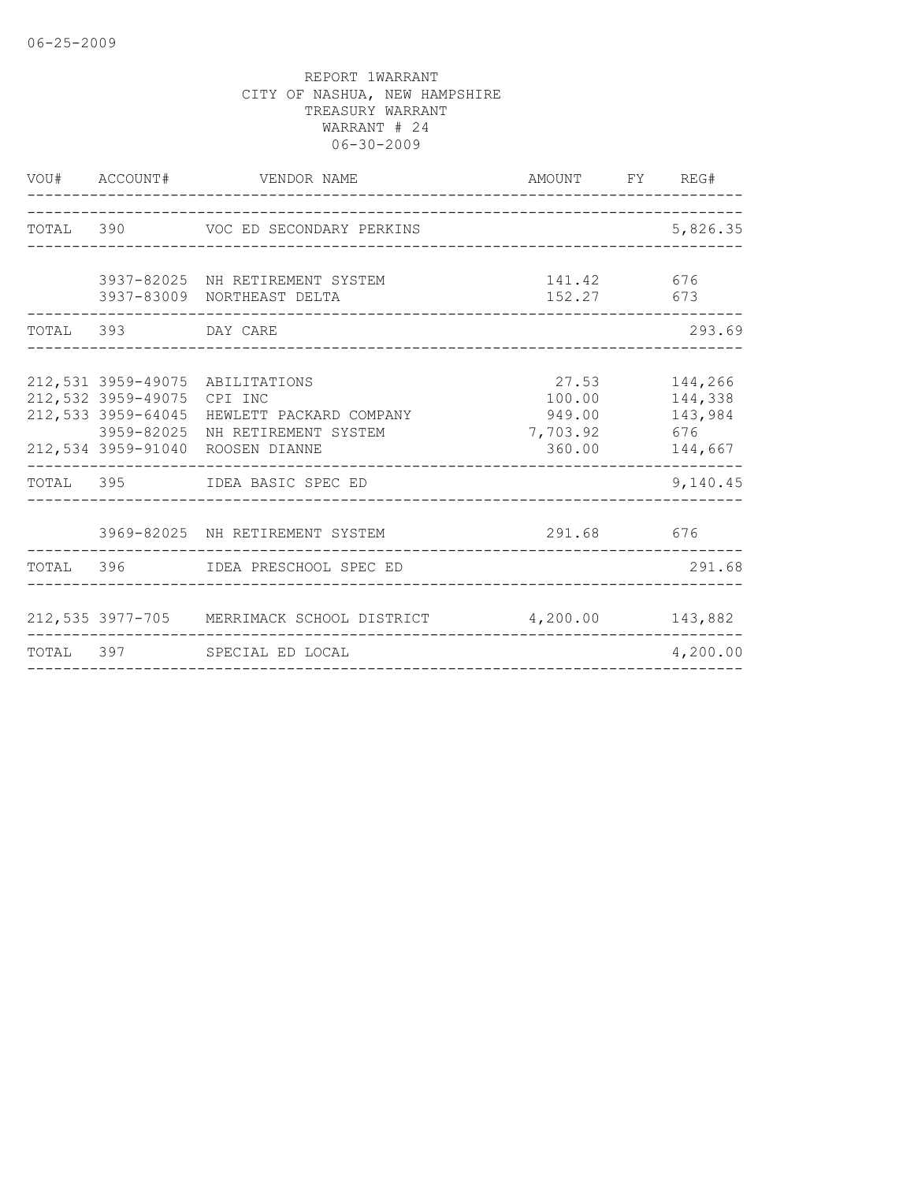06-25-2009

REPORT 1WARRANT
CITY OF NASHUA, NEW HAMPSHIRE
TREASURY WARRANT
WARRANT # 24
06-30-2009

| VOU# | ACCOUNT# | VENDOR NAME | AMOUNT | FY | REG# |
|---|---|---|---|---|---|
| TOTAL | 390 | VOC ED SECONDARY PERKINS | | | 5,826.35 |
| | 3937-82025 | NH RETIREMENT SYSTEM | 141.42 | | 676 |
| | 3937-83009 | NORTHEAST DELTA | 152.27 | | 673 |
| TOTAL | 393 | DAY CARE | | | 293.69 |
| 212,531 | 3959-49075 | ABILITATIONS | 27.53 | | 144,266 |
| 212,532 | 3959-49075 | CPI INC | 100.00 | | 144,338 |
| 212,533 | 3959-64045 | HEWLETT PACKARD COMPANY | 949.00 | | 143,984 |
| | 3959-82025 | NH RETIREMENT SYSTEM | 7,703.92 | | 676 |
| 212,534 | 3959-91040 | ROOSEN DIANNE | 360.00 | | 144,667 |
| TOTAL | 395 | IDEA BASIC SPEC ED | | | 9,140.45 |
| | 3969-82025 | NH RETIREMENT SYSTEM | 291.68 | | 676 |
| TOTAL | 396 | IDEA PRESCHOOL SPEC ED | | | 291.68 |
| 212,535 | 3977-705 | MERRIMACK SCHOOL DISTRICT | 4,200.00 | | 143,882 |
| TOTAL | 397 | SPECIAL ED LOCAL | | | 4,200.00 |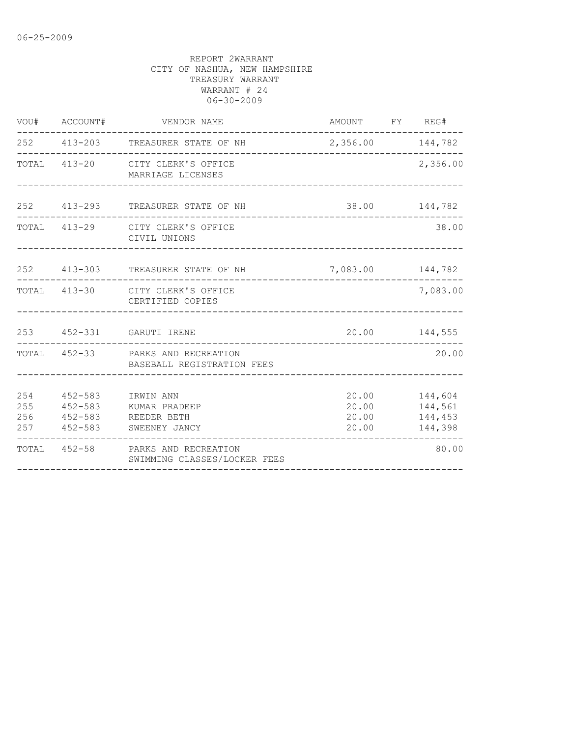06-25-2009

REPORT 2WARRANT
CITY OF NASHUA, NEW HAMPSHIRE
TREASURY WARRANT
WARRANT # 24
06-30-2009

| VOU# | ACCOUNT# | VENDOR NAME | AMOUNT | FY | REG# |
|---|---|---|---|---|---|
| 252 | 413-203 | TREASURER STATE OF NH | 2,356.00 | | 144,782 |
| TOTAL | 413-20 | CITY CLERK'S OFFICE MARRIAGE LICENSES | | | 2,356.00 |
| 252 | 413-293 | TREASURER STATE OF NH | 38.00 | | 144,782 |
| TOTAL | 413-29 | CITY CLERK'S OFFICE CIVIL UNIONS | | | 38.00 |
| 252 | 413-303 | TREASURER STATE OF NH | 7,083.00 | | 144,782 |
| TOTAL | 413-30 | CITY CLERK'S OFFICE CERTIFIED COPIES | | | 7,083.00 |
| 253 | 452-331 | GARUTI IRENE | 20.00 | | 144,555 |
| TOTAL | 452-33 | PARKS AND RECREATION BASEBALL REGISTRATION FEES | | | 20.00 |
| 254 | 452-583 | IRWIN ANN | 20.00 | | 144,604 |
| 255 | 452-583 | KUMAR PRADEEP | 20.00 | | 144,561 |
| 256 | 452-583 | REEDER BETH | 20.00 | | 144,453 |
| 257 | 452-583 | SWEENEY JANCY | 20.00 | | 144,398 |
| TOTAL | 452-58 | PARKS AND RECREATION SWIMMING CLASSES/LOCKER FEES | | | 80.00 |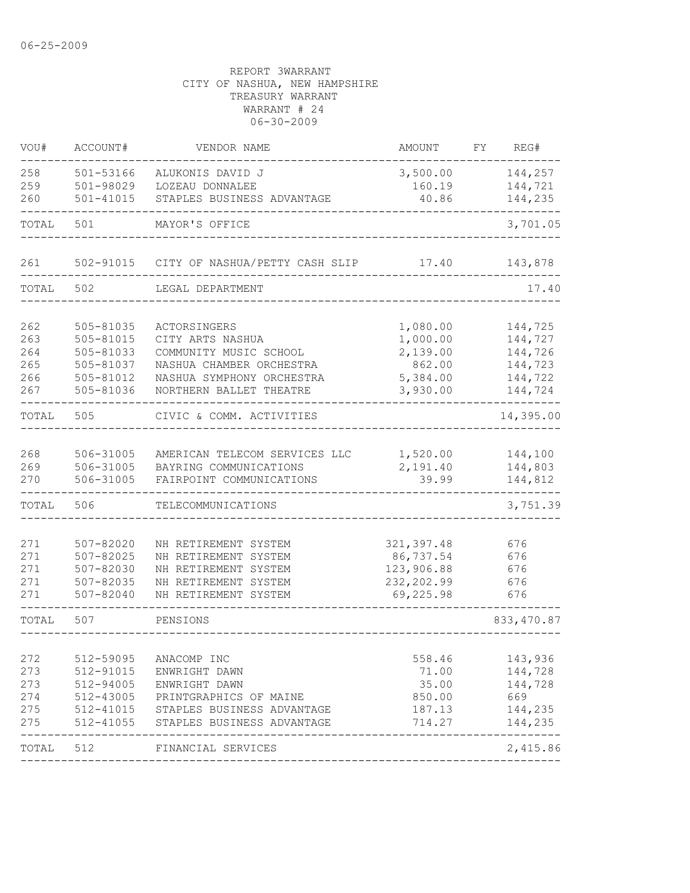06-25-2009

REPORT 3WARRANT
CITY OF NASHUA, NEW HAMPSHIRE
TREASURY WARRANT
WARRANT # 24
06-30-2009

| VOU# | ACCOUNT# | VENDOR NAME | AMOUNT | FY | REG# |
|---|---|---|---|---|---|
| 258 | 501-53166 | ALUKONIS DAVID J | 3,500.00 | | 144,257 |
| 259 | 501-98029 | LOZEAU DONNALEE | 160.19 | | 144,721 |
| 260 | 501-41015 | STAPLES BUSINESS ADVANTAGE | 40.86 | | 144,235 |
| TOTAL | 501 | MAYOR'S OFFICE | | | 3,701.05 |
| 261 | 502-91015 | CITY OF NASHUA/PETTY CASH SLIP | 17.40 | | 143,878 |
| TOTAL | 502 | LEGAL DEPARTMENT | | | 17.40 |
| 262 | 505-81035 | ACTORSINGERS | 1,080.00 | | 144,725 |
| 263 | 505-81015 | CITY ARTS NASHUA | 1,000.00 | | 144,727 |
| 264 | 505-81033 | COMMUNITY MUSIC SCHOOL | 2,139.00 | | 144,726 |
| 265 | 505-81037 | NASHUA CHAMBER ORCHESTRA | 862.00 | | 144,723 |
| 266 | 505-81012 | NASHUA SYMPHONY ORCHESTRA | 5,384.00 | | 144,722 |
| 267 | 505-81036 | NORTHERN BALLET THEATRE | 3,930.00 | | 144,724 |
| TOTAL | 505 | CIVIC & COMM. ACTIVITIES | | | 14,395.00 |
| 268 | 506-31005 | AMERICAN TELECOM SERVICES LLC | 1,520.00 | | 144,100 |
| 269 | 506-31005 | BAYRING COMMUNICATIONS | 2,191.40 | | 144,803 |
| 270 | 506-31005 | FAIRPOINT COMMUNICATIONS | 39.99 | | 144,812 |
| TOTAL | 506 | TELECOMMUNICATIONS | | | 3,751.39 |
| 271 | 507-82020 | NH RETIREMENT SYSTEM | 321,397.48 | | 676 |
| 271 | 507-82025 | NH RETIREMENT SYSTEM | 86,737.54 | | 676 |
| 271 | 507-82030 | NH RETIREMENT SYSTEM | 123,906.88 | | 676 |
| 271 | 507-82035 | NH RETIREMENT SYSTEM | 232,202.99 | | 676 |
| 271 | 507-82040 | NH RETIREMENT SYSTEM | 69,225.98 | | 676 |
| TOTAL | 507 | PENSIONS | | | 833,470.87 |
| 272 | 512-59095 | ANACOMP INC | 558.46 | | 143,936 |
| 273 | 512-91015 | ENWRIGHT DAWN | 71.00 | | 144,728 |
| 273 | 512-94005 | ENWRIGHT DAWN | 35.00 | | 144,728 |
| 274 | 512-43005 | PRINTGRAPHICS OF MAINE | 850.00 | | 669 |
| 275 | 512-41015 | STAPLES BUSINESS ADVANTAGE | 187.13 | | 144,235 |
| 275 | 512-41055 | STAPLES BUSINESS ADVANTAGE | 714.27 | | 144,235 |
| TOTAL | 512 | FINANCIAL SERVICES | | | 2,415.86 |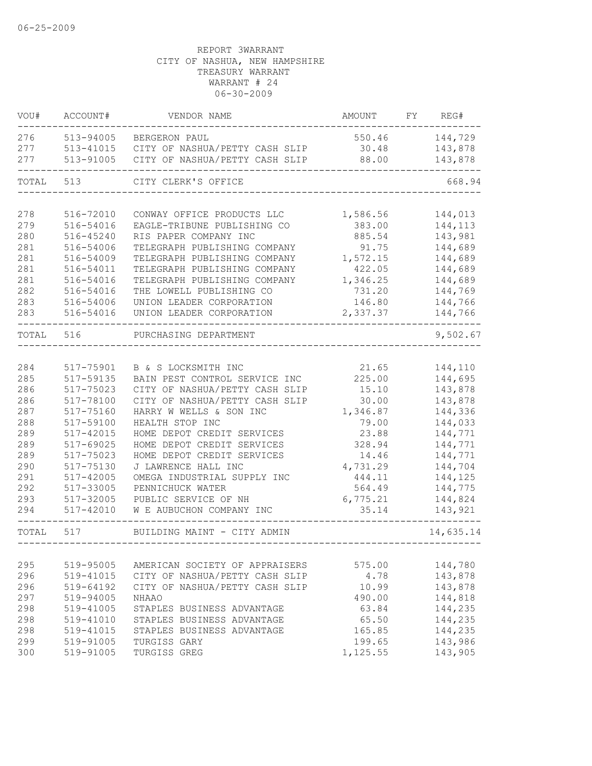06-25-2009

REPORT 3WARRANT
CITY OF NASHUA, NEW HAMPSHIRE
TREASURY WARRANT
WARRANT # 24
06-30-2009

| VOU# | ACCOUNT# | VENDOR NAME | AMOUNT | FY | REG# |
|---|---|---|---|---|---|
| 276 | 513-94005 | BERGERON PAUL | 550.46 | | 144,729 |
| 277 | 513-41015 | CITY OF NASHUA/PETTY CASH SLIP | 30.48 | | 143,878 |
| 277 | 513-91005 | CITY OF NASHUA/PETTY CASH SLIP | 88.00 | | 143,878 |
| TOTAL | 513 | CITY CLERK'S OFFICE | | | 668.94 |
| 278 | 516-72010 | CONWAY OFFICE PRODUCTS LLC | 1,586.56 | | 144,013 |
| 279 | 516-54016 | EAGLE-TRIBUNE PUBLISHING CO | 383.00 | | 144,113 |
| 280 | 516-45240 | RIS PAPER COMPANY INC | 885.54 | | 143,981 |
| 281 | 516-54006 | TELEGRAPH PUBLISHING COMPANY | 91.75 | | 144,689 |
| 281 | 516-54009 | TELEGRAPH PUBLISHING COMPANY | 1,572.15 | | 144,689 |
| 281 | 516-54011 | TELEGRAPH PUBLISHING COMPANY | 422.05 | | 144,689 |
| 281 | 516-54016 | TELEGRAPH PUBLISHING COMPANY | 1,346.25 | | 144,689 |
| 282 | 516-54016 | THE LOWELL PUBLISHING CO | 731.20 | | 144,769 |
| 283 | 516-54006 | UNION LEADER CORPORATION | 146.80 | | 144,766 |
| 283 | 516-54016 | UNION LEADER CORPORATION | 2,337.37 | | 144,766 |
| TOTAL | 516 | PURCHASING DEPARTMENT | | | 9,502.67 |
| 284 | 517-75901 | B & S LOCKSMITH INC | 21.65 | | 144,110 |
| 285 | 517-59135 | BAIN PEST CONTROL SERVICE INC | 225.00 | | 144,695 |
| 286 | 517-75023 | CITY OF NASHUA/PETTY CASH SLIP | 15.10 | | 143,878 |
| 286 | 517-78100 | CITY OF NASHUA/PETTY CASH SLIP | 30.00 | | 143,878 |
| 287 | 517-75160 | HARRY W WELLS & SON INC | 1,346.87 | | 144,336 |
| 288 | 517-59100 | HEALTH STOP INC | 79.00 | | 144,033 |
| 289 | 517-42015 | HOME DEPOT CREDIT SERVICES | 23.88 | | 144,771 |
| 289 | 517-69025 | HOME DEPOT CREDIT SERVICES | 328.94 | | 144,771 |
| 289 | 517-75023 | HOME DEPOT CREDIT SERVICES | 14.46 | | 144,771 |
| 290 | 517-75130 | J LAWRENCE HALL INC | 4,731.29 | | 144,704 |
| 291 | 517-42005 | OMEGA INDUSTRIAL SUPPLY INC | 444.11 | | 144,125 |
| 292 | 517-33005 | PENNICHUCK WATER | 564.49 | | 144,775 |
| 293 | 517-32005 | PUBLIC SERVICE OF NH | 6,775.21 | | 144,824 |
| 294 | 517-42010 | W E AUBUCHON COMPANY INC | 35.14 | | 143,921 |
| TOTAL | 517 | BUILDING MAINT - CITY ADMIN | | | 14,635.14 |
| 295 | 519-95005 | AMERICAN SOCIETY OF APPRAISERS | 575.00 | | 144,780 |
| 296 | 519-41015 | CITY OF NASHUA/PETTY CASH SLIP | 4.78 | | 143,878 |
| 296 | 519-64192 | CITY OF NASHUA/PETTY CASH SLIP | 10.99 | | 143,878 |
| 297 | 519-94005 | NHAAO | 490.00 | | 144,818 |
| 298 | 519-41005 | STAPLES BUSINESS ADVANTAGE | 63.84 | | 144,235 |
| 298 | 519-41010 | STAPLES BUSINESS ADVANTAGE | 65.50 | | 144,235 |
| 298 | 519-41015 | STAPLES BUSINESS ADVANTAGE | 165.85 | | 144,235 |
| 299 | 519-91005 | TURGISS GARY | 199.65 | | 143,986 |
| 300 | 519-91005 | TURGISS GREG | 1,125.55 | | 143,905 |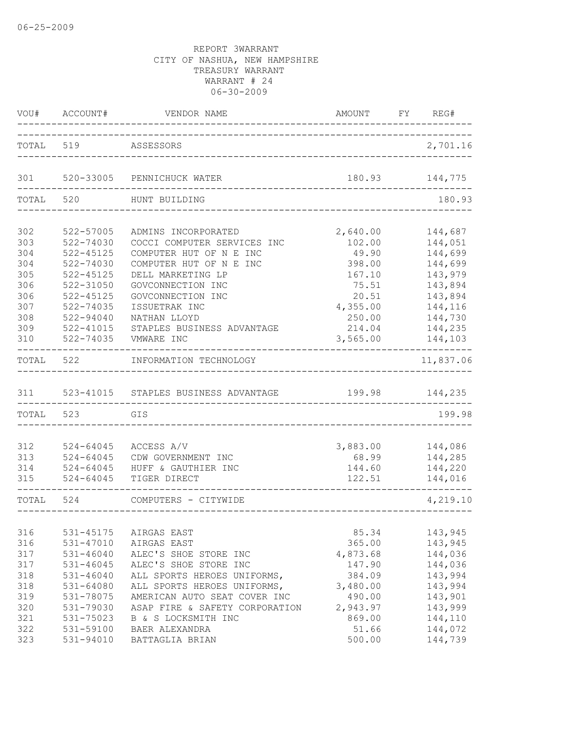06-25-2009

REPORT 3WARRANT
CITY OF NASHUA, NEW HAMPSHIRE
TREASURY WARRANT
WARRANT # 24
06-30-2009

| VOU# | ACCOUNT# | VENDOR NAME | AMOUNT | FY | REG# |
|---|---|---|---|---|---|
| TOTAL | 519 | ASSESSORS | | | 2,701.16 |
| 301 | 520-33005 | PENNICHUCK WATER | 180.93 | | 144,775 |
| TOTAL | 520 | HUNT BUILDING | | | 180.93 |
| 302 | 522-57005 | ADMINS INCORPORATED | 2,640.00 | | 144,687 |
| 303 | 522-74030 | COCCI COMPUTER SERVICES INC | 102.00 | | 144,051 |
| 304 | 522-45125 | COMPUTER HUT OF N E INC | 49.90 | | 144,699 |
| 304 | 522-74030 | COMPUTER HUT OF N E INC | 398.00 | | 144,699 |
| 305 | 522-45125 | DELL MARKETING LP | 167.10 | | 143,979 |
| 306 | 522-31050 | GOVCONNECTION INC | 75.51 | | 143,894 |
| 306 | 522-45125 | GOVCONNECTION INC | 20.51 | | 143,894 |
| 307 | 522-74035 | ISSUETRAK INC | 4,355.00 | | 144,116 |
| 308 | 522-94040 | NATHAN LLOYD | 250.00 | | 144,730 |
| 309 | 522-41015 | STAPLES BUSINESS ADVANTAGE | 214.04 | | 144,235 |
| 310 | 522-74035 | VMWARE INC | 3,565.00 | | 144,103 |
| TOTAL | 522 | INFORMATION TECHNOLOGY | | | 11,837.06 |
| 311 | 523-41015 | STAPLES BUSINESS ADVANTAGE | 199.98 | | 144,235 |
| TOTAL | 523 | GIS | | | 199.98 |
| 312 | 524-64045 | ACCESS A/V | 3,883.00 | | 144,086 |
| 313 | 524-64045 | CDW GOVERNMENT INC | 68.99 | | 144,285 |
| 314 | 524-64045 | HUFF & GAUTHIER INC | 144.60 | | 144,220 |
| 315 | 524-64045 | TIGER DIRECT | 122.51 | | 144,016 |
| TOTAL | 524 | COMPUTERS - CITYWIDE | | | 4,219.10 |
| 316 | 531-45175 | AIRGAS EAST | 85.34 | | 143,945 |
| 316 | 531-47010 | AIRGAS EAST | 365.00 | | 143,945 |
| 317 | 531-46040 | ALEC'S SHOE STORE INC | 4,873.68 | | 144,036 |
| 317 | 531-46045 | ALEC'S SHOE STORE INC | 147.90 | | 144,036 |
| 318 | 531-46040 | ALL SPORTS HEROES UNIFORMS, | 384.09 | | 143,994 |
| 318 | 531-64080 | ALL SPORTS HEROES UNIFORMS, | 3,480.00 | | 143,994 |
| 319 | 531-78075 | AMERICAN AUTO SEAT COVER INC | 490.00 | | 143,901 |
| 320 | 531-79030 | ASAP FIRE & SAFETY CORPORATION | 2,943.97 | | 143,999 |
| 321 | 531-75023 | B & S LOCKSMITH INC | 869.00 | | 144,110 |
| 322 | 531-59100 | BAER ALEXANDRA | 51.66 | | 144,072 |
| 323 | 531-94010 | BATTAGLIA BRIAN | 500.00 | | 144,739 |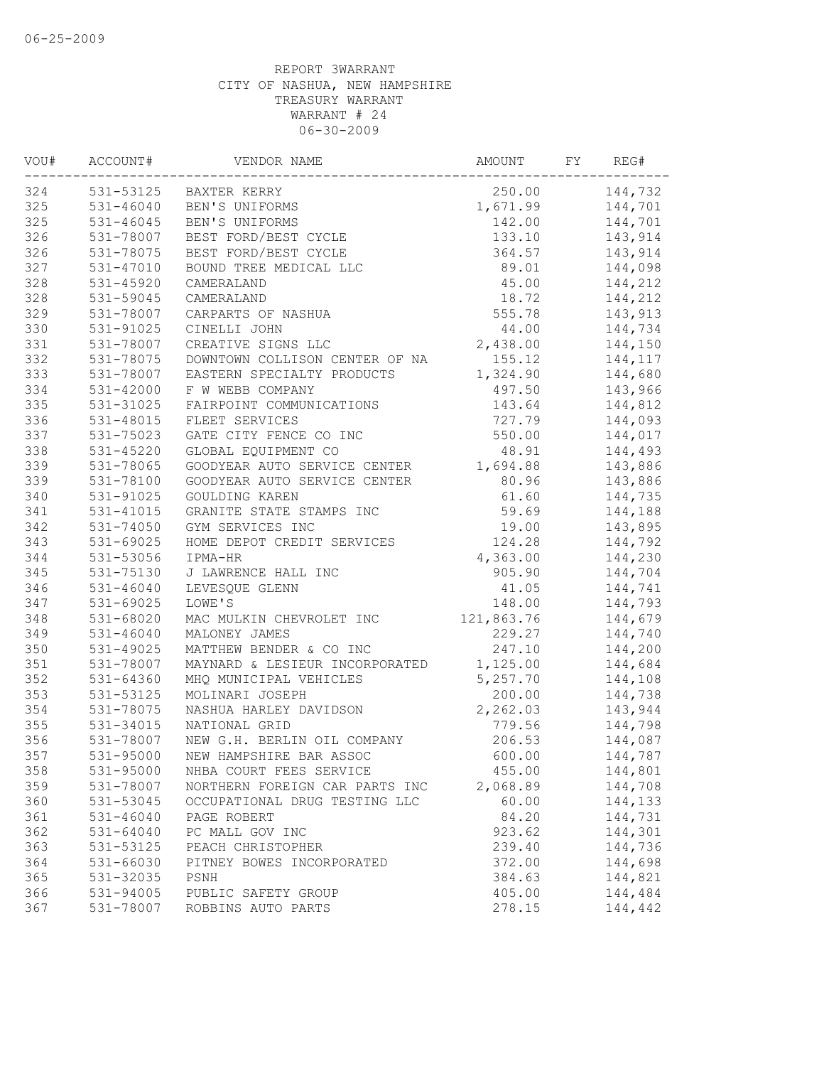06-25-2009

REPORT 3WARRANT
CITY OF NASHUA, NEW HAMPSHIRE
TREASURY WARRANT
WARRANT # 24
06-30-2009

| VOU# | ACCOUNT# | VENDOR NAME | AMOUNT | FY | REG# |
|---|---|---|---|---|---|
| 324 | 531-53125 | BAXTER KERRY | 250.00 | | 144,732 |
| 325 | 531-46040 | BEN'S UNIFORMS | 1,671.99 | | 144,701 |
| 325 | 531-46045 | BEN'S UNIFORMS | 142.00 | | 144,701 |
| 326 | 531-78007 | BEST FORD/BEST CYCLE | 133.10 | | 143,914 |
| 326 | 531-78075 | BEST FORD/BEST CYCLE | 364.57 | | 143,914 |
| 327 | 531-47010 | BOUND TREE MEDICAL LLC | 89.01 | | 144,098 |
| 328 | 531-45920 | CAMERALAND | 45.00 | | 144,212 |
| 328 | 531-59045 | CAMERALAND | 18.72 | | 144,212 |
| 329 | 531-78007 | CARPARTS OF NASHUA | 555.78 | | 143,913 |
| 330 | 531-91025 | CINELLI JOHN | 44.00 | | 144,734 |
| 331 | 531-78007 | CREATIVE SIGNS LLC | 2,438.00 | | 144,150 |
| 332 | 531-78075 | DOWNTOWN COLLISON CENTER OF NA | 155.12 | | 144,117 |
| 333 | 531-78007 | EASTERN SPECIALTY PRODUCTS | 1,324.90 | | 144,680 |
| 334 | 531-42000 | F W WEBB COMPANY | 497.50 | | 143,966 |
| 335 | 531-31025 | FAIRPOINT COMMUNICATIONS | 143.64 | | 144,812 |
| 336 | 531-48015 | FLEET SERVICES | 727.79 | | 144,093 |
| 337 | 531-75023 | GATE CITY FENCE CO INC | 550.00 | | 144,017 |
| 338 | 531-45220 | GLOBAL EQUIPMENT CO | 48.91 | | 144,493 |
| 339 | 531-78065 | GOODYEAR AUTO SERVICE CENTER | 1,694.88 | | 143,886 |
| 339 | 531-78100 | GOODYEAR AUTO SERVICE CENTER | 80.96 | | 143,886 |
| 340 | 531-91025 | GOULDING KAREN | 61.60 | | 144,735 |
| 341 | 531-41015 | GRANITE STATE STAMPS INC | 59.69 | | 144,188 |
| 342 | 531-74050 | GYM SERVICES INC | 19.00 | | 143,895 |
| 343 | 531-69025 | HOME DEPOT CREDIT SERVICES | 124.28 | | 144,792 |
| 344 | 531-53056 | IPMA-HR | 4,363.00 | | 144,230 |
| 345 | 531-75130 | J LAWRENCE HALL INC | 905.90 | | 144,704 |
| 346 | 531-46040 | LEVESQUE GLENN | 41.05 | | 144,741 |
| 347 | 531-69025 | LOWE'S | 148.00 | | 144,793 |
| 348 | 531-68020 | MAC MULKIN CHEVROLET INC | 121,863.76 | | 144,679 |
| 349 | 531-46040 | MALONEY JAMES | 229.27 | | 144,740 |
| 350 | 531-49025 | MATTHEW BENDER & CO INC | 247.10 | | 144,200 |
| 351 | 531-78007 | MAYNARD & LESIEUR INCORPORATED | 1,125.00 | | 144,684 |
| 352 | 531-64360 | MHQ MUNICIPAL VEHICLES | 5,257.70 | | 144,108 |
| 353 | 531-53125 | MOLINARI JOSEPH | 200.00 | | 144,738 |
| 354 | 531-78075 | NASHUA HARLEY DAVIDSON | 2,262.03 | | 143,944 |
| 355 | 531-34015 | NATIONAL GRID | 779.56 | | 144,798 |
| 356 | 531-78007 | NEW G.H. BERLIN OIL COMPANY | 206.53 | | 144,087 |
| 357 | 531-95000 | NEW HAMPSHIRE BAR ASSOC | 600.00 | | 144,787 |
| 358 | 531-95000 | NHBA COURT FEES SERVICE | 455.00 | | 144,801 |
| 359 | 531-78007 | NORTHERN FOREIGN CAR PARTS INC | 2,068.89 | | 144,708 |
| 360 | 531-53045 | OCCUPATIONAL DRUG TESTING LLC | 60.00 | | 144,133 |
| 361 | 531-46040 | PAGE ROBERT | 84.20 | | 144,731 |
| 362 | 531-64040 | PC MALL GOV INC | 923.62 | | 144,301 |
| 363 | 531-53125 | PEACH CHRISTOPHER | 239.40 | | 144,736 |
| 364 | 531-66030 | PITNEY BOWES INCORPORATED | 372.00 | | 144,698 |
| 365 | 531-32035 | PSNH | 384.63 | | 144,821 |
| 366 | 531-94005 | PUBLIC SAFETY GROUP | 405.00 | | 144,484 |
| 367 | 531-78007 | ROBBINS AUTO PARTS | 278.15 | | 144,442 |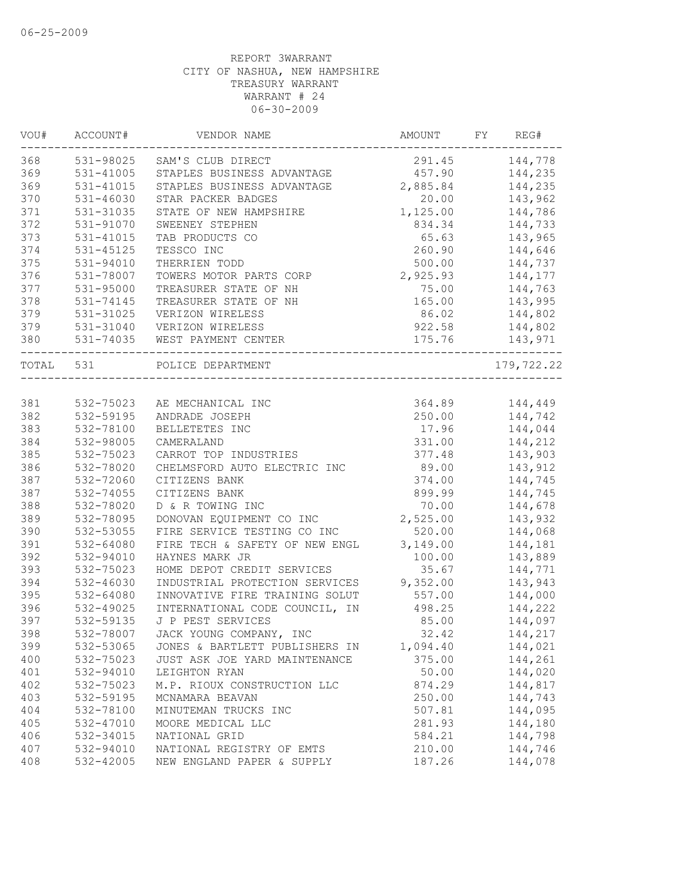06-25-2009

REPORT 3WARRANT
CITY OF NASHUA, NEW HAMPSHIRE
TREASURY WARRANT
WARRANT # 24
06-30-2009

| VOU# | ACCOUNT# | VENDOR NAME | AMOUNT | FY | REG# |
|---|---|---|---|---|---|
| 368 | 531-98025 | SAM'S CLUB DIRECT | 291.45 | | 144,778 |
| 369 | 531-41005 | STAPLES BUSINESS ADVANTAGE | 457.90 | | 144,235 |
| 369 | 531-41015 | STAPLES BUSINESS ADVANTAGE | 2,885.84 | | 144,235 |
| 370 | 531-46030 | STAR PACKER BADGES | 20.00 | | 143,962 |
| 371 | 531-31035 | STATE OF NEW HAMPSHIRE | 1,125.00 | | 144,786 |
| 372 | 531-91070 | SWEENEY STEPHEN | 834.34 | | 144,733 |
| 373 | 531-41015 | TAB PRODUCTS CO | 65.63 | | 143,965 |
| 374 | 531-45125 | TESSCO INC | 260.90 | | 144,646 |
| 375 | 531-94010 | THERRIEN TODD | 500.00 | | 144,737 |
| 376 | 531-78007 | TOWERS MOTOR PARTS CORP | 2,925.93 | | 144,177 |
| 377 | 531-95000 | TREASURER STATE OF NH | 75.00 | | 144,763 |
| 378 | 531-74145 | TREASURER STATE OF NH | 165.00 | | 143,995 |
| 379 | 531-31025 | VERIZON WIRELESS | 86.02 | | 144,802 |
| 379 | 531-31040 | VERIZON WIRELESS | 922.58 | | 144,802 |
| 380 | 531-74035 | WEST PAYMENT CENTER | 175.76 | | 143,971 |
| TOTAL | 531 | POLICE DEPARTMENT | | | 179,722.22 |
| 381 | 532-75023 | AE MECHANICAL INC | 364.89 | | 144,449 |
| 382 | 532-59195 | ANDRADE JOSEPH | 250.00 | | 144,742 |
| 383 | 532-78100 | BELLETETES INC | 17.96 | | 144,044 |
| 384 | 532-98005 | CAMERALAND | 331.00 | | 144,212 |
| 385 | 532-75023 | CARROT TOP INDUSTRIES | 377.48 | | 143,903 |
| 386 | 532-78020 | CHELMSFORD AUTO ELECTRIC INC | 89.00 | | 143,912 |
| 387 | 532-72060 | CITIZENS BANK | 374.00 | | 144,745 |
| 387 | 532-74055 | CITIZENS BANK | 899.99 | | 144,745 |
| 388 | 532-78020 | D & R TOWING INC | 70.00 | | 144,678 |
| 389 | 532-78095 | DONOVAN EQUIPMENT CO INC | 2,525.00 | | 143,932 |
| 390 | 532-53055 | FIRE SERVICE TESTING CO INC | 520.00 | | 144,068 |
| 391 | 532-64080 | FIRE TECH & SAFETY OF NEW ENGL | 3,149.00 | | 144,181 |
| 392 | 532-94010 | HAYNES MARK JR | 100.00 | | 143,889 |
| 393 | 532-75023 | HOME DEPOT CREDIT SERVICES | 35.67 | | 144,771 |
| 394 | 532-46030 | INDUSTRIAL PROTECTION SERVICES | 9,352.00 | | 143,943 |
| 395 | 532-64080 | INNOVATIVE FIRE TRAINING SOLUT | 557.00 | | 144,000 |
| 396 | 532-49025 | INTERNATIONAL CODE COUNCIL, IN | 498.25 | | 144,222 |
| 397 | 532-59135 | J P PEST SERVICES | 85.00 | | 144,097 |
| 398 | 532-78007 | JACK YOUNG COMPANY, INC | 32.42 | | 144,217 |
| 399 | 532-53065 | JONES & BARTLETT PUBLISHERS IN | 1,094.40 | | 144,021 |
| 400 | 532-75023 | JUST ASK JOE YARD MAINTENANCE | 375.00 | | 144,261 |
| 401 | 532-94010 | LEIGHTON RYAN | 50.00 | | 144,020 |
| 402 | 532-75023 | M.P. RIOUX CONSTRUCTION LLC | 874.29 | | 144,817 |
| 403 | 532-59195 | MCNAMARA BEAVAN | 250.00 | | 144,743 |
| 404 | 532-78100 | MINUTEMAN TRUCKS INC | 507.81 | | 144,095 |
| 405 | 532-47010 | MOORE MEDICAL LLC | 281.93 | | 144,180 |
| 406 | 532-34015 | NATIONAL GRID | 584.21 | | 144,798 |
| 407 | 532-94010 | NATIONAL REGISTRY OF EMTS | 210.00 | | 144,746 |
| 408 | 532-42005 | NEW ENGLAND PAPER & SUPPLY | 187.26 | | 144,078 |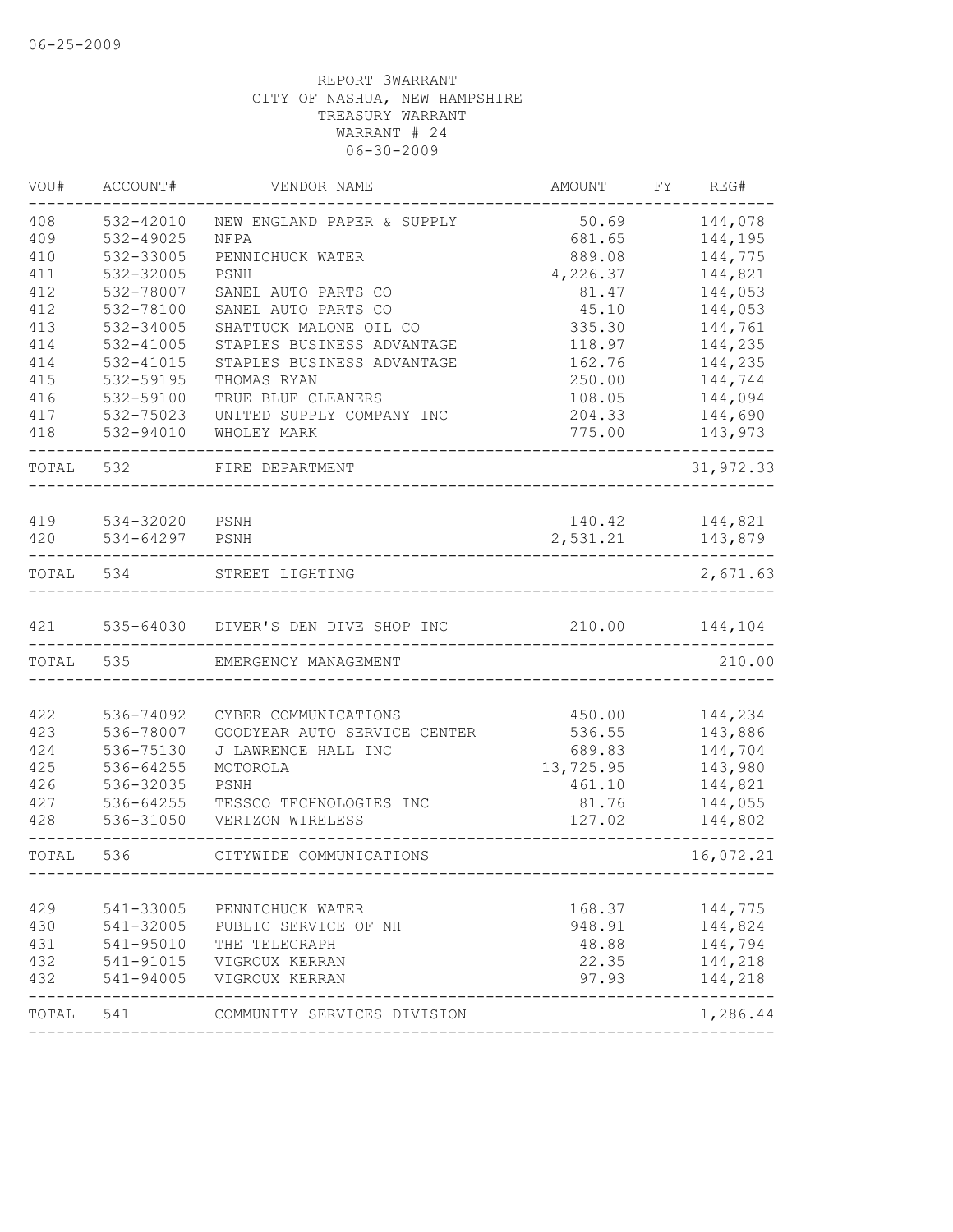06-25-2009

REPORT 3WARRANT
CITY OF NASHUA, NEW HAMPSHIRE
TREASURY WARRANT
WARRANT # 24
06-30-2009

| VOU# | ACCOUNT# | VENDOR NAME | AMOUNT | FY | REG# |
|---|---|---|---|---|---|
| 408 | 532-42010 | NEW ENGLAND PAPER & SUPPLY | 50.69 | | 144,078 |
| 409 | 532-49025 | NFPA | 681.65 | | 144,195 |
| 410 | 532-33005 | PENNICHUCK WATER | 889.08 | | 144,775 |
| 411 | 532-32005 | PSNH | 4,226.37 | | 144,821 |
| 412 | 532-78007 | SANEL AUTO PARTS CO | 81.47 | | 144,053 |
| 412 | 532-78100 | SANEL AUTO PARTS CO | 45.10 | | 144,053 |
| 413 | 532-34005 | SHATTUCK MALONE OIL CO | 335.30 | | 144,761 |
| 414 | 532-41005 | STAPLES BUSINESS ADVANTAGE | 118.97 | | 144,235 |
| 414 | 532-41015 | STAPLES BUSINESS ADVANTAGE | 162.76 | | 144,235 |
| 415 | 532-59195 | THOMAS RYAN | 250.00 | | 144,744 |
| 416 | 532-59100 | TRUE BLUE CLEANERS | 108.05 | | 144,094 |
| 417 | 532-75023 | UNITED SUPPLY COMPANY INC | 204.33 | | 144,690 |
| 418 | 532-94010 | WHOLEY MARK | 775.00 | | 143,973 |
| TOTAL | 532 | FIRE DEPARTMENT | | | 31,972.33 |
| 419 | 534-32020 | PSNH | 140.42 | | 144,821 |
| 420 | 534-64297 | PSNH | 2,531.21 | | 143,879 |
| TOTAL | 534 | STREET LIGHTING | | | 2,671.63 |
| 421 | 535-64030 | DIVER'S DEN DIVE SHOP INC | 210.00 | | 144,104 |
| TOTAL | 535 | EMERGENCY MANAGEMENT | | | 210.00 |
| 422 | 536-74092 | CYBER COMMUNICATIONS | 450.00 | | 144,234 |
| 423 | 536-78007 | GOODYEAR AUTO SERVICE CENTER | 536.55 | | 143,886 |
| 424 | 536-75130 | J LAWRENCE HALL INC | 689.83 | | 144,704 |
| 425 | 536-64255 | MOTOROLA | 13,725.95 | | 143,980 |
| 426 | 536-32035 | PSNH | 461.10 | | 144,821 |
| 427 | 536-64255 | TESSCO TECHNOLOGIES INC | 81.76 | | 144,055 |
| 428 | 536-31050 | VERIZON WIRELESS | 127.02 | | 144,802 |
| TOTAL | 536 | CITYWIDE COMMUNICATIONS | | | 16,072.21 |
| 429 | 541-33005 | PENNICHUCK WATER | 168.37 | | 144,775 |
| 430 | 541-32005 | PUBLIC SERVICE OF NH | 948.91 | | 144,824 |
| 431 | 541-95010 | THE TELEGRAPH | 48.88 | | 144,794 |
| 432 | 541-91015 | VIGROUX KERRAN | 22.35 | | 144,218 |
| 432 | 541-94005 | VIGROUX KERRAN | 97.93 | | 144,218 |
| TOTAL | 541 | COMMUNITY SERVICES DIVISION | | | 1,286.44 |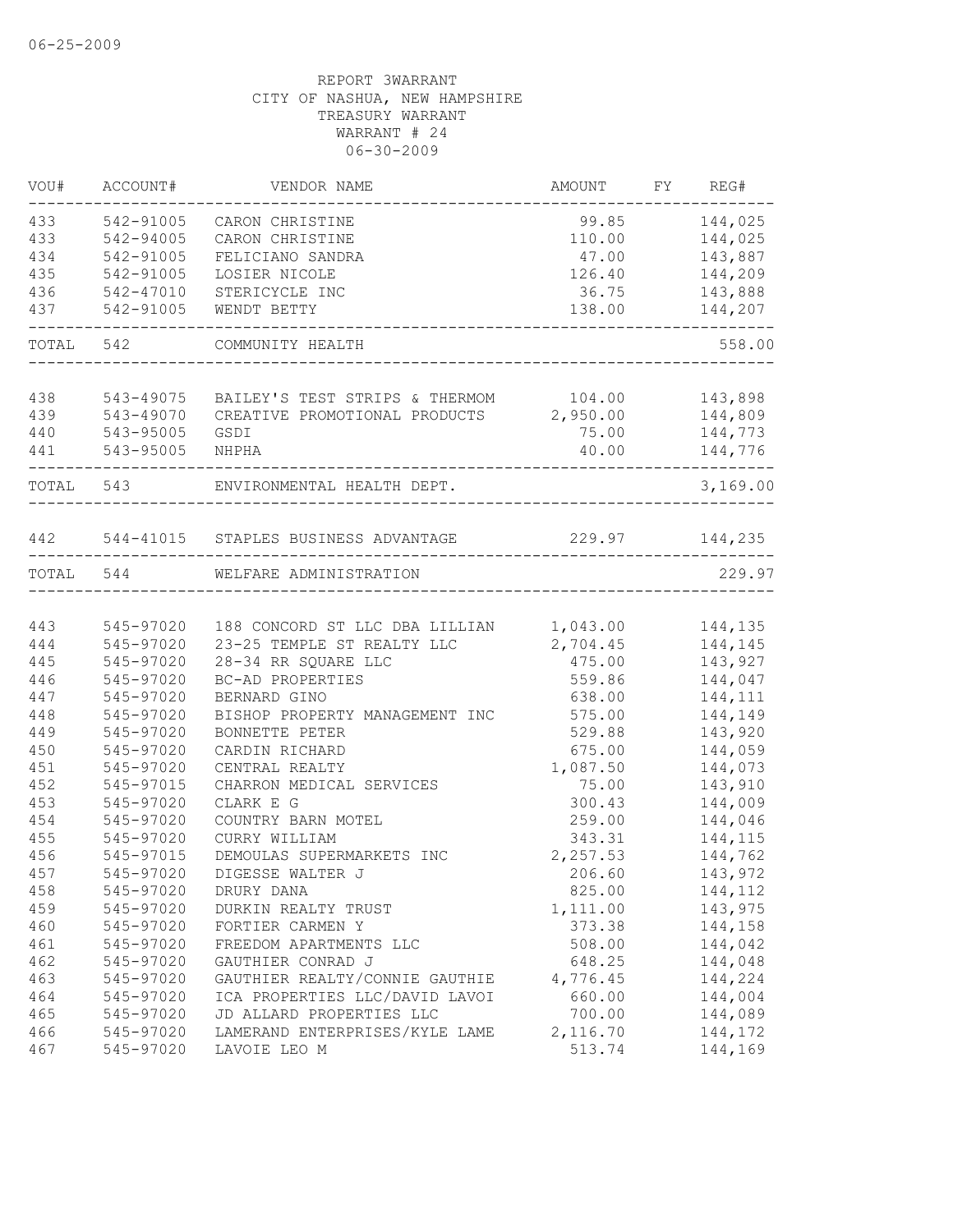06-25-2009

REPORT 3WARRANT
CITY OF NASHUA, NEW HAMPSHIRE
TREASURY WARRANT
WARRANT # 24
06-30-2009

| VOU# | ACCOUNT# | VENDOR NAME | AMOUNT | FY | REG# |
|---|---|---|---|---|---|
| 433 | 542-91005 | CARON CHRISTINE | 99.85 | | 144,025 |
| 433 | 542-94005 | CARON CHRISTINE | 110.00 | | 144,025 |
| 434 | 542-91005 | FELICIANO SANDRA | 47.00 | | 143,887 |
| 435 | 542-91005 | LOSIER NICOLE | 126.40 | | 144,209 |
| 436 | 542-47010 | STERICYCLE INC | 36.75 | | 143,888 |
| 437 | 542-91005 | WENDT BETTY | 138.00 | | 144,207 |
| TOTAL | 542 | COMMUNITY HEALTH | | | 558.00 |
| 438 | 543-49075 | BAILEY'S TEST STRIPS & THERMOM | 104.00 | | 143,898 |
| 439 | 543-49070 | CREATIVE PROMOTIONAL PRODUCTS | 2,950.00 | | 144,809 |
| 440 | 543-95005 | GSDI | 75.00 | | 144,773 |
| 441 | 543-95005 | NHPHA | 40.00 | | 144,776 |
| TOTAL | 543 | ENVIRONMENTAL HEALTH DEPT. | | | 3,169.00 |
| 442 | 544-41015 | STAPLES BUSINESS ADVANTAGE | 229.97 | | 144,235 |
| TOTAL | 544 | WELFARE ADMINISTRATION | | | 229.97 |
| 443 | 545-97020 | 188 CONCORD ST LLC DBA LILLIAN | 1,043.00 | | 144,135 |
| 444 | 545-97020 | 23-25 TEMPLE ST REALTY LLC | 2,704.45 | | 144,145 |
| 445 | 545-97020 | 28-34 RR SQUARE LLC | 475.00 | | 143,927 |
| 446 | 545-97020 | BC-AD PROPERTIES | 559.86 | | 144,047 |
| 447 | 545-97020 | BERNARD GINO | 638.00 | | 144,111 |
| 448 | 545-97020 | BISHOP PROPERTY MANAGEMENT INC | 575.00 | | 144,149 |
| 449 | 545-97020 | BONNETTE PETER | 529.88 | | 143,920 |
| 450 | 545-97020 | CARDIN RICHARD | 675.00 | | 144,059 |
| 451 | 545-97020 | CHARTRAL REALTY | 1,087.50 | | 144,073 |
| 452 | 545-97015 | CHARRON MEDICAL SERVICES | 75.00 | | 143,910 |
| 453 | 545-97020 | CLARK E G | 300.43 | | 144,009 |
| 454 | 545-97020 | COUNTRY BARN MOTEL | 259.00 | | 144,046 |
| 455 | 545-97020 | CURRY WILLIAM | 343.31 | | 144,115 |
| 456 | 545-97015 | DEMOULAS SUPERMARKETS INC | 2,257.53 | | 144,762 |
| 457 | 545-97020 | DIGESSE WALTER J | 206.60 | | 143,972 |
| 458 | 545-97020 | DRURY DANA | 825.00 | | 144,112 |
| 459 | 545-97020 | DURKIN REALTY TRUST | 1,111.00 | | 143,975 |
| 460 | 545-97020 | FORTIER CARMEN Y | 373.38 | | 144,158 |
| 461 | 545-97020 | FREEDOM APARTMENTS LLC | 508.00 | | 144,042 |
| 462 | 545-97020 | GAUTHIER CONRAD J | 648.25 | | 144,048 |
| 463 | 545-97020 | GAUTHIER REALTY/CONNIE GAUTHIE | 4,776.45 | | 144,224 |
| 464 | 545-97020 | ICA PROPERTIES LLC/DAVID LAVOI | 660.00 | | 144,004 |
| 465 | 545-97020 | JD ALLARD PROPERTIES LLC | 700.00 | | 144,089 |
| 466 | 545-97020 | LAMERAND ENTERPRISES/KYLE LAME | 2,116.70 | | 144,172 |
| 467 | 545-97020 | LAVOIE LEO M | 513.74 | | 144,169 |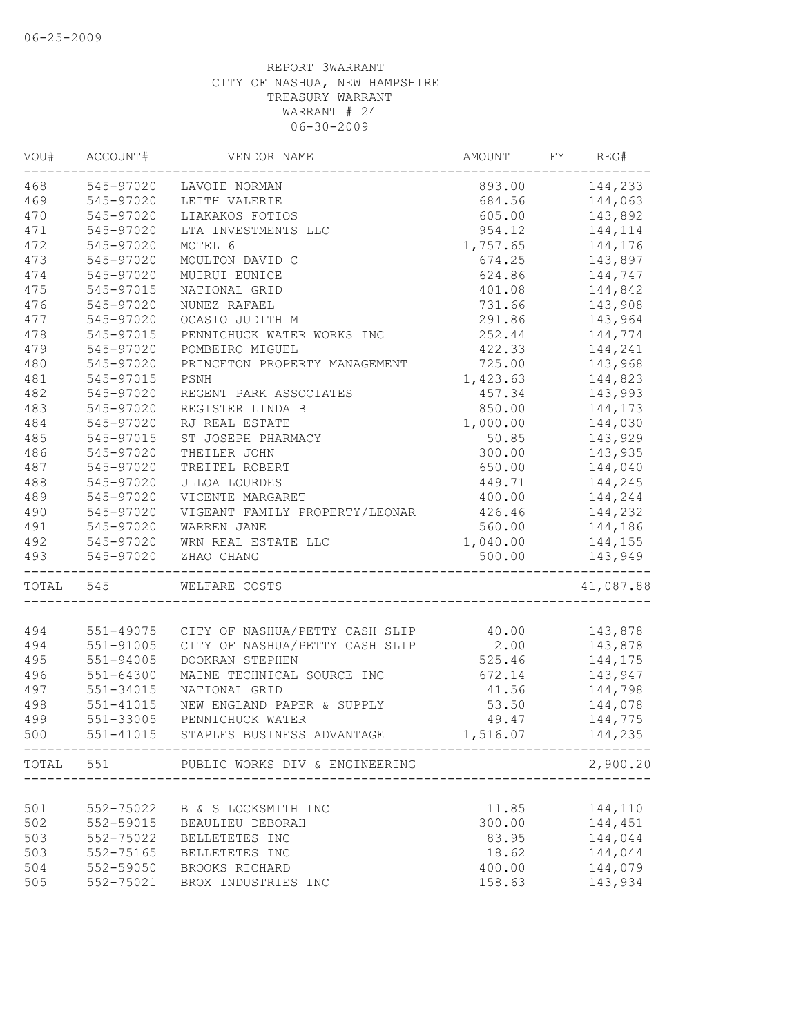06-25-2009

REPORT 3WARRANT
CITY OF NASHUA, NEW HAMPSHIRE
TREASURY WARRANT
WARRANT # 24
06-30-2009

| VOU# | ACCOUNT# | VENDOR NAME | AMOUNT | FY | REG# |
|---|---|---|---|---|---|
| 468 | 545-97020 | LAVOIE NORMAN | 893.00 | | 144,233 |
| 469 | 545-97020 | LEITH VALERIE | 684.56 | | 144,063 |
| 470 | 545-97020 | LIAKAKOS FOTIOS | 605.00 | | 143,892 |
| 471 | 545-97020 | LTA INVESTMENTS LLC | 954.12 | | 144,114 |
| 472 | 545-97020 | MOTEL 6 | 1,757.65 | | 144,176 |
| 473 | 545-97020 | MOULTON DAVID C | 674.25 | | 143,897 |
| 474 | 545-97020 | MUIRUI EUNICE | 624.86 | | 144,747 |
| 475 | 545-97015 | NATIONAL GRID | 401.08 | | 144,842 |
| 476 | 545-97020 | NUNEZ RAFAEL | 731.66 | | 143,908 |
| 477 | 545-97020 | OCASIO JUDITH M | 291.86 | | 143,964 |
| 478 | 545-97015 | PENNICHUCK WATER WORKS INC | 252.44 | | 144,774 |
| 479 | 545-97020 | POMBEIRO MIGUEL | 422.33 | | 144,241 |
| 480 | 545-97020 | PRINCETON PROPERTY MANAGEMENT | 725.00 | | 143,968 |
| 481 | 545-97015 | PSNH | 1,423.63 | | 144,823 |
| 482 | 545-97020 | REGENT PARK ASSOCIATES | 457.34 | | 143,993 |
| 483 | 545-97020 | REGISTER LINDA B | 850.00 | | 144,173 |
| 484 | 545-97020 | RJ REAL ESTATE | 1,000.00 | | 144,030 |
| 485 | 545-97015 | ST JOSEPH PHARMACY | 50.85 | | 143,929 |
| 486 | 545-97020 | THEILER JOHN | 300.00 | | 143,935 |
| 487 | 545-97020 | TREITEL ROBERT | 650.00 | | 144,040 |
| 488 | 545-97020 | ULLOA LOURDES | 449.71 | | 144,245 |
| 489 | 545-97020 | VICENTE MARGARET | 400.00 | | 144,244 |
| 490 | 545-97020 | VIGEANT FAMILY PROPERTY/LEONAR | 426.46 | | 144,232 |
| 491 | 545-97020 | WARREN JANE | 560.00 | | 144,186 |
| 492 | 545-97020 | WRN REAL ESTATE LLC | 1,040.00 | | 144,155 |
| 493 | 545-97020 | ZHAO CHANG | 500.00 | | 143,949 |
| TOTAL | 545 | WELFARE COSTS | | | 41,087.88 |
| 494 | 551-49075 | CITY OF NASHUA/PETTY CASH SLIP | 40.00 | | 143,878 |
| 494 | 551-91005 | CITY OF NASHUA/PETTY CASH SLIP | 2.00 | | 143,878 |
| 495 | 551-94005 | DOOKRAN STEPHEN | 525.46 | | 144,175 |
| 496 | 551-64300 | MAINE TECHNICAL SOURCE INC | 672.14 | | 143,947 |
| 497 | 551-34015 | NATIONAL GRID | 41.56 | | 144,798 |
| 498 | 551-41015 | NEW ENGLAND PAPER & SUPPLY | 53.50 | | 144,078 |
| 499 | 551-33005 | PENNICHUCK WATER | 49.47 | | 144,775 |
| 500 | 551-41015 | STAPLES BUSINESS ADVANTAGE | 1,516.07 | | 144,235 |
| TOTAL | 551 | PUBLIC WORKS DIV & ENGINEERING | | | 2,900.20 |
| 501 | 552-75022 | B & S LOCKSMITH INC | 11.85 | | 144,110 |
| 502 | 552-59015 | BEAULIEU DEBORAH | 300.00 | | 144,451 |
| 503 | 552-75022 | BELLETETES INC | 83.95 | | 144,044 |
| 503 | 552-75165 | BELLETETES INC | 18.62 | | 144,044 |
| 504 | 552-59050 | BROOKS RICHARD | 400.00 | | 144,079 |
| 505 | 552-75021 | BROX INDUSTRIES INC | 158.63 | | 143,934 |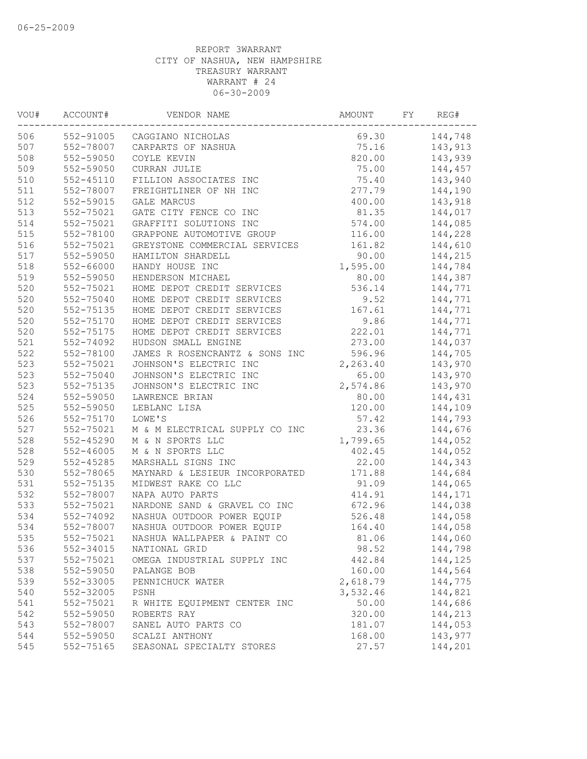06-25-2009

REPORT 3WARRANT
CITY OF NASHUA, NEW HAMPSHIRE
TREASURY WARRANT
WARRANT # 24
06-30-2009

| VOU# | ACCOUNT# | VENDOR NAME | AMOUNT | FY | REG# |
|---|---|---|---|---|---|
| 506 | 552-91005 | CAGGIANO NICHOLAS | 69.30 | | 144,748 |
| 507 | 552-78007 | CARPARTS OF NASHUA | 75.16 | | 143,913 |
| 508 | 552-59050 | COYLE KEVIN | 820.00 | | 143,939 |
| 509 | 552-59050 | CURRAN JULIE | 75.00 | | 144,457 |
| 510 | 552-45110 | FILLION ASSOCIATES INC | 75.40 | | 143,940 |
| 511 | 552-78007 | FREIGHTLINER OF NH INC | 277.79 | | 144,190 |
| 512 | 552-59015 | GALE MARCUS | 400.00 | | 143,918 |
| 513 | 552-75021 | GATE CITY FENCE CO INC | 81.35 | | 144,017 |
| 514 | 552-75021 | GRAFFITI SOLUTIONS INC | 574.00 | | 144,085 |
| 515 | 552-78100 | GRAPPONE AUTOMOTIVE GROUP | 116.00 | | 144,228 |
| 516 | 552-75021 | GREYSTONE COMMERCIAL SERVICES | 161.82 | | 144,610 |
| 517 | 552-59050 | HAMILTON SHARDELL | 90.00 | | 144,215 |
| 518 | 552-66000 | HANDY HOUSE INC | 1,595.00 | | 144,784 |
| 519 | 552-59050 | HENDERSON MICHAEL | 80.00 | | 144,387 |
| 520 | 552-75021 | HOME DEPOT CREDIT SERVICES | 536.14 | | 144,771 |
| 520 | 552-75040 | HOME DEPOT CREDIT SERVICES | 9.52 | | 144,771 |
| 520 | 552-75135 | HOME DEPOT CREDIT SERVICES | 167.61 | | 144,771 |
| 520 | 552-75170 | HOME DEPOT CREDIT SERVICES | 9.86 | | 144,771 |
| 520 | 552-75175 | HOME DEPOT CREDIT SERVICES | 222.01 | | 144,771 |
| 521 | 552-74092 | HUDSON SMALL ENGINE | 273.00 | | 144,037 |
| 522 | 552-78100 | JAMES R ROSENCRANTZ & SONS INC | 596.96 | | 144,705 |
| 523 | 552-75021 | JOHNSON'S ELECTRIC INC | 2,263.40 | | 143,970 |
| 523 | 552-75040 | JOHNSON'S ELECTRIC INC | 65.00 | | 143,970 |
| 523 | 552-75135 | JOHNSON'S ELECTRIC INC | 2,574.86 | | 143,970 |
| 524 | 552-59050 | LAWRENCE BRIAN | 80.00 | | 144,431 |
| 525 | 552-59050 | LEBLANC LISA | 120.00 | | 144,109 |
| 526 | 552-75170 | LOWE'S | 57.42 | | 144,793 |
| 527 | 552-75021 | M & M ELECTRICAL SUPPLY CO INC | 23.36 | | 144,676 |
| 528 | 552-45290 | M & N SPORTS LLC | 1,799.65 | | 144,052 |
| 528 | 552-46005 | M & N SPORTS LLC | 402.45 | | 144,052 |
| 529 | 552-45285 | MARSHALL SIGNS INC | 22.00 | | 144,343 |
| 530 | 552-78065 | MAYNARD & LESIEUR INCORPORATED | 171.88 | | 144,684 |
| 531 | 552-75135 | MIDWEST RAKE CO LLC | 91.09 | | 144,065 |
| 532 | 552-78007 | NAPA AUTO PARTS | 414.91 | | 144,171 |
| 533 | 552-75021 | NARDONE SAND & GRAVEL CO INC | 672.96 | | 144,038 |
| 534 | 552-74092 | NASHUA OUTDOOR POWER EQUIP | 526.48 | | 144,058 |
| 534 | 552-78007 | NASHUA OUTDOOR POWER EQUIP | 164.40 | | 144,058 |
| 535 | 552-75021 | NASHUA WALLPAPER & PAINT CO | 81.06 | | 144,060 |
| 536 | 552-34015 | NATIONAL GRID | 98.52 | | 144,798 |
| 537 | 552-75021 | OMEGA INDUSTRIAL SUPPLY INC | 442.84 | | 144,125 |
| 538 | 552-59050 | PALANGE BOB | 160.00 | | 144,564 |
| 539 | 552-33005 | PENNICHUCK WATER | 2,618.79 | | 144,775 |
| 540 | 552-32005 | PSNH | 3,532.46 | | 144,821 |
| 541 | 552-75021 | R WHITE EQUIPMENT CENTER INC | 50.00 | | 144,686 |
| 542 | 552-59050 | ROBERTS RAY | 320.00 | | 144,213 |
| 543 | 552-78007 | SANEL AUTO PARTS CO | 181.07 | | 144,053 |
| 544 | 552-59050 | SCALZI ANTHONY | 168.00 | | 143,977 |
| 545 | 552-75165 | SEASONAL SPECIALTY STORES | 27.57 | | 144,201 |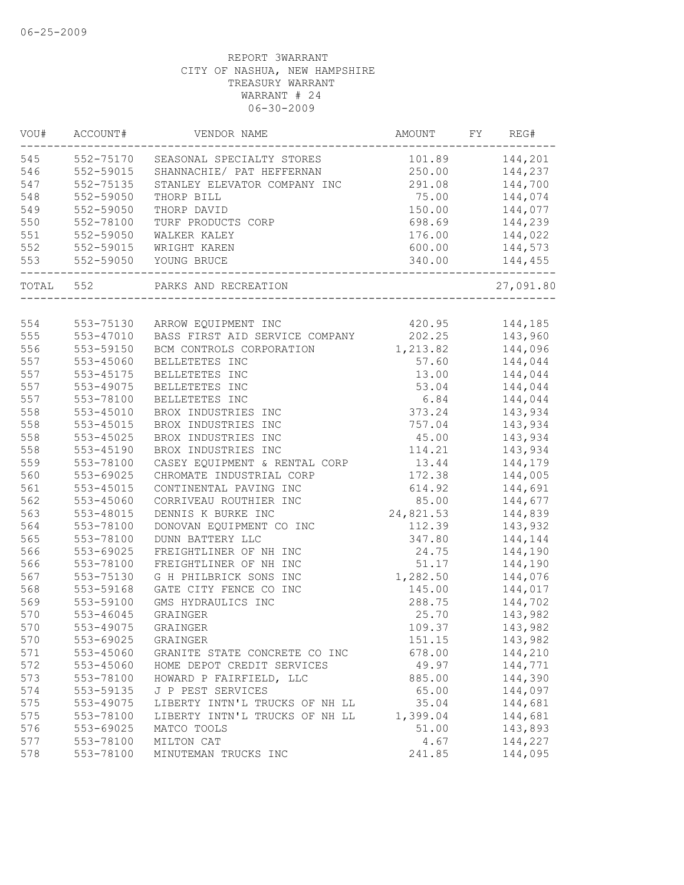06-25-2009

REPORT 3WARRANT
CITY OF NASHUA, NEW HAMPSHIRE
TREASURY WARRANT
WARRANT # 24
06-30-2009

| VOU# | ACCOUNT# | VENDOR NAME | AMOUNT | FY | REG# |
|---|---|---|---|---|---|
| 545 | 552-75170 | SEASONAL SPECIALTY STORES | 101.89 | | 144,201 |
| 546 | 552-59015 | SHANNACHIE/ PAT HEFFERNAN | 250.00 | | 144,237 |
| 547 | 552-75135 | STANLEY ELEVATOR COMPANY INC | 291.08 | | 144,700 |
| 548 | 552-59050 | THORP BILL | 75.00 | | 144,074 |
| 549 | 552-59050 | THORP DAVID | 150.00 | | 144,077 |
| 550 | 552-78100 | TURF PRODUCTS CORP | 698.69 | | 144,239 |
| 551 | 552-59050 | WALKER KALEY | 176.00 | | 144,022 |
| 552 | 552-59015 | WRIGHT KAREN | 600.00 | | 144,573 |
| 553 | 552-59050 | YOUNG BRUCE | 340.00 | | 144,455 |
| TOTAL | 552 | PARKS AND RECREATION | | | 27,091.80 |
| 554 | 553-75130 | ARROW EQUIPMENT INC | 420.95 | | 144,185 |
| 555 | 553-47010 | BASS FIRST AID SERVICE COMPANY | 202.25 | | 143,960 |
| 556 | 553-59150 | BCM CONTROLS CORPORATION | 1,213.82 | | 144,096 |
| 557 | 553-45060 | BELLETETES INC | 57.60 | | 144,044 |
| 557 | 553-45175 | BELLETETES INC | 13.00 | | 144,044 |
| 557 | 553-49075 | BELLETETES INC | 53.04 | | 144,044 |
| 557 | 553-78100 | BELLETETES INC | 6.84 | | 144,044 |
| 558 | 553-45010 | BROX INDUSTRIES INC | 373.24 | | 143,934 |
| 558 | 553-45015 | BROX INDUSTRIES INC | 757.04 | | 143,934 |
| 558 | 553-45025 | BROX INDUSTRIES INC | 45.00 | | 143,934 |
| 558 | 553-45190 | BROX INDUSTRIES INC | 114.21 | | 143,934 |
| 559 | 553-78100 | CASEY EQUIPMENT & RENTAL CORP | 13.44 | | 144,179 |
| 560 | 553-69025 | CHROMATE INDUSTRIAL CORP | 172.38 | | 144,005 |
| 561 | 553-45015 | CONTINENTAL PAVING INC | 614.92 | | 144,691 |
| 562 | 553-45060 | CORRIVEAU ROUTHIER INC | 85.00 | | 144,677 |
| 563 | 553-48015 | DENNIS K BURKE INC | 24,821.53 | | 144,839 |
| 564 | 553-78100 | DONOVAN EQUIPMENT CO INC | 112.39 | | 143,932 |
| 565 | 553-78100 | DUNN BATTERY LLC | 347.80 | | 144,144 |
| 566 | 553-69025 | FREIGHTLINER OF NH INC | 24.75 | | 144,190 |
| 566 | 553-78100 | FREIGHTLINER OF NH INC | 51.17 | | 144,190 |
| 567 | 553-75130 | G H PHILBRICK SONS INC | 1,282.50 | | 144,076 |
| 568 | 553-59168 | GATE CITY FENCE CO INC | 145.00 | | 144,017 |
| 569 | 553-59100 | GMS HYDRAULICS INC | 288.75 | | 144,702 |
| 570 | 553-46045 | GRAINGER | 25.70 | | 143,982 |
| 570 | 553-49075 | GRAINGER | 109.37 | | 143,982 |
| 570 | 553-69025 | GRAINGER | 151.15 | | 143,982 |
| 571 | 553-45060 | GRANITE STATE CONCRETE CO INC | 678.00 | | 144,210 |
| 572 | 553-45060 | HOME DEPOT CREDIT SERVICES | 49.97 | | 144,771 |
| 573 | 553-78100 | HOWARD P FAIRFIELD, LLC | 885.00 | | 144,390 |
| 574 | 553-59135 | J P PEST SERVICES | 65.00 | | 144,097 |
| 575 | 553-49075 | LIBERTY INTN'L TRUCKS OF NH LL | 35.04 | | 144,681 |
| 575 | 553-78100 | LIBERTY INTN'L TRUCKS OF NH LL | 1,399.04 | | 144,681 |
| 576 | 553-69025 | MATCO TOOLS | 51.00 | | 143,893 |
| 577 | 553-78100 | MILTON CAT | 4.67 | | 144,227 |
| 578 | 553-78100 | MINUTEMAN TRUCKS INC | 241.85 | | 144,095 |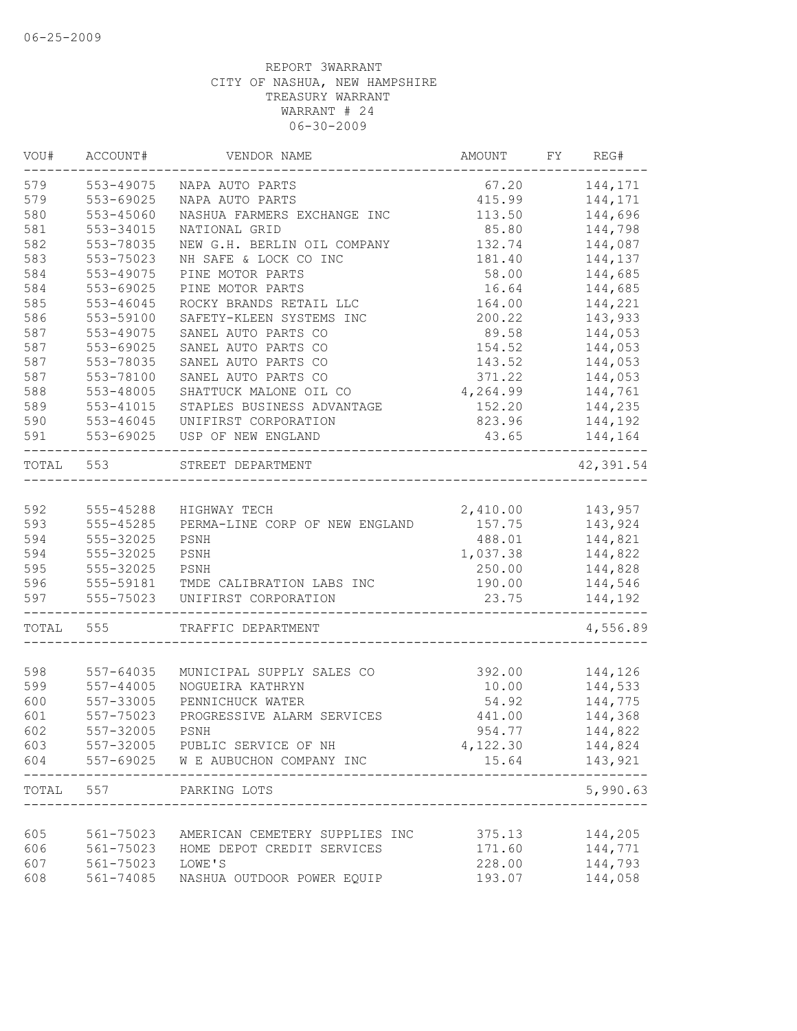06-25-2009

REPORT 3WARRANT
CITY OF NASHUA, NEW HAMPSHIRE
TREASURY WARRANT
WARRANT # 24
06-30-2009

| VOU# | ACCOUNT# | VENDOR NAME | AMOUNT | FY | REG# |
|---|---|---|---|---|---|
| 579 | 553-49075 | NAPA AUTO PARTS | 67.20 | | 144,171 |
| 579 | 553-69025 | NAPA AUTO PARTS | 415.99 | | 144,171 |
| 580 | 553-45060 | NASHUA FARMERS EXCHANGE INC | 113.50 | | 144,696 |
| 581 | 553-34015 | NATIONAL GRID | 85.80 | | 144,798 |
| 582 | 553-78035 | NEW G.H. BERLIN OIL COMPANY | 132.74 | | 144,087 |
| 583 | 553-75023 | NH SAFE & LOCK CO INC | 181.40 | | 144,137 |
| 584 | 553-49075 | PINE MOTOR PARTS | 58.00 | | 144,685 |
| 584 | 553-69025 | PINE MOTOR PARTS | 16.64 | | 144,685 |
| 585 | 553-46045 | ROCKY BRANDS RETAIL LLC | 164.00 | | 144,221 |
| 586 | 553-59100 | SAFETY-KLEEN SYSTEMS INC | 200.22 | | 143,933 |
| 587 | 553-49075 | SANEL AUTO PARTS CO | 89.58 | | 144,053 |
| 587 | 553-69025 | SANEL AUTO PARTS CO | 154.52 | | 144,053 |
| 587 | 553-78035 | SANEL AUTO PARTS CO | 143.52 | | 144,053 |
| 587 | 553-78100 | SANEL AUTO PARTS CO | 371.22 | | 144,053 |
| 588 | 553-48005 | SHATTUCK MALONE OIL CO | 4,264.99 | | 144,761 |
| 589 | 553-41015 | STAPLES BUSINESS ADVANTAGE | 152.20 | | 144,235 |
| 590 | 553-46045 | UNIFIRST CORPORATION | 823.96 | | 144,192 |
| 591 | 553-69025 | USP OF NEW ENGLAND | 43.65 | | 144,164 |
| TOTAL | 553 | STREET DEPARTMENT | | | 42,391.54 |
| 592 | 555-45288 | HIGHWAY TECH | 2,410.00 | | 143,957 |
| 593 | 555-45285 | PERMA-LINE CORP OF NEW ENGLAND | 157.75 | | 143,924 |
| 594 | 555-32025 | PSNH | 488.01 | | 144,821 |
| 594 | 555-32025 | PSNH | 1,037.38 | | 144,822 |
| 595 | 555-32025 | PSNH | 250.00 | | 144,828 |
| 596 | 555-59181 | TMDE CALIBRATION LABS INC | 190.00 | | 144,546 |
| 597 | 555-75023 | UNIFIRST CORPORATION | 23.75 | | 144,192 |
| TOTAL | 555 | TRAFFIC DEPARTMENT | | | 4,556.89 |
| 598 | 557-64035 | MUNICIPAL SUPPLY SALES CO | 392.00 | | 144,126 |
| 599 | 557-44005 | NOGUEIRA KATHRYN | 10.00 | | 144,533 |
| 600 | 557-33005 | PENNICHUCK WATER | 54.92 | | 144,775 |
| 601 | 557-75023 | PROGRESSIVE ALARM SERVICES | 441.00 | | 144,368 |
| 602 | 557-32005 | PSNH | 954.77 | | 144,822 |
| 603 | 557-32005 | PUBLIC SERVICE OF NH | 4,122.30 | | 144,824 |
| 604 | 557-69025 | W E AUBUCHON COMPANY INC | 15.64 | | 143,921 |
| TOTAL | 557 | PARKING LOTS | | | 5,990.63 |
| 605 | 561-75023 | AMERICAN CEMETERY SUPPLIES INC | 375.13 | | 144,205 |
| 606 | 561-75023 | HOME DEPOT CREDIT SERVICES | 171.60 | | 144,771 |
| 607 | 561-75023 | LOWE'S | 228.00 | | 144,793 |
| 608 | 561-74085 | NASHUA OUTDOOR POWER EQUIP | 193.07 | | 144,058 |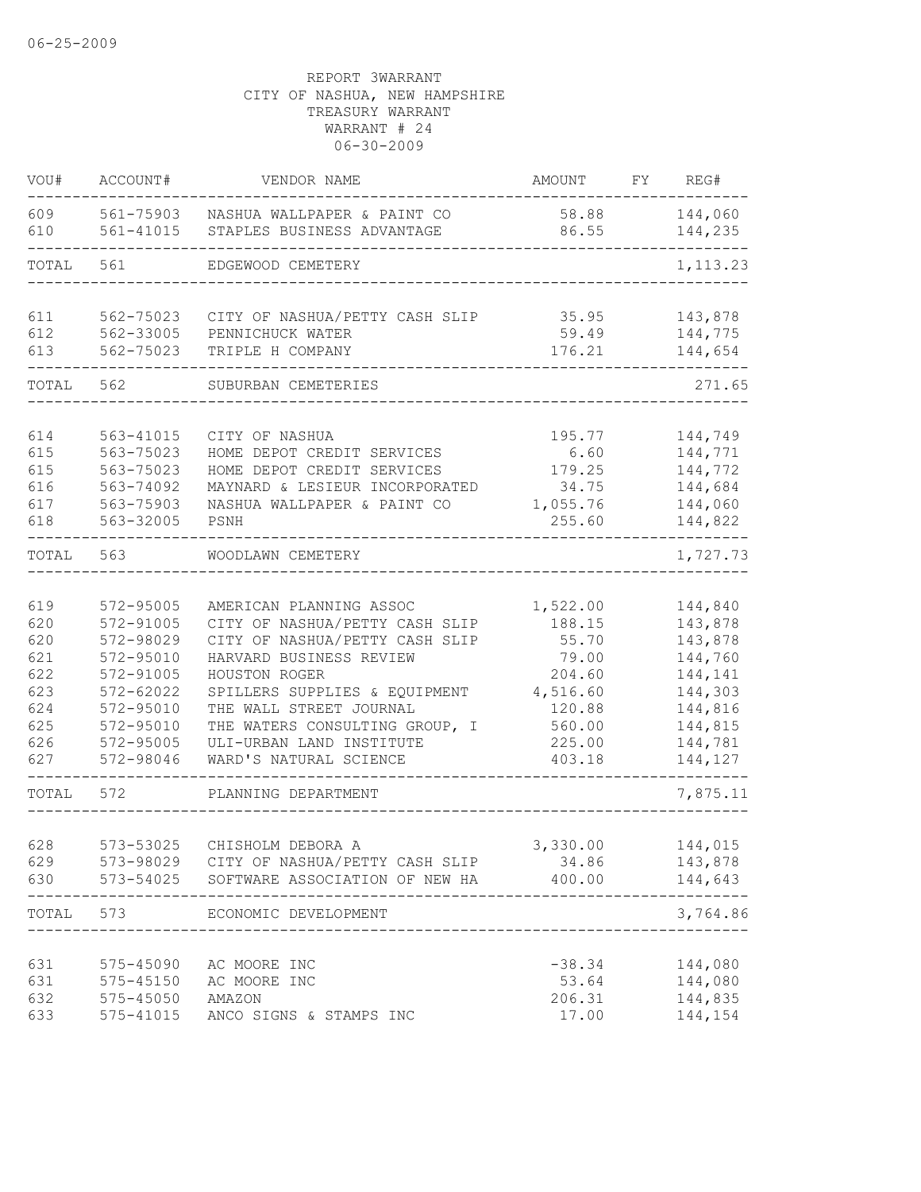06-25-2009

REPORT 3WARRANT
CITY OF NASHUA, NEW HAMPSHIRE
TREASURY WARRANT
WARRANT # 24
06-30-2009

| VOU# | ACCOUNT# | VENDOR NAME | AMOUNT | FY | REG# |
|---|---|---|---|---|---|
| 609 | 561-75903 | NASHUA WALLPAPER & PAINT CO | 58.88 | | 144,060 |
| 610 | 561-41015 | STAPLES BUSINESS ADVANTAGE | 86.55 | | 144,235 |
| TOTAL | 561 | EDGEWOOD CEMETERY | | | 1,113.23 |
| 611 | 562-75023 | CITY OF NASHUA/PETTY CASH SLIP | 35.95 | | 143,878 |
| 612 | 562-33005 | PENNICHUCK WATER | 59.49 | | 144,775 |
| 613 | 562-75023 | TRIPLE H COMPANY | 176.21 | | 144,654 |
| TOTAL | 562 | SUBURBAN CEMETERIES | | | 271.65 |
| 614 | 563-41015 | CITY OF NASHUA | 195.77 | | 144,749 |
| 615 | 563-75023 | HOME DEPOT CREDIT SERVICES | 6.60 | | 144,771 |
| 615 | 563-75023 | HOME DEPOT CREDIT SERVICES | 179.25 | | 144,772 |
| 616 | 563-74092 | MAYNARD & LESIEUR INCORPORATED | 34.75 | | 144,684 |
| 617 | 563-75903 | NASHUA WALLPAPER & PAINT CO | 1,055.76 | | 144,060 |
| 618 | 563-32005 | PSNH | 255.60 | | 144,822 |
| TOTAL | 563 | WOODLAWN CEMETERY | | | 1,727.73 |
| 619 | 572-95005 | AMERICAN PLANNING ASSOC | 1,522.00 | | 144,840 |
| 620 | 572-91005 | CITY OF NASHUA/PETTY CASH SLIP | 188.15 | | 143,878 |
| 620 | 572-98029 | CITY OF NASHUA/PETTY CASH SLIP | 55.70 | | 143,878 |
| 621 | 572-95010 | HARVARD BUSINESS REVIEW | 79.00 | | 144,760 |
| 622 | 572-91005 | HOUSTON ROGER | 204.60 | | 144,141 |
| 623 | 572-62022 | SPILLERS SUPPLIES & EQUIPMENT | 4,516.60 | | 144,303 |
| 624 | 572-95010 | THE WALL STREET JOURNAL | 120.88 | | 144,816 |
| 625 | 572-95010 | THE WATERS CONSULTING GROUP, I | 560.00 | | 144,815 |
| 626 | 572-95005 | ULI-URBAN LAND INSTITUTE | 225.00 | | 144,781 |
| 627 | 572-98046 | WARD'S NATURAL SCIENCE | 403.18 | | 144,127 |
| TOTAL | 572 | PLANNING DEPARTMENT | | | 7,875.11 |
| 628 | 573-53025 | CHISHOLM DEBORA A | 3,330.00 | | 144,015 |
| 629 | 573-98029 | CITY OF NASHUA/PETTY CASH SLIP | 34.86 | | 143,878 |
| 630 | 573-54025 | SOFTWARE ASSOCIATION OF NEW HA | 400.00 | | 144,643 |
| TOTAL | 573 | ECONOMIC DEVELOPMENT | | | 3,764.86 |
| 631 | 575-45090 | AC MOORE INC | -38.34 | | 144,080 |
| 631 | 575-45150 | AC MOORE INC | 53.64 | | 144,080 |
| 632 | 575-45050 | AMAZON | 206.31 | | 144,835 |
| 633 | 575-41015 | ANCO SIGNS & STAMPS INC | 17.00 | | 144,154 |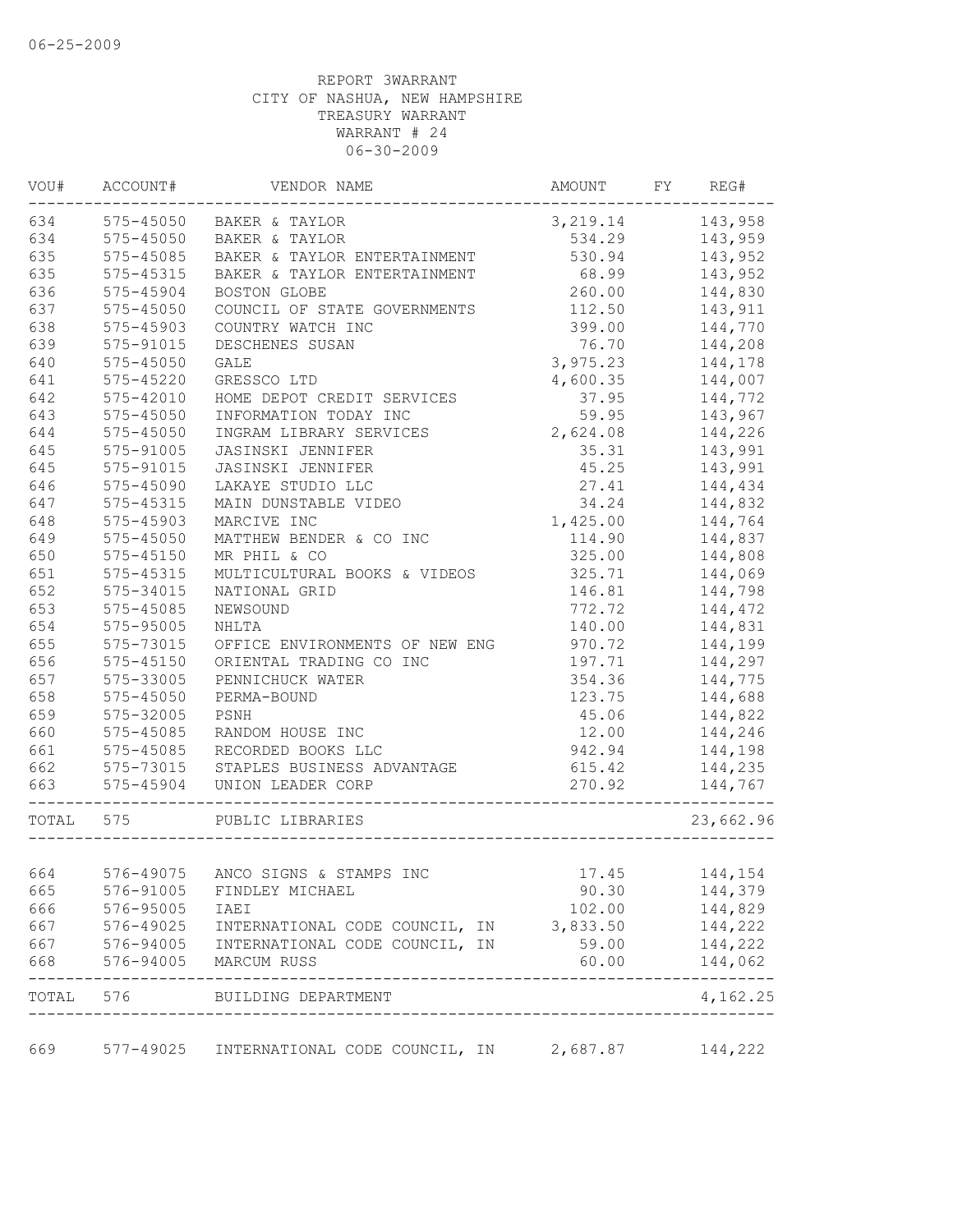06-25-2009

REPORT 3WARRANT
CITY OF NASHUA, NEW HAMPSHIRE
TREASURY WARRANT
WARRANT # 24
06-30-2009

| VOU# | ACCOUNT# | VENDOR NAME | AMOUNT | FY | REG# |
|---|---|---|---|---|---|
| 634 | 575-45050 | BAKER & TAYLOR | 3,219.14 | | 143,958 |
| 634 | 575-45050 | BAKER & TAYLOR | 534.29 | | 143,959 |
| 635 | 575-45085 | BAKER & TAYLOR ENTERTAINMENT | 530.94 | | 143,952 |
| 635 | 575-45315 | BAKER & TAYLOR ENTERTAINMENT | 68.99 | | 143,952 |
| 636 | 575-45904 | BOSTON GLOBE | 260.00 | | 144,830 |
| 637 | 575-45050 | COUNCIL OF STATE GOVERNMENTS | 112.50 | | 143,911 |
| 638 | 575-45903 | COUNTRY WATCH INC | 399.00 | | 144,770 |
| 639 | 575-91015 | DESCHENES SUSAN | 76.70 | | 144,208 |
| 640 | 575-45050 | GALE | 3,975.23 | | 144,178 |
| 641 | 575-45220 | GRESSCO LTD | 4,600.35 | | 144,007 |
| 642 | 575-42010 | HOME DEPOT CREDIT SERVICES | 37.95 | | 144,772 |
| 643 | 575-45050 | INFORMATION TODAY INC | 59.95 | | 143,967 |
| 644 | 575-45050 | INGRAM LIBRARY SERVICES | 2,624.08 | | 144,226 |
| 645 | 575-91005 | JASINSKI JENNIFER | 35.31 | | 143,991 |
| 645 | 575-91015 | JASINSKI JENNIFER | 45.25 | | 143,991 |
| 646 | 575-45090 | LAKAYE STUDIO LLC | 27.41 | | 144,434 |
| 647 | 575-45315 | MAIN DUNSTABLE VIDEO | 34.24 | | 144,832 |
| 648 | 575-45903 | MARCIVE INC | 1,425.00 | | 144,764 |
| 649 | 575-45050 | MATTHEW BENDER & CO INC | 114.90 | | 144,837 |
| 650 | 575-45150 | MR PHIL & CO | 325.00 | | 144,808 |
| 651 | 575-45315 | MULTICULTURAL BOOKS & VIDEOS | 325.71 | | 144,069 |
| 652 | 575-34015 | NATIONAL GRID | 146.81 | | 144,798 |
| 653 | 575-45085 | NEWSOUND | 772.72 | | 144,472 |
| 654 | 575-95005 | NHLTA | 140.00 | | 144,831 |
| 655 | 575-73015 | OFFICE ENVIRONMENTS OF NEW ENG | 970.72 | | 144,199 |
| 656 | 575-45150 | ORIENTAL TRADING CO INC | 197.71 | | 144,297 |
| 657 | 575-33005 | PENNICHUCK WATER | 354.36 | | 144,775 |
| 658 | 575-45050 | PERMA-BOUND | 123.75 | | 144,688 |
| 659 | 575-32005 | PSNH | 45.06 | | 144,822 |
| 660 | 575-45085 | RANDOM HOUSE INC | 12.00 | | 144,246 |
| 661 | 575-45085 | RECORDED BOOKS LLC | 942.94 | | 144,198 |
| 662 | 575-73015 | STAPLES BUSINESS ADVANTAGE | 615.42 | | 144,235 |
| 663 | 575-45904 | UNION LEADER CORP | 270.92 | | 144,767 |
| TOTAL | 575 | PUBLIC LIBRARIES | | | 23,662.96 |
| 664 | 576-49075 | ANCO SIGNS & STAMPS INC | 17.45 | | 144,154 |
| 665 | 576-91005 | FINDLEY MICHAEL | 90.30 | | 144,379 |
| 666 | 576-95005 | IAEI | 102.00 | | 144,829 |
| 667 | 576-49025 | INTERNATIONAL CODE COUNCIL, IN | 3,833.50 | | 144,222 |
| 667 | 576-94005 | INTERNATIONAL CODE COUNCIL, IN | 59.00 | | 144,222 |
| 668 | 576-94005 | MARCUM RUSS | 60.00 | | 144,062 |
| TOTAL | 576 | BUILDING DEPARTMENT | | | 4,162.25 |
| 669 | 577-49025 | INTERNATIONAL CODE COUNCIL, IN | 2,687.87 | | 144,222 |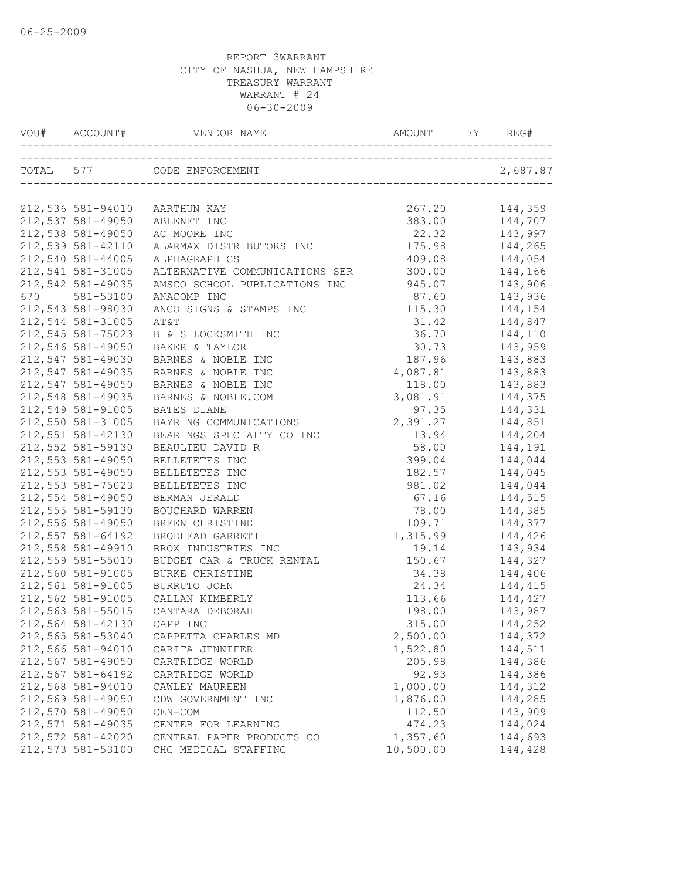06-25-2009

REPORT 3WARRANT
CITY OF NASHUA, NEW HAMPSHIRE
TREASURY WARRANT
WARRANT # 24
06-30-2009

| VOU# | ACCOUNT# | VENDOR NAME | AMOUNT | FY | REG# |
|---|---|---|---|---|---|
| TOTAL | 577 | CODE ENFORCEMENT | | | 2,687.87 |
| 212,536 | 581-94010 | AARTHUN KAY | 267.20 | | 144,359 |
| 212,537 | 581-49050 | ABLENET INC | 383.00 | | 144,707 |
| 212,538 | 581-49050 | AC MOORE INC | 22.32 | | 143,997 |
| 212,539 | 581-42110 | ALARMAX DISTRIBUTORS INC | 175.98 | | 144,265 |
| 212,540 | 581-44005 | ALPHAGRAPHICS | 409.08 | | 144,054 |
| 212,541 | 581-31005 | ALTERNATIVE COMMUNICATIONS SER | 300.00 | | 144,166 |
| 212,542 | 581-49035 | AMSCO SCHOOL PUBLICATIONS INC | 945.07 | | 143,906 |
| 670 | 581-53100 | ANACOMP INC | 87.60 | | 143,936 |
| 212,543 | 581-98030 | ANCO SIGNS & STAMPS INC | 115.30 | | 144,154 |
| 212,544 | 581-31005 | AT&T | 31.42 | | 144,847 |
| 212,545 | 581-75023 | B & S LOCKSMITH INC | 36.70 | | 144,110 |
| 212,546 | 581-49050 | BAKER & TAYLOR | 30.73 | | 143,959 |
| 212,547 | 581-49030 | BARNES & NOBLE INC | 187.96 | | 143,883 |
| 212,547 | 581-49035 | BARNES & NOBLE INC | 4,087.81 | | 143,883 |
| 212,547 | 581-49050 | BARNES & NOBLE INC | 118.00 | | 143,883 |
| 212,548 | 581-49035 | BARNES & NOBLE.COM | 3,081.91 | | 144,375 |
| 212,549 | 581-91005 | BATES DIANE | 97.35 | | 144,331 |
| 212,550 | 581-31005 | BAYRING COMMUNICATIONS | 2,391.27 | | 144,851 |
| 212,551 | 581-42130 | BEARINGS SPECIALTY CO INC | 13.94 | | 144,204 |
| 212,552 | 581-59130 | BEAULIEU DAVID R | 58.00 | | 144,191 |
| 212,553 | 581-49050 | BELLETETES INC | 399.04 | | 144,044 |
| 212,553 | 581-49050 | BELLETETES INC | 182.57 | | 144,045 |
| 212,553 | 581-75023 | BELLETETES INC | 981.02 | | 144,044 |
| 212,554 | 581-49050 | BERMAN JERALD | 67.16 | | 144,515 |
| 212,555 | 581-59130 | BOUCHARD WARREN | 78.00 | | 144,385 |
| 212,556 | 581-49050 | BREEN CHRISTINE | 109.71 | | 144,377 |
| 212,557 | 581-64192 | BRODHEAD GARRETT | 1,315.99 | | 144,426 |
| 212,558 | 581-49910 | BROX INDUSTRIES INC | 19.14 | | 143,934 |
| 212,559 | 581-55010 | BUDGET CAR & TRUCK RENTAL | 150.67 | | 144,327 |
| 212,560 | 581-91005 | BURKE CHRISTINE | 34.38 | | 144,406 |
| 212,561 | 581-91005 | BURRUTO JOHN | 24.34 | | 144,415 |
| 212,562 | 581-91005 | CALLAN KIMBERLY | 113.66 | | 144,427 |
| 212,563 | 581-55015 | CANTARA DEBORAH | 198.00 | | 143,987 |
| 212,564 | 581-42130 | CAPP INC | 315.00 | | 144,252 |
| 212,565 | 581-53040 | CAPPETTA CHARLES MD | 2,500.00 | | 144,372 |
| 212,566 | 581-94010 | CARITA JENNIFER | 1,522.80 | | 144,511 |
| 212,567 | 581-49050 | CARTRIDGE WORLD | 205.98 | | 144,386 |
| 212,567 | 581-64192 | CARTRIDGE WORLD | 92.93 | | 144,386 |
| 212,568 | 581-94010 | CAWLEY MAUREEN | 1,000.00 | | 144,312 |
| 212,569 | 581-49050 | CDW GOVERNMENT INC | 1,876.00 | | 144,285 |
| 212,570 | 581-49050 | CEN-COM | 112.50 | | 143,909 |
| 212,571 | 581-49035 | CENTER FOR LEARNING | 474.23 | | 144,024 |
| 212,572 | 581-42020 | CENTRAL PAPER PRODUCTS CO | 1,357.60 | | 144,693 |
| 212,573 | 581-53100 | CHG MEDICAL STAFFING | 10,500.00 | | 144,428 |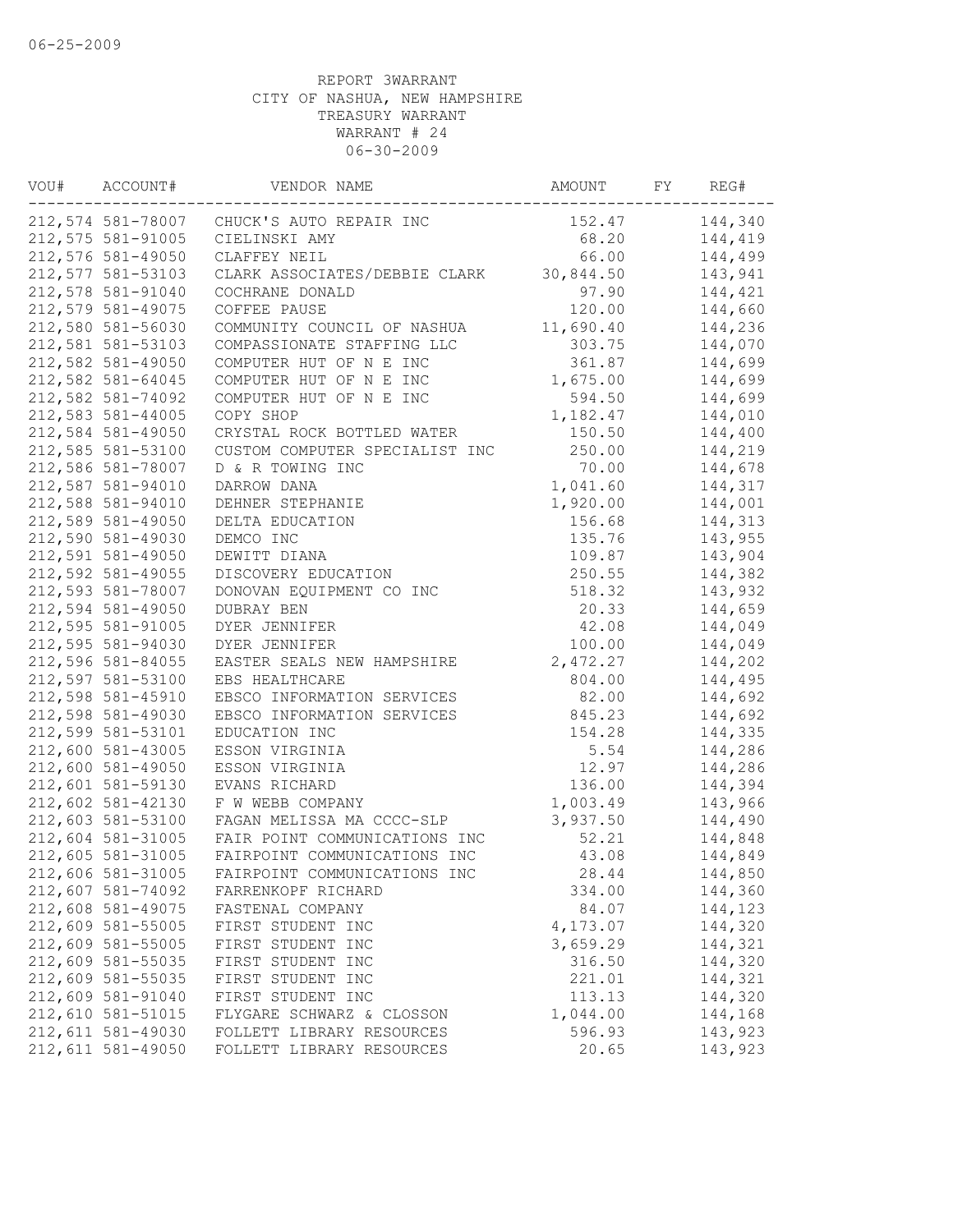06-25-2009

REPORT 3WARRANT
CITY OF NASHUA, NEW HAMPSHIRE
TREASURY WARRANT
WARRANT # 24
06-30-2009

| VOU# | ACCOUNT# | VENDOR NAME | AMOUNT | FY | REG# |
|---|---|---|---|---|---|
| 212,574 | 581-78007 | CHUCK'S AUTO REPAIR INC | 152.47 | | 144,340 |
| 212,575 | 581-91005 | CIELINSKI AMY | 68.20 | | 144,419 |
| 212,576 | 581-49050 | CLAFFEY NEIL | 66.00 | | 144,499 |
| 212,577 | 581-53103 | CLARK ASSOCIATES/DEBBIE CLARK | 30,844.50 | | 143,941 |
| 212,578 | 581-91040 | COCHRANE DONALD | 97.90 | | 144,421 |
| 212,579 | 581-49075 | COFFEE PAUSE | 120.00 | | 144,660 |
| 212,580 | 581-56030 | COMMUNITY COUNCIL OF NASHUA | 11,690.40 | | 144,236 |
| 212,581 | 581-53103 | COMPASSIONATE STAFFING LLC | 303.75 | | 144,070 |
| 212,582 | 581-49050 | COMPUTER HUT OF N E INC | 361.87 | | 144,699 |
| 212,582 | 581-64045 | COMPUTER HUT OF N E INC | 1,675.00 | | 144,699 |
| 212,582 | 581-74092 | COMPUTER HUT OF N E INC | 594.50 | | 144,699 |
| 212,583 | 581-44005 | COPY SHOP | 1,182.47 | | 144,010 |
| 212,584 | 581-49050 | CRYSTAL ROCK BOTTLED WATER | 150.50 | | 144,400 |
| 212,585 | 581-53100 | CUSTOM COMPUTER SPECIALIST INC | 250.00 | | 144,219 |
| 212,586 | 581-78007 | D & R TOWING INC | 70.00 | | 144,678 |
| 212,587 | 581-94010 | DARROW DANA | 1,041.60 | | 144,317 |
| 212,588 | 581-94010 | DEHNER STEPHANIE | 1,920.00 | | 144,001 |
| 212,589 | 581-49050 | DELTA EDUCATION | 156.68 | | 144,313 |
| 212,590 | 581-49030 | DEMCO INC | 135.76 | | 143,955 |
| 212,591 | 581-49050 | DEWITT DIANA | 109.87 | | 143,904 |
| 212,592 | 581-49055 | DISCOVERY EDUCATION | 250.55 | | 144,382 |
| 212,593 | 581-78007 | DONOVAN EQUIPMENT CO INC | 518.32 | | 143,932 |
| 212,594 | 581-49050 | DUBRAY BEN | 20.33 | | 144,659 |
| 212,595 | 581-91005 | DYER JENNIFER | 42.08 | | 144,049 |
| 212,595 | 581-94030 | DYER JENNIFER | 100.00 | | 144,049 |
| 212,596 | 581-84055 | EASTER SEALS NEW HAMPSHIRE | 2,472.27 | | 144,202 |
| 212,597 | 581-53100 | EBS HEALTHCARE | 804.00 | | 144,495 |
| 212,598 | 581-45910 | EBSCO INFORMATION SERVICES | 82.00 | | 144,692 |
| 212,598 | 581-49030 | EBSCO INFORMATION SERVICES | 845.23 | | 144,692 |
| 212,599 | 581-53101 | EDUCATION INC | 154.28 | | 144,335 |
| 212,600 | 581-43005 | ESSON VIRGINIA | 5.54 | | 144,286 |
| 212,600 | 581-49050 | ESSON VIRGINIA | 12.97 | | 144,286 |
| 212,601 | 581-59130 | EVANS RICHARD | 136.00 | | 144,394 |
| 212,602 | 581-42130 | F W WEBB COMPANY | 1,003.49 | | 143,966 |
| 212,603 | 581-53100 | FAGAN MELISSA MA CCCC-SLP | 3,937.50 | | 144,490 |
| 212,604 | 581-31005 | FAIR POINT COMMUNICATIONS INC | 52.21 | | 144,848 |
| 212,605 | 581-31005 | FAIRPOINT COMMUNICATIONS INC | 43.08 | | 144,849 |
| 212,606 | 581-31005 | FAIRPOINT COMMUNICATIONS INC | 28.44 | | 144,850 |
| 212,607 | 581-74092 | FARRENKOPF RICHARD | 334.00 | | 144,360 |
| 212,608 | 581-49075 | FASTENAL COMPANY | 84.07 | | 144,123 |
| 212,609 | 581-55005 | FIRST STUDENT INC | 4,173.07 | | 144,320 |
| 212,609 | 581-55005 | FIRST STUDENT INC | 3,659.29 | | 144,321 |
| 212,609 | 581-55035 | FIRST STUDENT INC | 316.50 | | 144,320 |
| 212,609 | 581-55035 | FIRST STUDENT INC | 221.01 | | 144,321 |
| 212,609 | 581-91040 | FIRST STUDENT INC | 113.13 | | 144,320 |
| 212,610 | 581-51015 | FLYGARE SCHWARZ & CLOSSON | 1,044.00 | | 144,168 |
| 212,611 | 581-49030 | FOLLETT LIBRARY RESOURCES | 596.93 | | 143,923 |
| 212,611 | 581-49050 | FOLLETT LIBRARY RESOURCES | 20.65 | | 143,923 |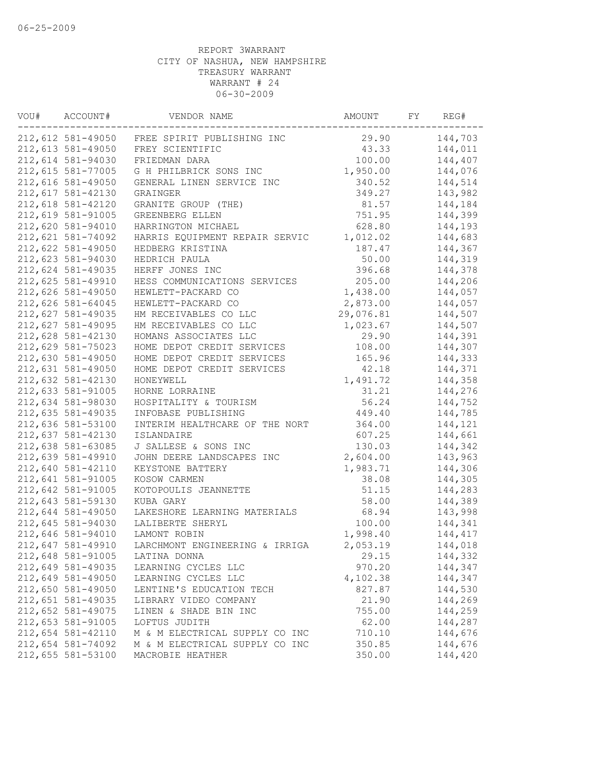06-25-2009

REPORT 3WARRANT
CITY OF NASHUA, NEW HAMPSHIRE
TREASURY WARRANT
WARRANT # 24
06-30-2009

| VOU# | ACCOUNT# | VENDOR NAME | AMOUNT | FY | REG# |
|---|---|---|---|---|---|
| 212,612 | 581-49050 | FREE SPIRIT PUBLISHING INC | 29.90 | | 144,703 |
| 212,613 | 581-49050 | FREY SCIENTIFIC | 43.33 | | 144,011 |
| 212,614 | 581-94030 | FRIEDMAN DARA | 100.00 | | 144,407 |
| 212,615 | 581-77005 | G H PHILBRICK SONS INC | 1,950.00 | | 144,076 |
| 212,616 | 581-49050 | GENERAL LINEN SERVICE INC | 340.52 | | 144,514 |
| 212,617 | 581-42130 | GRAINGER | 349.27 | | 143,982 |
| 212,618 | 581-42120 | GRANITE GROUP (THE) | 81.57 | | 144,184 |
| 212,619 | 581-91005 | GREENBERG ELLEN | 751.95 | | 144,399 |
| 212,620 | 581-94010 | HARRINGTON MICHAEL | 628.80 | | 144,193 |
| 212,621 | 581-74092 | HARRIS EQUIPMENT REPAIR SERVIC | 1,012.02 | | 144,683 |
| 212,622 | 581-49050 | HEDBERG KRISTINA | 187.47 | | 144,367 |
| 212,623 | 581-94030 | HEDRICH PAULA | 50.00 | | 144,319 |
| 212,624 | 581-49035 | HERFF JONES INC | 396.68 | | 144,378 |
| 212,625 | 581-49910 | HESS COMMUNICATIONS SERVICES | 205.00 | | 144,206 |
| 212,626 | 581-49050 | HEWLETT-PACKARD CO | 1,438.00 | | 144,057 |
| 212,626 | 581-64045 | HEWLETT-PACKARD CO | 2,873.00 | | 144,057 |
| 212,627 | 581-49035 | HM RECEIVABLES CO LLC | 29,076.81 | | 144,507 |
| 212,627 | 581-49095 | HM RECEIVABLES CO LLC | 1,023.67 | | 144,507 |
| 212,628 | 581-42130 | HOMANS ASSOCIATES LLC | 29.90 | | 144,391 |
| 212,629 | 581-75023 | HOME DEPOT CREDIT SERVICES | 108.00 | | 144,307 |
| 212,630 | 581-49050 | HOME DEPOT CREDIT SERVICES | 165.96 | | 144,333 |
| 212,631 | 581-49050 | HOME DEPOT CREDIT SERVICES | 42.18 | | 144,371 |
| 212,632 | 581-42130 | HONEYWELL | 1,491.72 | | 144,358 |
| 212,633 | 581-91005 | HORNE LORRAINE | 31.21 | | 144,276 |
| 212,634 | 581-98030 | HOSPITALITY & TOURISM | 56.24 | | 144,752 |
| 212,635 | 581-49035 | INFOBASE PUBLISHING | 449.40 | | 144,785 |
| 212,636 | 581-53100 | INTERIM HEALTHCARE OF THE NORT | 364.00 | | 144,121 |
| 212,637 | 581-42130 | ISLANDAIRE | 607.25 | | 144,661 |
| 212,638 | 581-63085 | J SALLESE & SONS INC | 130.03 | | 144,342 |
| 212,639 | 581-49910 | JOHN DEERE LANDSCAPES INC | 2,604.00 | | 143,963 |
| 212,640 | 581-42110 | KEYSTONE BATTERY | 1,983.71 | | 144,306 |
| 212,641 | 581-91005 | KOSOW CARMEN | 38.08 | | 144,305 |
| 212,642 | 581-91005 | KOTOPOULIS JEANNETTE | 51.15 | | 144,283 |
| 212,643 | 581-59130 | KUBA GARY | 58.00 | | 144,389 |
| 212,644 | 581-49050 | LAKESHORE LEARNING MATERIALS | 68.94 | | 143,998 |
| 212,645 | 581-94030 | LALIBERTE SHERYL | 100.00 | | 144,341 |
| 212,646 | 581-94010 | LAMONT ROBIN | 1,998.40 | | 144,417 |
| 212,647 | 581-49910 | LARCHMONT ENGINEERING & IRRIGA | 2,053.19 | | 144,018 |
| 212,648 | 581-91005 | LATINA DONNA | 29.15 | | 144,332 |
| 212,649 | 581-49035 | LEARNING CYCLES LLC | 970.20 | | 144,347 |
| 212,649 | 581-49050 | LEARNING CYCLES LLC | 4,102.38 | | 144,347 |
| 212,650 | 581-49050 | LENTINE'S EDUCATION TECH | 827.87 | | 144,530 |
| 212,651 | 581-49035 | LIBRARY VIDEO COMPANY | 21.90 | | 144,269 |
| 212,652 | 581-49075 | LINEN & SHADE BIN INC | 755.00 | | 144,259 |
| 212,653 | 581-91005 | LOFTUS JUDITH | 62.00 | | 144,287 |
| 212,654 | 581-42110 | M & M ELECTRICAL SUPPLY CO INC | 710.10 | | 144,676 |
| 212,654 | 581-74092 | M & M ELECTRICAL SUPPLY CO INC | 350.85 | | 144,676 |
| 212,655 | 581-53100 | MACROBIE HEATHER | 350.00 | | 144,420 |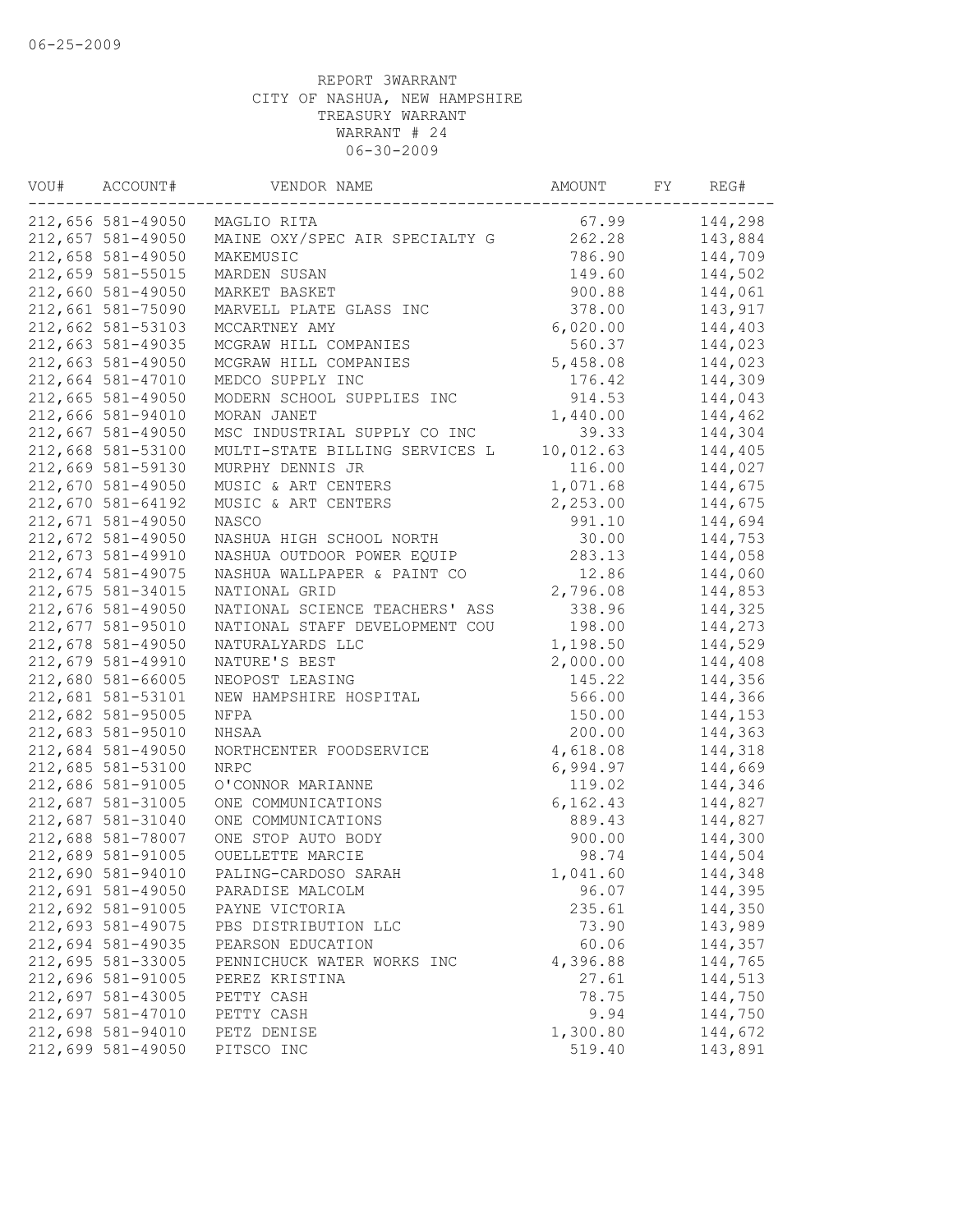06-25-2009

REPORT 3WARRANT
CITY OF NASHUA, NEW HAMPSHIRE
TREASURY WARRANT
WARRANT # 24
06-30-2009

| VOU# | ACCOUNT# | VENDOR NAME | AMOUNT | FY | REG# |
|---|---|---|---|---|---|
| 212,656 | 581-49050 | MAGLIO RITA | 67.99 | | 144,298 |
| 212,657 | 581-49050 | MAINE OXY/SPEC AIR SPECIALTY G | 262.28 | | 143,884 |
| 212,658 | 581-49050 | MAKEMUSIC | 786.90 | | 144,709 |
| 212,659 | 581-55015 | MARDEN SUSAN | 149.60 | | 144,502 |
| 212,660 | 581-49050 | MARKET BASKET | 900.88 | | 144,061 |
| 212,661 | 581-75090 | MARVELL PLATE GLASS INC | 378.00 | | 143,917 |
| 212,662 | 581-53103 | MCCARTNEY AMY | 6,020.00 | | 144,403 |
| 212,663 | 581-49035 | MCGRAW HILL COMPANIES | 560.37 | | 144,023 |
| 212,663 | 581-49050 | MCGRAW HILL COMPANIES | 5,458.08 | | 144,023 |
| 212,664 | 581-47010 | MEDCO SUPPLY INC | 176.42 | | 144,309 |
| 212,665 | 581-49050 | MODERN SCHOOL SUPPLIES INC | 914.53 | | 144,043 |
| 212,666 | 581-94010 | MORAN JANET | 1,440.00 | | 144,462 |
| 212,667 | 581-49050 | MSC INDUSTRIAL SUPPLY CO INC | 39.33 | | 144,304 |
| 212,668 | 581-53100 | MULTI-STATE BILLING SERVICES L | 10,012.63 | | 144,405 |
| 212,669 | 581-59130 | MURPHY DENNIS JR | 116.00 | | 144,027 |
| 212,670 | 581-49050 | MUSIC & ART CENTERS | 1,071.68 | | 144,675 |
| 212,670 | 581-64192 | MUSIC & ART CENTERS | 2,253.00 | | 144,675 |
| 212,671 | 581-49050 | NASCO | 991.10 | | 144,694 |
| 212,672 | 581-49050 | NASHUA HIGH SCHOOL NORTH | 30.00 | | 144,753 |
| 212,673 | 581-49910 | NASHUA OUTDOOR POWER EQUIP | 283.13 | | 144,058 |
| 212,674 | 581-49075 | NASHUA WALLPAPER & PAINT CO | 12.86 | | 144,060 |
| 212,675 | 581-34015 | NATIONAL GRID | 2,796.08 | | 144,853 |
| 212,676 | 581-49050 | NATIONAL SCIENCE TEACHERS' ASS | 338.96 | | 144,325 |
| 212,677 | 581-95010 | NATIONAL STAFF DEVELOPMENT COU | 198.00 | | 144,273 |
| 212,678 | 581-49050 | NATURALYARDS LLC | 1,198.50 | | 144,529 |
| 212,679 | 581-49910 | NATURE'S BEST | 2,000.00 | | 144,408 |
| 212,680 | 581-66005 | NEOPOST LEASING | 145.22 | | 144,356 |
| 212,681 | 581-53101 | NEW HAMPSHIRE HOSPITAL | 566.00 | | 144,366 |
| 212,682 | 581-95005 | NFPA | 150.00 | | 144,153 |
| 212,683 | 581-95010 | NHSAA | 200.00 | | 144,363 |
| 212,684 | 581-49050 | NORTHCENTER FOODSERVICE | 4,618.08 | | 144,318 |
| 212,685 | 581-53100 | NRPC | 6,994.97 | | 144,669 |
| 212,686 | 581-91005 | O'CONNOR MARIANNE | 119.02 | | 144,346 |
| 212,687 | 581-31005 | ONE COMMUNICATIONS | 6,162.43 | | 144,827 |
| 212,687 | 581-31040 | ONE COMMUNICATIONS | 889.43 | | 144,827 |
| 212,688 | 581-78007 | ONE STOP AUTO BODY | 900.00 | | 144,300 |
| 212,689 | 581-91005 | OUELLETTE MARCIE | 98.74 | | 144,504 |
| 212,690 | 581-94010 | PALING-CARDOSO SARAH | 1,041.60 | | 144,348 |
| 212,691 | 581-49050 | PARADISE MALCOLM | 96.07 | | 144,395 |
| 212,692 | 581-91005 | PAYNE VICTORIA | 235.61 | | 144,350 |
| 212,693 | 581-49075 | PBS DISTRIBUTION LLC | 73.90 | | 143,989 |
| 212,694 | 581-49035 | PEARSON EDUCATION | 60.06 | | 144,357 |
| 212,695 | 581-33005 | PENNICHUCK WATER WORKS INC | 4,396.88 | | 144,765 |
| 212,696 | 581-91005 | PEREZ KRISTINA | 27.61 | | 144,513 |
| 212,697 | 581-43005 | PETTY CASH | 78.75 | | 144,750 |
| 212,697 | 581-47010 | PETTY CASH | 9.94 | | 144,750 |
| 212,698 | 581-94010 | PETZ DENISE | 1,300.80 | | 144,672 |
| 212,699 | 581-49050 | PITSCO INC | 519.40 | | 143,891 |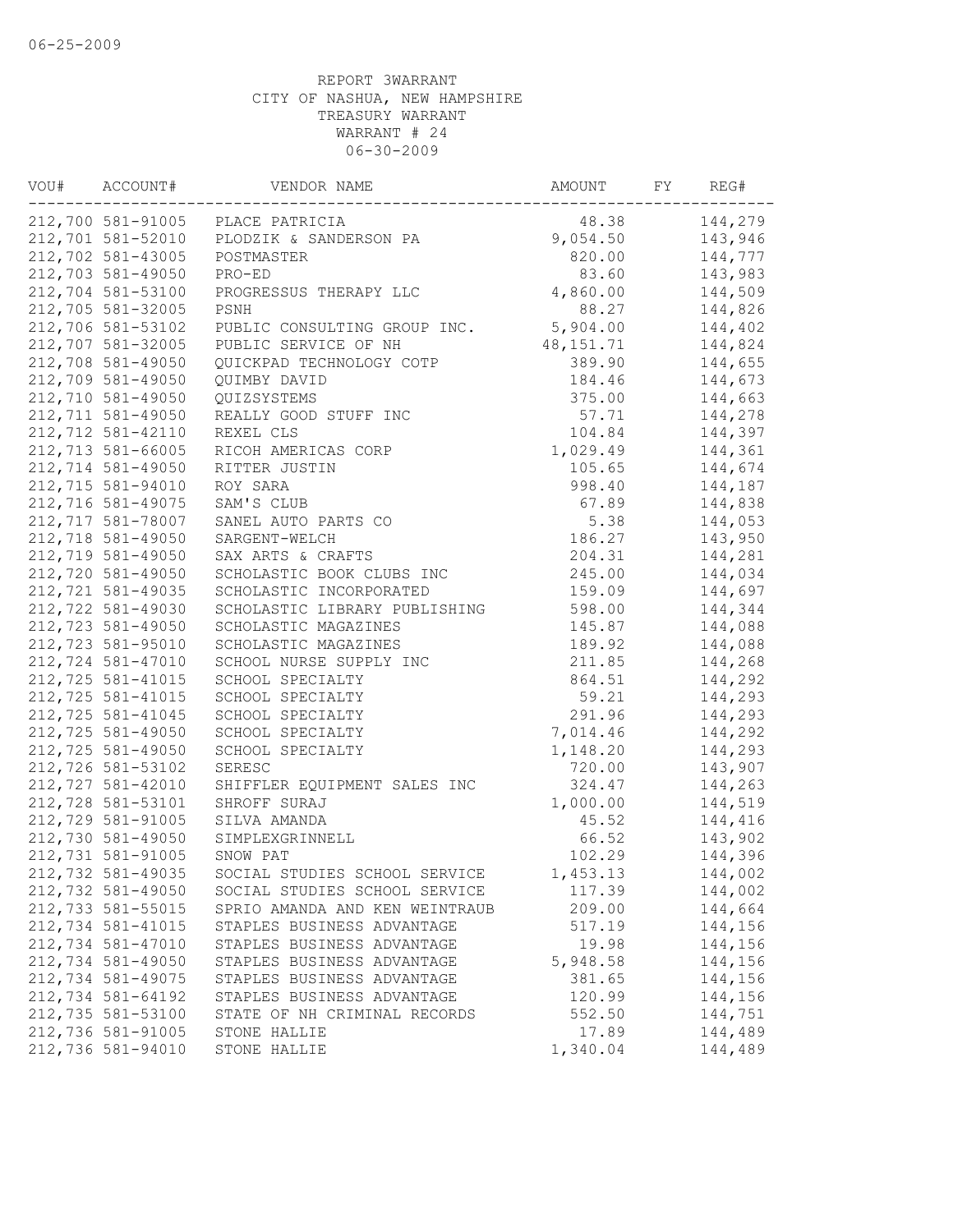06-25-2009

REPORT 3WARRANT
CITY OF NASHUA, NEW HAMPSHIRE
TREASURY WARRANT
WARRANT # 24
06-30-2009

| VOU# | ACCOUNT# | VENDOR NAME | AMOUNT | FY | REG# |
|---|---|---|---|---|---|
| 212,700 | 581-91005 | PLACE PATRICIA | 48.38 | | 144,279 |
| 212,701 | 581-52010 | PLODZIK & SANDERSON PA | 9,054.50 | | 143,946 |
| 212,702 | 581-43005 | POSTMASTER | 820.00 | | 144,777 |
| 212,703 | 581-49050 | PRO-ED | 83.60 | | 143,983 |
| 212,704 | 581-53100 | PROGRESSUS THERAPY LLC | 4,860.00 | | 144,509 |
| 212,705 | 581-32005 | PSNH | 88.27 | | 144,826 |
| 212,706 | 581-53102 | PUBLIC CONSULTING GROUP INC. | 5,904.00 | | 144,402 |
| 212,707 | 581-32005 | PUBLIC SERVICE OF NH | 48,151.71 | | 144,824 |
| 212,708 | 581-49050 | QUICKPAD TECHNOLOGY COTP | 389.90 | | 144,655 |
| 212,709 | 581-49050 | QUIMBY DAVID | 184.46 | | 144,673 |
| 212,710 | 581-49050 | QUIZSYSTEMS | 375.00 | | 144,663 |
| 212,711 | 581-49050 | REALLY GOOD STUFF INC | 57.71 | | 144,278 |
| 212,712 | 581-42110 | REXEL CLS | 104.84 | | 144,397 |
| 212,713 | 581-66005 | RICOH AMERICAS CORP | 1,029.49 | | 144,361 |
| 212,714 | 581-49050 | RITTER JUSTIN | 105.65 | | 144,674 |
| 212,715 | 581-94010 | ROY SARA | 998.40 | | 144,187 |
| 212,716 | 581-49075 | SAM'S CLUB | 67.89 | | 144,838 |
| 212,717 | 581-78007 | SANEL AUTO PARTS CO | 5.38 | | 144,053 |
| 212,718 | 581-49050 | SARGENT-WELCH | 186.27 | | 143,950 |
| 212,719 | 581-49050 | SAX ARTS & CRAFTS | 204.31 | | 144,281 |
| 212,720 | 581-49050 | SCHOLASTIC BOOK CLUBS INC | 245.00 | | 144,034 |
| 212,721 | 581-49035 | SCHOLASTIC INCORPORATED | 159.09 | | 144,697 |
| 212,722 | 581-49030 | SCHOLASTIC LIBRARY PUBLISHING | 598.00 | | 144,344 |
| 212,723 | 581-49050 | SCHOLASTIC MAGAZINES | 145.87 | | 144,088 |
| 212,723 | 581-95010 | SCHOLASTIC MAGAZINES | 189.92 | | 144,088 |
| 212,724 | 581-47010 | SCHOOL NURSE SUPPLY INC | 211.85 | | 144,268 |
| 212,725 | 581-41015 | SCHOOL SPECIALTY | 864.51 | | 144,292 |
| 212,725 | 581-41015 | SCHOOL SPECIALTY | 59.21 | | 144,293 |
| 212,725 | 581-41045 | SCHOOL SPECIALTY | 291.96 | | 144,293 |
| 212,725 | 581-49050 | SCHOOL SPECIALTY | 7,014.46 | | 144,292 |
| 212,725 | 581-49050 | SCHOOL SPECIALTY | 1,148.20 | | 144,293 |
| 212,726 | 581-53102 | SERESC | 720.00 | | 143,907 |
| 212,727 | 581-42010 | SHIFFLER EQUIPMENT SALES INC | 324.47 | | 144,263 |
| 212,728 | 581-53101 | SHROFF SURAJ | 1,000.00 | | 144,519 |
| 212,729 | 581-91005 | SILVA AMANDA | 45.52 | | 144,416 |
| 212,730 | 581-49050 | SIMPLEXGRINNELL | 66.52 | | 143,902 |
| 212,731 | 581-91005 | SNOW PAT | 102.29 | | 144,396 |
| 212,732 | 581-49035 | SOCIAL STUDIES SCHOOL SERVICE | 1,453.13 | | 144,002 |
| 212,732 | 581-49050 | SOCIAL STUDIES SCHOOL SERVICE | 117.39 | | 144,002 |
| 212,733 | 581-55015 | SPRIO AMANDA AND KEN WEINTRAUB | 209.00 | | 144,664 |
| 212,734 | 581-41015 | STAPLES BUSINESS ADVANTAGE | 517.19 | | 144,156 |
| 212,734 | 581-47010 | STAPLES BUSINESS ADVANTAGE | 19.98 | | 144,156 |
| 212,734 | 581-49050 | STAPLES BUSINESS ADVANTAGE | 5,948.58 | | 144,156 |
| 212,734 | 581-49075 | STAPLES BUSINESS ADVANTAGE | 381.65 | | 144,156 |
| 212,734 | 581-64192 | STAPLES BUSINESS ADVANTAGE | 120.99 | | 144,156 |
| 212,735 | 581-53100 | STATE OF NH CRIMINAL RECORDS | 552.50 | | 144,751 |
| 212,736 | 581-91005 | STONE HALLIE | 17.89 | | 144,489 |
| 212,736 | 581-94010 | STONE HALLIE | 1,340.04 | | 144,489 |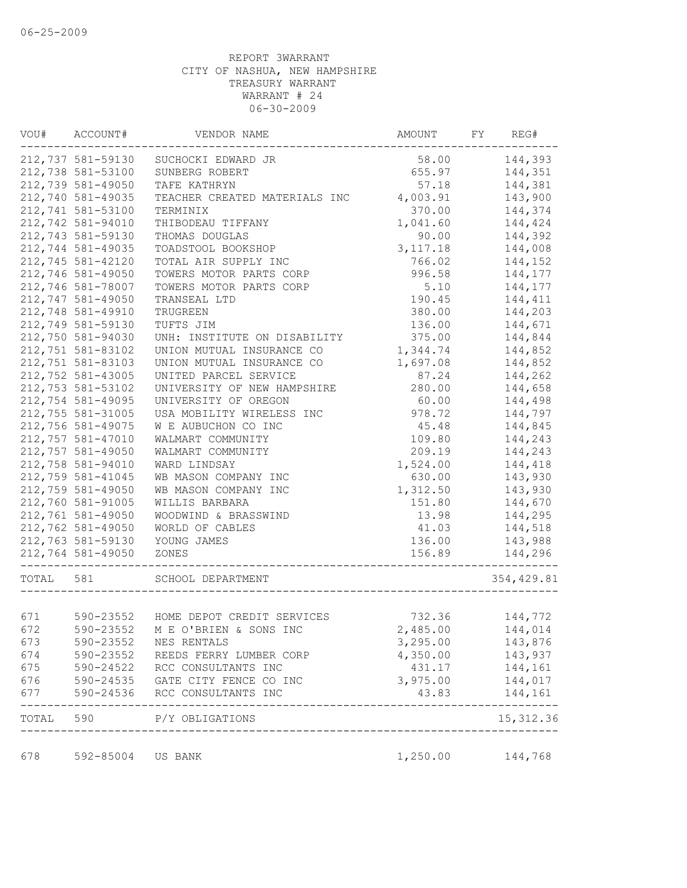06-25-2009

REPORT 3WARRANT
CITY OF NASHUA, NEW HAMPSHIRE
TREASURY WARRANT
WARRANT # 24
06-30-2009

| VOU# | ACCOUNT# | VENDOR NAME | AMOUNT | FY | REG# |
|---|---|---|---|---|---|
| 212,737 | 581-59130 | SUCHOCKI EDWARD JR | 58.00 | | 144,393 |
| 212,738 | 581-53100 | SUNBERG ROBERT | 655.97 | | 144,351 |
| 212,739 | 581-49050 | TAFE KATHRYN | 57.18 | | 144,381 |
| 212,740 | 581-49035 | TEACHER CREATED MATERIALS INC | 4,003.91 | | 143,900 |
| 212,741 | 581-53100 | TERMINIX | 370.00 | | 144,374 |
| 212,742 | 581-94010 | THIBODEAU TIFFANY | 1,041.60 | | 144,424 |
| 212,743 | 581-59130 | THOMAS DOUGLAS | 90.00 | | 144,392 |
| 212,744 | 581-49035 | TOADSTOOL BOOKSHOP | 3,117.18 | | 144,008 |
| 212,745 | 581-42120 | TOTAL AIR SUPPLY INC | 766.02 | | 144,152 |
| 212,746 | 581-49050 | TOWERS MOTOR PARTS CORP | 996.58 | | 144,177 |
| 212,746 | 581-78007 | TOWERS MOTOR PARTS CORP | 5.10 | | 144,177 |
| 212,747 | 581-49050 | TRANSEAL LTD | 190.45 | | 144,411 |
| 212,748 | 581-49910 | TRUGREEN | 380.00 | | 144,203 |
| 212,749 | 581-59130 | TUFTS JIM | 136.00 | | 144,671 |
| 212,750 | 581-94030 | UNH: INSTITUTE ON DISABILITY | 375.00 | | 144,844 |
| 212,751 | 581-83102 | UNION MUTUAL INSURANCE CO | 1,344.74 | | 144,852 |
| 212,751 | 581-83103 | UNION MUTUAL INSURANCE CO | 1,697.08 | | 144,852 |
| 212,752 | 581-43005 | UNITED PARCEL SERVICE | 87.24 | | 144,262 |
| 212,753 | 581-53102 | UNIVERSITY OF NEW HAMPSHIRE | 280.00 | | 144,658 |
| 212,754 | 581-49095 | UNIVERSITY OF OREGON | 60.00 | | 144,498 |
| 212,755 | 581-31005 | USA MOBILITY WIRELESS INC | 978.72 | | 144,797 |
| 212,756 | 581-49075 | W E AUBUCHON CO INC | 45.48 | | 144,845 |
| 212,757 | 581-47010 | WALMART COMMUNITY | 109.80 | | 144,243 |
| 212,757 | 581-49050 | WALMART COMMUNITY | 209.19 | | 144,243 |
| 212,758 | 581-94010 | WARD LINDSAY | 1,524.00 | | 144,418 |
| 212,759 | 581-41045 | WB MASON COMPANY INC | 630.00 | | 143,930 |
| 212,759 | 581-49050 | WB MASON COMPANY INC | 1,312.50 | | 143,930 |
| 212,760 | 581-91005 | WILLIS BARBARA | 151.80 | | 144,670 |
| 212,761 | 581-49050 | WOODWIND & BRASSWIND | 13.98 | | 144,295 |
| 212,762 | 581-49050 | WORLD OF CABLES | 41.03 | | 144,518 |
| 212,763 | 581-59130 | YOUNG JAMES | 136.00 | | 143,988 |
| 212,764 | 581-49050 | ZONES | 156.89 | | 144,296 |
| TOTAL | 581 | SCHOOL DEPARTMENT | | | 354,429.81 |
| 671 | 590-23552 | HOME DEPOT CREDIT SERVICES | 732.36 | | 144,772 |
| 672 | 590-23552 | M E O'BRIEN & SONS INC | 2,485.00 | | 144,014 |
| 673 | 590-23552 | NES RENTALS | 3,295.00 | | 143,876 |
| 674 | 590-23552 | REEDS FERRY LUMBER CORP | 4,350.00 | | 143,937 |
| 675 | 590-24522 | RCC CONSULTANTS INC | 431.17 | | 144,161 |
| 676 | 590-24535 | GATE CITY FENCE CO INC | 3,975.00 | | 144,017 |
| 677 | 590-24536 | RCC CONSULTANTS INC | 43.83 | | 144,161 |
| TOTAL | 590 | P/Y OBLIGATIONS | | | 15,312.36 |
| 678 | 592-85004 | US BANK | 1,250.00 | | 144,768 |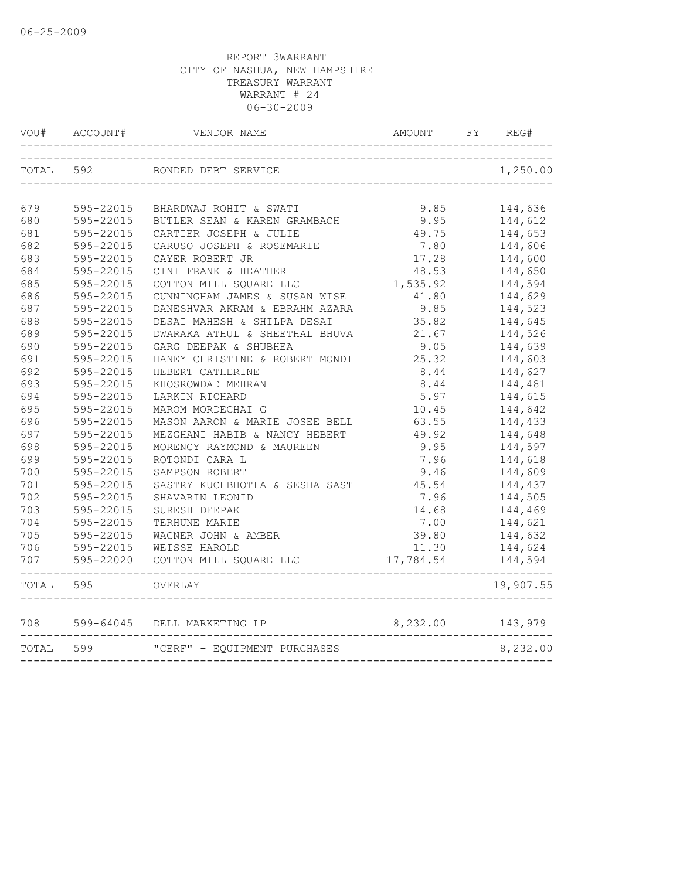06-25-2009

REPORT 3WARRANT
CITY OF NASHUA, NEW HAMPSHIRE
TREASURY WARRANT
WARRANT # 24
06-30-2009

| VOU# | ACCOUNT# | VENDOR NAME | AMOUNT | FY | REG# |
|---|---|---|---|---|---|
| TOTAL | 592 | BONDED DEBT SERVICE | | | 1,250.00 |
| 679 | 595-22015 | BHARDWAJ ROHIT & SWATI | 9.85 | | 144,636 |
| 680 | 595-22015 | BUTLER SEAN & KAREN GRAMBACH | 9.95 | | 144,612 |
| 681 | 595-22015 | CARTIER JOSEPH & JULIE | 49.75 | | 144,653 |
| 682 | 595-22015 | CARUSO JOSEPH & ROSEMARIE | 7.80 | | 144,606 |
| 683 | 595-22015 | CAYER ROBERT JR | 17.28 | | 144,600 |
| 684 | 595-22015 | CINI FRANK & HEATHER | 48.53 | | 144,650 |
| 685 | 595-22015 | COTTON MILL SQUARE LLC | 1,535.92 | | 144,594 |
| 686 | 595-22015 | CUNNINGHAM JAMES & SUSAN WISE | 41.80 | | 144,629 |
| 687 | 595-22015 | DANESHVAR AKRAM & EBRAHM AZARA | 9.85 | | 144,523 |
| 688 | 595-22015 | DESAI MAHESH & SHILPA DESAI | 35.82 | | 144,645 |
| 689 | 595-22015 | DWARAKA ATHUL & SHEETHAL BHUVA | 21.67 | | 144,526 |
| 690 | 595-22015 | GARG DEEPAK & SHUBHEA | 9.05 | | 144,639 |
| 691 | 595-22015 | HANEY CHRISTINE & ROBERT MONDI | 25.32 | | 144,603 |
| 692 | 595-22015 | HEBERT CATHERINE | 8.44 | | 144,627 |
| 693 | 595-22015 | KHOSROWDAD MEHRAN | 8.44 | | 144,481 |
| 694 | 595-22015 | LARKIN RICHARD | 5.97 | | 144,615 |
| 695 | 595-22015 | MAROM MORDECHAI G | 10.45 | | 144,642 |
| 696 | 595-22015 | MASON AARON & MARIE JOSEE BELL | 63.55 | | 144,433 |
| 697 | 595-22015 | MEZGHANI HABIB & NANCY HEBERT | 49.92 | | 144,648 |
| 698 | 595-22015 | MORENCY RAYMOND & MAUREEN | 9.95 | | 144,597 |
| 699 | 595-22015 | ROTONDI CARA L | 7.96 | | 144,618 |
| 700 | 595-22015 | SAMPSON ROBERT | 9.46 | | 144,609 |
| 701 | 595-22015 | SASTRY KUCHBHOTLA & SESHA SAST | 45.54 | | 144,437 |
| 702 | 595-22015 | SHAVARIN LEONID | 7.96 | | 144,505 |
| 703 | 595-22015 | SURESH DEEPAK | 14.68 | | 144,469 |
| 704 | 595-22015 | TERHUNE MARIE | 7.00 | | 144,621 |
| 705 | 595-22015 | WAGNER JOHN & AMBER | 39.80 | | 144,632 |
| 706 | 595-22015 | WEISSE HAROLD | 11.30 | | 144,624 |
| 707 | 595-22020 | COTTON MILL SQUARE LLC | 17,784.54 | | 144,594 |
| TOTAL | 595 | OVERLAY | | | 19,907.55 |
| 708 | 599-64045 | DELL MARKETING LP | 8,232.00 | | 143,979 |
| TOTAL | 599 | "CERF" - EQUIPMENT PURCHASES | | | 8,232.00 |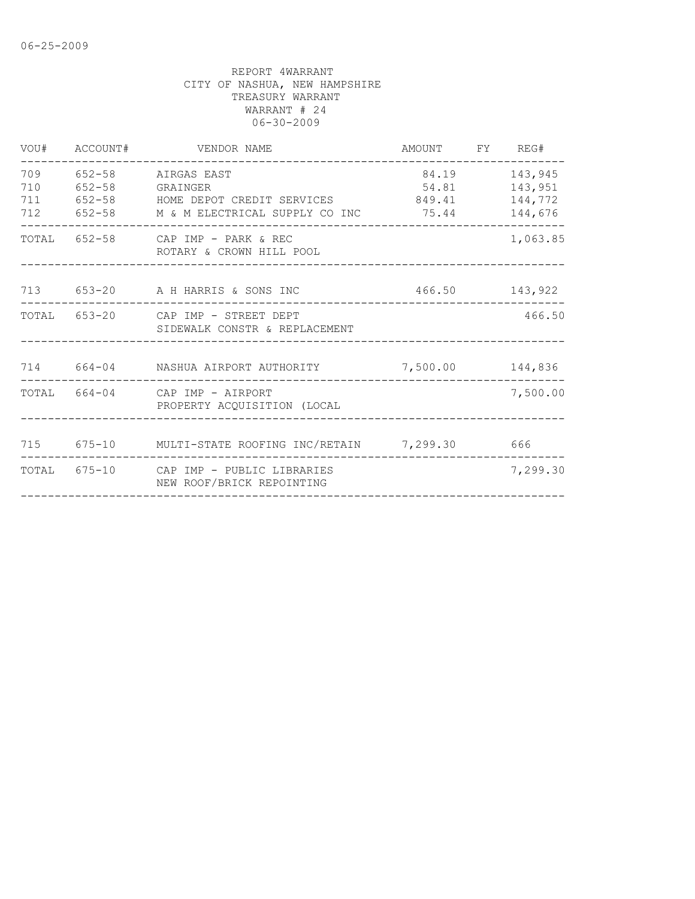06-25-2009

REPORT 4WARRANT
CITY OF NASHUA, NEW HAMPSHIRE
TREASURY WARRANT
WARRANT # 24
06-30-2009

| VOU# | ACCOUNT# | VENDOR NAME | AMOUNT | FY | REG# |
|---|---|---|---|---|---|
| 709 | 652-58 | AIRGAS EAST | 84.19 | | 143,945 |
| 710 | 652-58 | GRAINGER | 54.81 | | 143,951 |
| 711 | 652-58 | HOME DEPOT CREDIT SERVICES | 849.41 | | 144,772 |
| 712 | 652-58 | M & M ELECTRICAL SUPPLY CO INC | 75.44 | | 144,676 |
| TOTAL | 652-58 | CAP IMP - PARK & REC ROTARY & CROWN HILL POOL | | | 1,063.85 |
| 713 | 653-20 | A H HARRIS & SONS INC | 466.50 | | 143,922 |
| TOTAL | 653-20 | CAP IMP - STREET DEPT SIDEWALK CONSTR & REPLACEMENT | | | 466.50 |
| 714 | 664-04 | NASHUA AIRPORT AUTHORITY | 7,500.00 | | 144,836 |
| TOTAL | 664-04 | CAP IMP - AIRPORT PROPERTY ACQUISITION (LOCAL | | | 7,500.00 |
| 715 | 675-10 | MULTI-STATE ROOFING INC/RETAIN | 7,299.30 | | 666 |
| TOTAL | 675-10 | CAP IMP - PUBLIC LIBRARIES NEW ROOF/BRICK REPOINTING | | | 7,299.30 |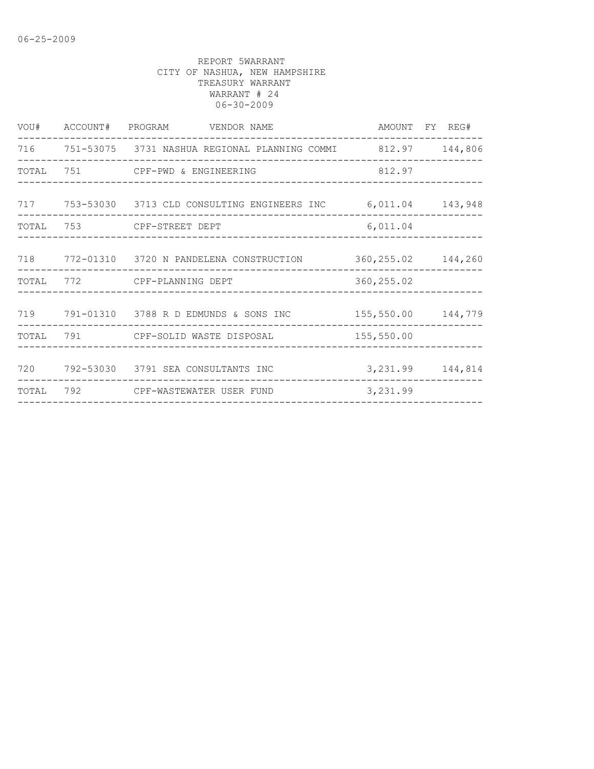REPORT 5WARRANT
CITY OF NASHUA, NEW HAMPSHIRE
TREASURY WARRANT
WARRANT # 24
06-30-2009

| VOU# | ACCOUNT# | PROGRAM | VENDOR NAME | AMOUNT | FY | REG# |
|---|---|---|---|---|---|---|
| 716 | 751-53075 | 3731 | NASHUA REGIONAL PLANNING COMMI | 812.97 | | 144,806 |
| TOTAL | 751 | | CPF-PWD & ENGINEERING | 812.97 | | |
| 717 | 753-53030 | 3713 | CLD CONSULTING ENGINEERS INC | 6,011.04 | | 143,948 |
| TOTAL | 753 | | CPF-STREET DEPT | 6,011.04 | | |
| 718 | 772-01310 | 3720 | N PANDELENA CONSTRUCTION | 360,255.02 | | 144,260 |
| TOTAL | 772 | | CPF-PLANNING DEPT | 360,255.02 | | |
| 719 | 791-01310 | 3788 | R D EDMUNDS & SONS INC | 155,550.00 | | 144,779 |
| TOTAL | 791 | | CPF-SOLID WASTE DISPOSAL | 155,550.00 | | |
| 720 | 792-53030 | 3791 | SEA CONSULTANTS INC | 3,231.99 | | 144,814 |
| TOTAL | 792 | | CPF-WASTEWATER USER FUND | 3,231.99 | | |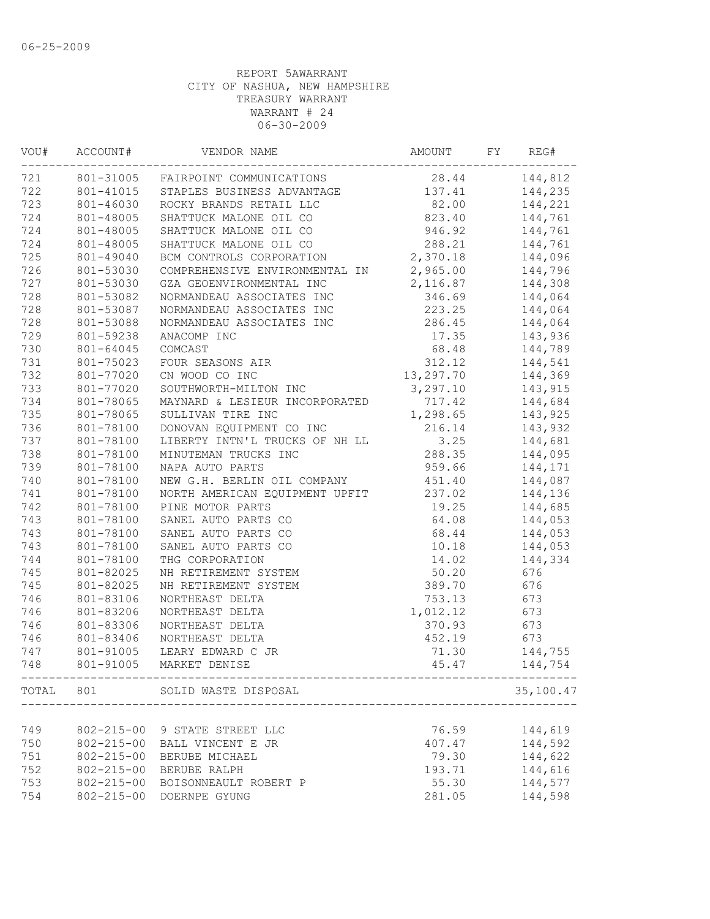06-25-2009

REPORT 5AWARRANT
CITY OF NASHUA, NEW HAMPSHIRE
TREASURY WARRANT
WARRANT # 24
06-30-2009

| VOU# | ACCOUNT# | VENDOR NAME | AMOUNT | FY | REG# |
|---|---|---|---|---|---|
| 721 | 801-31005 | FAIRPOINT COMMUNICATIONS | 28.44 | | 144,812 |
| 722 | 801-41015 | STAPLES BUSINESS ADVANTAGE | 137.41 | | 144,235 |
| 723 | 801-46030 | ROCKY BRANDS RETAIL LLC | 82.00 | | 144,221 |
| 724 | 801-48005 | SHATTUCK MALONE OIL CO | 823.40 | | 144,761 |
| 724 | 801-48005 | SHATTUCK MALONE OIL CO | 946.92 | | 144,761 |
| 724 | 801-48005 | SHATTUCK MALONE OIL CO | 288.21 | | 144,761 |
| 725 | 801-49040 | BCM CONTROLS CORPORATION | 2,370.18 | | 144,096 |
| 726 | 801-53030 | COMPREHENSIVE ENVIRONMENTAL IN | 2,965.00 | | 144,796 |
| 727 | 801-53030 | GZA GEOENVIRONMENTAL INC | 2,116.87 | | 144,308 |
| 728 | 801-53082 | NORMANDEAU ASSOCIATES INC | 346.69 | | 144,064 |
| 728 | 801-53087 | NORMANDEAU ASSOCIATES INC | 223.25 | | 144,064 |
| 728 | 801-53088 | NORMANDEAU ASSOCIATES INC | 286.45 | | 144,064 |
| 729 | 801-59238 | ANACOMP INC | 17.35 | | 143,936 |
| 730 | 801-64045 | COMCAST | 68.48 | | 144,789 |
| 731 | 801-75023 | FOUR SEASONS AIR | 312.12 | | 144,541 |
| 732 | 801-77020 | CN WOOD CO INC | 13,297.70 | | 144,369 |
| 733 | 801-77020 | SOUTHWORTH-MILTON INC | 3,297.10 | | 143,915 |
| 734 | 801-78065 | MAYNARD & LESIEUR INCORPORATED | 717.42 | | 144,684 |
| 735 | 801-78065 | SULLIVAN TIRE INC | 1,298.65 | | 143,925 |
| 736 | 801-78100 | DONOVAN EQUIPMENT CO INC | 216.14 | | 143,932 |
| 737 | 801-78100 | LIBERTY INTN'L TRUCKS OF NH LL | 3.25 | | 144,681 |
| 738 | 801-78100 | MINUTEMAN TRUCKS INC | 288.35 | | 144,095 |
| 739 | 801-78100 | NAPA AUTO PARTS | 959.66 | | 144,171 |
| 740 | 801-78100 | NEW G.H. BERLIN OIL COMPANY | 451.40 | | 144,087 |
| 741 | 801-78100 | NORTH AMERICAN EQUIPMENT UPFIT | 237.02 | | 144,136 |
| 742 | 801-78100 | PINE MOTOR PARTS | 19.25 | | 144,685 |
| 743 | 801-78100 | SANEL AUTO PARTS CO | 64.08 | | 144,053 |
| 743 | 801-78100 | SANEL AUTO PARTS CO | 68.44 | | 144,053 |
| 743 | 801-78100 | SANEL AUTO PARTS CO | 10.18 | | 144,053 |
| 744 | 801-78100 | THG CORPORATION | 14.02 | | 144,334 |
| 745 | 801-82025 | NH RETIREMENT SYSTEM | 50.20 | | 676 |
| 745 | 801-82025 | NH RETIREMENT SYSTEM | 389.70 | | 676 |
| 746 | 801-83106 | NORTHEAST DELTA | 753.13 | | 673 |
| 746 | 801-83206 | NORTHEAST DELTA | 1,012.12 | | 673 |
| 746 | 801-83306 | NORTHEAST DELTA | 370.93 | | 673 |
| 746 | 801-83406 | NORTHEAST DELTA | 452.19 | | 673 |
| 747 | 801-91005 | LEARY EDWARD C JR | 71.30 | | 144,755 |
| 748 | 801-91005 | MARKET DENISE | 45.47 | | 144,754 |
| TOTAL | 801 | SOLID WASTE DISPOSAL | | | 35,100.47 |
| 749 | 802-215-00 | 9 STATE STREET LLC | 76.59 | | 144,619 |
| 750 | 802-215-00 | BALL VINCENT E JR | 407.47 | | 144,592 |
| 751 | 802-215-00 | BERUBE MICHAEL | 79.30 | | 144,622 |
| 752 | 802-215-00 | BERUBE RALPH | 193.71 | | 144,616 |
| 753 | 802-215-00 | BOISONNEAULT ROBERT P | 55.30 | | 144,577 |
| 754 | 802-215-00 | DOERNPE GYUNG | 281.05 | | 144,598 |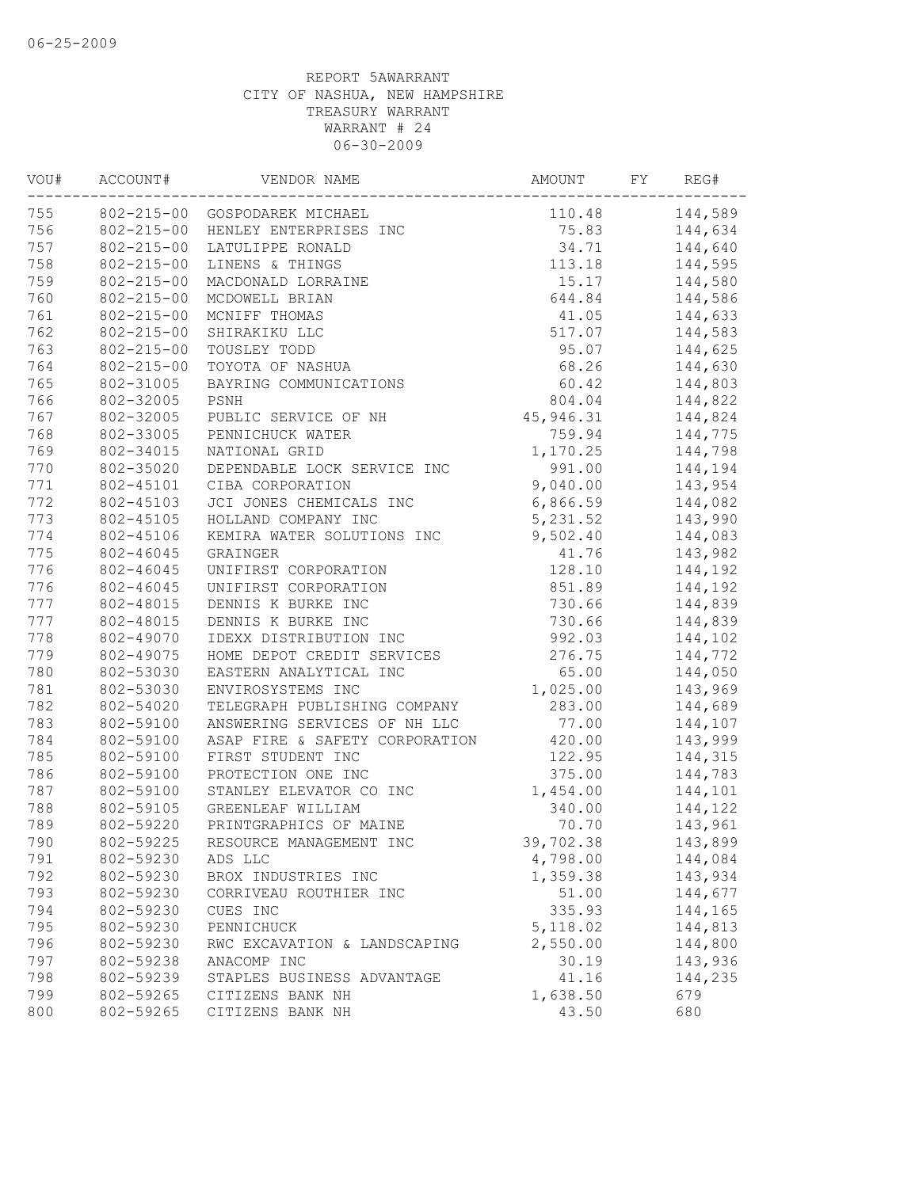06-25-2009

REPORT 5AWARRANT
CITY OF NASHUA, NEW HAMPSHIRE
TREASURY WARRANT
WARRANT # 24
06-30-2009

| VOU# | ACCOUNT# | VENDOR NAME | AMOUNT | FY | REG# |
|---|---|---|---|---|---|
| 755 | 802-215-00 | GOSPODAREK MICHAEL | 110.48 | | 144,589 |
| 756 | 802-215-00 | HENLEY ENTERPRISES INC | 75.83 | | 144,634 |
| 757 | 802-215-00 | LATULIPPE RONALD | 34.71 | | 144,640 |
| 758 | 802-215-00 | LINENS & THINGS | 113.18 | | 144,595 |
| 759 | 802-215-00 | MACDONALD LORRAINE | 15.17 | | 144,580 |
| 760 | 802-215-00 | MCDOWELL BRIAN | 644.84 | | 144,586 |
| 761 | 802-215-00 | MCNIFF THOMAS | 41.05 | | 144,633 |
| 762 | 802-215-00 | SHIRAKIKU LLC | 517.07 | | 144,583 |
| 763 | 802-215-00 | TOUSLEY TODD | 95.07 | | 144,625 |
| 764 | 802-215-00 | TOYOTA OF NASHUA | 68.26 | | 144,630 |
| 765 | 802-31005 | BAYRING COMMUNICATIONS | 60.42 | | 144,803 |
| 766 | 802-32005 | PSNH | 804.04 | | 144,822 |
| 767 | 802-32005 | PUBLIC SERVICE OF NH | 45,946.31 | | 144,824 |
| 768 | 802-33005 | PENNICHUCK WATER | 759.94 | | 144,775 |
| 769 | 802-34015 | NATIONAL GRID | 1,170.25 | | 144,798 |
| 770 | 802-35020 | DEPENDABLE LOCK SERVICE INC | 991.00 | | 144,194 |
| 771 | 802-45101 | CIBA CORPORATION | 9,040.00 | | 143,954 |
| 772 | 802-45103 | JCI JONES CHEMICALS INC | 6,866.59 | | 144,082 |
| 773 | 802-45105 | HOLLAND COMPANY INC | 5,231.52 | | 143,990 |
| 774 | 802-45106 | KEMIRA WATER SOLUTIONS INC | 9,502.40 | | 144,083 |
| 775 | 802-46045 | GRAINGER | 41.76 | | 143,982 |
| 776 | 802-46045 | UNIFIRST CORPORATION | 128.10 | | 144,192 |
| 776 | 802-46045 | UNIFIRST CORPORATION | 851.89 | | 144,192 |
| 777 | 802-48015 | DENNIS K BURKE INC | 730.66 | | 144,839 |
| 777 | 802-48015 | DENNIS K BURKE INC | 730.66 | | 144,839 |
| 778 | 802-49070 | IDEXX DISTRIBUTION INC | 992.03 | | 144,102 |
| 779 | 802-49075 | HOME DEPOT CREDIT SERVICES | 276.75 | | 144,772 |
| 780 | 802-53030 | EASTERN ANALYTICAL INC | 65.00 | | 144,050 |
| 781 | 802-53030 | ENVIROSYSTEMS INC | 1,025.00 | | 143,969 |
| 782 | 802-54020 | TELEGRAPH PUBLISHING COMPANY | 283.00 | | 144,689 |
| 783 | 802-59100 | ANSWERING SERVICES OF NH LLC | 77.00 | | 144,107 |
| 784 | 802-59100 | ASAP FIRE & SAFETY CORPORATION | 420.00 | | 143,999 |
| 785 | 802-59100 | FIRST STUDENT INC | 122.95 | | 144,315 |
| 786 | 802-59100 | PROTECTION ONE INC | 375.00 | | 144,783 |
| 787 | 802-59100 | STANLEY ELEVATOR CO INC | 1,454.00 | | 144,101 |
| 788 | 802-59105 | GREENLEAF WILLIAM | 340.00 | | 144,122 |
| 789 | 802-59220 | PRINTGRAPHICS OF MAINE | 70.70 | | 143,961 |
| 790 | 802-59225 | RESOURCE MANAGEMENT INC | 39,702.38 | | 143,899 |
| 791 | 802-59230 | ADS LLC | 4,798.00 | | 144,084 |
| 792 | 802-59230 | BROX INDUSTRIES INC | 1,359.38 | | 143,934 |
| 793 | 802-59230 | CORRIVEAU ROUTHIER INC | 51.00 | | 144,677 |
| 794 | 802-59230 | CUES INC | 335.93 | | 144,165 |
| 795 | 802-59230 | PENNICHUCK | 5,118.02 | | 144,813 |
| 796 | 802-59230 | RWC EXCAVATION & LANDSCAPING | 2,550.00 | | 144,800 |
| 797 | 802-59238 | ANACOMP INC | 30.19 | | 143,936 |
| 798 | 802-59239 | STAPLES BUSINESS ADVANTAGE | 41.16 | | 144,235 |
| 799 | 802-59265 | CITIZENS BANK NH | 1,638.50 | | 679 |
| 800 | 802-59265 | CITIZENS BANK NH | 43.50 | | 680 |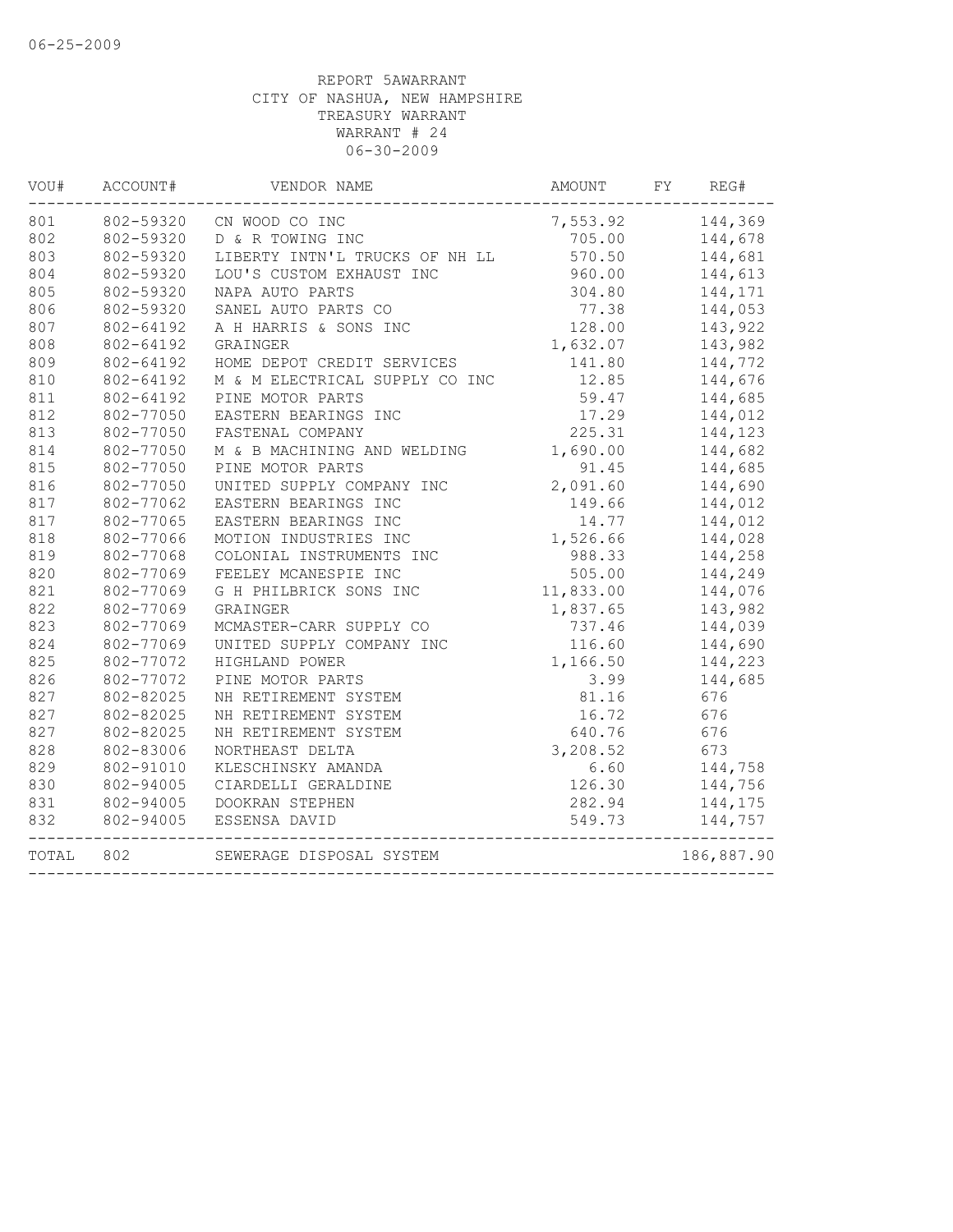06-25-2009

REPORT 5AWARRANT
CITY OF NASHUA, NEW HAMPSHIRE
TREASURY WARRANT
WARRANT # 24
06-30-2009

| VOU# | ACCOUNT# | VENDOR NAME | AMOUNT | FY | REG# |
|---|---|---|---|---|---|
| 801 | 802-59320 | CN WOOD CO INC | 7,553.92 | | 144,369 |
| 802 | 802-59320 | D & R TOWING INC | 705.00 | | 144,678 |
| 803 | 802-59320 | LIBERTY INTN'L TRUCKS OF NH LL | 570.50 | | 144,681 |
| 804 | 802-59320 | LOU'S CUSTOM EXHAUST INC | 960.00 | | 144,613 |
| 805 | 802-59320 | NAPA AUTO PARTS | 304.80 | | 144,171 |
| 806 | 802-59320 | SANEL AUTO PARTS CO | 77.38 | | 144,053 |
| 807 | 802-64192 | A H HARRIS & SONS INC | 128.00 | | 143,922 |
| 808 | 802-64192 | GRAINGER | 1,632.07 | | 143,982 |
| 809 | 802-64192 | HOME DEPOT CREDIT SERVICES | 141.80 | | 144,772 |
| 810 | 802-64192 | M & M ELECTRICAL SUPPLY CO INC | 12.85 | | 144,676 |
| 811 | 802-64192 | PINE MOTOR PARTS | 59.47 | | 144,685 |
| 812 | 802-77050 | EASTERN BEARINGS INC | 17.29 | | 144,012 |
| 813 | 802-77050 | FASTENAL COMPANY | 225.31 | | 144,123 |
| 814 | 802-77050 | M & B MACHINING AND WELDING | 1,690.00 | | 144,682 |
| 815 | 802-77050 | PINE MOTOR PARTS | 91.45 | | 144,685 |
| 816 | 802-77050 | UNITED SUPPLY COMPANY INC | 2,091.60 | | 144,690 |
| 817 | 802-77062 | EASTERN BEARINGS INC | 149.66 | | 144,012 |
| 817 | 802-77065 | EASTERN BEARINGS INC | 14.77 | | 144,012 |
| 818 | 802-77066 | MOTION INDUSTRIES INC | 1,526.66 | | 144,028 |
| 819 | 802-77068 | COLONIAL INSTRUMENTS INC | 988.33 | | 144,258 |
| 820 | 802-77069 | FEELEY MCANESPIE INC | 505.00 | | 144,249 |
| 821 | 802-77069 | G H PHILBRICK SONS INC | 11,833.00 | | 144,076 |
| 822 | 802-77069 | GRAINGER | 1,837.65 | | 143,982 |
| 823 | 802-77069 | MCMASTER-CARR SUPPLY CO | 737.46 | | 144,039 |
| 824 | 802-77069 | UNITED SUPPLY COMPANY INC | 116.60 | | 144,690 |
| 825 | 802-77072 | HIGHLAND POWER | 1,166.50 | | 144,223 |
| 826 | 802-77072 | PINE MOTOR PARTS | 3.99 | | 144,685 |
| 827 | 802-82025 | NH RETIREMENT SYSTEM | 81.16 | | 676 |
| 827 | 802-82025 | NH RETIREMENT SYSTEM | 16.72 | | 676 |
| 827 | 802-82025 | NH RETIREMENT SYSTEM | 640.76 | | 676 |
| 828 | 802-83006 | NORTHEAST DELTA | 3,208.52 | | 673 |
| 829 | 802-91010 | KLESCHINSKY AMANDA | 6.60 | | 144,758 |
| 830 | 802-94005 | CIARDELLI GERALDINE | 126.30 | | 144,756 |
| 831 | 802-94005 | DOOKRAN STEPHEN | 282.94 | | 144,175 |
| 832 | 802-94005 | ESSENSA DAVID | 549.73 | | 144,757 |
| TOTAL | 802 | SEWERAGE DISPOSAL SYSTEM | | | 186,887.90 |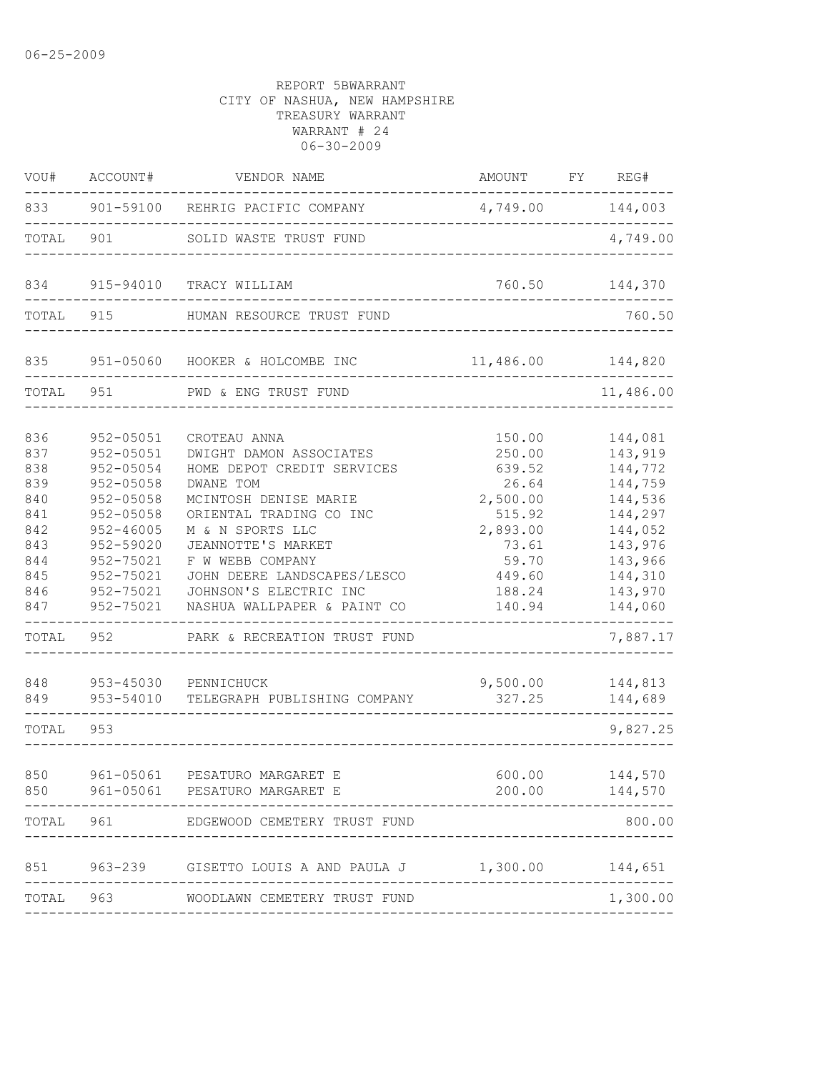06-25-2009

REPORT 5BWARRANT
CITY OF NASHUA, NEW HAMPSHIRE
TREASURY WARRANT
WARRANT # 24
06-30-2009

| VOU# | ACCOUNT# | VENDOR NAME | AMOUNT | FY | REG# |
|---|---|---|---|---|---|
| 833 | 901-59100 | REHRIG PACIFIC COMPANY | 4,749.00 | | 144,003 |
| TOTAL | 901 | SOLID WASTE TRUST FUND | | | 4,749.00 |
| 834 | 915-94010 | TRACY WILLIAM | 760.50 | | 144,370 |
| TOTAL | 915 | HUMAN RESOURCE TRUST FUND | | | 760.50 |
| 835 | 951-05060 | HOOKER & HOLCOMBE INC | 11,486.00 | | 144,820 |
| TOTAL | 951 | PWD & ENG TRUST FUND | | | 11,486.00 |
| 836 | 952-05051 | CROTEAU ANNA | 150.00 | | 144,081 |
| 837 | 952-05051 | DWIGHT DAMON ASSOCIATES | 250.00 | | 143,919 |
| 838 | 952-05054 | HOME DEPOT CREDIT SERVICES | 639.52 | | 144,772 |
| 839 | 952-05058 | DWANE TOM | 26.64 | | 144,759 |
| 840 | 952-05058 | MCINTOSH DENISE MARIE | 2,500.00 | | 144,536 |
| 841 | 952-05058 | ORIENTAL TRADING CO INC | 515.92 | | 144,297 |
| 842 | 952-46005 | M & N SPORTS LLC | 2,893.00 | | 144,052 |
| 843 | 952-59020 | JEANNOTTE'S MARKET | 73.61 | | 143,976 |
| 844 | 952-75021 | F W WEBB COMPANY | 59.70 | | 143,966 |
| 845 | 952-75021 | JOHN DEERE LANDSCAPES/LESCO | 449.60 | | 144,310 |
| 846 | 952-75021 | JOHNSON'S ELECTRIC INC | 188.24 | | 143,970 |
| 847 | 952-75021 | NASHUA WALLPAPER & PAINT CO | 140.94 | | 144,060 |
| TOTAL | 952 | PARK & RECREATION TRUST FUND | | | 7,887.17 |
| 848 | 953-45030 | PENNICHUCK | 9,500.00 | | 144,813 |
| 849 | 953-54010 | TELEGRAPH PUBLISHING COMPANY | 327.25 | | 144,689 |
| TOTAL | 953 | | | | 9,827.25 |
| 850 | 961-05061 | PESATURO MARGARET E | 600.00 | | 144,570 |
| 850 | 961-05061 | PESATURO MARGARET E | 200.00 | | 144,570 |
| TOTAL | 961 | EDGEWOOD CEMETERY TRUST FUND | | | 800.00 |
| 851 | 963-239 | GISETTO LOUIS A AND PAULA J | 1,300.00 | | 144,651 |
| TOTAL | 963 | WOODLAWN CEMETERY TRUST FUND | | | 1,300.00 |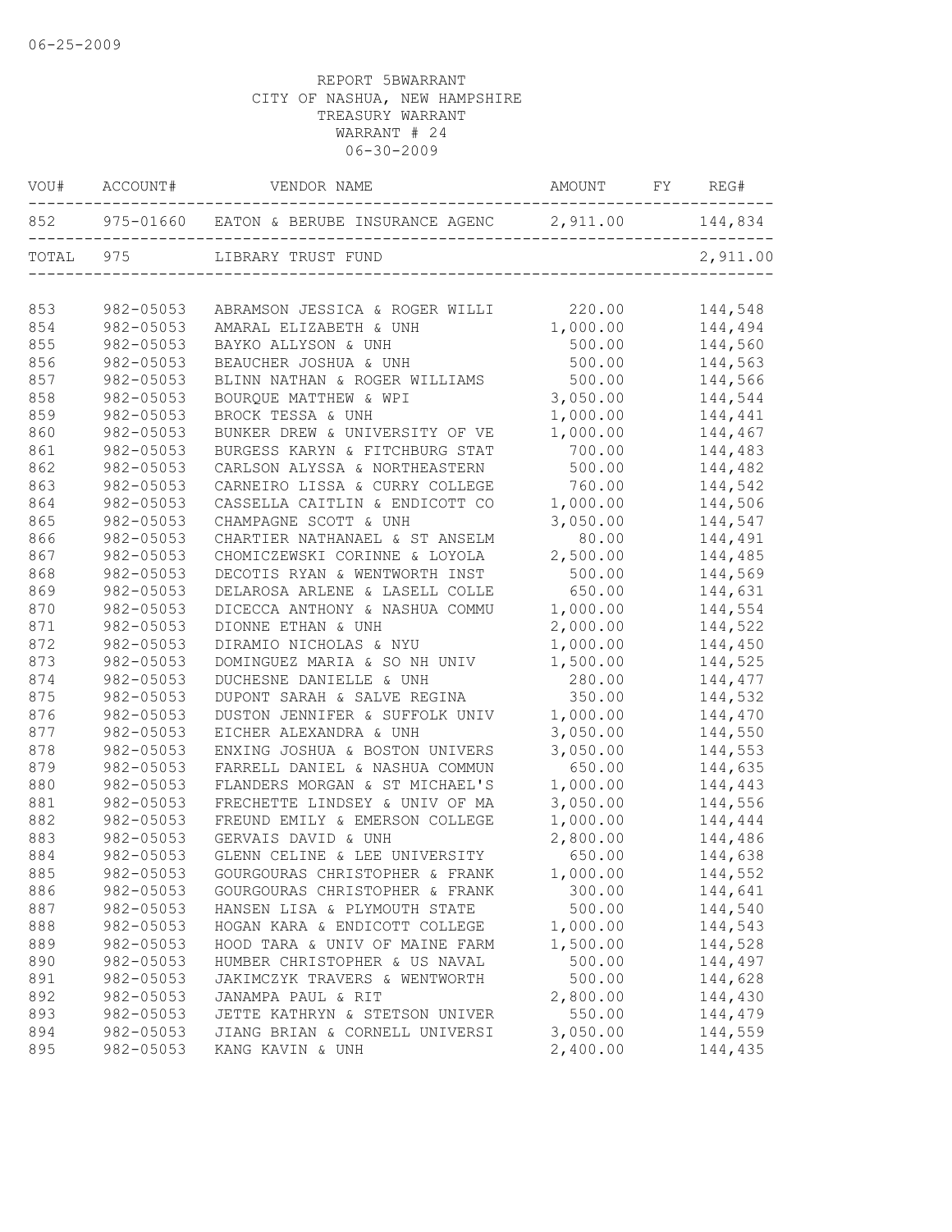06-25-2009

REPORT 5BWARRANT
CITY OF NASHUA, NEW HAMPSHIRE
TREASURY WARRANT
WARRANT # 24
06-30-2009

| VOU# | ACCOUNT# | VENDOR NAME | AMOUNT | FY | REG# |
|---|---|---|---|---|---|
| 852 | 975-01660 | EATON & BERUBE INSURANCE AGENC | 2,911.00 | | 144,834 |
| TOTAL | 975 | LIBRARY TRUST FUND | | | 2,911.00 |
| 853 | 982-05053 | ABRAMSON JESSICA & ROGER WILLI | 220.00 | | 144,548 |
| 854 | 982-05053 | AMARAL ELIZABETH & UNH | 1,000.00 | | 144,494 |
| 855 | 982-05053 | BAYKO ALLYSON & UNH | 500.00 | | 144,560 |
| 856 | 982-05053 | BEAUCHER JOSHUA & UNH | 500.00 | | 144,563 |
| 857 | 982-05053 | BLINN NATHAN & ROGER WILLIAMS | 500.00 | | 144,566 |
| 858 | 982-05053 | BOURQUE MATTHEW & WPI | 3,050.00 | | 144,544 |
| 859 | 982-05053 | BROCK TESSA & UNH | 1,000.00 | | 144,441 |
| 860 | 982-05053 | BUNKER DREW & UNIVERSITY OF VE | 1,000.00 | | 144,467 |
| 861 | 982-05053 | BURGESS KARYN & FITCHBURG STAT | 700.00 | | 144,483 |
| 862 | 982-05053 | CARLSON ALYSSA & NORTHEASTERN | 500.00 | | 144,482 |
| 863 | 982-05053 | CARNEIRO LISSA & CURRY COLLEGE | 760.00 | | 144,542 |
| 864 | 982-05053 | CASSELLA CAITLIN & ENDICOTT CO | 1,000.00 | | 144,506 |
| 865 | 982-05053 | CHAMPAGNE SCOTT & UNH | 3,050.00 | | 144,547 |
| 866 | 982-05053 | CHARTIER NATHANAEL & ST ANSELM | 80.00 | | 144,491 |
| 867 | 982-05053 | CHOMICZEWSKI CORINNE & LOYOLA | 2,500.00 | | 144,485 |
| 868 | 982-05053 | DECOTIS RYAN & WENTWORTH INST | 500.00 | | 144,569 |
| 869 | 982-05053 | DELAROSA ARLENE & LASELL COLLE | 650.00 | | 144,631 |
| 870 | 982-05053 | DICECCA ANTHONY & NASHUA COMMU | 1,000.00 | | 144,554 |
| 871 | 982-05053 | DIONNE ETHAN & UNH | 2,000.00 | | 144,522 |
| 872 | 982-05053 | DIRAMIO NICHOLAS & NYU | 1,000.00 | | 144,450 |
| 873 | 982-05053 | DOMINGUEZ MARIA & SO NH UNIV | 1,500.00 | | 144,525 |
| 874 | 982-05053 | DUCHESNE DANIELLE & UNH | 280.00 | | 144,477 |
| 875 | 982-05053 | DUPONT SARAH & SALVE REGINA | 350.00 | | 144,532 |
| 876 | 982-05053 | DUSTON JENNIFER & SUFFOLK UNIV | 1,000.00 | | 144,470 |
| 877 | 982-05053 | EICHER ALEXANDRA & UNH | 3,050.00 | | 144,550 |
| 878 | 982-05053 | ENXING JOSHUA & BOSTON UNIVERS | 3,050.00 | | 144,553 |
| 879 | 982-05053 | FARRELL DANIEL & NASHUA COMMUN | 650.00 | | 144,635 |
| 880 | 982-05053 | FLANDERS MORGAN & ST MICHAEL'S | 1,000.00 | | 144,443 |
| 881 | 982-05053 | FRECHETTE LINDSEY & UNIV OF MA | 3,050.00 | | 144,556 |
| 882 | 982-05053 | FREUND EMILY & EMERSON COLLEGE | 1,000.00 | | 144,444 |
| 883 | 982-05053 | GERVAIS DAVID & UNH | 2,800.00 | | 144,486 |
| 884 | 982-05053 | GLENN CELINE & LEE UNIVERSITY | 650.00 | | 144,638 |
| 885 | 982-05053 | GOURGOURAS CHRISTOPHER & FRANK | 1,000.00 | | 144,552 |
| 886 | 982-05053 | GOURGOURAS CHRISTOPHER & FRANK | 300.00 | | 144,641 |
| 887 | 982-05053 | HANSEN LISA & PLYMOUTH STATE | 500.00 | | 144,540 |
| 888 | 982-05053 | HOGAN KARA & ENDICOTT COLLEGE | 1,000.00 | | 144,543 |
| 889 | 982-05053 | HOOD TARA & UNIV OF MAINE FARM | 1,500.00 | | 144,528 |
| 890 | 982-05053 | HUMBER CHRISTOPHER & US NAVAL | 500.00 | | 144,497 |
| 891 | 982-05053 | JAKIMCZYK TRAVERS & WENTWORTH | 500.00 | | 144,628 |
| 892 | 982-05053 | JANAMPA PAUL & RIT | 2,800.00 | | 144,430 |
| 893 | 982-05053 | JETTE KATHRYN & STETSON UNIVER | 550.00 | | 144,479 |
| 894 | 982-05053 | JIANG BRIAN & CORNELL UNIVERSI | 3,050.00 | | 144,559 |
| 895 | 982-05053 | KANG KAVIN & UNH | 2,400.00 | | 144,435 |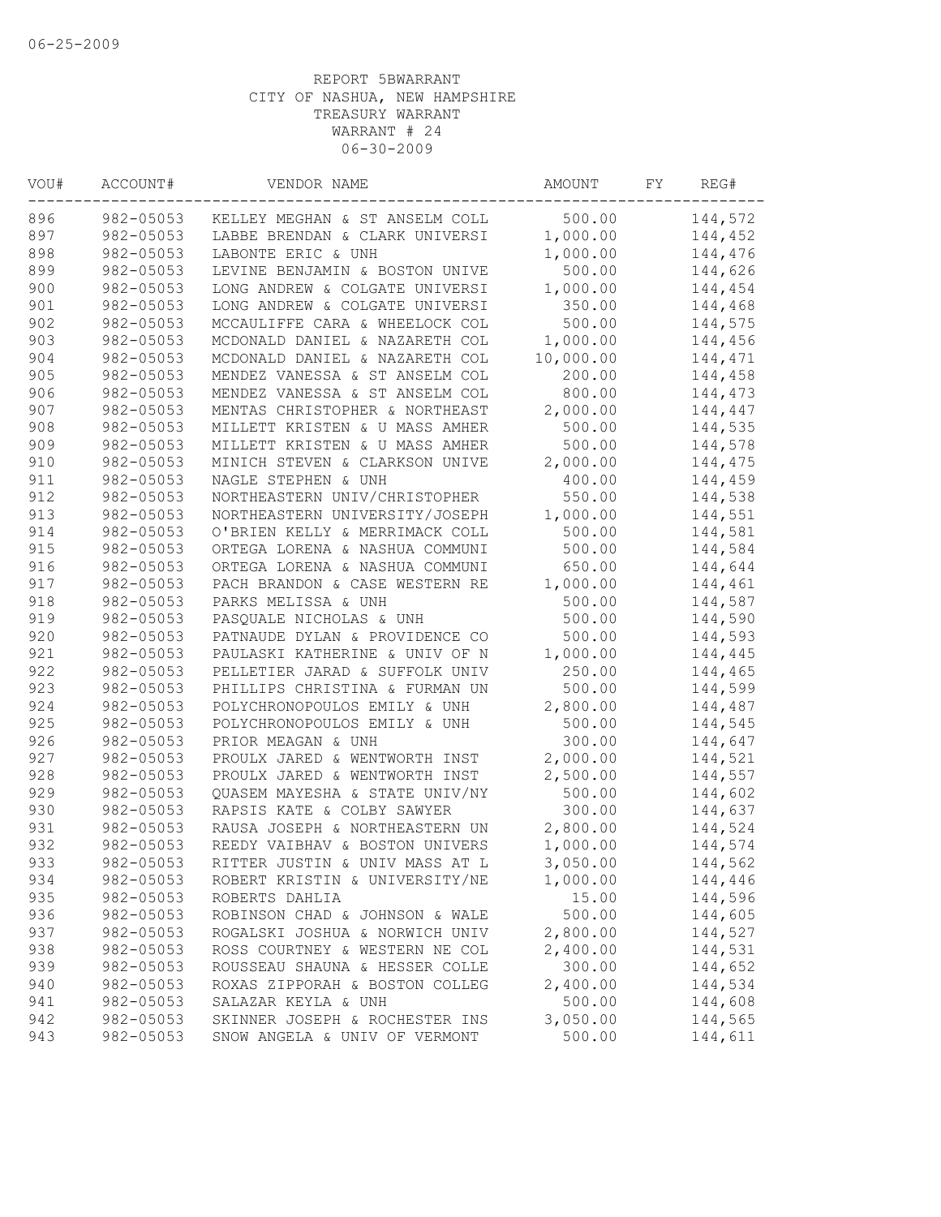06-25-2009

REPORT 5BWARRANT
CITY OF NASHUA, NEW HAMPSHIRE
TREASURY WARRANT
WARRANT # 24
06-30-2009

| VOU# | ACCOUNT# | VENDOR NAME | AMOUNT | FY | REG# |
|---|---|---|---|---|---|
| 896 | 982-05053 | KELLEY MEGHAN & ST ANSELM COLL | 500.00 | | 144,572 |
| 897 | 982-05053 | LABBE BRENDAN & CLARK UNIVERSI | 1,000.00 | | 144,452 |
| 898 | 982-05053 | LABONTE ERIC & UNH | 1,000.00 | | 144,476 |
| 899 | 982-05053 | LEVINE BENJAMIN & BOSTON UNIVE | 500.00 | | 144,626 |
| 900 | 982-05053 | LONG ANDREW & COLGATE UNIVERSI | 1,000.00 | | 144,454 |
| 901 | 982-05053 | LONG ANDREW & COLGATE UNIVERSI | 350.00 | | 144,468 |
| 902 | 982-05053 | MCCAULIFFE CARA & WHEELOCK COL | 500.00 | | 144,575 |
| 903 | 982-05053 | MCDONALD DANIEL & NAZARETH COL | 1,000.00 | | 144,456 |
| 904 | 982-05053 | MCDONALD DANIEL & NAZARETH COL | 10,000.00 | | 144,471 |
| 905 | 982-05053 | MENDEZ VANESSA & ST ANSELM COL | 200.00 | | 144,458 |
| 906 | 982-05053 | MENDEZ VANESSA & ST ANSELM COL | 800.00 | | 144,473 |
| 907 | 982-05053 | MENTAS CHRISTOPHER & NORTHEAST | 2,000.00 | | 144,447 |
| 908 | 982-05053 | MILLETT KRISTEN & U MASS AMHER | 500.00 | | 144,535 |
| 909 | 982-05053 | MILLETT KRISTEN & U MASS AMHER | 500.00 | | 144,578 |
| 910 | 982-05053 | MINICH STEVEN & CLARKSON UNIVE | 2,000.00 | | 144,475 |
| 911 | 982-05053 | NAGLE STEPHEN & UNH | 400.00 | | 144,459 |
| 912 | 982-05053 | NORTHEASTERN UNIV/CHRISTOPHER | 550.00 | | 144,538 |
| 913 | 982-05053 | NORTHEASTERN UNIVERSITY/JOSEPH | 1,000.00 | | 144,551 |
| 914 | 982-05053 | O'BRIEN KELLY & MERRIMACK COLL | 500.00 | | 144,581 |
| 915 | 982-05053 | ORTEGA LORENA & NASHUA COMMUNI | 500.00 | | 144,584 |
| 916 | 982-05053 | ORTEGA LORENA & NASHUA COMMUNI | 650.00 | | 144,644 |
| 917 | 982-05053 | PACH BRANDON & CASE WESTERN RE | 1,000.00 | | 144,461 |
| 918 | 982-05053 | PARKS MELISSA & UNH | 500.00 | | 144,587 |
| 919 | 982-05053 | PASQUALE NICHOLAS & UNH | 500.00 | | 144,590 |
| 920 | 982-05053 | PATNAUDE DYLAN & PROVIDENCE CO | 500.00 | | 144,593 |
| 921 | 982-05053 | PAULASKI KATHERINE & UNIV OF N | 1,000.00 | | 144,445 |
| 922 | 982-05053 | PELLETIER JARAD & SUFFOLK UNIV | 250.00 | | 144,465 |
| 923 | 982-05053 | PHILLIPS CHRISTINA & FURMAN UN | 500.00 | | 144,599 |
| 924 | 982-05053 | POLYCHRONOPOULOS EMILY & UNH | 2,800.00 | | 144,487 |
| 925 | 982-05053 | POLYCHRONOPOULOS EMILY & UNH | 500.00 | | 144,545 |
| 926 | 982-05053 | PRIOR MEAGAN & UNH | 300.00 | | 144,647 |
| 927 | 982-05053 | PROULX JARED & WENTWORTH INST | 2,000.00 | | 144,521 |
| 928 | 982-05053 | PROULX JARED & WENTWORTH INST | 2,500.00 | | 144,557 |
| 929 | 982-05053 | QUASEM MAYESHA & STATE UNIV/NY | 500.00 | | 144,602 |
| 930 | 982-05053 | RAPSIS KATE & COLBY SAWYER | 300.00 | | 144,637 |
| 931 | 982-05053 | RAUSA JOSEPH & NORTHEASTERN UN | 2,800.00 | | 144,524 |
| 932 | 982-05053 | REEDY VAIBHAV & BOSTON UNIVERS | 1,000.00 | | 144,574 |
| 933 | 982-05053 | RITTER JUSTIN & UNIV MASS AT L | 3,050.00 | | 144,562 |
| 934 | 982-05053 | ROBERT KRISTIN & UNIVERSITY/NE | 1,000.00 | | 144,446 |
| 935 | 982-05053 | ROBERTS DAHLIA | 15.00 | | 144,596 |
| 936 | 982-05053 | ROBINSON CHAD & JOHNSON & WALE | 500.00 | | 144,605 |
| 937 | 982-05053 | ROGALSKI JOSHUA & NORWICH UNIV | 2,800.00 | | 144,527 |
| 938 | 982-05053 | ROSS COURTNEY & WESTERN NE COL | 2,400.00 | | 144,531 |
| 939 | 982-05053 | ROUSSEAU SHAUNA & HESSER COLLE | 300.00 | | 144,652 |
| 940 | 982-05053 | ROXAS ZIPPORAH & BOSTON COLLEG | 2,400.00 | | 144,534 |
| 941 | 982-05053 | SALAZAR KEYLA & UNH | 500.00 | | 144,608 |
| 942 | 982-05053 | SKINNER JOSEPH & ROCHESTER INS | 3,050.00 | | 144,565 |
| 943 | 982-05053 | SNOW ANGELA & UNIV OF VERMONT | 500.00 | | 144,611 |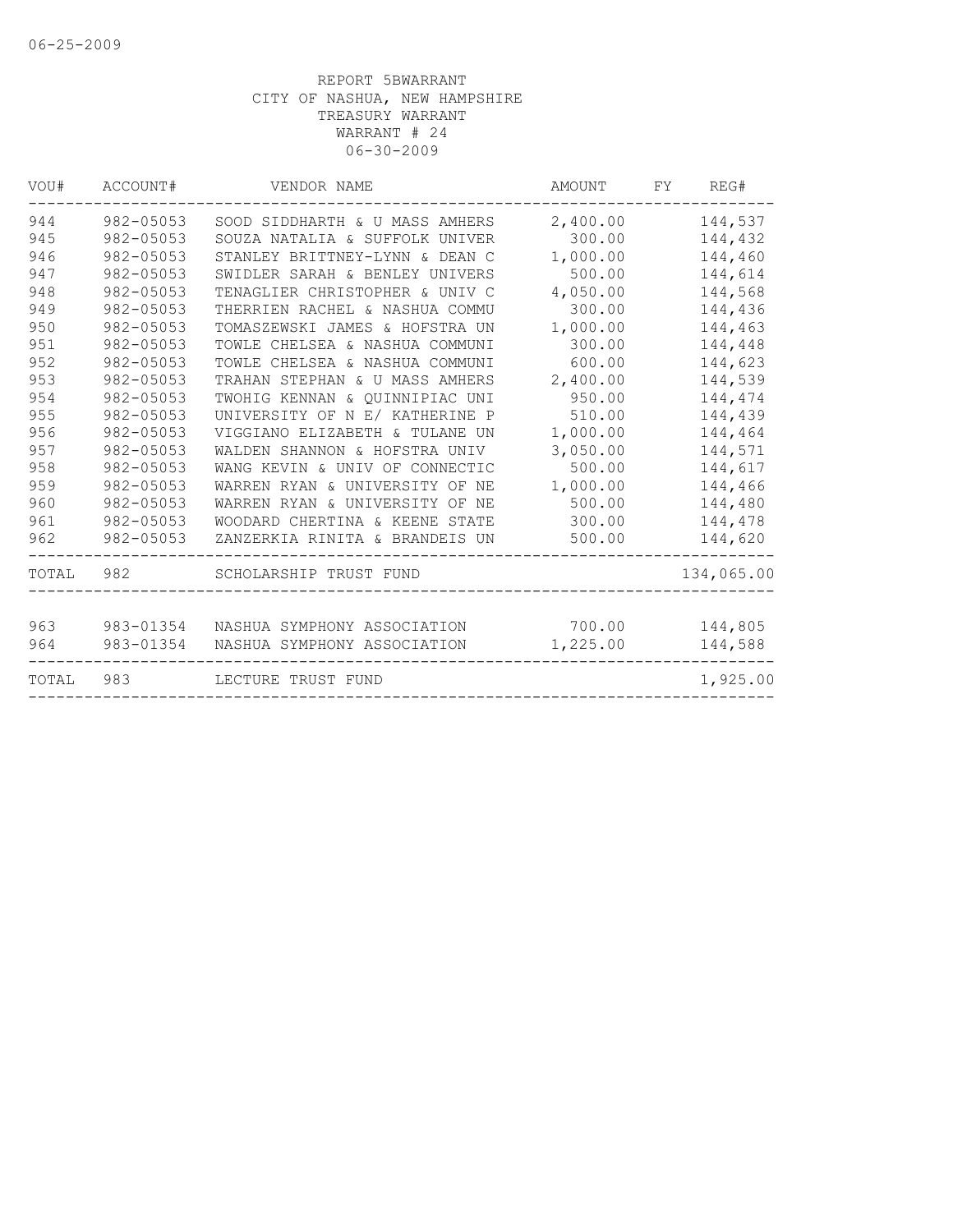06-25-2009

REPORT 5BWARRANT
CITY OF NASHUA, NEW HAMPSHIRE
TREASURY WARRANT
WARRANT # 24
06-30-2009

| VOU# | ACCOUNT# | VENDOR NAME | AMOUNT | FY | REG# |
|---|---|---|---|---|---|
| 944 | 982-05053 | SOOD SIDDHARTH & U MASS AMHERS | 2,400.00 | | 144,537 |
| 945 | 982-05053 | SOUZA NATALIA & SUFFOLK UNIVER | 300.00 | | 144,432 |
| 946 | 982-05053 | STANLEY BRITTNEY-LYNN & DEAN C | 1,000.00 | | 144,460 |
| 947 | 982-05053 | SWIDLER SARAH & BENLEY UNIVERS | 500.00 | | 144,614 |
| 948 | 982-05053 | TENAGLIER CHRISTOPHER & UNIV C | 4,050.00 | | 144,568 |
| 949 | 982-05053 | THERRIEN RACHEL & NASHUA COMMU | 300.00 | | 144,436 |
| 950 | 982-05053 | TOMASZEWSKI JAMES & HOFSTRA UN | 1,000.00 | | 144,463 |
| 951 | 982-05053 | TOWLE CHELSEA & NASHUA COMMUNI | 300.00 | | 144,448 |
| 952 | 982-05053 | TOWLE CHELSEA & NASHUA COMMUNI | 600.00 | | 144,623 |
| 953 | 982-05053 | TRAHAN STEPHAN & U MASS AMHERS | 2,400.00 | | 144,539 |
| 954 | 982-05053 | TWOHIG KENNAN & QUINNIPIAC UNI | 950.00 | | 144,474 |
| 955 | 982-05053 | UNIVERSITY OF N E/ KATHERINE P | 510.00 | | 144,439 |
| 956 | 982-05053 | VIGGIANO ELIZABETH & TULANE UN | 1,000.00 | | 144,464 |
| 957 | 982-05053 | WALDEN SHANNON & HOFSTRA UNIV | 3,050.00 | | 144,571 |
| 958 | 982-05053 | WANG KEVIN & UNIV OF CONNECTIC | 500.00 | | 144,617 |
| 959 | 982-05053 | WARREN RYAN & UNIVERSITY OF NE | 1,000.00 | | 144,466 |
| 960 | 982-05053 | WARREN RYAN & UNIVERSITY OF NE | 500.00 | | 144,480 |
| 961 | 982-05053 | WOODARD CHERTINA & KEENE STATE | 300.00 | | 144,478 |
| 962 | 982-05053 | ZANZERKIA RINITA & BRANDEIS UN | 500.00 | | 144,620 |
| TOTAL | 982 | SCHOLARSHIP TRUST FUND | | | 134,065.00 |
| 963 | 983-01354 | NASHUA SYMPHONY ASSOCIATION | 700.00 | | 144,805 |
| 964 | 983-01354 | NASHUA SYMPHONY ASSOCIATION | 1,225.00 | | 144,588 |
| TOTAL | 983 | LECTURE TRUST FUND | | | 1,925.00 |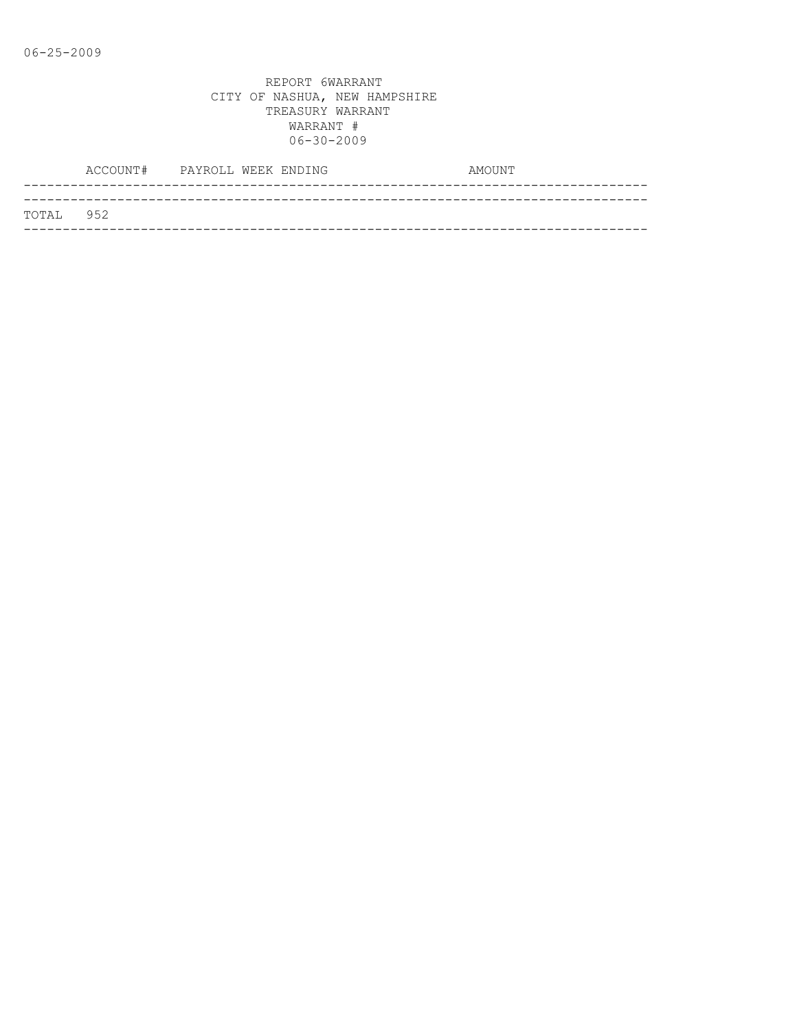REPORT 6WARRANT
CITY OF NASHUA, NEW HAMPSHIRE
TREASURY WARRANT
WARRANT #
06-30-2009

| ACCOUNT# | PAYROLL WEEK ENDING | AMOUNT |
|---|---|---|
| TOTAL 952 | | |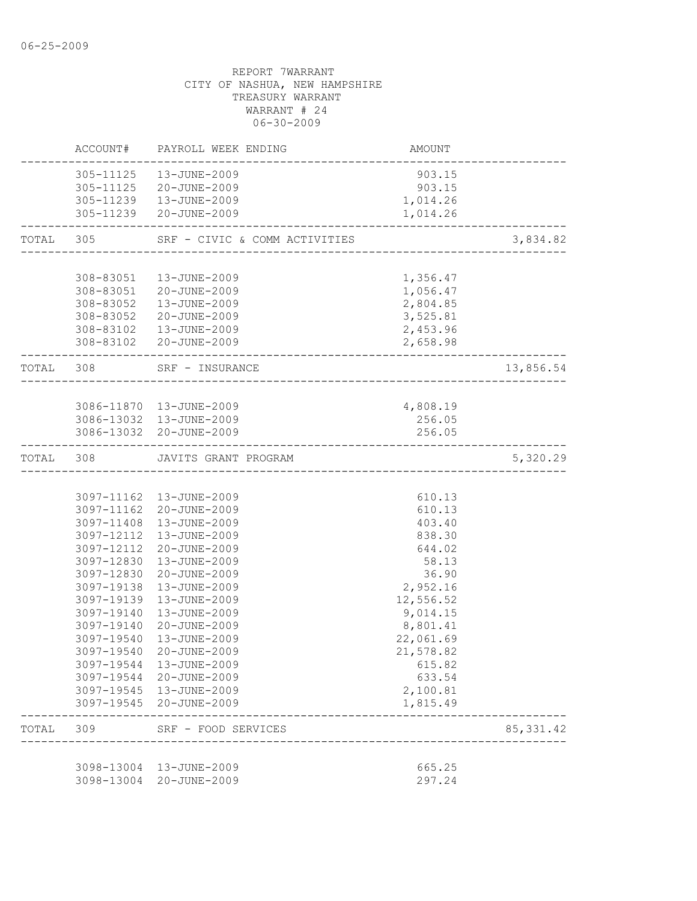06-25-2009

REPORT 7WARRANT
CITY OF NASHUA, NEW HAMPSHIRE
TREASURY WARRANT
WARRANT # 24
06-30-2009

| | ACCOUNT# | PAYROLL WEEK ENDING | AMOUNT | |
|---|---|---|---|---|
| | 305-11125 | 13-JUNE-2009 | 903.15 | |
| | 305-11125 | 20-JUNE-2009 | 903.15 | |
| | 305-11239 | 13-JUNE-2009 | 1,014.26 | |
| | 305-11239 | 20-JUNE-2009 | 1,014.26 | |
| TOTAL | 305 | SRF - CIVIC & COMM ACTIVITIES | | 3,834.82 |
| | 308-83051 | 13-JUNE-2009 | 1,356.47 | |
| | 308-83051 | 20-JUNE-2009 | 1,056.47 | |
| | 308-83052 | 13-JUNE-2009 | 2,804.85 | |
| | 308-83052 | 20-JUNE-2009 | 3,525.81 | |
| | 308-83102 | 13-JUNE-2009 | 2,453.96 | |
| | 308-83102 | 20-JUNE-2009 | 2,658.98 | |
| TOTAL | 308 | SRF - INSURANCE | | 13,856.54 |
| | 3086-11870 | 13-JUNE-2009 | 4,808.19 | |
| | 3086-13032 | 13-JUNE-2009 | 256.05 | |
| | 3086-13032 | 20-JUNE-2009 | 256.05 | |
| TOTAL | 308 | JAVITS GRANT PROGRAM | | 5,320.29 |
| | 3097-11162 | 13-JUNE-2009 | 610.13 | |
| | 3097-11162 | 20-JUNE-2009 | 610.13 | |
| | 3097-11408 | 13-JUNE-2009 | 403.40 | |
| | 3097-12112 | 13-JUNE-2009 | 838.30 | |
| | 3097-12112 | 20-JUNE-2009 | 644.02 | |
| | 3097-12830 | 13-JUNE-2009 | 58.13 | |
| | 3097-12830 | 20-JUNE-2009 | 36.90 | |
| | 3097-19138 | 13-JUNE-2009 | 2,952.16 | |
| | 3097-19139 | 13-JUNE-2009 | 12,556.52 | |
| | 3097-19140 | 13-JUNE-2009 | 9,014.15 | |
| | 3097-19140 | 20-JUNE-2009 | 8,801.41 | |
| | 3097-19540 | 13-JUNE-2009 | 22,061.69 | |
| | 3097-19540 | 20-JUNE-2009 | 21,578.82 | |
| | 3097-19544 | 13-JUNE-2009 | 615.82 | |
| | 3097-19544 | 20-JUNE-2009 | 633.54 | |
| | 3097-19545 | 13-JUNE-2009 | 2,100.81 | |
| | 3097-19545 | 20-JUNE-2009 | 1,815.49 | |
| TOTAL | 309 | SRF - FOOD SERVICES | | 85,331.42 |
| | 3098-13004 | 13-JUNE-2009 | 665.25 | |
| | 3098-13004 | 20-JUNE-2009 | 297.24 | |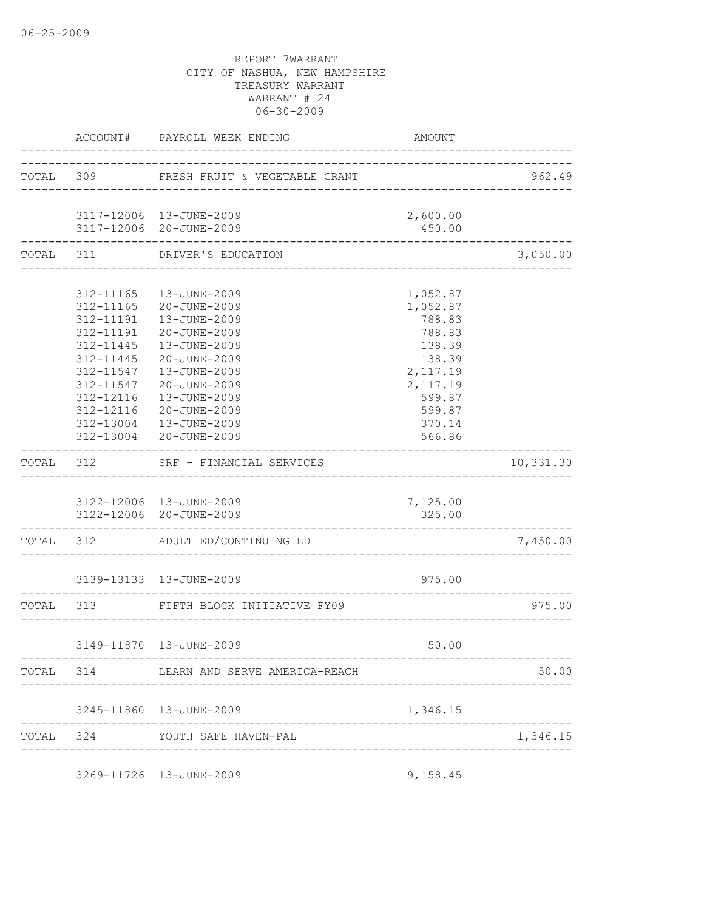06-25-2009

REPORT 7WARRANT
CITY OF NASHUA, NEW HAMPSHIRE
TREASURY WARRANT
WARRANT # 24
06-30-2009

| | ACCOUNT# | PAYROLL WEEK ENDING | AMOUNT | |
|---|---|---|---|---|
| TOTAL | 309 | FRESH FRUIT & VEGETABLE GRANT | | 962.49 |
| | 3117-12006 | 13-JUNE-2009 | 2,600.00 | |
| | 3117-12006 | 20-JUNE-2009 | 450.00 | |
| TOTAL | 311 | DRIVER'S EDUCATION | | 3,050.00 |
| | 312-11165 | 13-JUNE-2009 | 1,052.87 | |
| | 312-11165 | 20-JUNE-2009 | 1,052.87 | |
| | 312-11191 | 13-JUNE-2009 | 788.83 | |
| | 312-11191 | 20-JUNE-2009 | 788.83 | |
| | 312-11445 | 13-JUNE-2009 | 138.39 | |
| | 312-11445 | 20-JUNE-2009 | 138.39 | |
| | 312-11547 | 13-JUNE-2009 | 2,117.19 | |
| | 312-11547 | 20-JUNE-2009 | 2,117.19 | |
| | 312-12116 | 13-JUNE-2009 | 599.87 | |
| | 312-12116 | 20-JUNE-2009 | 599.87 | |
| | 312-13004 | 13-JUNE-2009 | 370.14 | |
| | 312-13004 | 20-JUNE-2009 | 566.86 | |
| TOTAL | 312 | SRF - FINANCIAL SERVICES | | 10,331.30 |
| | 3122-12006 | 13-JUNE-2009 | 7,125.00 | |
| | 3122-12006 | 20-JUNE-2009 | 325.00 | |
| TOTAL | 312 | ADULT ED/CONTINUING ED | | 7,450.00 |
| | 3139-13133 | 13-JUNE-2009 | 975.00 | |
| TOTAL | 313 | FIFTH BLOCK INITIATIVE FY09 | | 975.00 |
| | 3149-11870 | 13-JUNE-2009 | 50.00 | |
| TOTAL | 314 | LEARN AND SERVE AMERICA-REACH | | 50.00 |
| | 3245-11860 | 13-JUNE-2009 | 1,346.15 | |
| TOTAL | 324 | YOUTH SAFE HAVEN-PAL | | 1,346.15 |
| | 3269-11726 | 13-JUNE-2009 | 9,158.45 | |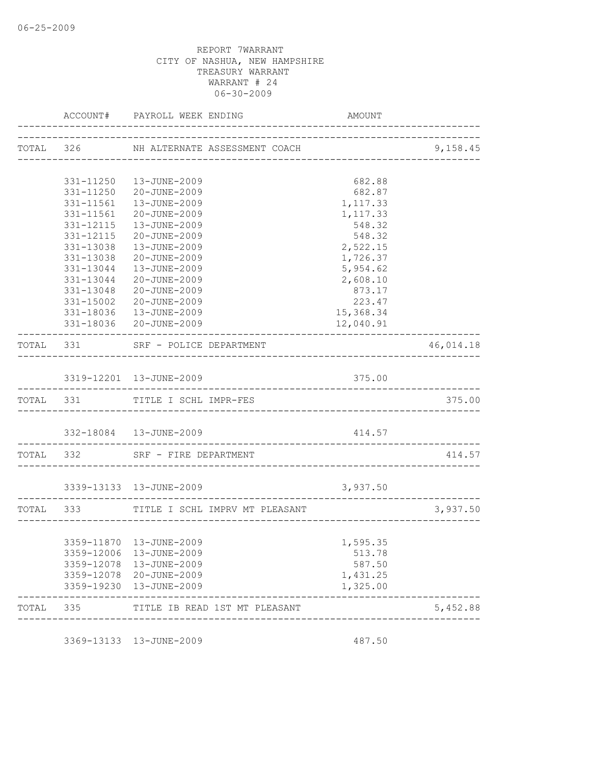06-25-2009

REPORT 7WARRANT
CITY OF NASHUA, NEW HAMPSHIRE
TREASURY WARRANT
WARRANT # 24
06-30-2009

| | ACCOUNT# | PAYROLL WEEK ENDING | AMOUNT | |
|---|---|---|---|---|
| TOTAL | 326 | NH ALTERNATE ASSESSMENT COACH | | 9,158.45 |
| | 331-11250 | 13-JUNE-2009 | 682.88 | |
| | 331-11250 | 20-JUNE-2009 | 682.87 | |
| | 331-11561 | 13-JUNE-2009 | 1,117.33 | |
| | 331-11561 | 20-JUNE-2009 | 1,117.33 | |
| | 331-12115 | 13-JUNE-2009 | 548.32 | |
| | 331-12115 | 20-JUNE-2009 | 548.32 | |
| | 331-13038 | 13-JUNE-2009 | 2,522.15 | |
| | 331-13038 | 20-JUNE-2009 | 1,726.37 | |
| | 331-13044 | 13-JUNE-2009 | 5,954.62 | |
| | 331-13044 | 20-JUNE-2009 | 2,608.10 | |
| | 331-13048 | 20-JUNE-2009 | 873.17 | |
| | 331-15002 | 20-JUNE-2009 | 223.47 | |
| | 331-18036 | 13-JUNE-2009 | 15,368.34 | |
| | 331-18036 | 20-JUNE-2009 | 12,040.91 | |
| TOTAL | 331 | SRF - POLICE DEPARTMENT | | 46,014.18 |
| | 3319-12201 | 13-JUNE-2009 | 375.00 | |
| TOTAL | 331 | TITLE I SCHL IMPR-FES | | 375.00 |
| | 332-18084 | 13-JUNE-2009 | 414.57 | |
| TOTAL | 332 | SRF - FIRE DEPARTMENT | | 414.57 |
| | 3339-13133 | 13-JUNE-2009 | 3,937.50 | |
| TOTAL | 333 | TITLE I SCHL IMPRV MT PLEASANT | | 3,937.50 |
| | 3359-11870 | 13-JUNE-2009 | 1,595.35 | |
| | 3359-12006 | 13-JUNE-2009 | 513.78 | |
| | 3359-12078 | 13-JUNE-2009 | 587.50 | |
| | 3359-12078 | 20-JUNE-2009 | 1,431.25 | |
| | 3359-19230 | 13-JUNE-2009 | 1,325.00 | |
| TOTAL | 335 | TITLE IB READ 1ST MT PLEASANT | | 5,452.88 |
| | 3369-13133 | 13-JUNE-2009 | 487.50 | |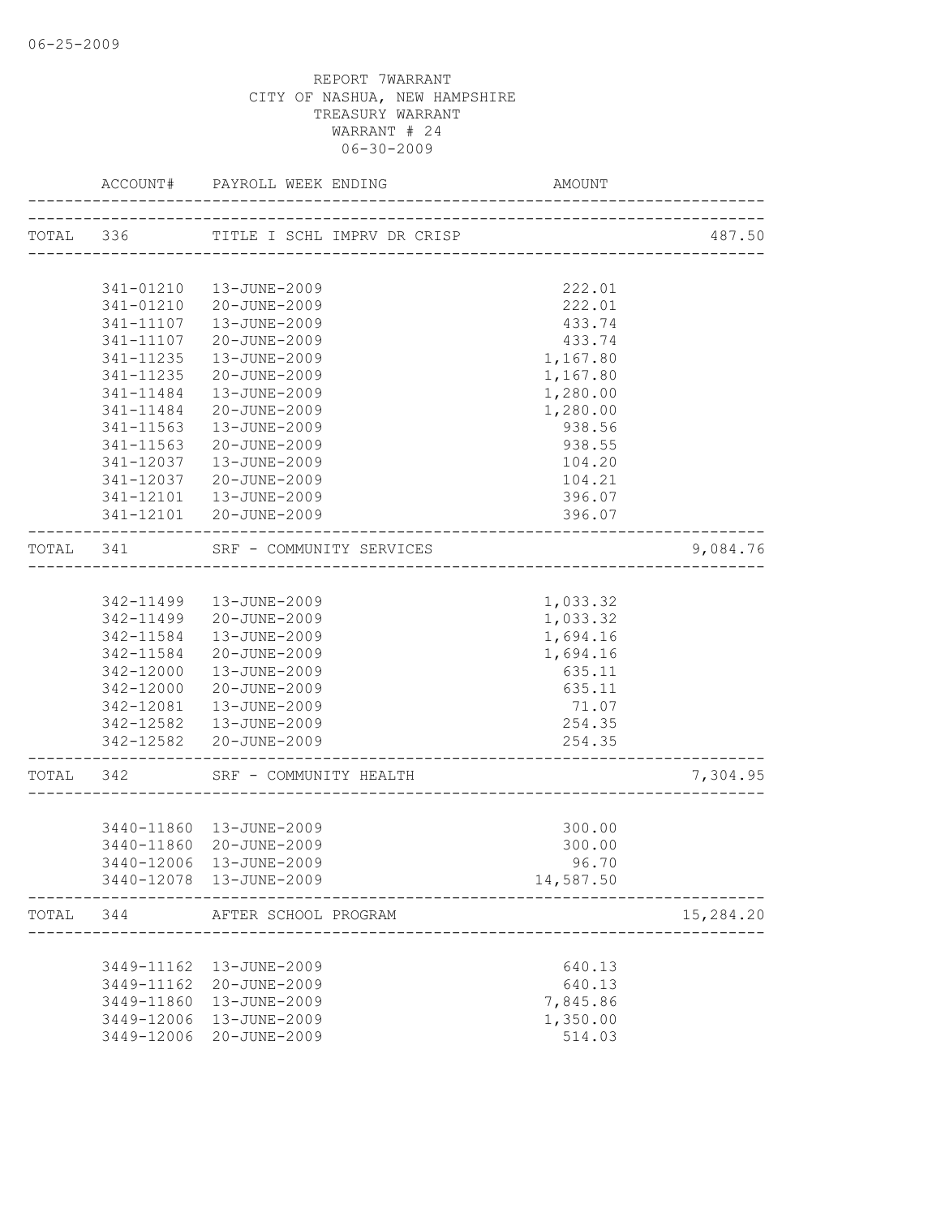REPORT 7WARRANT
CITY OF NASHUA, NEW HAMPSHIRE
TREASURY WARRANT
WARRANT # 24
06-30-2009

| | ACCOUNT# | PAYROLL WEEK ENDING | AMOUNT | |
|---|---|---|---|---|
| TOTAL | 336 | TITLE I SCHL IMPRV DR CRISP | | 487.50 |
| | 341-01210 | 13-JUNE-2009 | 222.01 | |
| | 341-01210 | 20-JUNE-2009 | 222.01 | |
| | 341-11107 | 13-JUNE-2009 | 433.74 | |
| | 341-11107 | 20-JUNE-2009 | 433.74 | |
| | 341-11235 | 13-JUNE-2009 | 1,167.80 | |
| | 341-11235 | 20-JUNE-2009 | 1,167.80 | |
| | 341-11484 | 13-JUNE-2009 | 1,280.00 | |
| | 341-11484 | 20-JUNE-2009 | 1,280.00 | |
| | 341-11563 | 13-JUNE-2009 | 938.56 | |
| | 341-11563 | 20-JUNE-2009 | 938.55 | |
| | 341-12037 | 13-JUNE-2009 | 104.20 | |
| | 341-12037 | 20-JUNE-2009 | 104.21 | |
| | 341-12101 | 13-JUNE-2009 | 396.07 | |
| | 341-12101 | 20-JUNE-2009 | 396.07 | |
| TOTAL | 341 | SRF - COMMUNITY SERVICES | | 9,084.76 |
| | 342-11499 | 13-JUNE-2009 | 1,033.32 | |
| | 342-11499 | 20-JUNE-2009 | 1,033.32 | |
| | 342-11584 | 13-JUNE-2009 | 1,694.16 | |
| | 342-11584 | 20-JUNE-2009 | 1,694.16 | |
| | 342-12000 | 13-JUNE-2009 | 635.11 | |
| | 342-12000 | 20-JUNE-2009 | 635.11 | |
| | 342-12081 | 13-JUNE-2009 | 71.07 | |
| | 342-12582 | 13-JUNE-2009 | 254.35 | |
| | 342-12582 | 20-JUNE-2009 | 254.35 | |
| TOTAL | 342 | SRF - COMMUNITY HEALTH | | 7,304.95 |
| | 3440-11860 | 13-JUNE-2009 | 300.00 | |
| | 3440-11860 | 20-JUNE-2009 | 300.00 | |
| | 3440-12006 | 13-JUNE-2009 | 96.70 | |
| | 3440-12078 | 13-JUNE-2009 | 14,587.50 | |
| TOTAL | 344 | AFTER SCHOOL PROGRAM | | 15,284.20 |
| | 3449-11162 | 13-JUNE-2009 | 640.13 | |
| | 3449-11162 | 20-JUNE-2009 | 640.13 | |
| | 3449-11860 | 13-JUNE-2009 | 7,845.86 | |
| | 3449-12006 | 13-JUNE-2009 | 1,350.00 | |
| | 3449-12006 | 20-JUNE-2009 | 514.03 | |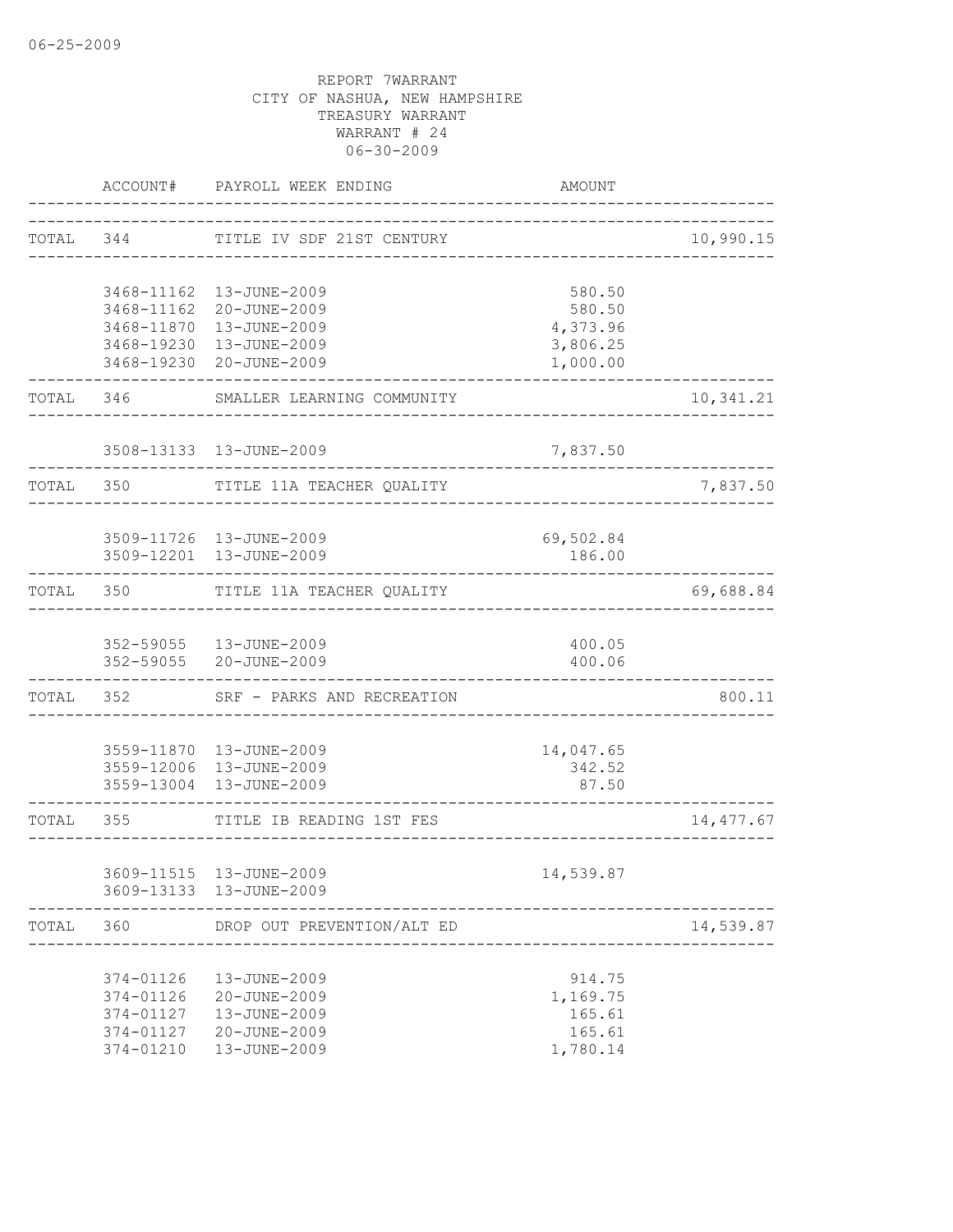06-25-2009

REPORT 7WARRANT
CITY OF NASHUA, NEW HAMPSHIRE
TREASURY WARRANT
WARRANT # 24
06-30-2009

| | ACCOUNT# | PAYROLL WEEK ENDING | AMOUNT | |
|---|---|---|---|---|
| TOTAL | 344 | TITLE IV SDF 21ST CENTURY | | 10,990.15 |
| | 3468-11162 | 13-JUNE-2009 | 580.50 | |
| | 3468-11162 | 20-JUNE-2009 | 580.50 | |
| | 3468-11870 | 13-JUNE-2009 | 4,373.96 | |
| | 3468-19230 | 13-JUNE-2009 | 3,806.25 | |
| | 3468-19230 | 20-JUNE-2009 | 1,000.00 | |
| TOTAL | 346 | SMALLER LEARNING COMMUNITY | | 10,341.21 |
| | 3508-13133 | 13-JUNE-2009 | 7,837.50 | |
| TOTAL | 350 | TITLE 11A TEACHER QUALITY | | 7,837.50 |
| | 3509-11726 | 13-JUNE-2009 | 69,502.84 | |
| | 3509-12201 | 13-JUNE-2009 | 186.00 | |
| TOTAL | 350 | TITLE 11A TEACHER QUALITY | | 69,688.84 |
| | 352-59055 | 13-JUNE-2009 | 400.05 | |
| | 352-59055 | 20-JUNE-2009 | 400.06 | |
| TOTAL | 352 | SRF - PARKS AND RECREATION | | 800.11 |
| | 3559-11870 | 13-JUNE-2009 | 14,047.65 | |
| | 3559-12006 | 13-JUNE-2009 | 342.52 | |
| | 3559-13004 | 13-JUNE-2009 | 87.50 | |
| TOTAL | 355 | TITLE IB READING 1ST FES | | 14,477.67 |
| | 3609-11515 | 13-JUNE-2009 | 14,539.87 | |
| | 3609-13133 | 13-JUNE-2009 | | |
| TOTAL | 360 | DROP OUT PREVENTION/ALT ED | | 14,539.87 |
| | 374-01126 | 13-JUNE-2009 | 914.75 | |
| | 374-01126 | 20-JUNE-2009 | 1,169.75 | |
| | 374-01127 | 13-JUNE-2009 | 165.61 | |
| | 374-01127 | 20-JUNE-2009 | 165.61 | |
| | 374-01210 | 13-JUNE-2009 | 1,780.14 | |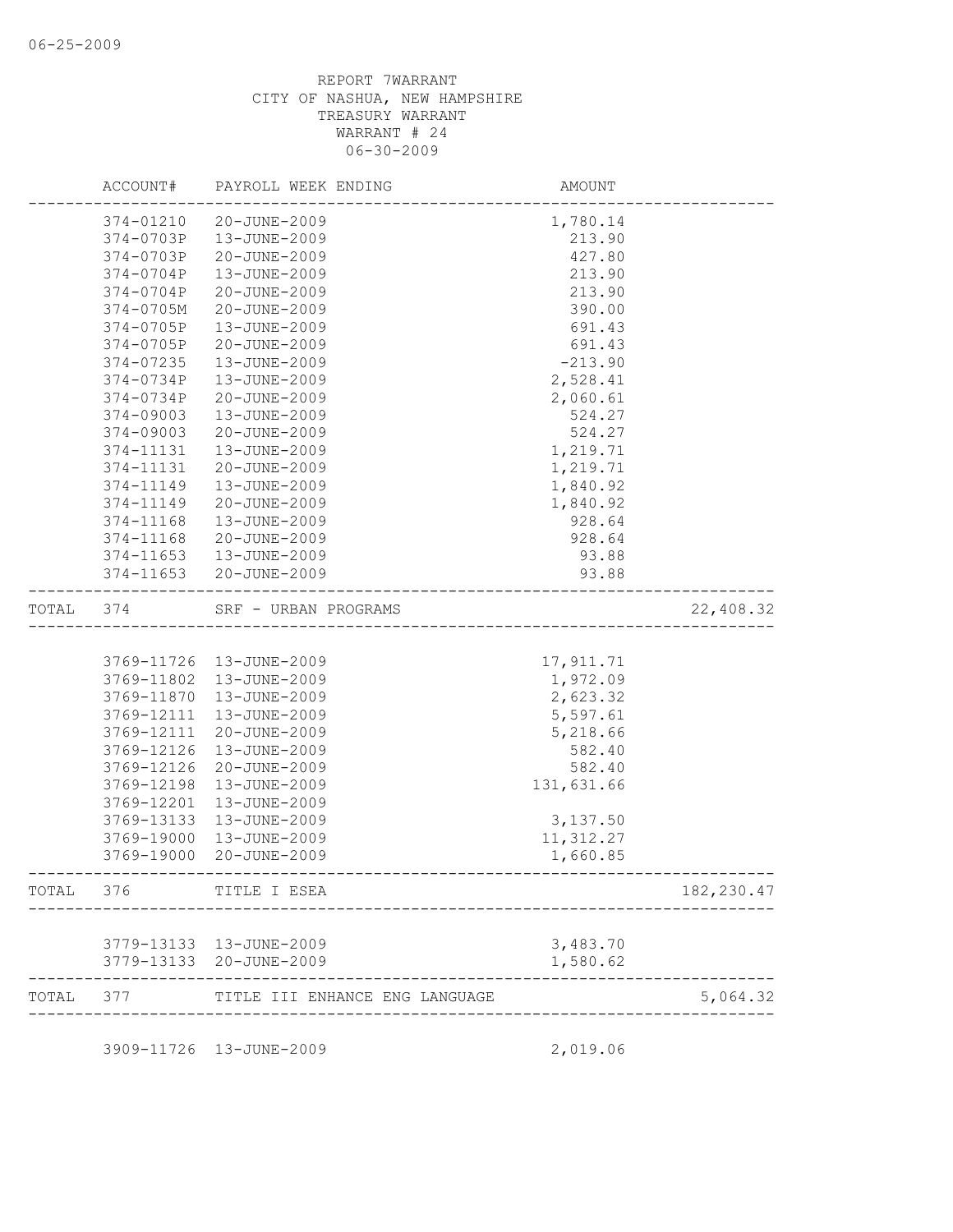06-25-2009

REPORT 7WARRANT
CITY OF NASHUA, NEW HAMPSHIRE
TREASURY WARRANT
WARRANT # 24
06-30-2009

| | ACCOUNT# | PAYROLL WEEK ENDING | AMOUNT | |
|---|---|---|---|---|
| | 374-01210 | 20-JUNE-2009 | 1,780.14 | |
| | 374-0703P | 13-JUNE-2009 | 213.90 | |
| | 374-0703P | 20-JUNE-2009 | 427.80 | |
| | 374-0704P | 13-JUNE-2009 | 213.90 | |
| | 374-0704P | 20-JUNE-2009 | 213.90 | |
| | 374-0705M | 20-JUNE-2009 | 390.00 | |
| | 374-0705P | 13-JUNE-2009 | 691.43 | |
| | 374-0705P | 20-JUNE-2009 | 691.43 | |
| | 374-07235 | 13-JUNE-2009 | -213.90 | |
| | 374-0734P | 13-JUNE-2009 | 2,528.41 | |
| | 374-0734P | 20-JUNE-2009 | 2,060.61 | |
| | 374-09003 | 13-JUNE-2009 | 524.27 | |
| | 374-09003 | 20-JUNE-2009 | 524.27 | |
| | 374-11131 | 13-JUNE-2009 | 1,219.71 | |
| | 374-11131 | 20-JUNE-2009 | 1,219.71 | |
| | 374-11149 | 13-JUNE-2009 | 1,840.92 | |
| | 374-11149 | 20-JUNE-2009 | 1,840.92 | |
| | 374-11168 | 13-JUNE-2009 | 928.64 | |
| | 374-11168 | 20-JUNE-2009 | 928.64 | |
| | 374-11653 | 13-JUNE-2009 | 93.88 | |
| | 374-11653 | 20-JUNE-2009 | 93.88 | |
| TOTAL | 374 | SRF - URBAN PROGRAMS | | 22,408.32 |
| | 3769-11726 | 13-JUNE-2009 | 17,911.71 | |
| | 3769-11802 | 13-JUNE-2009 | 1,972.09 | |
| | 3769-11870 | 13-JUNE-2009 | 2,623.32 | |
| | 3769-12111 | 13-JUNE-2009 | 5,597.61 | |
| | 3769-12111 | 20-JUNE-2009 | 5,218.66 | |
| | 3769-12126 | 13-JUNE-2009 | 582.40 | |
| | 3769-12126 | 20-JUNE-2009 | 582.40 | |
| | 3769-12198 | 13-JUNE-2009 | 131,631.66 | |
| | 3769-12201 | 13-JUNE-2009 | | |
| | 3769-13133 | 13-JUNE-2009 | 3,137.50 | |
| | 3769-19000 | 13-JUNE-2009 | 11,312.27 | |
| | 3769-19000 | 20-JUNE-2009 | 1,660.85 | |
| TOTAL | 376 | TITLE I ESEA | | 182,230.47 |
| | 3779-13133 | 13-JUNE-2009 | 3,483.70 | |
| | 3779-13133 | 20-JUNE-2009 | 1,580.62 | |
| TOTAL | 377 | TITLE III ENHANCE ENG LANGUAGE | | 5,064.32 |
| | 3909-11726 | 13-JUNE-2009 | 2,019.06 | |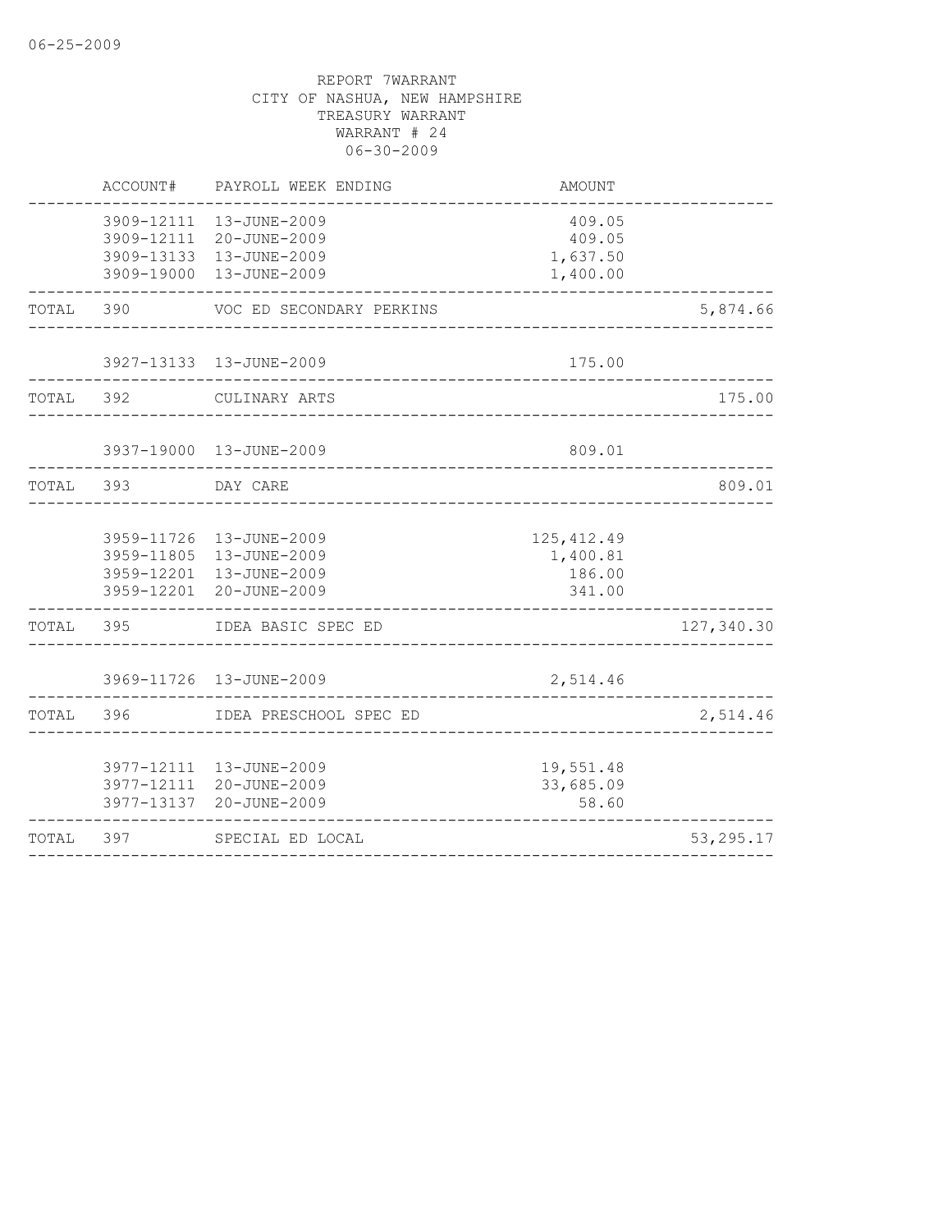REPORT 7WARRANT
CITY OF NASHUA, NEW HAMPSHIRE
TREASURY WARRANT
WARRANT # 24
06-30-2009

| | ACCOUNT# | PAYROLL WEEK ENDING | AMOUNT | |
|---|---|---|---|---|
| | 3909-12111 | 13-JUNE-2009 | 409.05 | |
| | 3909-12111 | 20-JUNE-2009 | 409.05 | |
| | 3909-13133 | 13-JUNE-2009 | 1,637.50 | |
| | 3909-19000 | 13-JUNE-2009 | 1,400.00 | |
| TOTAL | 390 | VOC ED SECONDARY PERKINS | | 5,874.66 |
| | 3927-13133 | 13-JUNE-2009 | 175.00 | |
| TOTAL | 392 | CULINARY ARTS | | 175.00 |
| | 3937-19000 | 13-JUNE-2009 | 809.01 | |
| TOTAL | 393 | DAY CARE | | 809.01 |
| | 3959-11726 | 13-JUNE-2009 | 125,412.49 | |
| | 3959-11805 | 13-JUNE-2009 | 1,400.81 | |
| | 3959-12201 | 13-JUNE-2009 | 186.00 | |
| | 3959-12201 | 20-JUNE-2009 | 341.00 | |
| TOTAL | 395 | IDEA BASIC SPEC ED | | 127,340.30 |
| | 3969-11726 | 13-JUNE-2009 | 2,514.46 | |
| TOTAL | 396 | IDEA PRESCHOOL SPEC ED | | 2,514.46 |
| | 3977-12111 | 13-JUNE-2009 | 19,551.48 | |
| | 3977-12111 | 20-JUNE-2009 | 33,685.09 | |
| | 3977-13137 | 20-JUNE-2009 | 58.60 | |
| TOTAL | 397 | SPECIAL ED LOCAL | | 53,295.17 |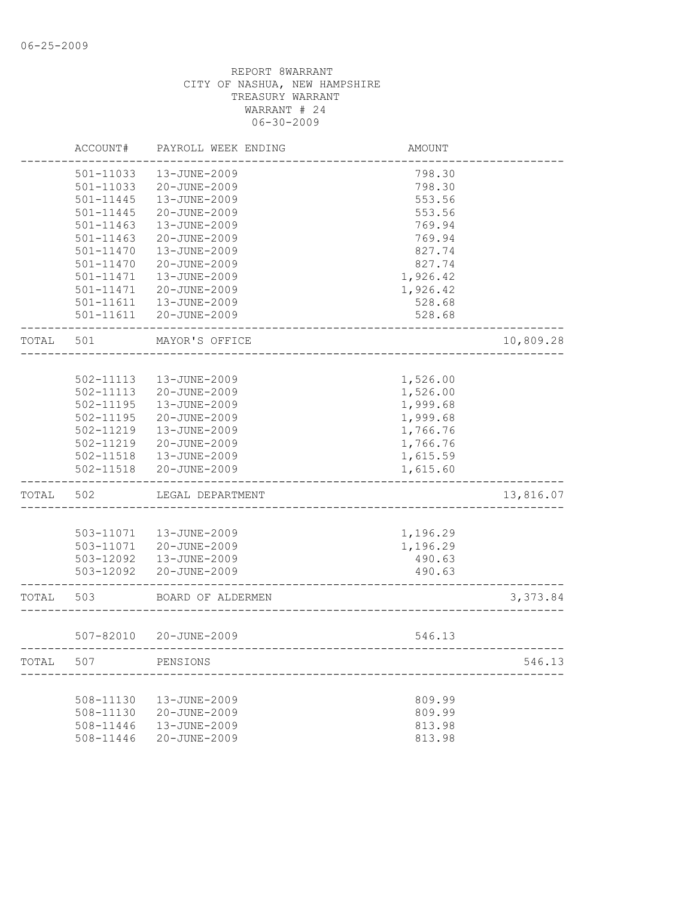REPORT 8WARRANT
CITY OF NASHUA, NEW HAMPSHIRE
TREASURY WARRANT
WARRANT # 24
06-30-2009

| | ACCOUNT# | PAYROLL WEEK ENDING | AMOUNT | |
|---|---|---|---|---|
| | 501-11033 | 13-JUNE-2009 | 798.30 | |
| | 501-11033 | 20-JUNE-2009 | 798.30 | |
| | 501-11445 | 13-JUNE-2009 | 553.56 | |
| | 501-11445 | 20-JUNE-2009 | 553.56 | |
| | 501-11463 | 13-JUNE-2009 | 769.94 | |
| | 501-11463 | 20-JUNE-2009 | 769.94 | |
| | 501-11470 | 13-JUNE-2009 | 827.74 | |
| | 501-11470 | 20-JUNE-2009 | 827.74 | |
| | 501-11471 | 13-JUNE-2009 | 1,926.42 | |
| | 501-11471 | 20-JUNE-2009 | 1,926.42 | |
| | 501-11611 | 13-JUNE-2009 | 528.68 | |
| | 501-11611 | 20-JUNE-2009 | 528.68 | |
| TOTAL | 501 | MAYOR'S OFFICE | | 10,809.28 |
| | 502-11113 | 13-JUNE-2009 | 1,526.00 | |
| | 502-11113 | 20-JUNE-2009 | 1,526.00 | |
| | 502-11195 | 13-JUNE-2009 | 1,999.68 | |
| | 502-11195 | 20-JUNE-2009 | 1,999.68 | |
| | 502-11219 | 13-JUNE-2009 | 1,766.76 | |
| | 502-11219 | 20-JUNE-2009 | 1,766.76 | |
| | 502-11518 | 13-JUNE-2009 | 1,615.59 | |
| | 502-11518 | 20-JUNE-2009 | 1,615.60 | |
| TOTAL | 502 | LEGAL DEPARTMENT | | 13,816.07 |
| | 503-11071 | 13-JUNE-2009 | 1,196.29 | |
| | 503-11071 | 20-JUNE-2009 | 1,196.29 | |
| | 503-12092 | 13-JUNE-2009 | 490.63 | |
| | 503-12092 | 20-JUNE-2009 | 490.63 | |
| TOTAL | 503 | BOARD OF ALDERMEN | | 3,373.84 |
| | 507-82010 | 20-JUNE-2009 | 546.13 | |
| TOTAL | 507 | PENSIONS | | 546.13 |
| | 508-11130 | 13-JUNE-2009 | 809.99 | |
| | 508-11130 | 20-JUNE-2009 | 809.99 | |
| | 508-11446 | 13-JUNE-2009 | 813.98 | |
| | 508-11446 | 20-JUNE-2009 | 813.98 | |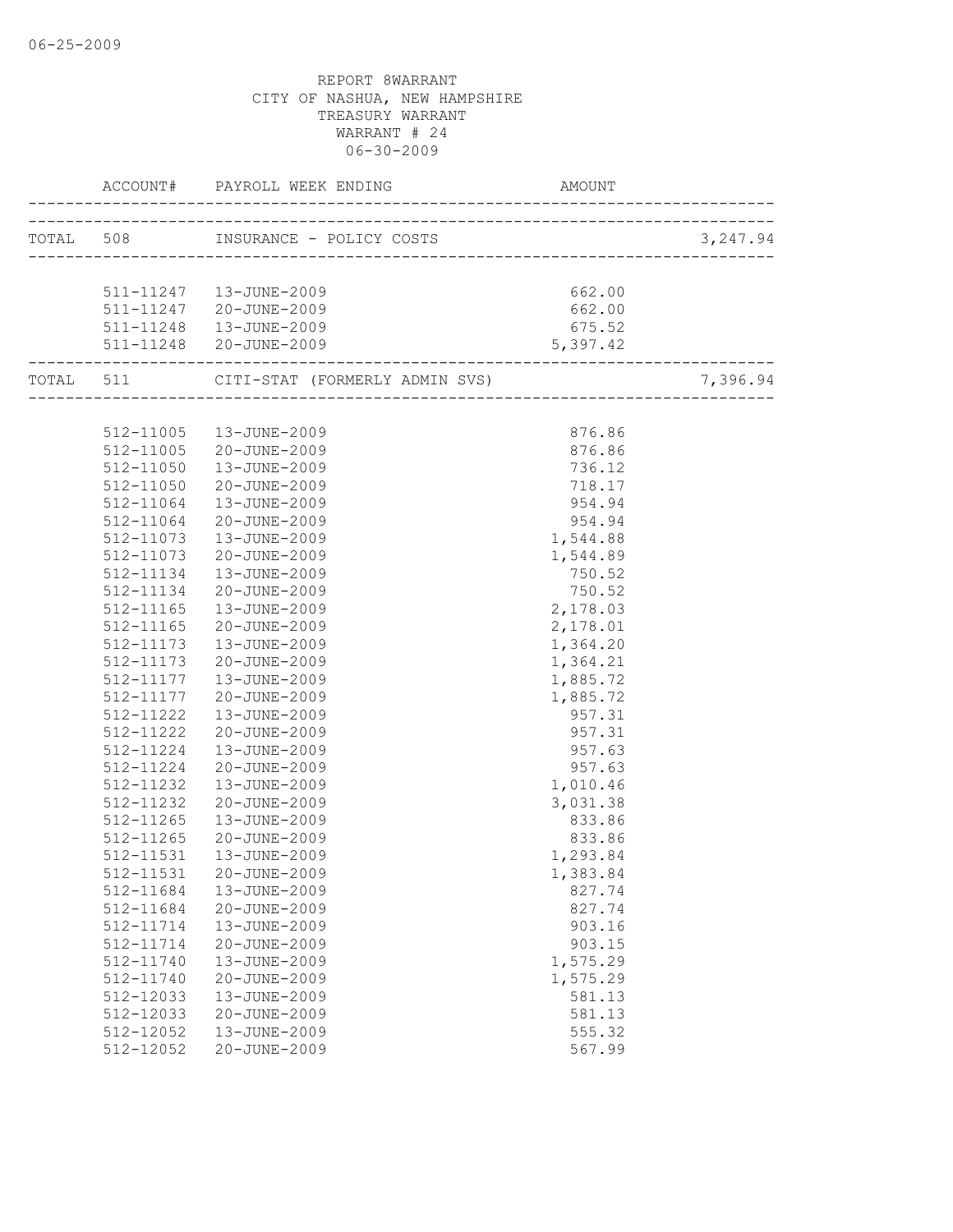REPORT 8WARRANT
CITY OF NASHUA, NEW HAMPSHIRE
TREASURY WARRANT
WARRANT # 24
06-30-2009

| | ACCOUNT# | PAYROLL WEEK ENDING | AMOUNT | |
|---|---|---|---|---|
| TOTAL | 508 | INSURANCE - POLICY COSTS | | 3,247.94 |
| | 511-11247 | 13-JUNE-2009 | 662.00 | |
| | 511-11247 | 20-JUNE-2009 | 662.00 | |
| | 511-11248 | 13-JUNE-2009 | 675.52 | |
| | 511-11248 | 20-JUNE-2009 | 5,397.42 | |
| TOTAL | 511 | CITI-STAT (FORMERLY ADMIN SVS) | | 7,396.94 |
| | 512-11005 | 13-JUNE-2009 | 876.86 | |
| | 512-11005 | 20-JUNE-2009 | 876.86 | |
| | 512-11050 | 13-JUNE-2009 | 736.12 | |
| | 512-11050 | 20-JUNE-2009 | 718.17 | |
| | 512-11064 | 13-JUNE-2009 | 954.94 | |
| | 512-11064 | 20-JUNE-2009 | 954.94 | |
| | 512-11073 | 13-JUNE-2009 | 1,544.88 | |
| | 512-11073 | 20-JUNE-2009 | 1,544.89 | |
| | 512-11134 | 13-JUNE-2009 | 750.52 | |
| | 512-11134 | 20-JUNE-2009 | 750.52 | |
| | 512-11165 | 13-JUNE-2009 | 2,178.03 | |
| | 512-11165 | 20-JUNE-2009 | 2,178.01 | |
| | 512-11173 | 13-JUNE-2009 | 1,364.20 | |
| | 512-11173 | 20-JUNE-2009 | 1,364.21 | |
| | 512-11177 | 13-JUNE-2009 | 1,885.72 | |
| | 512-11177 | 20-JUNE-2009 | 1,885.72 | |
| | 512-11222 | 13-JUNE-2009 | 957.31 | |
| | 512-11222 | 20-JUNE-2009 | 957.31 | |
| | 512-11224 | 13-JUNE-2009 | 957.63 | |
| | 512-11224 | 20-JUNE-2009 | 957.63 | |
| | 512-11232 | 13-JUNE-2009 | 1,010.46 | |
| | 512-11232 | 20-JUNE-2009 | 3,031.38 | |
| | 512-11265 | 13-JUNE-2009 | 833.86 | |
| | 512-11265 | 20-JUNE-2009 | 833.86 | |
| | 512-11531 | 13-JUNE-2009 | 1,293.84 | |
| | 512-11531 | 20-JUNE-2009 | 1,383.84 | |
| | 512-11684 | 13-JUNE-2009 | 827.74 | |
| | 512-11684 | 20-JUNE-2009 | 827.74 | |
| | 512-11714 | 13-JUNE-2009 | 903.16 | |
| | 512-11714 | 20-JUNE-2009 | 903.15 | |
| | 512-11740 | 13-JUNE-2009 | 1,575.29 | |
| | 512-11740 | 20-JUNE-2009 | 1,575.29 | |
| | 512-12033 | 13-JUNE-2009 | 581.13 | |
| | 512-12033 | 20-JUNE-2009 | 581.13 | |
| | 512-12052 | 13-JUNE-2009 | 555.32 | |
| | 512-12052 | 20-JUNE-2009 | 567.99 | |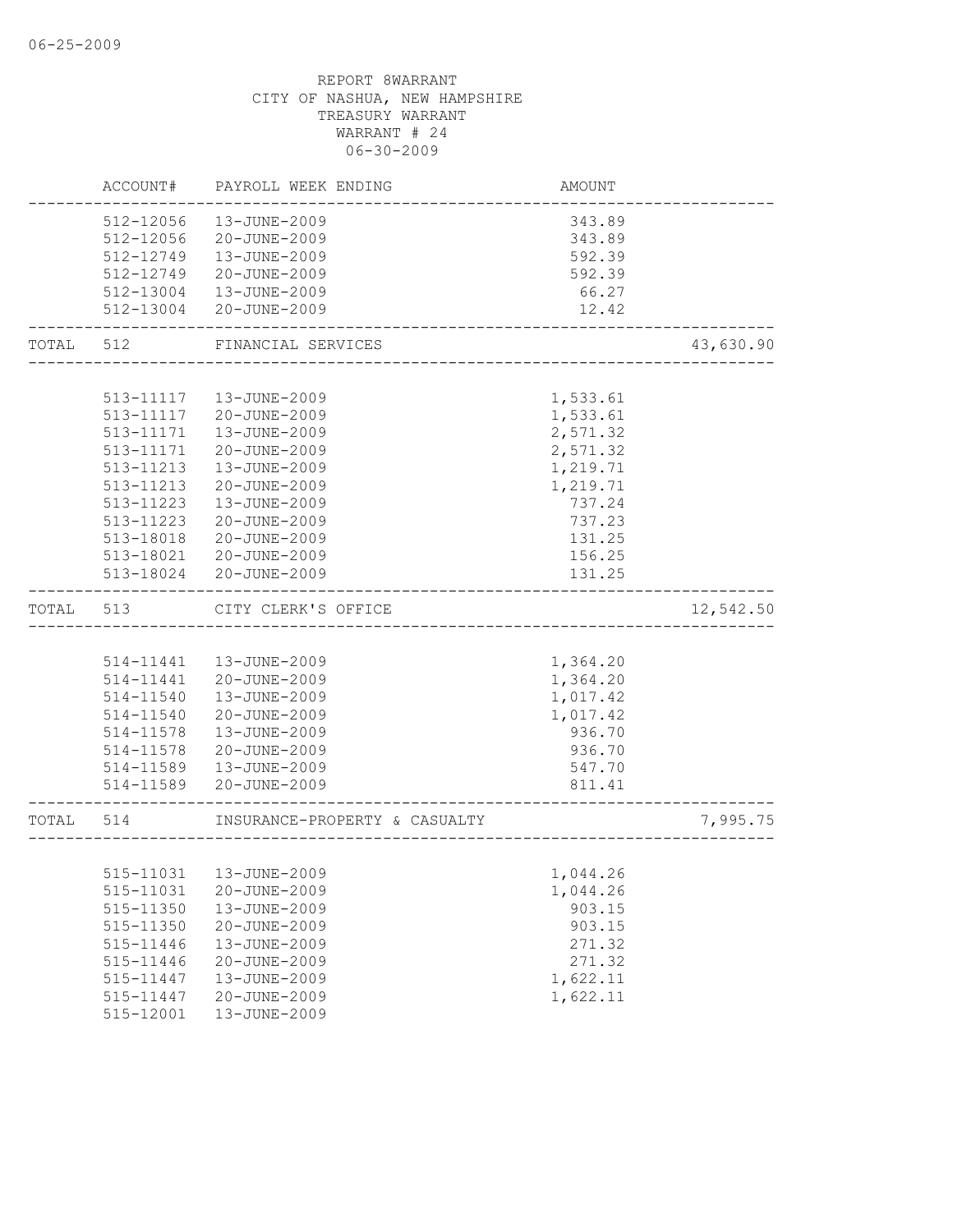REPORT 8WARRANT
CITY OF NASHUA, NEW HAMPSHIRE
TREASURY WARRANT
WARRANT # 24
06-30-2009

| | ACCOUNT# | PAYROLL WEEK ENDING | AMOUNT | |
|---|---|---|---|---|
| | 512-12056 | 13-JUNE-2009 | 343.89 | |
| | 512-12056 | 20-JUNE-2009 | 343.89 | |
| | 512-12749 | 13-JUNE-2009 | 592.39 | |
| | 512-12749 | 20-JUNE-2009 | 592.39 | |
| | 512-13004 | 13-JUNE-2009 | 66.27 | |
| | 512-13004 | 20-JUNE-2009 | 12.42 | |
| TOTAL | 512 | FINANCIAL SERVICES | | 43,630.90 |
| | 513-11117 | 13-JUNE-2009 | 1,533.61 | |
| | 513-11117 | 20-JUNE-2009 | 1,533.61 | |
| | 513-11171 | 13-JUNE-2009 | 2,571.32 | |
| | 513-11171 | 20-JUNE-2009 | 2,571.32 | |
| | 513-11213 | 13-JUNE-2009 | 1,219.71 | |
| | 513-11213 | 20-JUNE-2009 | 1,219.71 | |
| | 513-11223 | 13-JUNE-2009 | 737.24 | |
| | 513-11223 | 20-JUNE-2009 | 737.23 | |
| | 513-18018 | 20-JUNE-2009 | 131.25 | |
| | 513-18021 | 20-JUNE-2009 | 156.25 | |
| | 513-18024 | 20-JUNE-2009 | 131.25 | |
| TOTAL | 513 | CITY CLERK'S OFFICE | | 12,542.50 |
| | 514-11441 | 13-JUNE-2009 | 1,364.20 | |
| | 514-11441 | 20-JUNE-2009 | 1,364.20 | |
| | 514-11540 | 13-JUNE-2009 | 1,017.42 | |
| | 514-11540 | 20-JUNE-2009 | 1,017.42 | |
| | 514-11578 | 13-JUNE-2009 | 936.70 | |
| | 514-11578 | 20-JUNE-2009 | 936.70 | |
| | 514-11589 | 13-JUNE-2009 | 547.70 | |
| | 514-11589 | 20-JUNE-2009 | 811.41 | |
| TOTAL | 514 | INSURANCE-PROPERTY & CASUALTY | | 7,995.75 |
| | 515-11031 | 13-JUNE-2009 | 1,044.26 | |
| | 515-11031 | 20-JUNE-2009 | 1,044.26 | |
| | 515-11350 | 13-JUNE-2009 | 903.15 | |
| | 515-11350 | 20-JUNE-2009 | 903.15 | |
| | 515-11446 | 13-JUNE-2009 | 271.32 | |
| | 515-11446 | 20-JUNE-2009 | 271.32 | |
| | 515-11447 | 13-JUNE-2009 | 1,622.11 | |
| | 515-11447 | 20-JUNE-2009 | 1,622.11 | |
| | 515-12001 | 13-JUNE-2009 | | |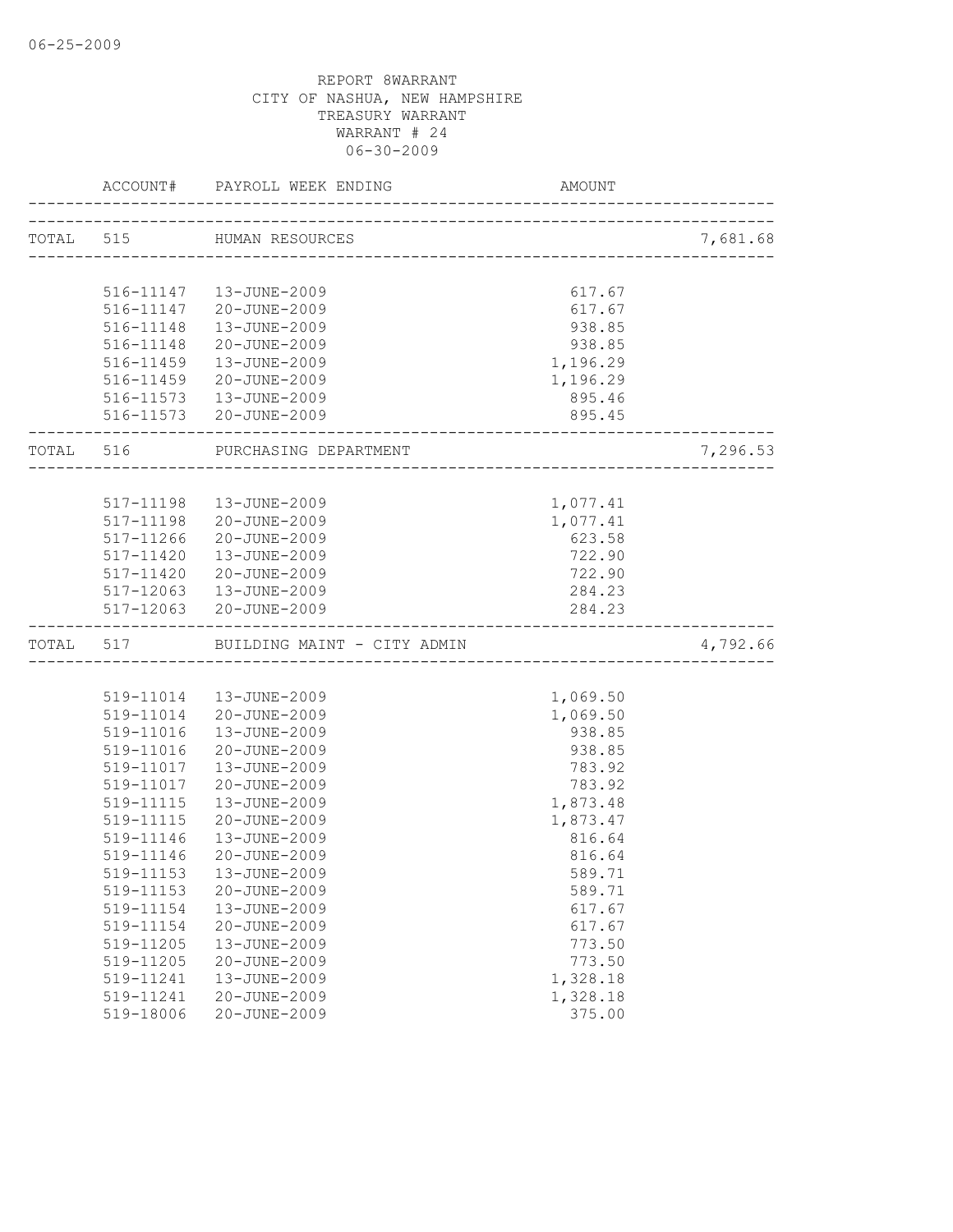06-25-2009

REPORT 8WARRANT
CITY OF NASHUA, NEW HAMPSHIRE
TREASURY WARRANT
WARRANT # 24
06-30-2009

| ACCOUNT# | PAYROLL WEEK ENDING | AMOUNT | |
|---|---|---|---|
| TOTAL 515 | HUMAN RESOURCES | | 7,681.68 |
| 516-11147 | 13-JUNE-2009 | 617.67 | |
| 516-11147 | 20-JUNE-2009 | 617.67 | |
| 516-11148 | 13-JUNE-2009 | 938.85 | |
| 516-11148 | 20-JUNE-2009 | 938.85 | |
| 516-11459 | 13-JUNE-2009 | 1,196.29 | |
| 516-11459 | 20-JUNE-2009 | 1,196.29 | |
| 516-11573 | 13-JUNE-2009 | 895.46 | |
| 516-11573 | 20-JUNE-2009 | 895.45 | |
| TOTAL 516 | PURCHASING DEPARTMENT | | 7,296.53 |
| 517-11198 | 13-JUNE-2009 | 1,077.41 | |
| 517-11198 | 20-JUNE-2009 | 1,077.41 | |
| 517-11266 | 20-JUNE-2009 | 623.58 | |
| 517-11420 | 13-JUNE-2009 | 722.90 | |
| 517-11420 | 20-JUNE-2009 | 722.90 | |
| 517-12063 | 13-JUNE-2009 | 284.23 | |
| 517-12063 | 20-JUNE-2009 | 284.23 | |
| TOTAL 517 | BUILDING MAINT - CITY ADMIN | | 4,792.66 |
| 519-11014 | 13-JUNE-2009 | 1,069.50 | |
| 519-11014 | 20-JUNE-2009 | 1,069.50 | |
| 519-11016 | 13-JUNE-2009 | 938.85 | |
| 519-11016 | 20-JUNE-2009 | 938.85 | |
| 519-11017 | 13-JUNE-2009 | 783.92 | |
| 519-11017 | 20-JUNE-2009 | 783.92 | |
| 519-11115 | 13-JUNE-2009 | 1,873.48 | |
| 519-11115 | 20-JUNE-2009 | 1,873.47 | |
| 519-11146 | 13-JUNE-2009 | 816.64 | |
| 519-11146 | 20-JUNE-2009 | 816.64 | |
| 519-11153 | 13-JUNE-2009 | 589.71 | |
| 519-11153 | 20-JUNE-2009 | 589.71 | |
| 519-11154 | 13-JUNE-2009 | 617.67 | |
| 519-11154 | 20-JUNE-2009 | 617.67 | |
| 519-11205 | 13-JUNE-2009 | 773.50 | |
| 519-11205 | 20-JUNE-2009 | 773.50 | |
| 519-11241 | 13-JUNE-2009 | 1,328.18 | |
| 519-11241 | 20-JUNE-2009 | 1,328.18 | |
| 519-18006 | 20-JUNE-2009 | 375.00 | |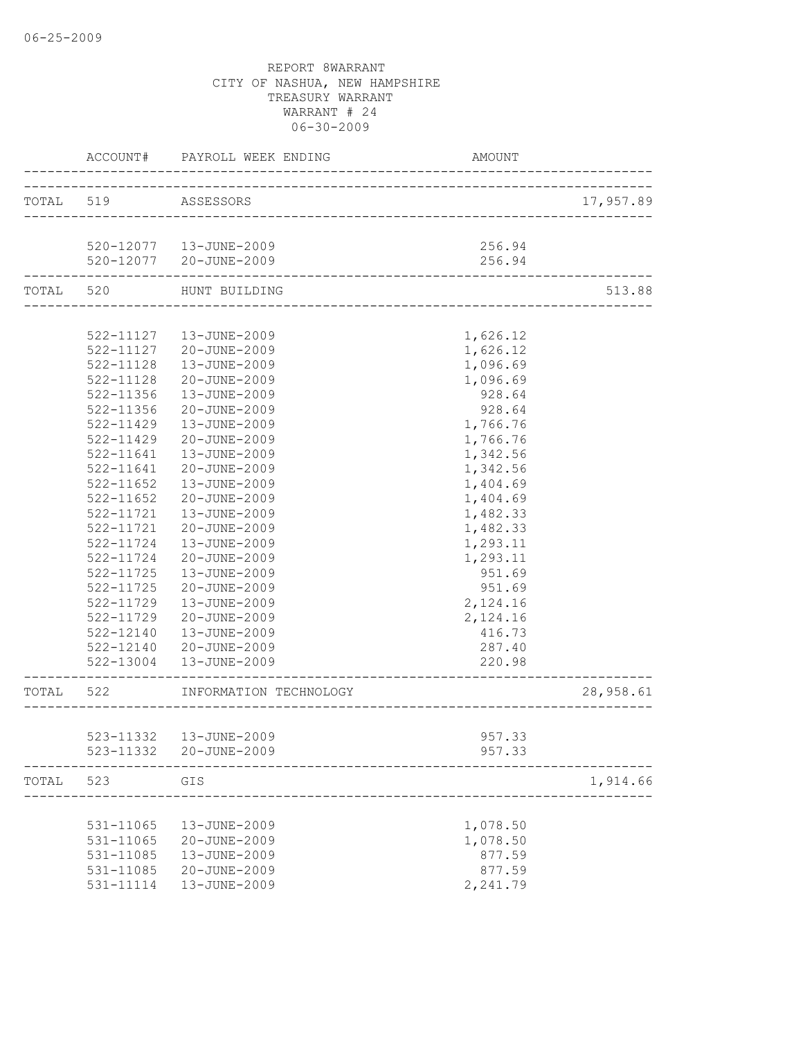REPORT 8WARRANT
CITY OF NASHUA, NEW HAMPSHIRE
TREASURY WARRANT
WARRANT # 24
06-30-2009

| | ACCOUNT# | PAYROLL WEEK ENDING | AMOUNT | |
|---|---|---|---|---|
| TOTAL | 519 | ASSESSORS | | 17,957.89 |
| | 520-12077 | 13-JUNE-2009 | 256.94 | |
| | 520-12077 | 20-JUNE-2009 | 256.94 | |
| TOTAL | 520 | HUNT BUILDING | | 513.88 |
| | 522-11127 | 13-JUNE-2009 | 1,626.12 | |
| | 522-11127 | 20-JUNE-2009 | 1,626.12 | |
| | 522-11128 | 13-JUNE-2009 | 1,096.69 | |
| | 522-11128 | 20-JUNE-2009 | 1,096.69 | |
| | 522-11356 | 13-JUNE-2009 | 928.64 | |
| | 522-11356 | 20-JUNE-2009 | 928.64 | |
| | 522-11429 | 13-JUNE-2009 | 1,766.76 | |
| | 522-11429 | 20-JUNE-2009 | 1,766.76 | |
| | 522-11641 | 13-JUNE-2009 | 1,342.56 | |
| | 522-11641 | 20-JUNE-2009 | 1,342.56 | |
| | 522-11652 | 13-JUNE-2009 | 1,404.69 | |
| | 522-11652 | 20-JUNE-2009 | 1,404.69 | |
| | 522-11721 | 13-JUNE-2009 | 1,482.33 | |
| | 522-11721 | 20-JUNE-2009 | 1,482.33 | |
| | 522-11724 | 13-JUNE-2009 | 1,293.11 | |
| | 522-11724 | 20-JUNE-2009 | 1,293.11 | |
| | 522-11725 | 13-JUNE-2009 | 951.69 | |
| | 522-11725 | 20-JUNE-2009 | 951.69 | |
| | 522-11729 | 13-JUNE-2009 | 2,124.16 | |
| | 522-11729 | 20-JUNE-2009 | 2,124.16 | |
| | 522-12140 | 13-JUNE-2009 | 416.73 | |
| | 522-12140 | 20-JUNE-2009 | 287.40 | |
| | 522-13004 | 13-JUNE-2009 | 220.98 | |
| TOTAL | 522 | INFORMATION TECHNOLOGY | | 28,958.61 |
| | 523-11332 | 13-JUNE-2009 | 957.33 | |
| | 523-11332 | 20-JUNE-2009 | 957.33 | |
| TOTAL | 523 | GIS | | 1,914.66 |
| | 531-11065 | 13-JUNE-2009 | 1,078.50 | |
| | 531-11065 | 20-JUNE-2009 | 1,078.50 | |
| | 531-11085 | 13-JUNE-2009 | 877.59 | |
| | 531-11085 | 20-JUNE-2009 | 877.59 | |
| | 531-11114 | 13-JUNE-2009 | 2,241.79 | |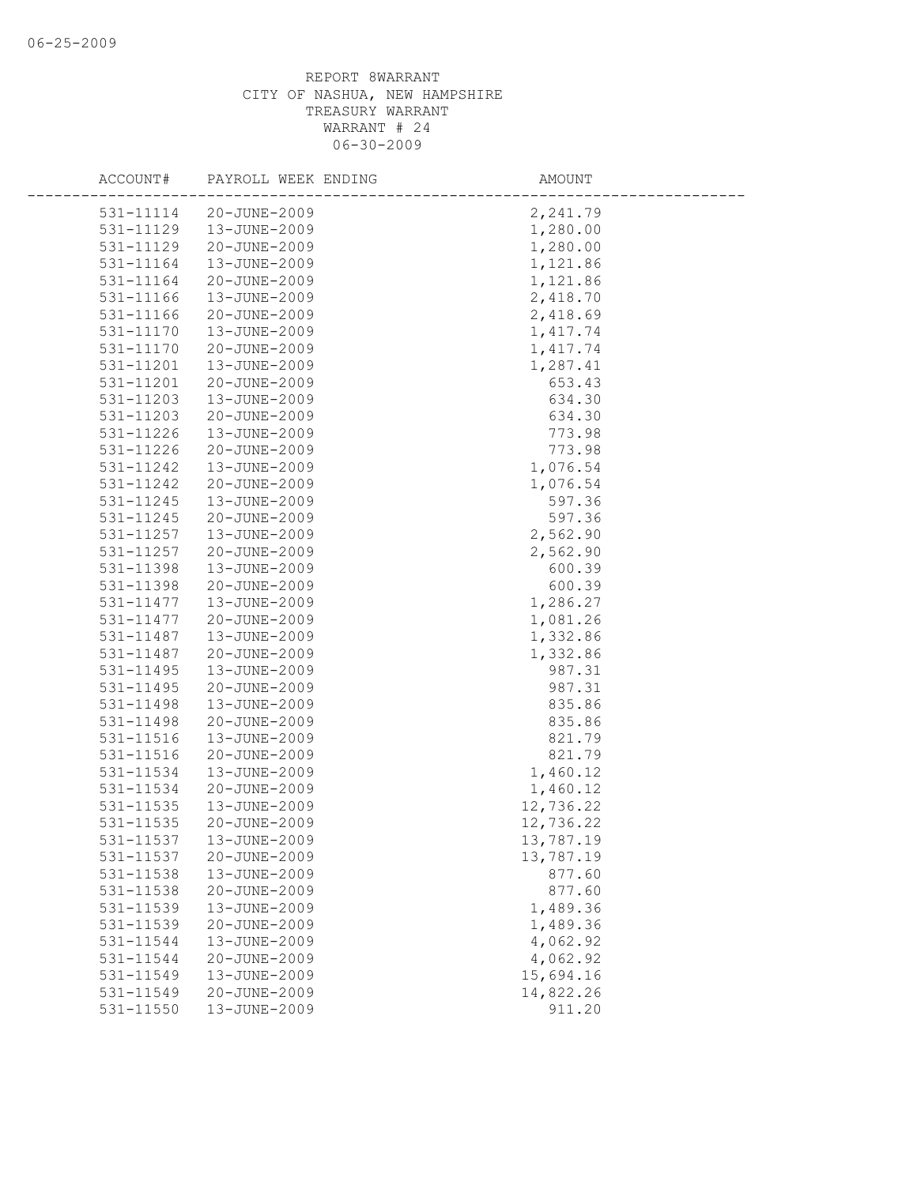REPORT 8WARRANT
CITY OF NASHUA, NEW HAMPSHIRE
TREASURY WARRANT
WARRANT # 24
06-30-2009

| ACCOUNT# | PAYROLL WEEK ENDING | AMOUNT |
|---|---|---|
| 531-11114 | 20-JUNE-2009 | 2,241.79 |
| 531-11129 | 13-JUNE-2009 | 1,280.00 |
| 531-11129 | 20-JUNE-2009 | 1,280.00 |
| 531-11164 | 13-JUNE-2009 | 1,121.86 |
| 531-11164 | 20-JUNE-2009 | 1,121.86 |
| 531-11166 | 13-JUNE-2009 | 2,418.70 |
| 531-11166 | 20-JUNE-2009 | 2,418.69 |
| 531-11170 | 13-JUNE-2009 | 1,417.74 |
| 531-11170 | 20-JUNE-2009 | 1,417.74 |
| 531-11201 | 13-JUNE-2009 | 1,287.41 |
| 531-11201 | 20-JUNE-2009 | 653.43 |
| 531-11203 | 13-JUNE-2009 | 634.30 |
| 531-11203 | 20-JUNE-2009 | 634.30 |
| 531-11226 | 13-JUNE-2009 | 773.98 |
| 531-11226 | 20-JUNE-2009 | 773.98 |
| 531-11242 | 13-JUNE-2009 | 1,076.54 |
| 531-11242 | 20-JUNE-2009 | 1,076.54 |
| 531-11245 | 13-JUNE-2009 | 597.36 |
| 531-11245 | 20-JUNE-2009 | 597.36 |
| 531-11257 | 13-JUNE-2009 | 2,562.90 |
| 531-11257 | 20-JUNE-2009 | 2,562.90 |
| 531-11398 | 13-JUNE-2009 | 600.39 |
| 531-11398 | 20-JUNE-2009 | 600.39 |
| 531-11477 | 13-JUNE-2009 | 1,286.27 |
| 531-11477 | 20-JUNE-2009 | 1,081.26 |
| 531-11487 | 13-JUNE-2009 | 1,332.86 |
| 531-11487 | 20-JUNE-2009 | 1,332.86 |
| 531-11495 | 13-JUNE-2009 | 987.31 |
| 531-11495 | 20-JUNE-2009 | 987.31 |
| 531-11498 | 13-JUNE-2009 | 835.86 |
| 531-11498 | 20-JUNE-2009 | 835.86 |
| 531-11516 | 13-JUNE-2009 | 821.79 |
| 531-11516 | 20-JUNE-2009 | 821.79 |
| 531-11534 | 13-JUNE-2009 | 1,460.12 |
| 531-11534 | 20-JUNE-2009 | 1,460.12 |
| 531-11535 | 13-JUNE-2009 | 12,736.22 |
| 531-11535 | 20-JUNE-2009 | 12,736.22 |
| 531-11537 | 13-JUNE-2009 | 13,787.19 |
| 531-11537 | 20-JUNE-2009 | 13,787.19 |
| 531-11538 | 13-JUNE-2009 | 877.60 |
| 531-11538 | 20-JUNE-2009 | 877.60 |
| 531-11539 | 13-JUNE-2009 | 1,489.36 |
| 531-11539 | 20-JUNE-2009 | 1,489.36 |
| 531-11544 | 13-JUNE-2009 | 4,062.92 |
| 531-11544 | 20-JUNE-2009 | 4,062.92 |
| 531-11549 | 13-JUNE-2009 | 15,694.16 |
| 531-11549 | 20-JUNE-2009 | 14,822.26 |
| 531-11550 | 13-JUNE-2009 | 911.20 |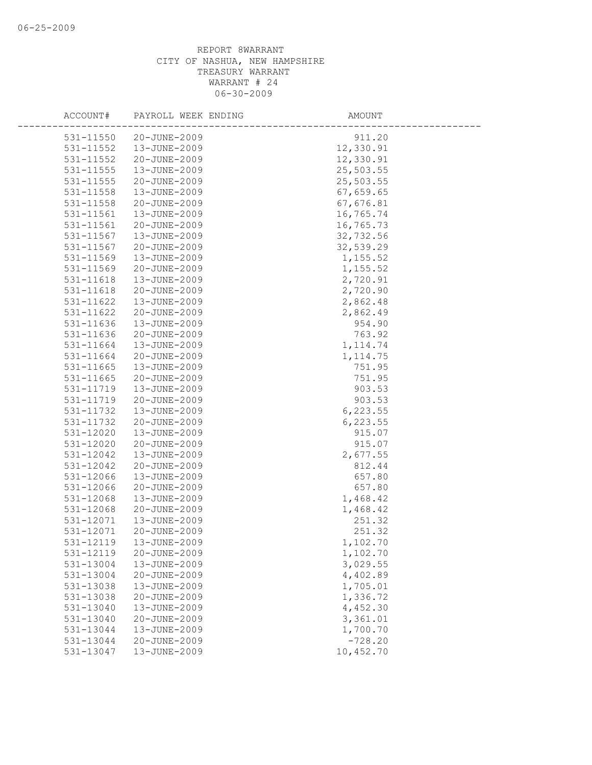REPORT 8WARRANT
CITY OF NASHUA, NEW HAMPSHIRE
TREASURY WARRANT
WARRANT # 24
06-30-2009

| ACCOUNT# | PAYROLL WEEK ENDING | AMOUNT |
|---|---|---|
| 531-11550 | 20-JUNE-2009 | 911.20 |
| 531-11552 | 13-JUNE-2009 | 12,330.91 |
| 531-11552 | 20-JUNE-2009 | 12,330.91 |
| 531-11555 | 13-JUNE-2009 | 25,503.55 |
| 531-11555 | 20-JUNE-2009 | 25,503.55 |
| 531-11558 | 13-JUNE-2009 | 67,659.65 |
| 531-11558 | 20-JUNE-2009 | 67,676.81 |
| 531-11561 | 13-JUNE-2009 | 16,765.74 |
| 531-11561 | 20-JUNE-2009 | 16,765.73 |
| 531-11567 | 13-JUNE-2009 | 32,732.56 |
| 531-11567 | 20-JUNE-2009 | 32,539.29 |
| 531-11569 | 13-JUNE-2009 | 1,155.52 |
| 531-11569 | 20-JUNE-2009 | 1,155.52 |
| 531-11618 | 13-JUNE-2009 | 2,720.91 |
| 531-11618 | 20-JUNE-2009 | 2,720.90 |
| 531-11622 | 13-JUNE-2009 | 2,862.48 |
| 531-11622 | 20-JUNE-2009 | 2,862.49 |
| 531-11636 | 13-JUNE-2009 | 954.90 |
| 531-11636 | 20-JUNE-2009 | 763.92 |
| 531-11664 | 13-JUNE-2009 | 1,114.74 |
| 531-11664 | 20-JUNE-2009 | 1,114.75 |
| 531-11665 | 13-JUNE-2009 | 751.95 |
| 531-11665 | 20-JUNE-2009 | 751.95 |
| 531-11719 | 13-JUNE-2009 | 903.53 |
| 531-11719 | 20-JUNE-2009 | 903.53 |
| 531-11732 | 13-JUNE-2009 | 6,223.55 |
| 531-11732 | 20-JUNE-2009 | 6,223.55 |
| 531-12020 | 13-JUNE-2009 | 915.07 |
| 531-12020 | 20-JUNE-2009 | 915.07 |
| 531-12042 | 13-JUNE-2009 | 2,677.55 |
| 531-12042 | 20-JUNE-2009 | 812.44 |
| 531-12066 | 13-JUNE-2009 | 657.80 |
| 531-12066 | 20-JUNE-2009 | 657.80 |
| 531-12068 | 13-JUNE-2009 | 1,468.42 |
| 531-12068 | 20-JUNE-2009 | 1,468.42 |
| 531-12071 | 13-JUNE-2009 | 251.32 |
| 531-12071 | 20-JUNE-2009 | 251.32 |
| 531-12119 | 13-JUNE-2009 | 1,102.70 |
| 531-12119 | 20-JUNE-2009 | 1,102.70 |
| 531-13004 | 13-JUNE-2009 | 3,029.55 |
| 531-13004 | 20-JUNE-2009 | 4,402.89 |
| 531-13038 | 13-JUNE-2009 | 1,705.01 |
| 531-13038 | 20-JUNE-2009 | 1,336.72 |
| 531-13040 | 13-JUNE-2009 | 4,452.30 |
| 531-13040 | 20-JUNE-2009 | 3,361.01 |
| 531-13044 | 13-JUNE-2009 | 1,700.70 |
| 531-13044 | 20-JUNE-2009 | -728.20 |
| 531-13047 | 13-JUNE-2009 | 10,452.70 |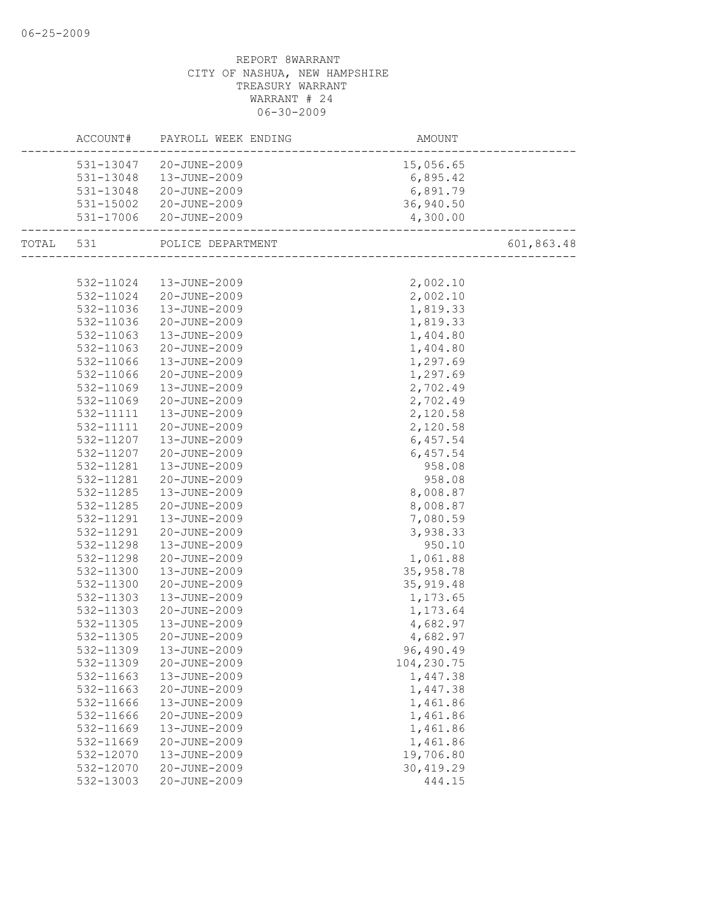REPORT 8WARRANT
CITY OF NASHUA, NEW HAMPSHIRE
TREASURY WARRANT
WARRANT # 24
06-30-2009

| | ACCOUNT# | PAYROLL WEEK ENDING | AMOUNT | |
|---|---|---|---|---|
| | 531-13047 | 20-JUNE-2009 | 15,056.65 | |
| | 531-13048 | 13-JUNE-2009 | 6,895.42 | |
| | 531-13048 | 20-JUNE-2009 | 6,891.79 | |
| | 531-15002 | 20-JUNE-2009 | 36,940.50 | |
| | 531-17006 | 20-JUNE-2009 | 4,300.00 | |
| TOTAL | 531 | POLICE DEPARTMENT | | 601,863.48 |
| | 532-11024 | 13-JUNE-2009 | 2,002.10 | |
| | 532-11024 | 20-JUNE-2009 | 2,002.10 | |
| | 532-11036 | 13-JUNE-2009 | 1,819.33 | |
| | 532-11036 | 20-JUNE-2009 | 1,819.33 | |
| | 532-11063 | 13-JUNE-2009 | 1,404.80 | |
| | 532-11063 | 20-JUNE-2009 | 1,404.80 | |
| | 532-11066 | 13-JUNE-2009 | 1,297.69 | |
| | 532-11066 | 20-JUNE-2009 | 1,297.69 | |
| | 532-11069 | 13-JUNE-2009 | 2,702.49 | |
| | 532-11069 | 20-JUNE-2009 | 2,702.49 | |
| | 532-11111 | 13-JUNE-2009 | 2,120.58 | |
| | 532-11111 | 20-JUNE-2009 | 2,120.58 | |
| | 532-11207 | 13-JUNE-2009 | 6,457.54 | |
| | 532-11207 | 20-JUNE-2009 | 6,457.54 | |
| | 532-11281 | 13-JUNE-2009 | 958.08 | |
| | 532-11281 | 20-JUNE-2009 | 958.08 | |
| | 532-11285 | 13-JUNE-2009 | 8,008.87 | |
| | 532-11285 | 20-JUNE-2009 | 8,008.87 | |
| | 532-11291 | 13-JUNE-2009 | 7,080.59 | |
| | 532-11291 | 20-JUNE-2009 | 3,938.33 | |
| | 532-11298 | 13-JUNE-2009 | 950.10 | |
| | 532-11298 | 20-JUNE-2009 | 1,061.88 | |
| | 532-11300 | 13-JUNE-2009 | 35,958.78 | |
| | 532-11300 | 20-JUNE-2009 | 35,919.48 | |
| | 532-11303 | 13-JUNE-2009 | 1,173.65 | |
| | 532-11303 | 20-JUNE-2009 | 1,173.64 | |
| | 532-11305 | 13-JUNE-2009 | 4,682.97 | |
| | 532-11305 | 20-JUNE-2009 | 4,682.97 | |
| | 532-11309 | 13-JUNE-2009 | 96,490.49 | |
| | 532-11309 | 20-JUNE-2009 | 104,230.75 | |
| | 532-11663 | 13-JUNE-2009 | 1,447.38 | |
| | 532-11663 | 20-JUNE-2009 | 1,447.38 | |
| | 532-11666 | 13-JUNE-2009 | 1,461.86 | |
| | 532-11666 | 20-JUNE-2009 | 1,461.86 | |
| | 532-11669 | 13-JUNE-2009 | 1,461.86 | |
| | 532-11669 | 20-JUNE-2009 | 1,461.86 | |
| | 532-12070 | 13-JUNE-2009 | 19,706.80 | |
| | 532-12070 | 20-JUNE-2009 | 30,419.29 | |
| | 532-13003 | 20-JUNE-2009 | 444.15 | |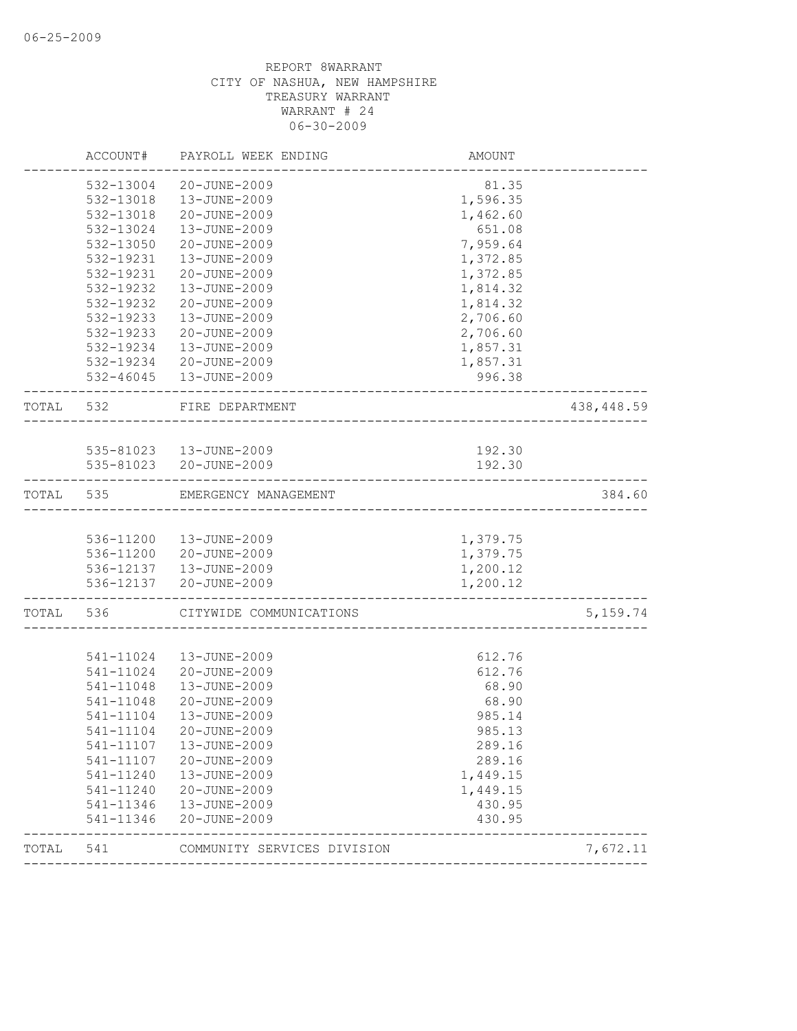06-25-2009

REPORT 8WARRANT
CITY OF NASHUA, NEW HAMPSHIRE
TREASURY WARRANT
WARRANT # 24
06-30-2009

| | ACCOUNT# | PAYROLL WEEK ENDING | AMOUNT | |
|---|---|---|---|---|
| | 532-13004 | 20-JUNE-2009 | 81.35 | |
| | 532-13018 | 13-JUNE-2009 | 1,596.35 | |
| | 532-13018 | 20-JUNE-2009 | 1,462.60 | |
| | 532-13024 | 13-JUNE-2009 | 651.08 | |
| | 532-13050 | 20-JUNE-2009 | 7,959.64 | |
| | 532-19231 | 13-JUNE-2009 | 1,372.85 | |
| | 532-19231 | 20-JUNE-2009 | 1,372.85 | |
| | 532-19232 | 13-JUNE-2009 | 1,814.32 | |
| | 532-19232 | 20-JUNE-2009 | 1,814.32 | |
| | 532-19233 | 13-JUNE-2009 | 2,706.60 | |
| | 532-19233 | 20-JUNE-2009 | 2,706.60 | |
| | 532-19234 | 13-JUNE-2009 | 1,857.31 | |
| | 532-19234 | 20-JUNE-2009 | 1,857.31 | |
| | 532-46045 | 13-JUNE-2009 | 996.38 | |
| TOTAL | 532 | FIRE DEPARTMENT | | 438,448.59 |
| | 535-81023 | 13-JUNE-2009 | 192.30 | |
| | 535-81023 | 20-JUNE-2009 | 192.30 | |
| TOTAL | 535 | EMERGENCY MANAGEMENT | | 384.60 |
| | 536-11200 | 13-JUNE-2009 | 1,379.75 | |
| | 536-11200 | 20-JUNE-2009 | 1,379.75 | |
| | 536-12137 | 13-JUNE-2009 | 1,200.12 | |
| | 536-12137 | 20-JUNE-2009 | 1,200.12 | |
| TOTAL | 536 | CITYWIDE COMMUNICATIONS | | 5,159.74 |
| | 541-11024 | 13-JUNE-2009 | 612.76 | |
| | 541-11024 | 20-JUNE-2009 | 612.76 | |
| | 541-11048 | 13-JUNE-2009 | 68.90 | |
| | 541-11048 | 20-JUNE-2009 | 68.90 | |
| | 541-11104 | 13-JUNE-2009 | 985.14 | |
| | 541-11104 | 20-JUNE-2009 | 985.13 | |
| | 541-11107 | 13-JUNE-2009 | 289.16 | |
| | 541-11107 | 20-JUNE-2009 | 289.16 | |
| | 541-11240 | 13-JUNE-2009 | 1,449.15 | |
| | 541-11240 | 20-JUNE-2009 | 1,449.15 | |
| | 541-11346 | 13-JUNE-2009 | 430.95 | |
| | 541-11346 | 20-JUNE-2009 | 430.95 | |
| TOTAL | 541 | COMMUNITY SERVICES DIVISION | | 7,672.11 |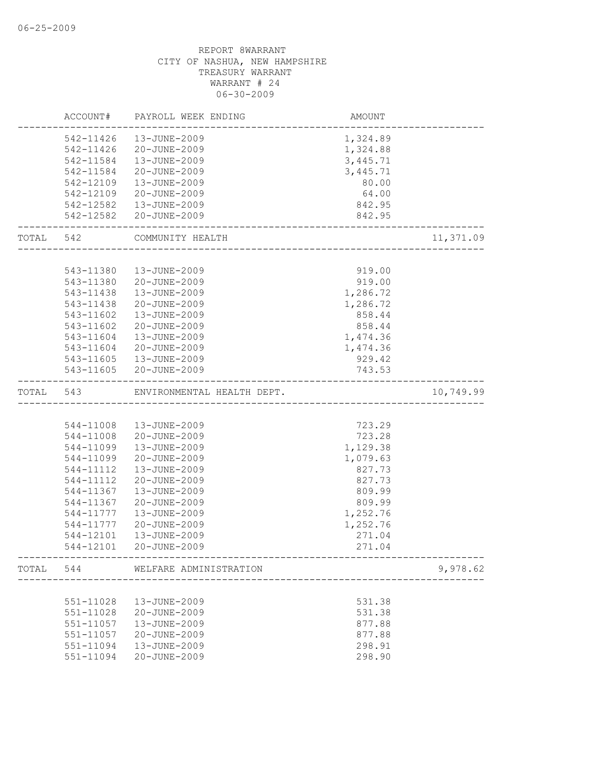06-25-2009

REPORT 8WARRANT
CITY OF NASHUA, NEW HAMPSHIRE
TREASURY WARRANT
WARRANT # 24
06-30-2009

| | ACCOUNT# | PAYROLL WEEK ENDING | AMOUNT | |
|---|---|---|---|---|
| | 542-11426 | 13-JUNE-2009 | 1,324.89 | |
| | 542-11426 | 20-JUNE-2009 | 1,324.88 | |
| | 542-11584 | 13-JUNE-2009 | 3,445.71 | |
| | 542-11584 | 20-JUNE-2009 | 3,445.71 | |
| | 542-12109 | 13-JUNE-2009 | 80.00 | |
| | 542-12109 | 20-JUNE-2009 | 64.00 | |
| | 542-12582 | 13-JUNE-2009 | 842.95 | |
| | 542-12582 | 20-JUNE-2009 | 842.95 | |
| TOTAL | 542 | COMMUNITY HEALTH | | 11,371.09 |
| | 543-11380 | 13-JUNE-2009 | 919.00 | |
| | 543-11380 | 20-JUNE-2009 | 919.00 | |
| | 543-11438 | 13-JUNE-2009 | 1,286.72 | |
| | 543-11438 | 20-JUNE-2009 | 1,286.72 | |
| | 543-11602 | 13-JUNE-2009 | 858.44 | |
| | 543-11602 | 20-JUNE-2009 | 858.44 | |
| | 543-11604 | 13-JUNE-2009 | 1,474.36 | |
| | 543-11604 | 20-JUNE-2009 | 1,474.36 | |
| | 543-11605 | 13-JUNE-2009 | 929.42 | |
| | 543-11605 | 20-JUNE-2009 | 743.53 | |
| TOTAL | 543 | ENVIRONMENTAL HEALTH DEPT. | | 10,749.99 |
| | 544-11008 | 13-JUNE-2009 | 723.29 | |
| | 544-11008 | 20-JUNE-2009 | 723.28 | |
| | 544-11099 | 13-JUNE-2009 | 1,129.38 | |
| | 544-11099 | 20-JUNE-2009 | 1,079.63 | |
| | 544-11112 | 13-JUNE-2009 | 827.73 | |
| | 544-11112 | 20-JUNE-2009 | 827.73 | |
| | 544-11367 | 13-JUNE-2009 | 809.99 | |
| | 544-11367 | 20-JUNE-2009 | 809.99 | |
| | 544-11777 | 13-JUNE-2009 | 1,252.76 | |
| | 544-11777 | 20-JUNE-2009 | 1,252.76 | |
| | 544-12101 | 13-JUNE-2009 | 271.04 | |
| | 544-12101 | 20-JUNE-2009 | 271.04 | |
| TOTAL | 544 | WELFARE ADMINISTRATION | | 9,978.62 |
| | 551-11028 | 13-JUNE-2009 | 531.38 | |
| | 551-11028 | 20-JUNE-2009 | 531.38 | |
| | 551-11057 | 13-JUNE-2009 | 877.88 | |
| | 551-11057 | 20-JUNE-2009 | 877.88 | |
| | 551-11094 | 13-JUNE-2009 | 298.91 | |
| | 551-11094 | 20-JUNE-2009 | 298.90 | |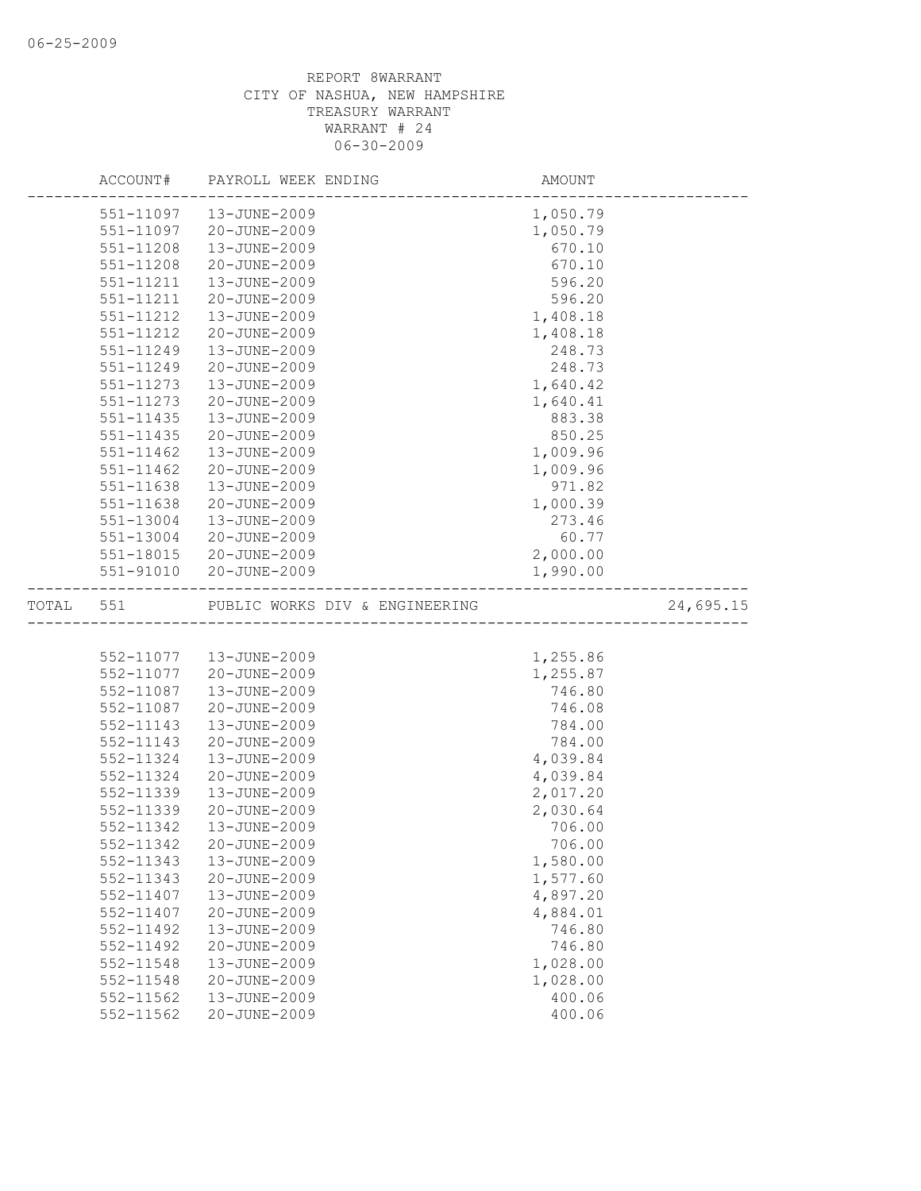REPORT 8WARRANT
CITY OF NASHUA, NEW HAMPSHIRE
TREASURY WARRANT
WARRANT # 24
06-30-2009

| ACCOUNT# | PAYROLL WEEK ENDING | AMOUNT | |
|---|---|---|---|
| 551-11097 | 13-JUNE-2009 | 1,050.79 | |
| 551-11097 | 20-JUNE-2009 | 1,050.79 | |
| 551-11208 | 13-JUNE-2009 | 670.10 | |
| 551-11208 | 20-JUNE-2009 | 670.10 | |
| 551-11211 | 13-JUNE-2009 | 596.20 | |
| 551-11211 | 20-JUNE-2009 | 596.20 | |
| 551-11212 | 13-JUNE-2009 | 1,408.18 | |
| 551-11212 | 20-JUNE-2009 | 1,408.18 | |
| 551-11249 | 13-JUNE-2009 | 248.73 | |
| 551-11249 | 20-JUNE-2009 | 248.73 | |
| 551-11273 | 13-JUNE-2009 | 1,640.42 | |
| 551-11273 | 20-JUNE-2009 | 1,640.41 | |
| 551-11435 | 13-JUNE-2009 | 883.38 | |
| 551-11435 | 20-JUNE-2009 | 850.25 | |
| 551-11462 | 13-JUNE-2009 | 1,009.96 | |
| 551-11462 | 20-JUNE-2009 | 1,009.96 | |
| 551-11638 | 13-JUNE-2009 | 971.82 | |
| 551-11638 | 20-JUNE-2009 | 1,000.39 | |
| 551-13004 | 13-JUNE-2009 | 273.46 | |
| 551-13004 | 20-JUNE-2009 | 60.77 | |
| 551-18015 | 20-JUNE-2009 | 2,000.00 | |
| 551-91010 | 20-JUNE-2009 | 1,990.00 | |
| TOTAL 551 | PUBLIC WORKS DIV & ENGINEERING | | 24,695.15 |
| 552-11077 | 13-JUNE-2009 | 1,255.86 | |
| 552-11077 | 20-JUNE-2009 | 1,255.87 | |
| 552-11087 | 13-JUNE-2009 | 746.80 | |
| 552-11087 | 20-JUNE-2009 | 746.08 | |
| 552-11143 | 13-JUNE-2009 | 784.00 | |
| 552-11143 | 20-JUNE-2009 | 784.00 | |
| 552-11324 | 13-JUNE-2009 | 4,039.84 | |
| 552-11324 | 20-JUNE-2009 | 4,039.84 | |
| 552-11339 | 13-JUNE-2009 | 2,017.20 | |
| 552-11339 | 20-JUNE-2009 | 2,030.64 | |
| 552-11342 | 13-JUNE-2009 | 706.00 | |
| 552-11342 | 20-JUNE-2009 | 706.00 | |
| 552-11343 | 13-JUNE-2009 | 1,580.00 | |
| 552-11343 | 20-JUNE-2009 | 1,577.60 | |
| 552-11407 | 13-JUNE-2009 | 4,897.20 | |
| 552-11407 | 20-JUNE-2009 | 4,884.01 | |
| 552-11492 | 13-JUNE-2009 | 746.80 | |
| 552-11492 | 20-JUNE-2009 | 746.80 | |
| 552-11548 | 13-JUNE-2009 | 1,028.00 | |
| 552-11548 | 20-JUNE-2009 | 1,028.00 | |
| 552-11562 | 13-JUNE-2009 | 400.06 | |
| 552-11562 | 20-JUNE-2009 | 400.06 | |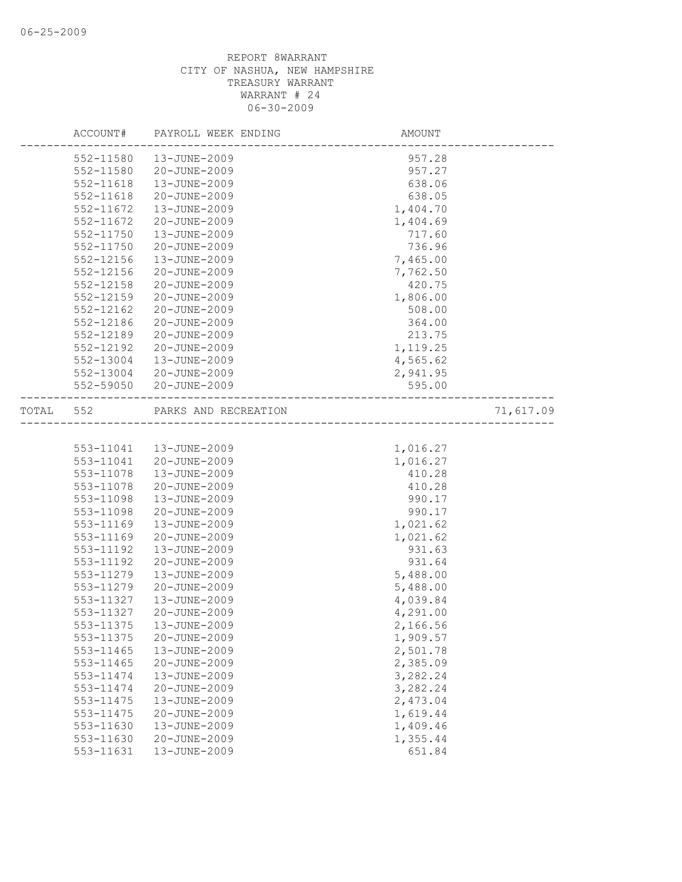06-25-2009

REPORT 8WARRANT
CITY OF NASHUA, NEW HAMPSHIRE
TREASURY WARRANT
WARRANT # 24
06-30-2009

| | ACCOUNT# | PAYROLL WEEK ENDING | AMOUNT | |
|---|---|---|---|---|
| | 552-11580 | 13-JUNE-2009 | 957.28 | |
| | 552-11580 | 20-JUNE-2009 | 957.27 | |
| | 552-11618 | 13-JUNE-2009 | 638.06 | |
| | 552-11618 | 20-JUNE-2009 | 638.05 | |
| | 552-11672 | 13-JUNE-2009 | 1,404.70 | |
| | 552-11672 | 20-JUNE-2009 | 1,404.69 | |
| | 552-11750 | 13-JUNE-2009 | 717.60 | |
| | 552-11750 | 20-JUNE-2009 | 736.96 | |
| | 552-12156 | 13-JUNE-2009 | 7,465.00 | |
| | 552-12156 | 20-JUNE-2009 | 7,762.50 | |
| | 552-12158 | 20-JUNE-2009 | 420.75 | |
| | 552-12159 | 20-JUNE-2009 | 1,806.00 | |
| | 552-12162 | 20-JUNE-2009 | 508.00 | |
| | 552-12186 | 20-JUNE-2009 | 364.00 | |
| | 552-12189 | 20-JUNE-2009 | 213.75 | |
| | 552-12192 | 20-JUNE-2009 | 1,119.25 | |
| | 552-13004 | 13-JUNE-2009 | 4,565.62 | |
| | 552-13004 | 20-JUNE-2009 | 2,941.95 | |
| | 552-59050 | 20-JUNE-2009 | 595.00 | |
| TOTAL | 552 | PARKS AND RECREATION | | 71,617.09 |
| | 553-11041 | 13-JUNE-2009 | 1,016.27 | |
| | 553-11041 | 20-JUNE-2009 | 1,016.27 | |
| | 553-11078 | 13-JUNE-2009 | 410.28 | |
| | 553-11078 | 20-JUNE-2009 | 410.28 | |
| | 553-11098 | 13-JUNE-2009 | 990.17 | |
| | 553-11098 | 20-JUNE-2009 | 990.17 | |
| | 553-11169 | 13-JUNE-2009 | 1,021.62 | |
| | 553-11169 | 20-JUNE-2009 | 1,021.62 | |
| | 553-11192 | 13-JUNE-2009 | 931.63 | |
| | 553-11192 | 20-JUNE-2009 | 931.64 | |
| | 553-11279 | 13-JUNE-2009 | 5,488.00 | |
| | 553-11279 | 20-JUNE-2009 | 5,488.00 | |
| | 553-11327 | 13-JUNE-2009 | 4,039.84 | |
| | 553-11327 | 20-JUNE-2009 | 4,291.00 | |
| | 553-11375 | 13-JUNE-2009 | 2,166.56 | |
| | 553-11375 | 20-JUNE-2009 | 1,909.57 | |
| | 553-11465 | 13-JUNE-2009 | 2,501.78 | |
| | 553-11465 | 20-JUNE-2009 | 2,385.09 | |
| | 553-11474 | 13-JUNE-2009 | 3,282.24 | |
| | 553-11474 | 20-JUNE-2009 | 3,282.24 | |
| | 553-11475 | 13-JUNE-2009 | 2,473.04 | |
| | 553-11475 | 20-JUNE-2009 | 1,619.44 | |
| | 553-11630 | 13-JUNE-2009 | 1,409.46 | |
| | 553-11630 | 20-JUNE-2009 | 1,355.44 | |
| | 553-11631 | 13-JUNE-2009 | 651.84 | |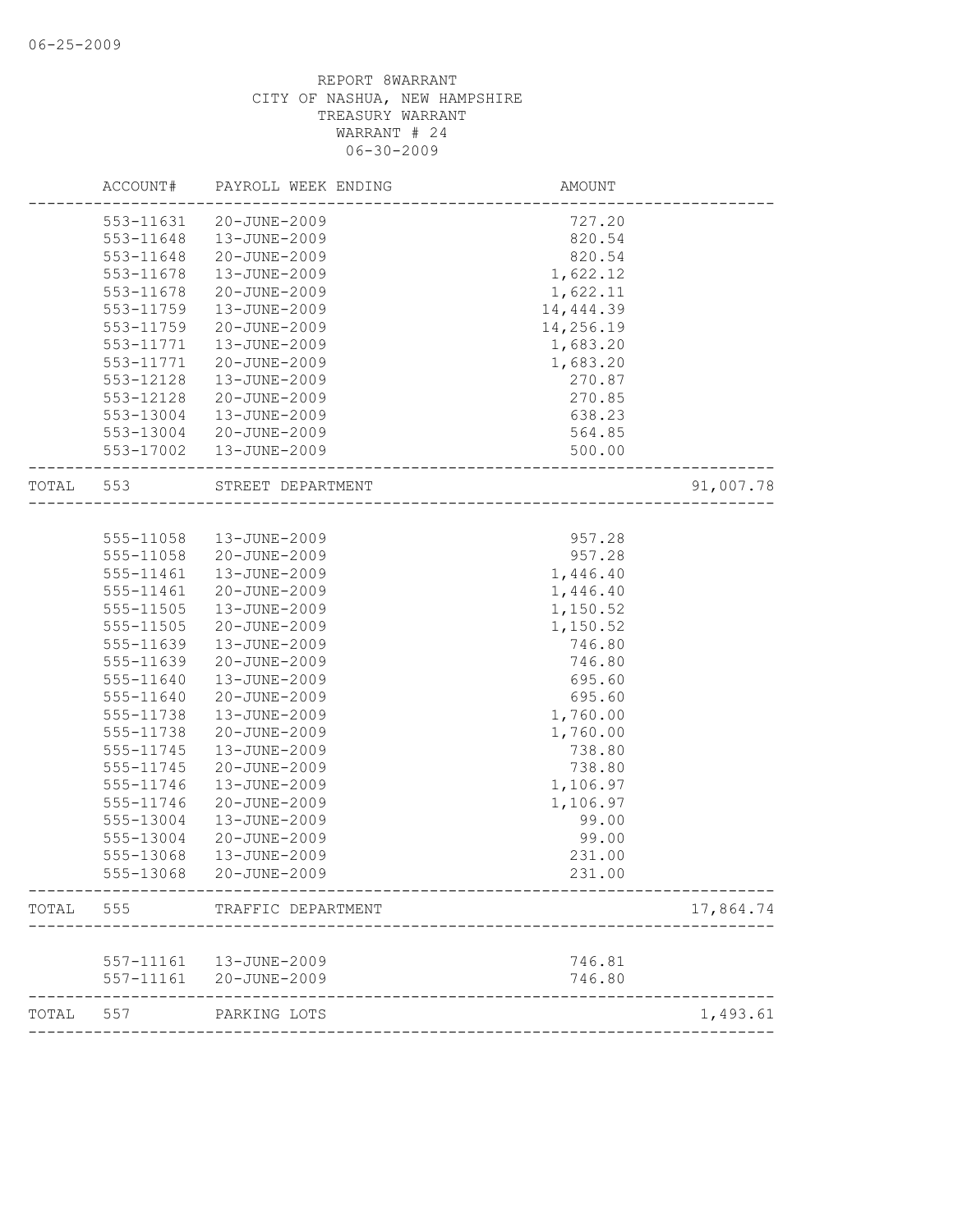REPORT 8WARRANT
CITY OF NASHUA, NEW HAMPSHIRE
TREASURY WARRANT
WARRANT # 24
06-30-2009

| | ACCOUNT# | PAYROLL WEEK ENDING | AMOUNT | |
|---|---|---|---|---|
| | 553-11631 | 20-JUNE-2009 | 727.20 | |
| | 553-11648 | 13-JUNE-2009 | 820.54 | |
| | 553-11648 | 20-JUNE-2009 | 820.54 | |
| | 553-11678 | 13-JUNE-2009 | 1,622.12 | |
| | 553-11678 | 20-JUNE-2009 | 1,622.11 | |
| | 553-11759 | 13-JUNE-2009 | 14,444.39 | |
| | 553-11759 | 20-JUNE-2009 | 14,256.19 | |
| | 553-11771 | 13-JUNE-2009 | 1,683.20 | |
| | 553-11771 | 20-JUNE-2009 | 1,683.20 | |
| | 553-12128 | 13-JUNE-2009 | 270.87 | |
| | 553-12128 | 20-JUNE-2009 | 270.85 | |
| | 553-13004 | 13-JUNE-2009 | 638.23 | |
| | 553-13004 | 20-JUNE-2009 | 564.85 | |
| | 553-17002 | 13-JUNE-2009 | 500.00 | |
| TOTAL | 553 | STREET DEPARTMENT | | 91,007.78 |
| | 555-11058 | 13-JUNE-2009 | 957.28 | |
| | 555-11058 | 20-JUNE-2009 | 957.28 | |
| | 555-11461 | 13-JUNE-2009 | 1,446.40 | |
| | 555-11461 | 20-JUNE-2009 | 1,446.40 | |
| | 555-11505 | 13-JUNE-2009 | 1,150.52 | |
| | 555-11505 | 20-JUNE-2009 | 1,150.52 | |
| | 555-11639 | 13-JUNE-2009 | 746.80 | |
| | 555-11639 | 20-JUNE-2009 | 746.80 | |
| | 555-11640 | 13-JUNE-2009 | 695.60 | |
| | 555-11640 | 20-JUNE-2009 | 695.60 | |
| | 555-11738 | 13-JUNE-2009 | 1,760.00 | |
| | 555-11738 | 20-JUNE-2009 | 1,760.00 | |
| | 555-11745 | 13-JUNE-2009 | 738.80 | |
| | 555-11745 | 20-JUNE-2009 | 738.80 | |
| | 555-11746 | 13-JUNE-2009 | 1,106.97 | |
| | 555-11746 | 20-JUNE-2009 | 1,106.97 | |
| | 555-13004 | 13-JUNE-2009 | 99.00 | |
| | 555-13004 | 20-JUNE-2009 | 99.00 | |
| | 555-13068 | 13-JUNE-2009 | 231.00 | |
| | 555-13068 | 20-JUNE-2009 | 231.00 | |
| TOTAL | 555 | TRAFFIC DEPARTMENT | | 17,864.74 |
| | 557-11161 | 13-JUNE-2009 | 746.81 | |
| | 557-11161 | 20-JUNE-2009 | 746.80 | |
| TOTAL | 557 | PARKING LOTS | | 1,493.61 |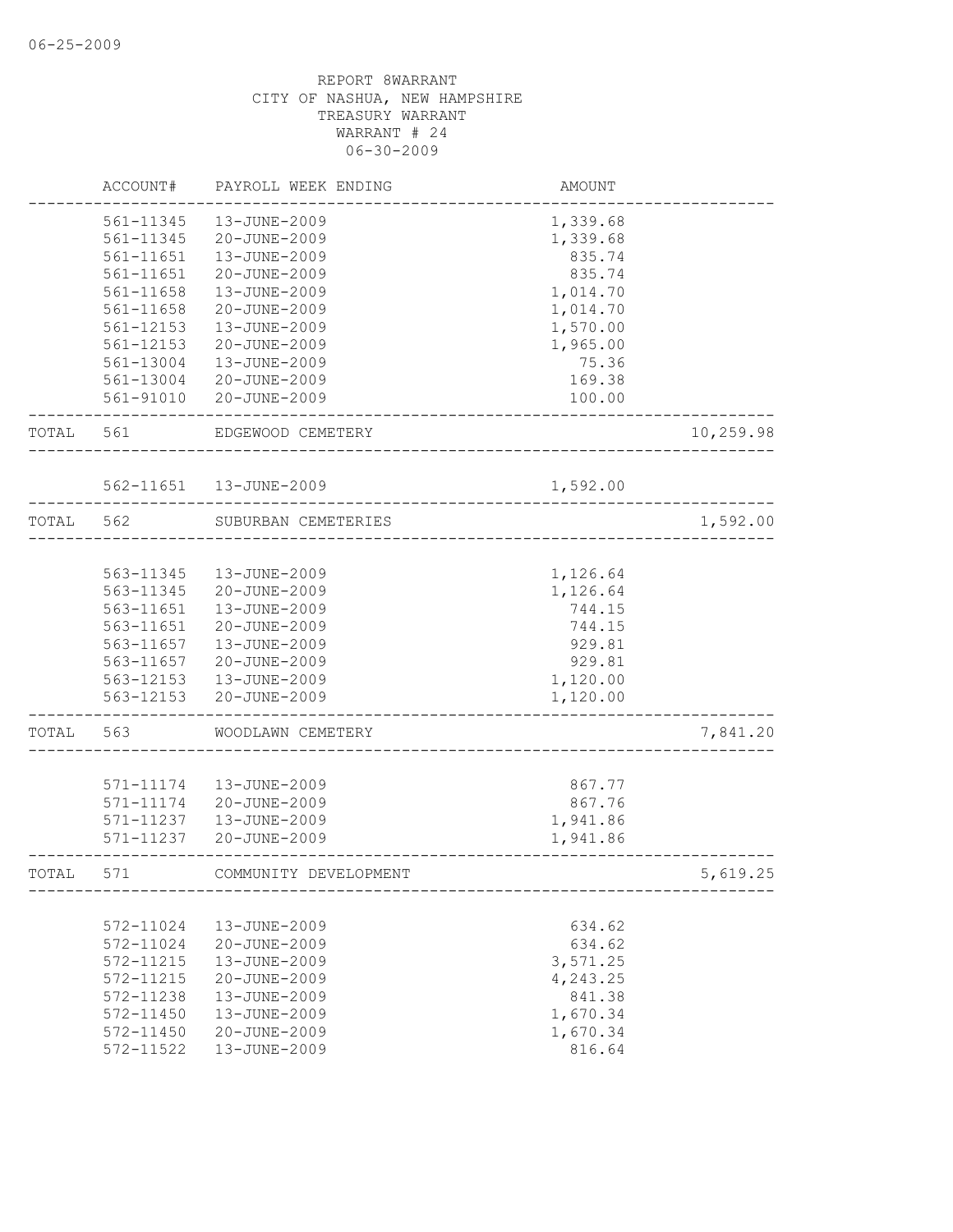REPORT 8WARRANT
CITY OF NASHUA, NEW HAMPSHIRE
TREASURY WARRANT
WARRANT # 24
06-30-2009

| | ACCOUNT# | PAYROLL WEEK ENDING | AMOUNT | |
|---|---|---|---|---|
| | 561-11345 | 13-JUNE-2009 | 1,339.68 | |
| | 561-11345 | 20-JUNE-2009 | 1,339.68 | |
| | 561-11651 | 13-JUNE-2009 | 835.74 | |
| | 561-11651 | 20-JUNE-2009 | 835.74 | |
| | 561-11658 | 13-JUNE-2009 | 1,014.70 | |
| | 561-11658 | 20-JUNE-2009 | 1,014.70 | |
| | 561-12153 | 13-JUNE-2009 | 1,570.00 | |
| | 561-12153 | 20-JUNE-2009 | 1,965.00 | |
| | 561-13004 | 13-JUNE-2009 | 75.36 | |
| | 561-13004 | 20-JUNE-2009 | 169.38 | |
| | 561-91010 | 20-JUNE-2009 | 100.00 | |
| TOTAL | 561 | EDGEWOOD CEMETERY | | 10,259.98 |
| | 562-11651 | 13-JUNE-2009 | 1,592.00 | |
| TOTAL | 562 | SUBURBAN CEMETERIES | | 1,592.00 |
| | 563-11345 | 13-JUNE-2009 | 1,126.64 | |
| | 563-11345 | 20-JUNE-2009 | 1,126.64 | |
| | 563-11651 | 13-JUNE-2009 | 744.15 | |
| | 563-11651 | 20-JUNE-2009 | 744.15 | |
| | 563-11657 | 13-JUNE-2009 | 929.81 | |
| | 563-11657 | 20-JUNE-2009 | 929.81 | |
| | 563-12153 | 13-JUNE-2009 | 1,120.00 | |
| | 563-12153 | 20-JUNE-2009 | 1,120.00 | |
| TOTAL | 563 | WOODLAWN CEMETERY | | 7,841.20 |
| | 571-11174 | 13-JUNE-2009 | 867.77 | |
| | 571-11174 | 20-JUNE-2009 | 867.76 | |
| | 571-11237 | 13-JUNE-2009 | 1,941.86 | |
| | 571-11237 | 20-JUNE-2009 | 1,941.86 | |
| TOTAL | 571 | COMMUNITY DEVELOPMENT | | 5,619.25 |
| | 572-11024 | 13-JUNE-2009 | 634.62 | |
| | 572-11024 | 20-JUNE-2009 | 634.62 | |
| | 572-11215 | 13-JUNE-2009 | 3,571.25 | |
| | 572-11215 | 20-JUNE-2009 | 4,243.25 | |
| | 572-11238 | 13-JUNE-2009 | 841.38 | |
| | 572-11450 | 13-JUNE-2009 | 1,670.34 | |
| | 572-11450 | 20-JUNE-2009 | 1,670.34 | |
| | 572-11522 | 13-JUNE-2009 | 816.64 | |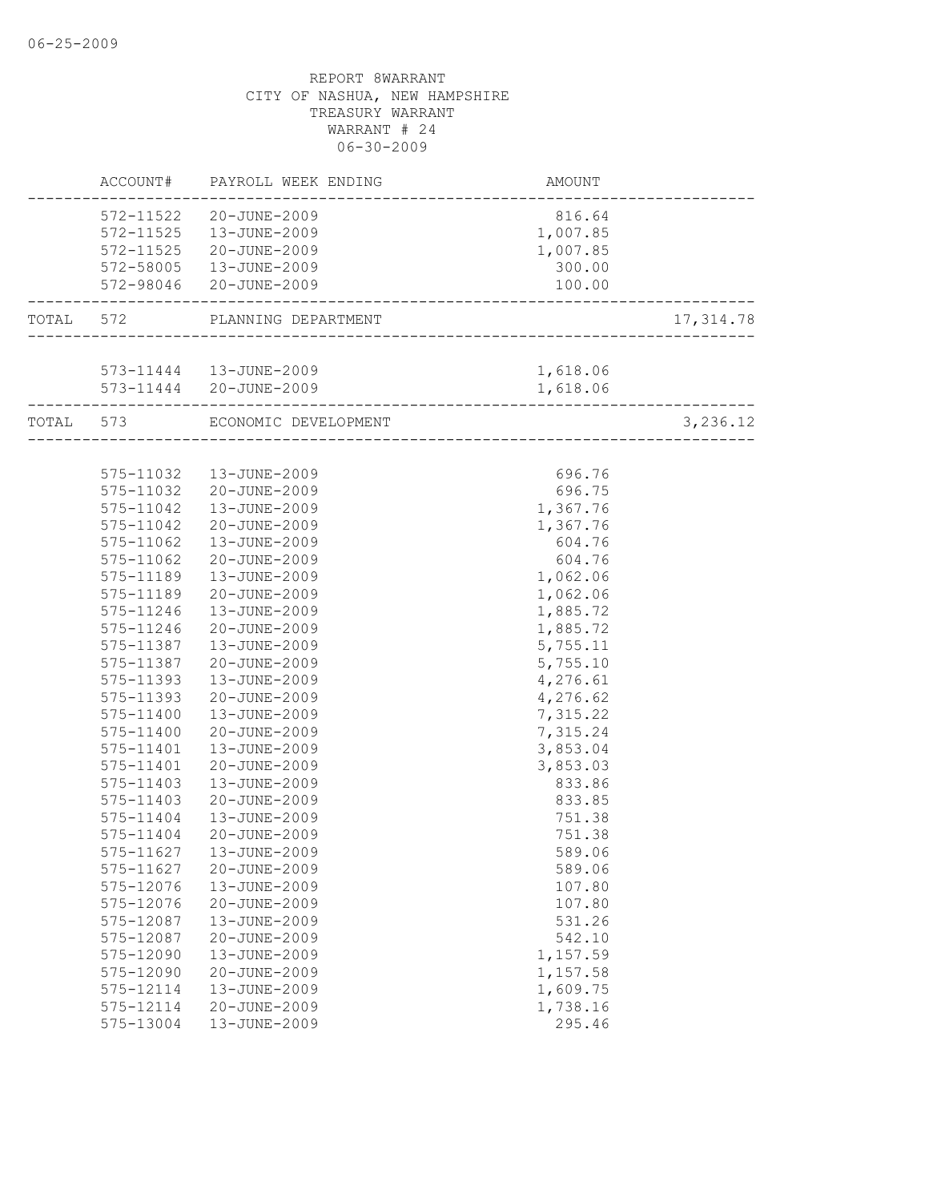REPORT 8WARRANT
CITY OF NASHUA, NEW HAMPSHIRE
TREASURY WARRANT
WARRANT # 24
06-30-2009

| | ACCOUNT# | PAYROLL WEEK ENDING | AMOUNT | |
|---|---|---|---|---|
| | 572-11522 | 20-JUNE-2009 | 816.64 | |
| | 572-11525 | 13-JUNE-2009 | 1,007.85 | |
| | 572-11525 | 20-JUNE-2009 | 1,007.85 | |
| | 572-58005 | 13-JUNE-2009 | 300.00 | |
| | 572-98046 | 20-JUNE-2009 | 100.00 | |
| TOTAL | 572 | PLANNING DEPARTMENT | | 17,314.78 |
| | 573-11444 | 13-JUNE-2009 | 1,618.06 | |
| | 573-11444 | 20-JUNE-2009 | 1,618.06 | |
| TOTAL | 573 | ECONOMIC DEVELOPMENT | | 3,236.12 |
| | 575-11032 | 13-JUNE-2009 | 696.76 | |
| | 575-11032 | 20-JUNE-2009 | 696.75 | |
| | 575-11042 | 13-JUNE-2009 | 1,367.76 | |
| | 575-11042 | 20-JUNE-2009 | 1,367.76 | |
| | 575-11062 | 13-JUNE-2009 | 604.76 | |
| | 575-11062 | 20-JUNE-2009 | 604.76 | |
| | 575-11189 | 13-JUNE-2009 | 1,062.06 | |
| | 575-11189 | 20-JUNE-2009 | 1,062.06 | |
| | 575-11246 | 13-JUNE-2009 | 1,885.72 | |
| | 575-11246 | 20-JUNE-2009 | 1,885.72 | |
| | 575-11387 | 13-JUNE-2009 | 5,755.11 | |
| | 575-11387 | 20-JUNE-2009 | 5,755.10 | |
| | 575-11393 | 13-JUNE-2009 | 4,276.61 | |
| | 575-11393 | 20-JUNE-2009 | 4,276.62 | |
| | 575-11400 | 13-JUNE-2009 | 7,315.22 | |
| | 575-11400 | 20-JUNE-2009 | 7,315.24 | |
| | 575-11401 | 13-JUNE-2009 | 3,853.04 | |
| | 575-11401 | 20-JUNE-2009 | 3,853.03 | |
| | 575-11403 | 13-JUNE-2009 | 833.86 | |
| | 575-11403 | 20-JUNE-2009 | 833.85 | |
| | 575-11404 | 13-JUNE-2009 | 751.38 | |
| | 575-11404 | 20-JUNE-2009 | 751.38 | |
| | 575-11627 | 13-JUNE-2009 | 589.06 | |
| | 575-11627 | 20-JUNE-2009 | 589.06 | |
| | 575-12076 | 13-JUNE-2009 | 107.80 | |
| | 575-12076 | 20-JUNE-2009 | 107.80 | |
| | 575-12087 | 13-JUNE-2009 | 531.26 | |
| | 575-12087 | 20-JUNE-2009 | 542.10 | |
| | 575-12090 | 13-JUNE-2009 | 1,157.59 | |
| | 575-12090 | 20-JUNE-2009 | 1,157.58 | |
| | 575-12114 | 13-JUNE-2009 | 1,609.75 | |
| | 575-12114 | 20-JUNE-2009 | 1,738.16 | |
| | 575-13004 | 13-JUNE-2009 | 295.46 | |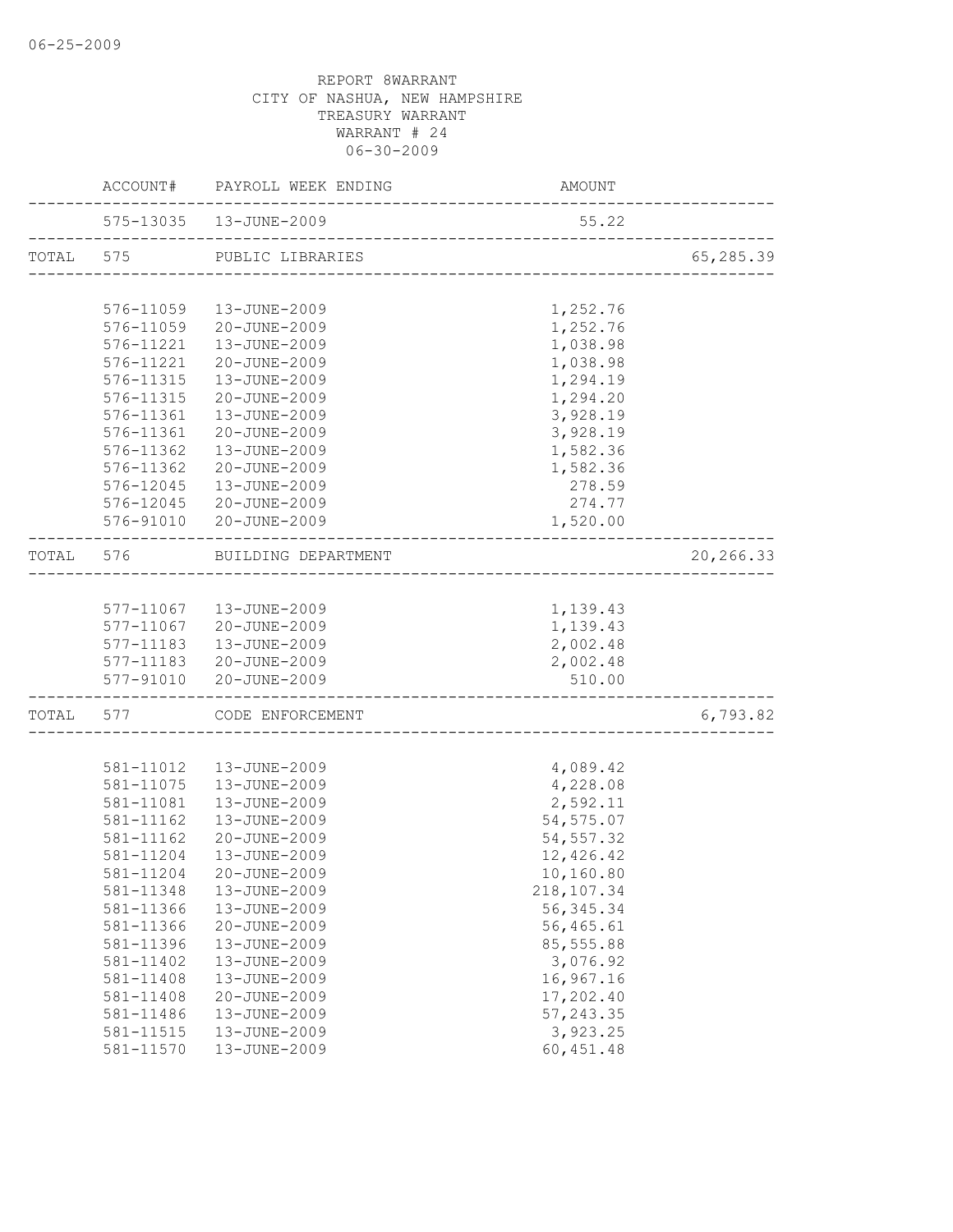REPORT 8WARRANT
CITY OF NASHUA, NEW HAMPSHIRE
TREASURY WARRANT
WARRANT # 24
06-30-2009

| | ACCOUNT# | PAYROLL WEEK ENDING | AMOUNT | |
|---|---|---|---|---|
| | 575-13035 | 13-JUNE-2009 | 55.22 | |
| TOTAL | 575 | PUBLIC LIBRARIES | | 65,285.39 |
| | 576-11059 | 13-JUNE-2009 | 1,252.76 | |
| | 576-11059 | 20-JUNE-2009 | 1,252.76 | |
| | 576-11221 | 13-JUNE-2009 | 1,038.98 | |
| | 576-11221 | 20-JUNE-2009 | 1,038.98 | |
| | 576-11315 | 13-JUNE-2009 | 1,294.19 | |
| | 576-11315 | 20-JUNE-2009 | 1,294.20 | |
| | 576-11361 | 13-JUNE-2009 | 3,928.19 | |
| | 576-11361 | 20-JUNE-2009 | 3,928.19 | |
| | 576-11362 | 13-JUNE-2009 | 1,582.36 | |
| | 576-11362 | 20-JUNE-2009 | 1,582.36 | |
| | 576-12045 | 13-JUNE-2009 | 278.59 | |
| | 576-12045 | 20-JUNE-2009 | 274.77 | |
| | 576-91010 | 20-JUNE-2009 | 1,520.00 | |
| TOTAL | 576 | BUILDING DEPARTMENT | | 20,266.33 |
| | 577-11067 | 13-JUNE-2009 | 1,139.43 | |
| | 577-11067 | 20-JUNE-2009 | 1,139.43 | |
| | 577-11183 | 13-JUNE-2009 | 2,002.48 | |
| | 577-11183 | 20-JUNE-2009 | 2,002.48 | |
| | 577-91010 | 20-JUNE-2009 | 510.00 | |
| TOTAL | 577 | CODE ENFORCEMENT | | 6,793.82 |
| | 581-11012 | 13-JUNE-2009 | 4,089.42 | |
| | 581-11075 | 13-JUNE-2009 | 4,228.08 | |
| | 581-11081 | 13-JUNE-2009 | 2,592.11 | |
| | 581-11162 | 13-JUNE-2009 | 54,575.07 | |
| | 581-11162 | 20-JUNE-2009 | 54,557.32 | |
| | 581-11204 | 13-JUNE-2009 | 12,426.42 | |
| | 581-11204 | 20-JUNE-2009 | 10,160.80 | |
| | 581-11348 | 13-JUNE-2009 | 218,107.34 | |
| | 581-11366 | 13-JUNE-2009 | 56,345.34 | |
| | 581-11366 | 20-JUNE-2009 | 56,465.61 | |
| | 581-11396 | 13-JUNE-2009 | 85,555.88 | |
| | 581-11402 | 13-JUNE-2009 | 3,076.92 | |
| | 581-11408 | 13-JUNE-2009 | 16,967.16 | |
| | 581-11408 | 20-JUNE-2009 | 17,202.40 | |
| | 581-11486 | 13-JUNE-2009 | 57,243.35 | |
| | 581-11515 | 13-JUNE-2009 | 3,923.25 | |
| | 581-11570 | 13-JUNE-2009 | 60,451.48 | |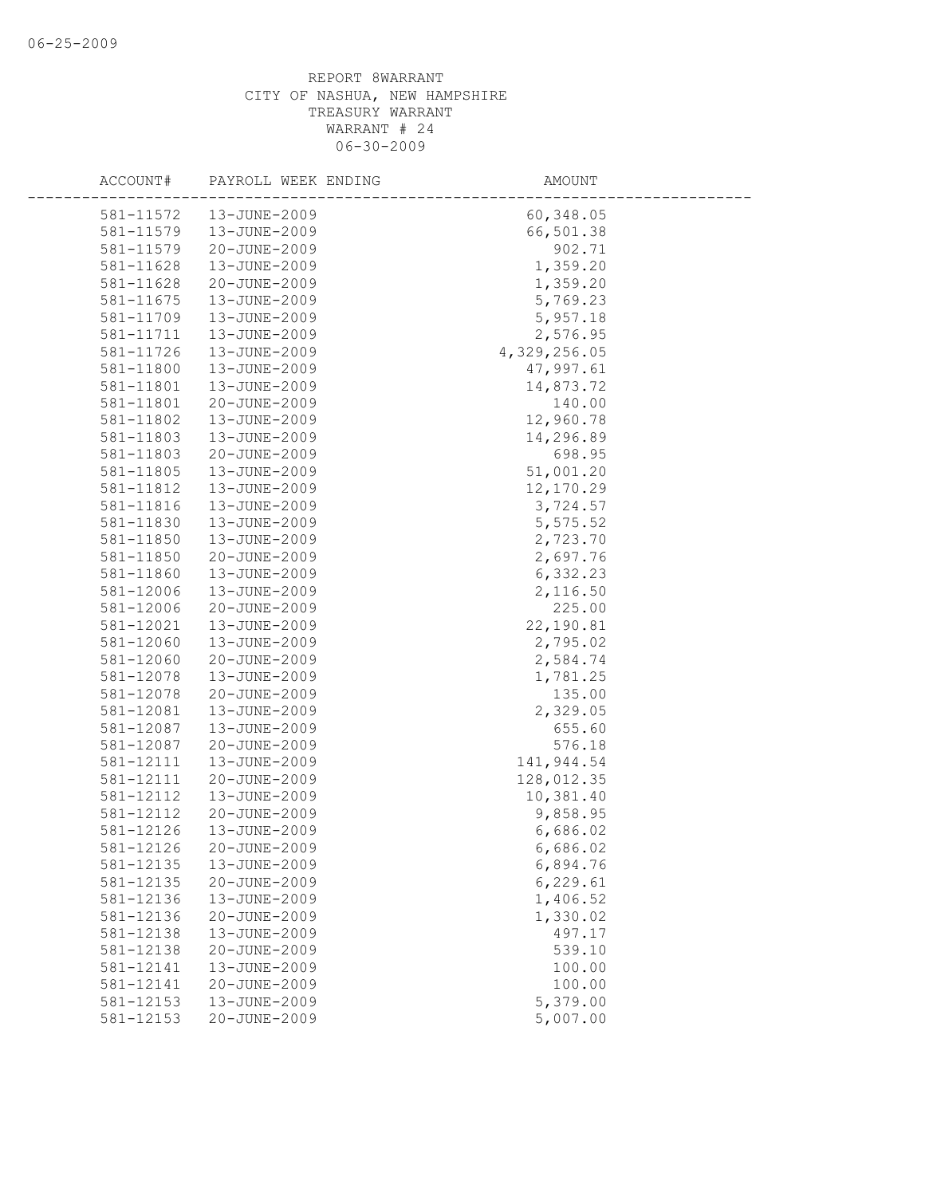REPORT 8WARRANT
CITY OF NASHUA, NEW HAMPSHIRE
TREASURY WARRANT
WARRANT # 24
06-30-2009

| ACCOUNT# | PAYROLL WEEK ENDING | AMOUNT |
|---|---|---|
| 581-11572 | 13-JUNE-2009 | 60,348.05 |
| 581-11579 | 13-JUNE-2009 | 66,501.38 |
| 581-11579 | 20-JUNE-2009 | 902.71 |
| 581-11628 | 13-JUNE-2009 | 1,359.20 |
| 581-11628 | 20-JUNE-2009 | 1,359.20 |
| 581-11675 | 13-JUNE-2009 | 5,769.23 |
| 581-11709 | 13-JUNE-2009 | 5,957.18 |
| 581-11711 | 13-JUNE-2009 | 2,576.95 |
| 581-11726 | 13-JUNE-2009 | 4,329,256.05 |
| 581-11800 | 13-JUNE-2009 | 47,997.61 |
| 581-11801 | 13-JUNE-2009 | 14,873.72 |
| 581-11801 | 20-JUNE-2009 | 140.00 |
| 581-11802 | 13-JUNE-2009 | 12,960.78 |
| 581-11803 | 13-JUNE-2009 | 14,296.89 |
| 581-11803 | 20-JUNE-2009 | 698.95 |
| 581-11805 | 13-JUNE-2009 | 51,001.20 |
| 581-11812 | 13-JUNE-2009 | 12,170.29 |
| 581-11816 | 13-JUNE-2009 | 3,724.57 |
| 581-11830 | 13-JUNE-2009 | 5,575.52 |
| 581-11850 | 13-JUNE-2009 | 2,723.70 |
| 581-11850 | 20-JUNE-2009 | 2,697.76 |
| 581-11860 | 13-JUNE-2009 | 6,332.23 |
| 581-12006 | 13-JUNE-2009 | 2,116.50 |
| 581-12006 | 20-JUNE-2009 | 225.00 |
| 581-12021 | 13-JUNE-2009 | 22,190.81 |
| 581-12060 | 13-JUNE-2009 | 2,795.02 |
| 581-12060 | 20-JUNE-2009 | 2,584.74 |
| 581-12078 | 13-JUNE-2009 | 1,781.25 |
| 581-12078 | 20-JUNE-2009 | 135.00 |
| 581-12081 | 13-JUNE-2009 | 2,329.05 |
| 581-12087 | 13-JUNE-2009 | 655.60 |
| 581-12087 | 20-JUNE-2009 | 576.18 |
| 581-12111 | 13-JUNE-2009 | 141,944.54 |
| 581-12111 | 20-JUNE-2009 | 128,012.35 |
| 581-12112 | 13-JUNE-2009 | 10,381.40 |
| 581-12112 | 20-JUNE-2009 | 9,858.95 |
| 581-12126 | 13-JUNE-2009 | 6,686.02 |
| 581-12126 | 20-JUNE-2009 | 6,686.02 |
| 581-12135 | 13-JUNE-2009 | 6,894.76 |
| 581-12135 | 20-JUNE-2009 | 6,229.61 |
| 581-12136 | 13-JUNE-2009 | 1,406.52 |
| 581-12136 | 20-JUNE-2009 | 1,330.02 |
| 581-12138 | 13-JUNE-2009 | 497.17 |
| 581-12138 | 20-JUNE-2009 | 539.10 |
| 581-12141 | 13-JUNE-2009 | 100.00 |
| 581-12141 | 20-JUNE-2009 | 100.00 |
| 581-12153 | 13-JUNE-2009 | 5,379.00 |
| 581-12153 | 20-JUNE-2009 | 5,007.00 |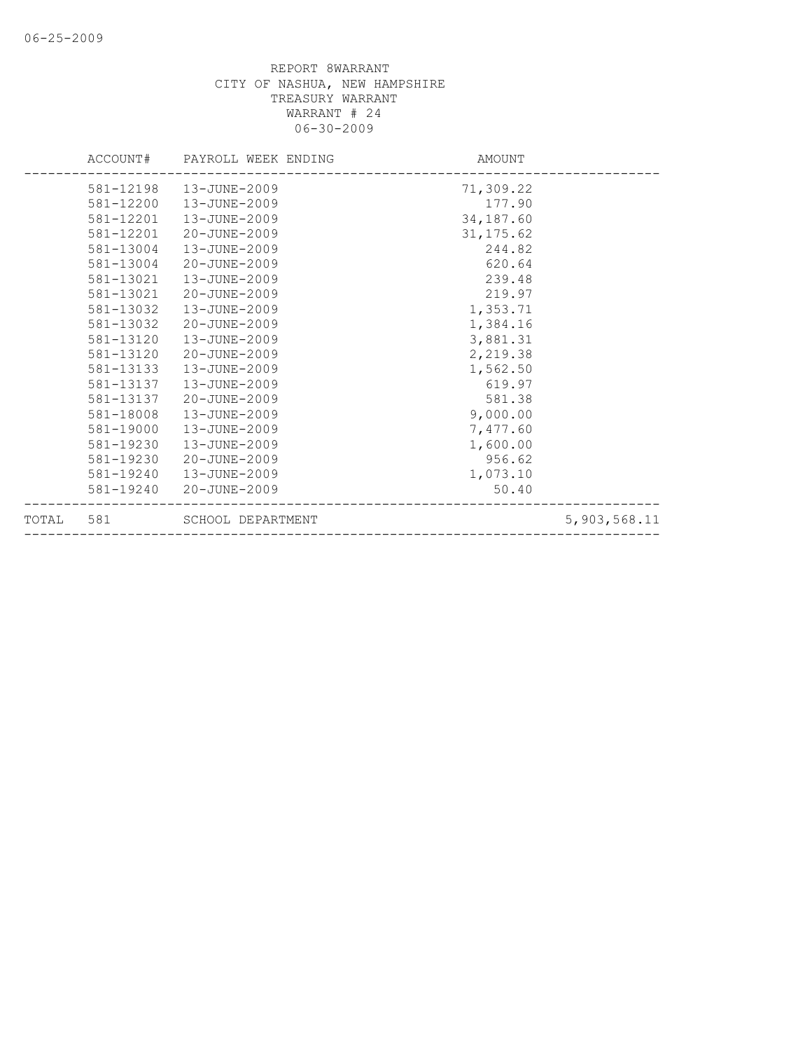REPORT 8WARRANT
CITY OF NASHUA, NEW HAMPSHIRE
TREASURY WARRANT
WARRANT # 24
06-30-2009

| ACCOUNT# | PAYROLL WEEK ENDING | AMOUNT | |
|---|---|---|---|
| 581-12198 | 13-JUNE-2009 | 71,309.22 | |
| 581-12200 | 13-JUNE-2009 | 177.90 | |
| 581-12201 | 13-JUNE-2009 | 34,187.60 | |
| 581-12201 | 20-JUNE-2009 | 31,175.62 | |
| 581-13004 | 13-JUNE-2009 | 244.82 | |
| 581-13004 | 20-JUNE-2009 | 620.64 | |
| 581-13021 | 13-JUNE-2009 | 239.48 | |
| 581-13021 | 20-JUNE-2009 | 219.97 | |
| 581-13032 | 13-JUNE-2009 | 1,353.71 | |
| 581-13032 | 20-JUNE-2009 | 1,384.16 | |
| 581-13120 | 13-JUNE-2009 | 3,881.31 | |
| 581-13120 | 20-JUNE-2009 | 2,219.38 | |
| 581-13133 | 13-JUNE-2009 | 1,562.50 | |
| 581-13137 | 13-JUNE-2009 | 619.97 | |
| 581-13137 | 20-JUNE-2009 | 581.38 | |
| 581-18008 | 13-JUNE-2009 | 9,000.00 | |
| 581-19000 | 13-JUNE-2009 | 7,477.60 | |
| 581-19230 | 13-JUNE-2009 | 1,600.00 | |
| 581-19230 | 20-JUNE-2009 | 956.62 | |
| 581-19240 | 13-JUNE-2009 | 1,073.10 | |
| 581-19240 | 20-JUNE-2009 | 50.40 | |
| TOTAL 581 | SCHOOL DEPARTMENT | | 5,903,568.11 |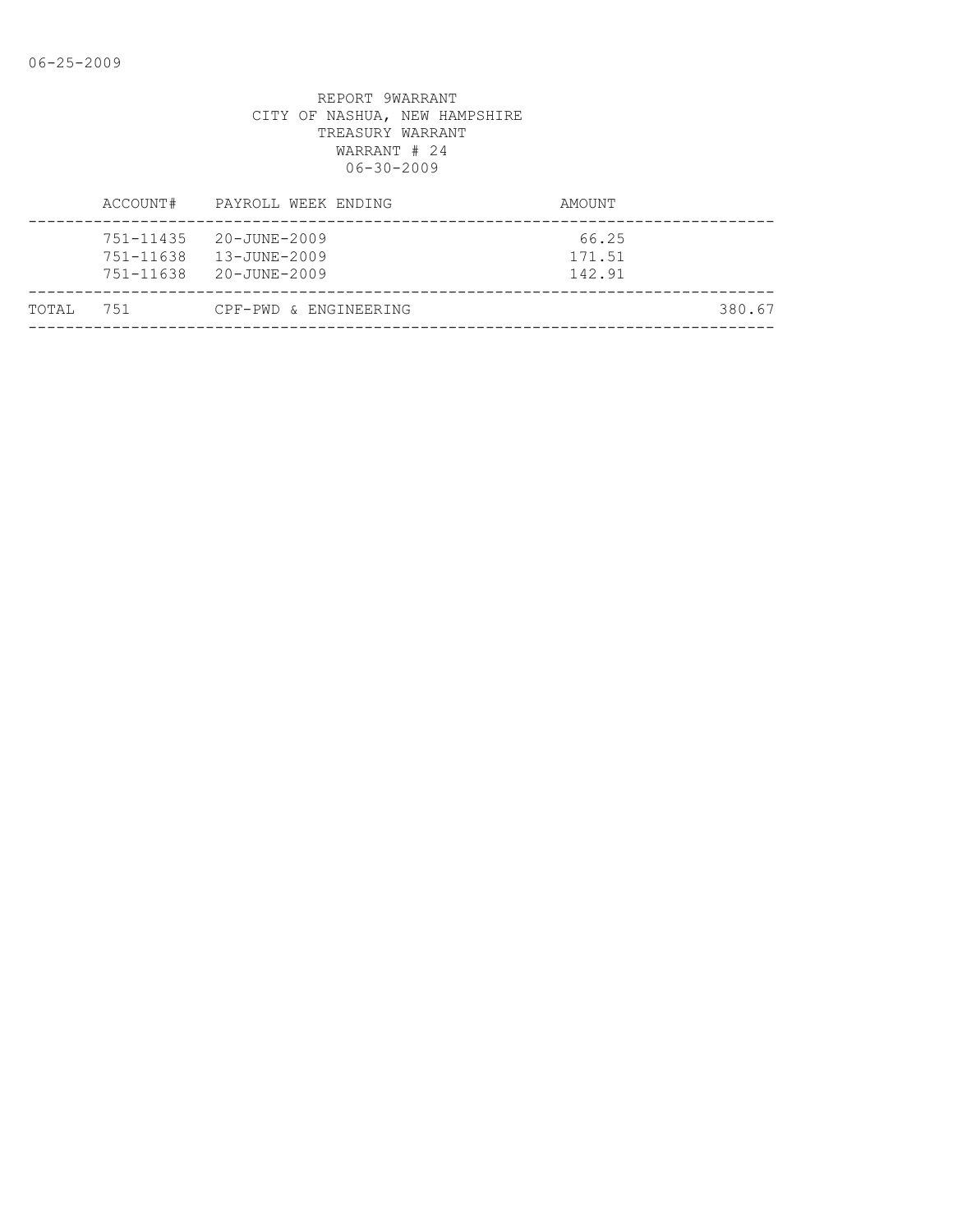REPORT 9WARRANT
CITY OF NASHUA, NEW HAMPSHIRE
TREASURY WARRANT
WARRANT # 24
06-30-2009

| | ACCOUNT# | PAYROLL WEEK ENDING | AMOUNT | |
|---|---|---|---|---|
| | 751-11435 | 20-JUNE-2009 | 66.25 | |
| | 751-11638 | 13-JUNE-2009 | 171.51 | |
| | 751-11638 | 20-JUNE-2009 | 142.91 | |
| TOTAL | 751 | CPF-PWD & ENGINEERING | | 380.67 |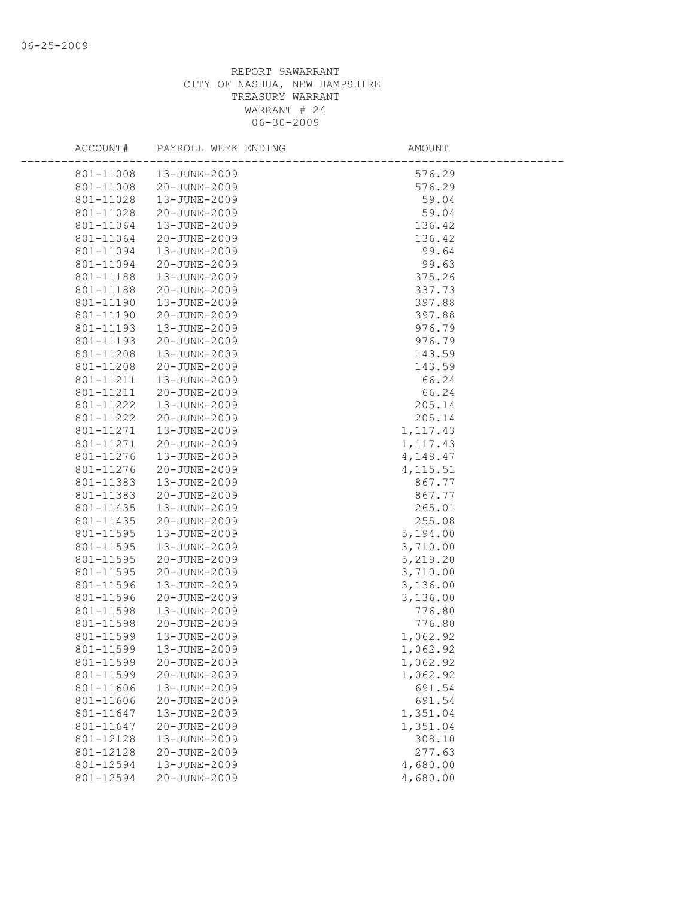06-25-2009

REPORT 9AWARRANT
CITY OF NASHUA, NEW HAMPSHIRE
TREASURY WARRANT
WARRANT # 24
06-30-2009

| ACCOUNT# | PAYROLL WEEK ENDING | AMOUNT |
|---|---|---|
| 801-11008 | 13-JUNE-2009 | 576.29 |
| 801-11008 | 20-JUNE-2009 | 576.29 |
| 801-11028 | 13-JUNE-2009 | 59.04 |
| 801-11028 | 20-JUNE-2009 | 59.04 |
| 801-11064 | 13-JUNE-2009 | 136.42 |
| 801-11064 | 20-JUNE-2009 | 136.42 |
| 801-11094 | 13-JUNE-2009 | 99.64 |
| 801-11094 | 20-JUNE-2009 | 99.63 |
| 801-11188 | 13-JUNE-2009 | 375.26 |
| 801-11188 | 20-JUNE-2009 | 337.73 |
| 801-11190 | 13-JUNE-2009 | 397.88 |
| 801-11190 | 20-JUNE-2009 | 397.88 |
| 801-11193 | 13-JUNE-2009 | 976.79 |
| 801-11193 | 20-JUNE-2009 | 976.79 |
| 801-11208 | 13-JUNE-2009 | 143.59 |
| 801-11208 | 20-JUNE-2009 | 143.59 |
| 801-11211 | 13-JUNE-2009 | 66.24 |
| 801-11211 | 20-JUNE-2009 | 66.24 |
| 801-11222 | 13-JUNE-2009 | 205.14 |
| 801-11222 | 20-JUNE-2009 | 205.14 |
| 801-11271 | 13-JUNE-2009 | 1,117.43 |
| 801-11271 | 20-JUNE-2009 | 1,117.43 |
| 801-11276 | 13-JUNE-2009 | 4,148.47 |
| 801-11276 | 20-JUNE-2009 | 4,115.51 |
| 801-11383 | 13-JUNE-2009 | 867.77 |
| 801-11383 | 20-JUNE-2009 | 867.77 |
| 801-11435 | 13-JUNE-2009 | 265.01 |
| 801-11435 | 20-JUNE-2009 | 255.08 |
| 801-11595 | 13-JUNE-2009 | 5,194.00 |
| 801-11595 | 13-JUNE-2009 | 3,710.00 |
| 801-11595 | 20-JUNE-2009 | 5,219.20 |
| 801-11595 | 20-JUNE-2009 | 3,710.00 |
| 801-11596 | 13-JUNE-2009 | 3,136.00 |
| 801-11596 | 20-JUNE-2009 | 3,136.00 |
| 801-11598 | 13-JUNE-2009 | 776.80 |
| 801-11598 | 20-JUNE-2009 | 776.80 |
| 801-11599 | 13-JUNE-2009 | 1,062.92 |
| 801-11599 | 13-JUNE-2009 | 1,062.92 |
| 801-11599 | 20-JUNE-2009 | 1,062.92 |
| 801-11599 | 20-JUNE-2009 | 1,062.92 |
| 801-11606 | 13-JUNE-2009 | 691.54 |
| 801-11606 | 20-JUNE-2009 | 691.54 |
| 801-11647 | 13-JUNE-2009 | 1,351.04 |
| 801-11647 | 20-JUNE-2009 | 1,351.04 |
| 801-12128 | 13-JUNE-2009 | 308.10 |
| 801-12128 | 20-JUNE-2009 | 277.63 |
| 801-12594 | 13-JUNE-2009 | 4,680.00 |
| 801-12594 | 20-JUNE-2009 | 4,680.00 |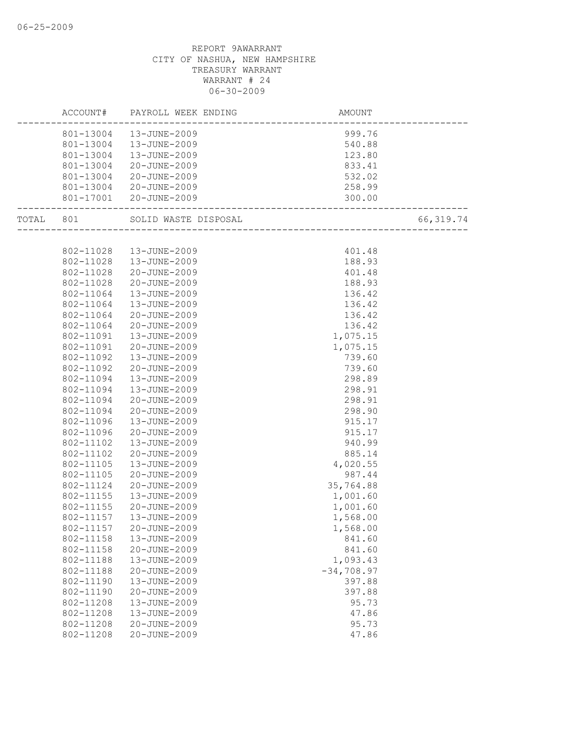REPORT 9AWARRANT
CITY OF NASHUA, NEW HAMPSHIRE
TREASURY WARRANT
WARRANT # 24
06-30-2009

| | ACCOUNT# | PAYROLL WEEK ENDING | AMOUNT | |
|---|---|---|---|---|
| | 801-13004 | 13-JUNE-2009 | 999.76 | |
| | 801-13004 | 13-JUNE-2009 | 540.88 | |
| | 801-13004 | 13-JUNE-2009 | 123.80 | |
| | 801-13004 | 20-JUNE-2009 | 833.41 | |
| | 801-13004 | 20-JUNE-2009 | 532.02 | |
| | 801-13004 | 20-JUNE-2009 | 258.99 | |
| | 801-17001 | 20-JUNE-2009 | 300.00 | |
| TOTAL | 801 | SOLID WASTE DISPOSAL | | 66,319.74 |
| | 802-11028 | 13-JUNE-2009 | 401.48 | |
| | 802-11028 | 13-JUNE-2009 | 188.93 | |
| | 802-11028 | 20-JUNE-2009 | 401.48 | |
| | 802-11028 | 20-JUNE-2009 | 188.93 | |
| | 802-11064 | 13-JUNE-2009 | 136.42 | |
| | 802-11064 | 13-JUNE-2009 | 136.42 | |
| | 802-11064 | 20-JUNE-2009 | 136.42 | |
| | 802-11064 | 20-JUNE-2009 | 136.42 | |
| | 802-11091 | 13-JUNE-2009 | 1,075.15 | |
| | 802-11091 | 20-JUNE-2009 | 1,075.15 | |
| | 802-11092 | 13-JUNE-2009 | 739.60 | |
| | 802-11092 | 20-JUNE-2009 | 739.60 | |
| | 802-11094 | 13-JUNE-2009 | 298.89 | |
| | 802-11094 | 13-JUNE-2009 | 298.91 | |
| | 802-11094 | 20-JUNE-2009 | 298.91 | |
| | 802-11094 | 20-JUNE-2009 | 298.90 | |
| | 802-11096 | 13-JUNE-2009 | 915.17 | |
| | 802-11096 | 20-JUNE-2009 | 915.17 | |
| | 802-11102 | 13-JUNE-2009 | 940.99 | |
| | 802-11102 | 20-JUNE-2009 | 885.14 | |
| | 802-11105 | 13-JUNE-2009 | 4,020.55 | |
| | 802-11105 | 20-JUNE-2009 | 987.44 | |
| | 802-11124 | 20-JUNE-2009 | 35,764.88 | |
| | 802-11155 | 13-JUNE-2009 | 1,001.60 | |
| | 802-11155 | 20-JUNE-2009 | 1,001.60 | |
| | 802-11157 | 13-JUNE-2009 | 1,568.00 | |
| | 802-11157 | 20-JUNE-2009 | 1,568.00 | |
| | 802-11158 | 13-JUNE-2009 | 841.60 | |
| | 802-11158 | 20-JUNE-2009 | 841.60 | |
| | 802-11188 | 13-JUNE-2009 | 1,093.43 | |
| | 802-11188 | 20-JUNE-2009 | -34,708.97 | |
| | 802-11190 | 13-JUNE-2009 | 397.88 | |
| | 802-11190 | 20-JUNE-2009 | 397.88 | |
| | 802-11208 | 13-JUNE-2009 | 95.73 | |
| | 802-11208 | 13-JUNE-2009 | 47.86 | |
| | 802-11208 | 20-JUNE-2009 | 95.73 | |
| | 802-11208 | 20-JUNE-2009 | 47.86 | |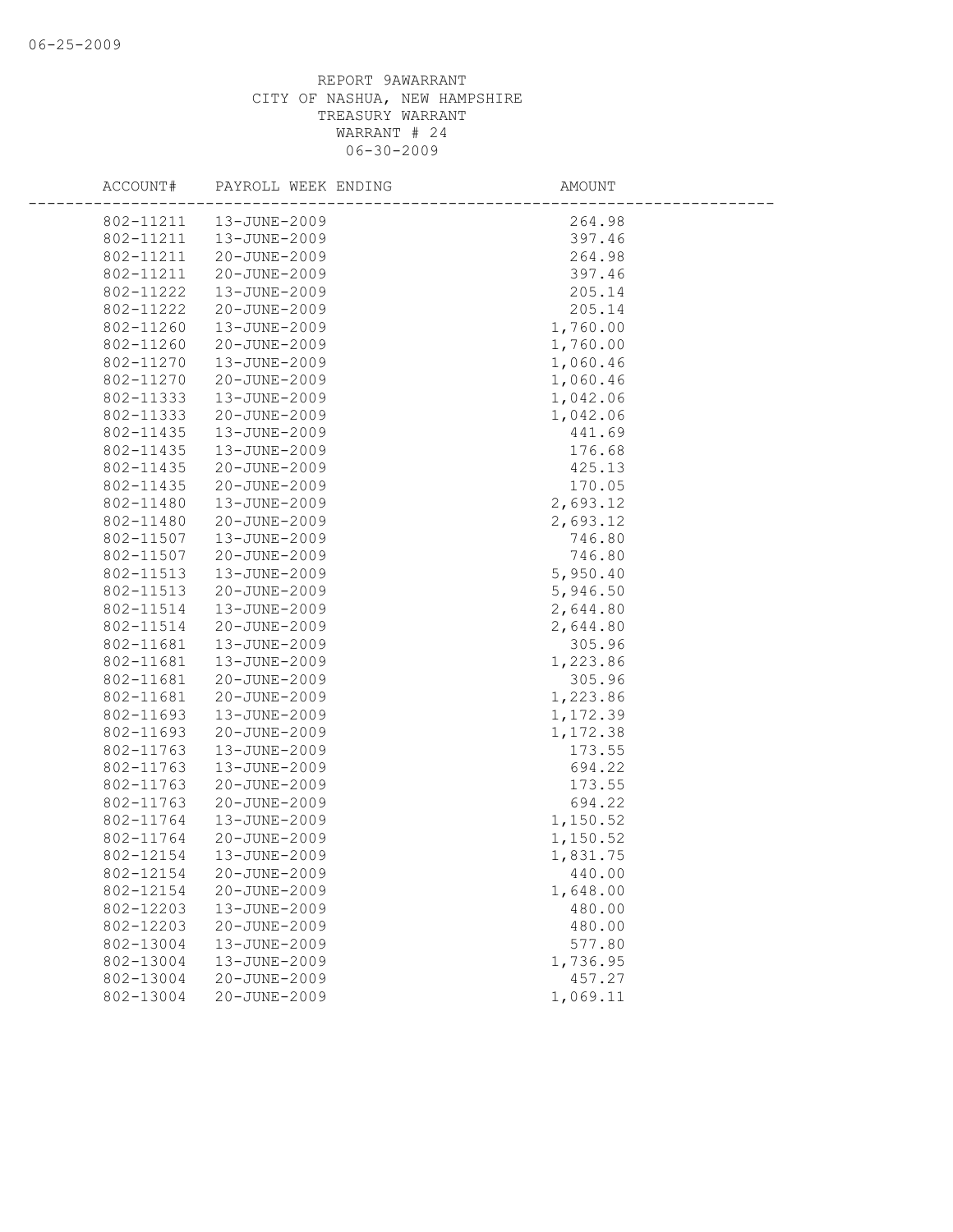REPORT 9AWARRANT
CITY OF NASHUA, NEW HAMPSHIRE
TREASURY WARRANT
WARRANT # 24
06-30-2009

| ACCOUNT# | PAYROLL WEEK ENDING | AMOUNT |
|---|---|---|
| 802-11211 | 13-JUNE-2009 | 264.98 |
| 802-11211 | 13-JUNE-2009 | 397.46 |
| 802-11211 | 20-JUNE-2009 | 264.98 |
| 802-11211 | 20-JUNE-2009 | 397.46 |
| 802-11222 | 13-JUNE-2009 | 205.14 |
| 802-11222 | 20-JUNE-2009 | 205.14 |
| 802-11260 | 13-JUNE-2009 | 1,760.00 |
| 802-11260 | 20-JUNE-2009 | 1,760.00 |
| 802-11270 | 13-JUNE-2009 | 1,060.46 |
| 802-11270 | 20-JUNE-2009 | 1,060.46 |
| 802-11333 | 13-JUNE-2009 | 1,042.06 |
| 802-11333 | 20-JUNE-2009 | 1,042.06 |
| 802-11435 | 13-JUNE-2009 | 441.69 |
| 802-11435 | 13-JUNE-2009 | 176.68 |
| 802-11435 | 20-JUNE-2009 | 425.13 |
| 802-11435 | 20-JUNE-2009 | 170.05 |
| 802-11480 | 13-JUNE-2009 | 2,693.12 |
| 802-11480 | 20-JUNE-2009 | 2,693.12 |
| 802-11507 | 13-JUNE-2009 | 746.80 |
| 802-11507 | 20-JUNE-2009 | 746.80 |
| 802-11513 | 13-JUNE-2009 | 5,950.40 |
| 802-11513 | 20-JUNE-2009 | 5,946.50 |
| 802-11514 | 13-JUNE-2009 | 2,644.80 |
| 802-11514 | 20-JUNE-2009 | 2,644.80 |
| 802-11681 | 13-JUNE-2009 | 305.96 |
| 802-11681 | 13-JUNE-2009 | 1,223.86 |
| 802-11681 | 20-JUNE-2009 | 305.96 |
| 802-11681 | 20-JUNE-2009 | 1,223.86 |
| 802-11693 | 13-JUNE-2009 | 1,172.39 |
| 802-11693 | 20-JUNE-2009 | 1,172.38 |
| 802-11763 | 13-JUNE-2009 | 173.55 |
| 802-11763 | 13-JUNE-2009 | 694.22 |
| 802-11763 | 20-JUNE-2009 | 173.55 |
| 802-11763 | 20-JUNE-2009 | 694.22 |
| 802-11764 | 13-JUNE-2009 | 1,150.52 |
| 802-11764 | 20-JUNE-2009 | 1,150.52 |
| 802-12154 | 13-JUNE-2009 | 1,831.75 |
| 802-12154 | 20-JUNE-2009 | 440.00 |
| 802-12154 | 20-JUNE-2009 | 1,648.00 |
| 802-12203 | 13-JUNE-2009 | 480.00 |
| 802-12203 | 20-JUNE-2009 | 480.00 |
| 802-13004 | 13-JUNE-2009 | 577.80 |
| 802-13004 | 13-JUNE-2009 | 1,736.95 |
| 802-13004 | 20-JUNE-2009 | 457.27 |
| 802-13004 | 20-JUNE-2009 | 1,069.11 |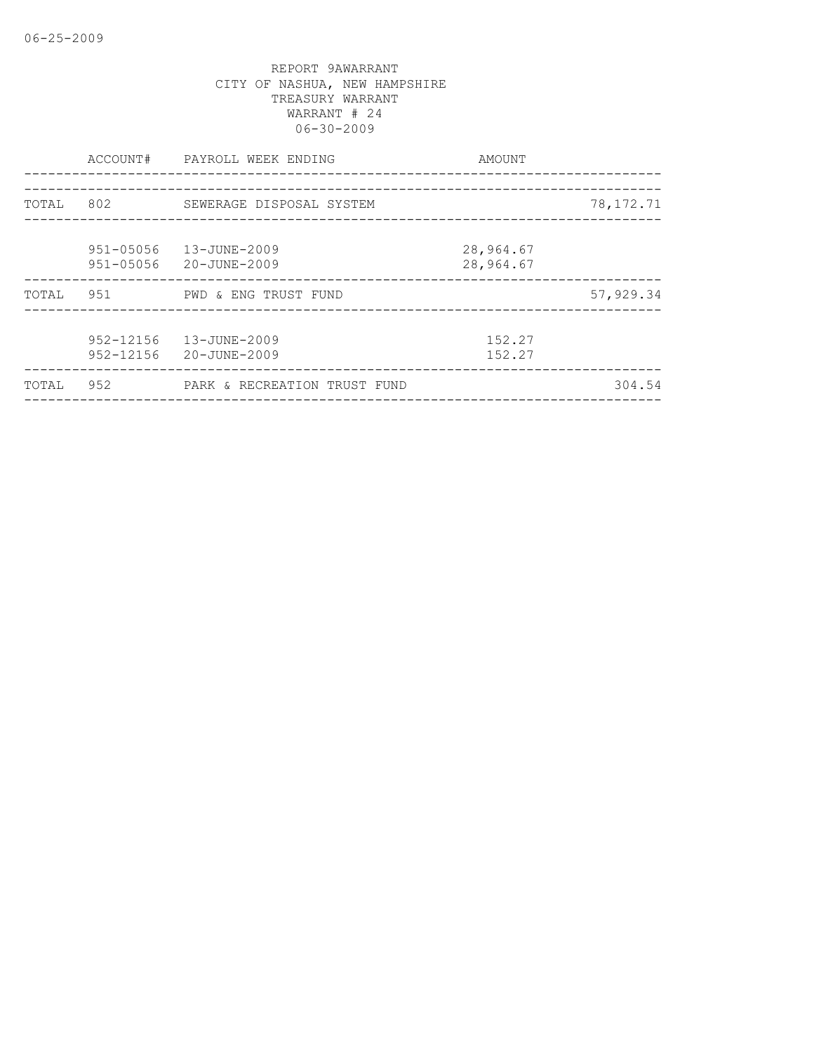REPORT 9AWARRANT
CITY OF NASHUA, NEW HAMPSHIRE
TREASURY WARRANT
WARRANT # 24
06-30-2009

| | ACCOUNT# | PAYROLL WEEK ENDING | AMOUNT | |
|---|---|---|---|---|
| TOTAL | 802 | SEWERAGE DISPOSAL SYSTEM | | 78,172.71 |
| | 951-05056 | 13-JUNE-2009 | 28,964.67 | |
| | 951-05056 | 20-JUNE-2009 | 28,964.67 | |
| TOTAL | 951 | PWD & ENG TRUST FUND | | 57,929.34 |
| | 952-12156 | 13-JUNE-2009 | 152.27 | |
| | 952-12156 | 20-JUNE-2009 | 152.27 | |
| TOTAL | 952 | PARK & RECREATION TRUST FUND | | 304.54 |